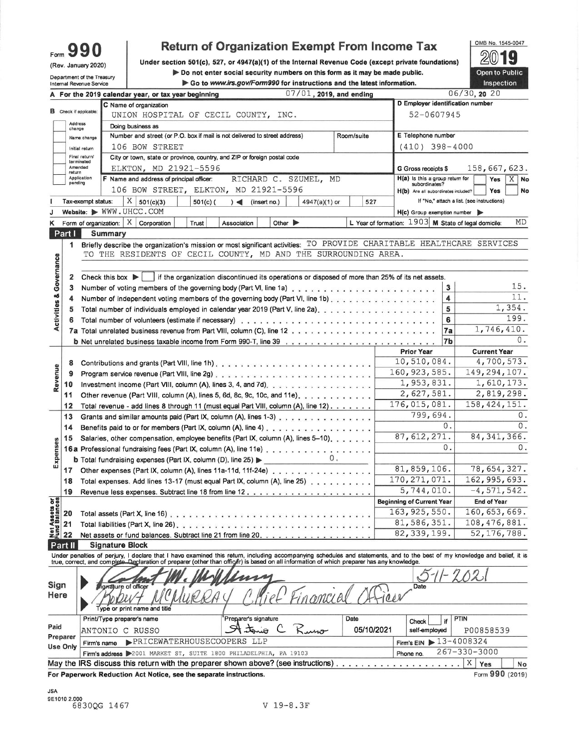Form **990** (Rev. January 2020) Department of the Treasury Internal Revenue Service

# Return of Organization Exempt From Income Tax

**Under section 501(c), 527, or 4947(a)(1) of the Internal Revenue Code (except private foundations)**

▶ Do not enter social security numbers on this form as it may be made public.

▶ Go to www.irs.gov/Form990 for instructions and the latest information.

OMB No. 1545-0047

**2019**

Open to Public Inspection

**A** For the 2019 calendar year, or tax year beginning 07/01, 2019, and ending 06/30, 20 20

**B** Check if applicable: Address change / Name change / Initial return / Final return/terminated / Amended return / Application pending

**C** Name of organization: UNION HOSPITAL OF CECIL COUNTY, INC.

Doing business as

Number and street (or P.O. box if mail is not delivered to street address): 106 BOW STREET Room/suite

City or town, state or province, country, and ZIP or foreign postal code: ELKTON, MD 21921-5596

**D** Employer identification number: 52-0607945

**E** Telephone number: (410) 398-4000

**G** Gross receipts $ 158,667,623.

**F** Name and address of principal officer: RICHARD C. SZUMEL, MD 106 BOW STREET, ELKTON, MD 21921-5596

**H(a)** Is this a group return for subordinates? Yes [ ] No [X]

**H(b)** Are all subordinates included? Yes [ ] No [ ] If "No," attach a list. (see instructions)

**I** Tax-exempt status: [X] 501(c)(3) [ ] 501(c) ( ) ◀ (insert no.) [ ] 4947(a)(1) or [ ] 527

**J** Website: ▶ WWW.UHCC.COM

**H(c)** Group exemption number ▶

**K** Form of organization: [X] Corporation [ ] Trust [ ] Association [ ] Other ▶

**L** Year of formation: 1903 **M** State of legal domicile: MD

## Part I Summary

**Activities & Governance**

1 Briefly describe the organization's mission or most significant activities: TO PROVIDE CHARITABLE HEALTHCARE SERVICES TO THE RESIDENTS OF CECIL COUNTY, MD AND THE SURROUNDING AREA.

2 Check this box ▶ [ ] if the organization discontinued its operations or disposed of more than 25% of its net assets.

| | | | |
|---|---|---|---|
| 3 | Number of voting members of the governing body (Part VI, line 1a) | 3 | 15. |
| 4 | Number of independent voting members of the governing body (Part VI, line 1b) | 4 | 11. |
| 5 | Total number of individuals employed in calendar year 2019 (Part V, line 2a) | 5 | 1,354. |
| 6 | Total number of volunteers (estimate if necessary) | 6 | 199. |
| 7a | Total unrelated business revenue from Part VIII, column (C), line 12 | 7a | 1,746,410. |
| b | Net unrelated business taxable income from Form 990-T, line 39 | 7b | 0. |

**Revenue / Expenses**

| | | Prior Year | Current Year |
|---|---|---|---|
| 8 | Contributions and grants (Part VIII, line 1h) | 10,510,084. | 4,700,573. |
| 9 | Program service revenue (Part VIII, line 2g) | 160,923,585. | 149,294,107. |
| 10 | Investment income (Part VIII, column (A), lines 3, 4, and 7d) | 1,953,831. | 1,610,173. |
| 11 | Other revenue (Part VIII, column (A), lines 5, 6d, 8c, 9c, 10c, and 11e) | 2,627,581. | 2,819,298. |
| 12 | Total revenue - add lines 8 through 11 (must equal Part VIII, column (A), line 12) | 176,015,081. | 158,424,151. |
| 13 | Grants and similar amounts paid (Part IX, column (A), lines 1-3) | 799,694. | 0. |
| 14 | Benefits paid to or for members (Part IX, column (A), line 4) | 0. | 0. |
| 15 | Salaries, other compensation, employee benefits (Part IX, column (A), lines 5-10) | 87,612,271. | 84,341,366. |
| 16a | Professional fundraising fees (Part IX, column (A), line 11e) | 0. | 0. |
| b | Total fundraising expenses (Part IX, column (D), line 25) ▶ 0. | | |
| 17 | Other expenses (Part IX, column (A), lines 11a-11d, 11f-24e) | 81,859,106. | 78,654,327. |
| 18 | Total expenses. Add lines 13-17 (must equal Part IX, column (A), line 25) | 170,271,071. | 162,995,693. |
| 19 | Revenue less expenses. Subtract line 18 from line 12 | 5,744,010. | -4,571,542. |

**Net Assets or Fund Balances**

| | | Beginning of Current Year | End of Year |
|---|---|---|---|
| 20 | Total assets (Part X, line 16) | 163,925,550. | 160,653,669. |
| 21 | Total liabilities (Part X, line 26) | 81,586,351. | 108,476,881. |
| 22 | Net assets or fund balances. Subtract line 21 from line 20 | 82,339,199. | 52,176,788. |

## Part II Signature Block

Under penalties of perjury, I declare that I have examined this return, including accompanying schedules and statements, and to the best of my knowledge and belief, it is true, correct, and complete. Declaration of preparer (other than officer) is based on all information of which preparer has any knowledge.

**Sign Here**

Signature of officer: Robert W. McMurray — Date: 5-11-2021

Type or print name and title: ROBERT MCMURRAY Chief Financial Officer

**Paid Preparer Use Only**

| Print/Type preparer's name | Preparer's signature | Date | Check [ ] if self-employed | PTIN |
|---|---|---|---|---|
| ANTONIO C RUSSO | Antonio C Russo | 05/10/2021 | | P00858539 |

Firm's name ▶ PRICEWATERHOUSECOOPERS LLP — Firm's EIN ▶ 13-4008324

Firm's address ▶ 2001 MARKET ST, SUITE 1800 PHILADELPHIA, PA 19103 — Phone no. 267-330-3000

May the IRS discuss this return with the preparer shown above? (see instructions) [X] Yes [ ] No

For Paperwork Reduction Act Notice, see the separate instructions. Form **990** (2019)

JSA 9E1010 2.000 6830QG 1467 V 19-8.3F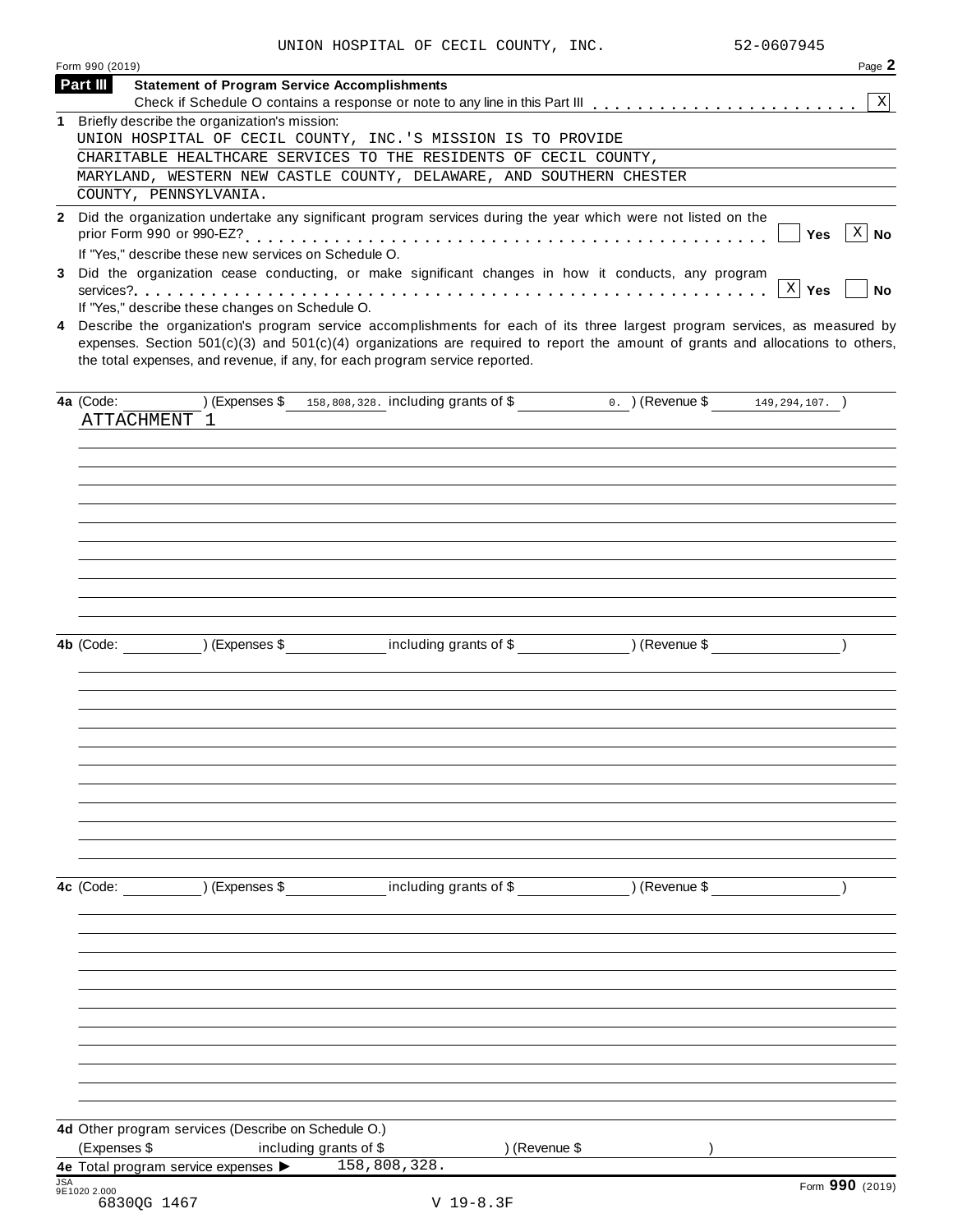UNION HOSPITAL OF CECIL COUNTY, INC. 52-0607945

Form 990 (2019) Page **2**

**Part III** **Statement of Program Service Accomplishments**

Check if Schedule O contains a response or note to any line in this Part III . . . . . . . . . . . . . . . . . . . . . . . [X]

**1** Briefly describe the organization's mission:

UNION HOSPITAL OF CECIL COUNTY, INC.'S MISSION IS TO PROVIDE CHARITABLE HEALTHCARE SERVICES TO THE RESIDENTS OF CECIL COUNTY, MARYLAND, WESTERN NEW CASTLE COUNTY, DELAWARE, AND SOUTHERN CHESTER COUNTY, PENNSYLVANIA.

**2** Did the organization undertake any significant program services during the year which were not listed on the prior Form 990 or 990-EZ? . . . . . . . . . . . . . . . . . . . . . . . . . . . . . . . . . . . . . . . . . [ ] **Yes** [X] **No**

If "Yes," describe these new services on Schedule O.

**3** Did the organization cease conducting, or make significant changes in how it conducts, any program services? . . . . . . . . . . . . . . . . . . . . . . . . . . . . . . . . . . . . . . . . . . . . . . . . . . . [X] **Yes** [ ] **No**

If "Yes," describe these changes on Schedule O.

**4** Describe the organization's program service accomplishments for each of its three largest program services, as measured by expenses. Section 501(c)(3) and 501(c)(4) organizations are required to report the amount of grants and allocations to others, the total expenses, and revenue, if any, for each program service reported.

**4a** (Code: ) (Expenses $ 158,808,328. including grants of $ 0. ) (Revenue $ 149,294,107. )

ATTACHMENT 1

**4b** (Code: ) (Expenses $ including grants of $ ) (Revenue $ )

**4c** (Code: ) (Expenses $ including grants of $ ) (Revenue $ )

**4d** Other program services (Describe on Schedule O.)

(Expenses $ including grants of $ ) (Revenue $ )

**4e** Total program service expenses ▶ 158,808,328.

Form **990** (2019)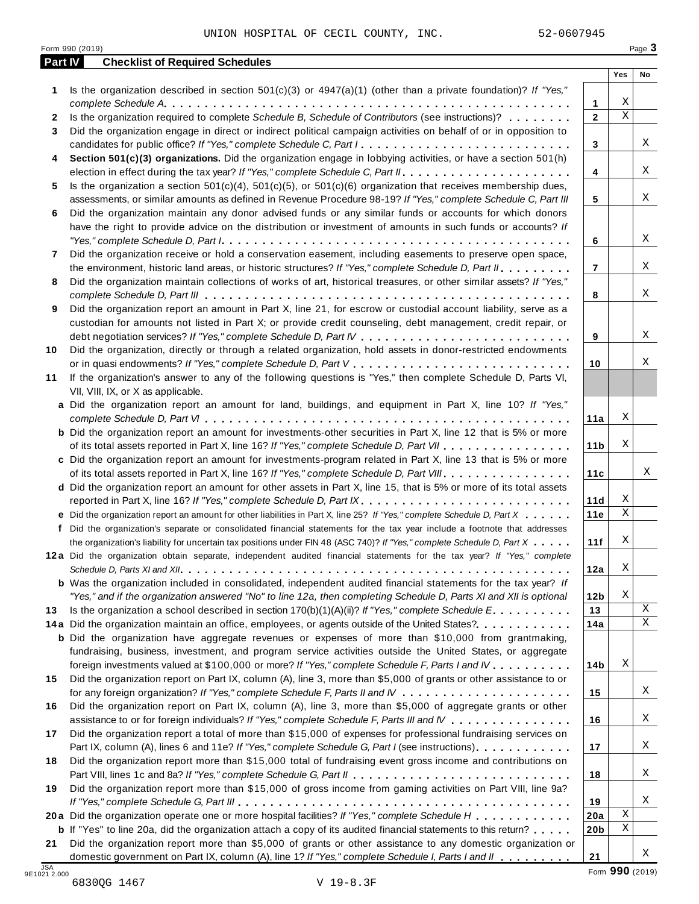UNION HOSPITAL OF CECIL COUNTY, INC. 52-0607945

## Part IV Checklist of Required Schedules

| | | | Yes | No |
|---|---|---|---|---|
| 1 | Is the organization described in section 501(c)(3) or 4947(a)(1) (other than a private foundation)? *If "Yes," complete Schedule A* | 1 | X | |
| 2 | Is the organization required to complete *Schedule B, Schedule of Contributors* (see instructions)? | 2 | X | |
| 3 | Did the organization engage in direct or indirect political campaign activities on behalf of or in opposition to candidates for public office? *If "Yes," complete Schedule C, Part I* | 3 | | X |
| 4 | **Section 501(c)(3) organizations.** Did the organization engage in lobbying activities, or have a section 501(h) election in effect during the tax year? *If "Yes," complete Schedule C, Part II* | 4 | | X |
| 5 | Is the organization a section 501(c)(4), 501(c)(5), or 501(c)(6) organization that receives membership dues, assessments, or similar amounts as defined in Revenue Procedure 98-19? *If "Yes," complete Schedule C, Part III* | 5 | | X |
| 6 | Did the organization maintain any donor advised funds or any similar funds or accounts for which donors have the right to provide advice on the distribution or investment of amounts in such funds or accounts? *If "Yes," complete Schedule D, Part I* | 6 | | X |
| 7 | Did the organization receive or hold a conservation easement, including easements to preserve open space, the environment, historic land areas, or historic structures? *If "Yes," complete Schedule D, Part II* | 7 | | X |
| 8 | Did the organization maintain collections of works of art, historical treasures, or other similar assets? *If "Yes," complete Schedule D, Part III* | 8 | | X |
| 9 | Did the organization report an amount in Part X, line 21, for escrow or custodial account liability, serve as a custodian for amounts not listed in Part X; or provide credit counseling, debt management, credit repair, or debt negotiation services? *If "Yes," complete Schedule D, Part IV* | 9 | | X |
| 10 | Did the organization, directly or through a related organization, hold assets in donor-restricted endowments or in quasi endowments? *If "Yes," complete Schedule D, Part V* | 10 | | X |
| 11 | If the organization's answer to any of the following questions is "Yes," then complete Schedule D, Parts VI, VII, VIII, IX, or X as applicable. | | | |
| a | Did the organization report an amount for land, buildings, and equipment in Part X, line 10? *If "Yes," complete Schedule D, Part VI* | 11a | X | |
| b | Did the organization report an amount for investments-other securities in Part X, line 12 that is 5% or more of its total assets reported in Part X, line 16? *If "Yes," complete Schedule D, Part VII* | 11b | X | |
| c | Did the organization report an amount for investments-program related in Part X, line 13 that is 5% or more of its total assets reported in Part X, line 16? *If "Yes," complete Schedule D, Part VIII* | 11c | | X |
| d | Did the organization report an amount for other assets in Part X, line 15, that is 5% or more of its total assets reported in Part X, line 16? *If "Yes," complete Schedule D, Part IX* | 11d | X | |
| e | Did the organization report an amount for other liabilities in Part X, line 25? *If "Yes," complete Schedule D, Part X* | 11e | X | |
| f | Did the organization's separate or consolidated financial statements for the tax year include a footnote that addresses the organization's liability for uncertain tax positions under FIN 48 (ASC 740)? *If "Yes," complete Schedule D, Part X* | 11f | X | |
| 12a | Did the organization obtain separate, independent audited financial statements for the tax year? *If "Yes," complete Schedule D, Parts XI and XII* | 12a | X | |
| b | Was the organization included in consolidated, independent audited financial statements for the tax year? *If "Yes," and if the organization answered "No" to line 12a, then completing Schedule D, Parts XI and XII is optional* | 12b | X | |
| 13 | Is the organization a school described in section 170(b)(1)(A)(ii)? *If "Yes," complete Schedule E* | 13 | | X |
| 14a | Did the organization maintain an office, employees, or agents outside of the United States? | 14a | | X |
| b | Did the organization have aggregate revenues or expenses of more than $10,000 from grantmaking, fundraising, business, investment, and program service activities outside the United States, or aggregate foreign investments valued at $100,000 or more? *If "Yes," complete Schedule F, Parts I and IV* | 14b | X | |
| 15 | Did the organization report on Part IX, column (A), line 3, more than $5,000 of grants or other assistance to or for any foreign organization? *If "Yes," complete Schedule F, Parts II and IV* | 15 | | X |
| 16 | Did the organization report on Part IX, column (A), line 3, more than $5,000 of aggregate grants or other assistance to or for foreign individuals? *If "Yes," complete Schedule F, Parts III and IV* | 16 | | X |
| 17 | Did the organization report a total of more than $15,000 of expenses for professional fundraising services on Part IX, column (A), lines 6 and 11e? *If "Yes," complete Schedule G, Part I* (see instructions) | 17 | | X |
| 18 | Did the organization report more than $15,000 total of fundraising event gross income and contributions on Part VIII, lines 1c and 8a? *If "Yes," complete Schedule G, Part II* | 18 | | X |
| 19 | Did the organization report more than $15,000 of gross income from gaming activities on Part VIII, line 9a? *If "Yes," complete Schedule G, Part III* | 19 | | X |
| 20a | Did the organization operate one or more hospital facilities? *If "Yes," complete Schedule H* | 20a | X | |
| b | If "Yes" to line 20a, did the organization attach a copy of its audited financial statements to this return? | 20b | X | |
| 21 | Did the organization report more than $5,000 of grants or other assistance to any domestic organization or domestic government on Part IX, column (A), line 1? *If "Yes," complete Schedule I, Parts I and II* | 21 | | X |

Form **990** (2019)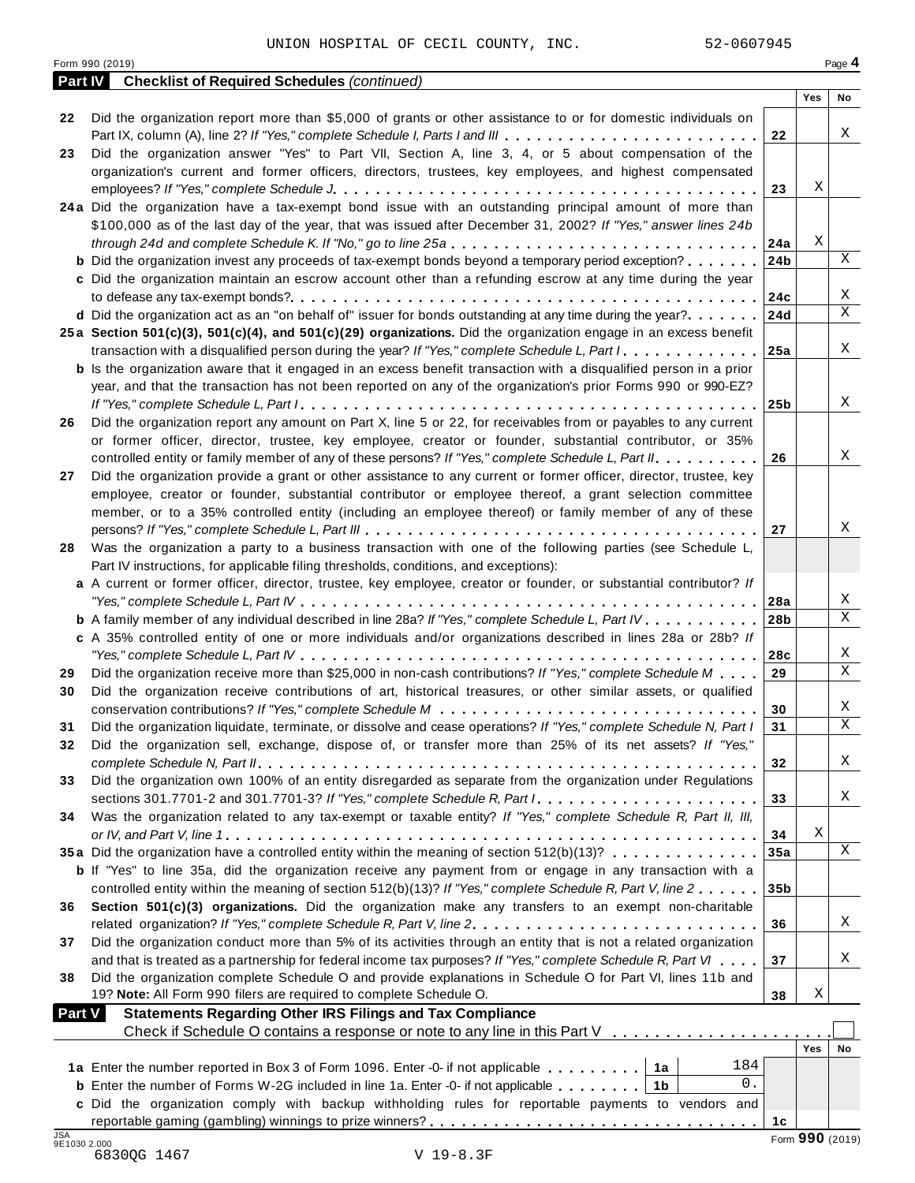UNION HOSPITAL OF CECIL COUNTY, INC. 52-0607945

Form 990 (2019) Page **4**

**Part IV Checklist of Required Schedules** *(continued)*

| | | | Yes | No |
|---|---|---|---|---|
| 22 | Did the organization report more than $5,000 of grants or other assistance to or for domestic individuals on Part IX, column (A), line 2? *If "Yes," complete Schedule I, Parts I and III* | 22 | | X |
| 23 | Did the organization answer "Yes" to Part VII, Section A, line 3, 4, or 5 about compensation of the organization's current and former officers, directors, trustees, key employees, and highest compensated employees? *If "Yes," complete Schedule J* | 23 | X | |
| 24a | Did the organization have a tax-exempt bond issue with an outstanding principal amount of more than $100,000 as of the last day of the year, that was issued after December 31, 2002? *If "Yes," answer lines 24b through 24d and complete Schedule K. If "No," go to line 25a* | 24a | X | |
| b | Did the organization invest any proceeds of tax-exempt bonds beyond a temporary period exception? | 24b | | X |
| c | Did the organization maintain an escrow account other than a refunding escrow at any time during the year to defease any tax-exempt bonds? | 24c | | X |
| d | Did the organization act as an "on behalf of" issuer for bonds outstanding at any time during the year? | 24d | | X |
| 25a | **Section 501(c)(3), 501(c)(4), and 501(c)(29) organizations.** Did the organization engage in an excess benefit transaction with a disqualified person during the year? *If "Yes," complete Schedule L, Part I* | 25a | | X |
| b | Is the organization aware that it engaged in an excess benefit transaction with a disqualified person in a prior year, and that the transaction has not been reported on any of the organization's prior Forms 990 or 990-EZ? *If "Yes," complete Schedule L, Part I* | 25b | | X |
| 26 | Did the organization report any amount on Part X, line 5 or 22, for receivables from or payables to any current or former officer, director, trustee, key employee, creator or founder, substantial contributor, or 35% controlled entity or family member of any of these persons? *If "Yes," complete Schedule L, Part II* | 26 | | X |
| 27 | Did the organization provide a grant or other assistance to any current or former officer, director, trustee, key employee, creator or founder, substantial contributor or employee thereof, a grant selection committee member, or to a 35% controlled entity (including an employee thereof) or family member of any of these persons? *If "Yes," complete Schedule L, Part III* | 27 | | X |
| 28 | Was the organization a party to a business transaction with one of the following parties (see Schedule L, Part IV instructions, for applicable filing thresholds, conditions, and exceptions): | | | |
| a | A current or former officer, director, trustee, key employee, creator or founder, or substantial contributor? *If "Yes," complete Schedule L, Part IV* | 28a | | X |
| b | A family member of any individual described in line 28a? *If "Yes," complete Schedule L, Part IV* | 28b | | X |
| c | A 35% controlled entity of one or more individuals and/or organizations described in lines 28a or 28b? *If "Yes," complete Schedule L, Part IV* | 28c | | X |
| 29 | Did the organization receive more than $25,000 in non-cash contributions? *If "Yes," complete Schedule M* | 29 | | X |
| 30 | Did the organization receive contributions of art, historical treasures, or other similar assets, or qualified conservation contributions? *If "Yes," complete Schedule M* | 30 | | X |
| 31 | Did the organization liquidate, terminate, or dissolve and cease operations? *If "Yes," complete Schedule N, Part I* | 31 | | X |
| 32 | Did the organization sell, exchange, dispose of, or transfer more than 25% of its net assets? *If "Yes," complete Schedule N, Part II* | 32 | | X |
| 33 | Did the organization own 100% of an entity disregarded as separate from the organization under Regulations sections 301.7701-2 and 301.7701-3? *If "Yes," complete Schedule R, Part I* | 33 | | X |
| 34 | Was the organization related to any tax-exempt or taxable entity? *If "Yes," complete Schedule R, Part II, III, or IV, and Part V, line 1* | 34 | X | |
| 35a | Did the organization have a controlled entity within the meaning of section 512(b)(13)? | 35a | | X |
| b | If "Yes" to line 35a, did the organization receive any payment from or engage in any transaction with a controlled entity within the meaning of section 512(b)(13)? *If "Yes," complete Schedule R, Part V, line 2* | 35b | | |
| 36 | **Section 501(c)(3) organizations.** Did the organization make any transfers to an exempt non-charitable related organization? *If "Yes," complete Schedule R, Part V, line 2* | 36 | | X |
| 37 | Did the organization conduct more than 5% of its activities through an entity that is not a related organization and that is treated as a partnership for federal income tax purposes? *If "Yes," complete Schedule R, Part VI* | 37 | | X |
| 38 | Did the organization complete Schedule O and provide explanations in Schedule O for Part VI, lines 11b and 19? **Note:** All Form 990 filers are required to complete Schedule O. | 38 | X | |

**Part V Statements Regarding Other IRS Filings and Tax Compliance**

Check if Schedule O contains a response or note to any line in this Part V ☐

| | | | | | Yes | No |
|---|---|---|---|---|---|---|
| 1a | Enter the number reported in Box 3 of Form 1096. Enter -0- if not applicable | 1a | 184 | | | |
| b | Enter the number of Forms W-2G included in line 1a. Enter -0- if not applicable | 1b | 0. | | | |
| c | Did the organization comply with backup withholding rules for reportable payments to vendors and reportable gaming (gambling) winnings to prize winners? | | | 1c | | |

Form **990** (2019)

JSA 9E1030 2.000
6830QG 1467 V 19-8.3F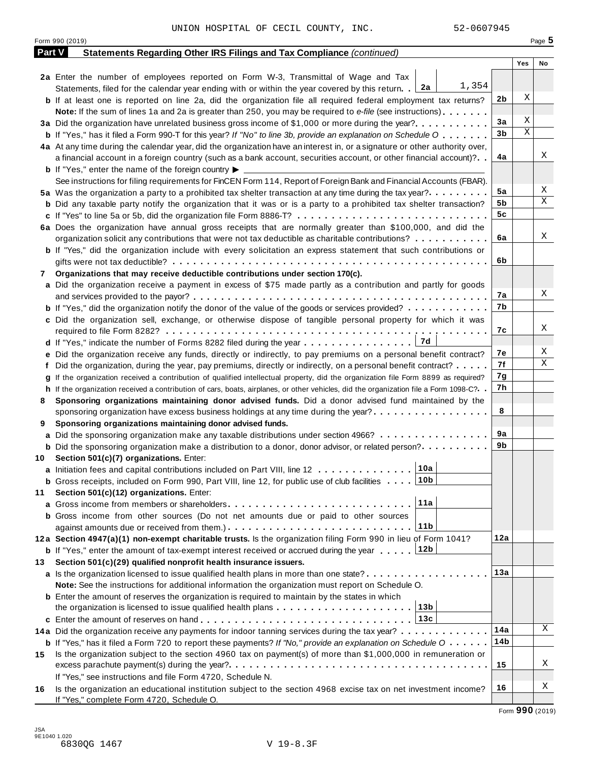UNION HOSPITAL OF CECIL COUNTY, INC. 52-0607945

Form 990 (2019) Page **5**

## Part V Statements Regarding Other IRS Filings and Tax Compliance *(continued)*

| | | | Yes | No |
|---|---|---|---|---|
| **2a** | Enter the number of employees reported on Form W-3, Transmittal of Wage and Tax Statements, filed for the calendar year ending with or within the year covered by this return. . **2a** 1,354 | | | |
| **b** | If at least one is reported on line 2a, did the organization file all required federal employment tax returns? | **2b** | X | |
| | **Note:** If the sum of lines 1a and 2a is greater than 250, you may be required to *e-file* (see instructions) | | | |
| **3a** | Did the organization have unrelated business gross income of $1,000 or more during the year? | **3a** | X | |
| **b** | If "Yes," has it filed a Form 990-T for this year? *If "No" to line 3b, provide an explanation on Schedule O* | **3b** | X | |
| **4a** | At any time during the calendar year, did the organization have an interest in, or a signature or other authority over, a financial account in a foreign country (such as a bank account, securities account, or other financial account)? | **4a** | | X |
| **b** | If "Yes," enter the name of the foreign country ▶ | | | |
| | See instructions for filing requirements for FinCEN Form 114, Report of Foreign Bank and Financial Accounts (FBAR). | | | |
| **5a** | Was the organization a party to a prohibited tax shelter transaction at any time during the tax year? | **5a** | | X |
| **b** | Did any taxable party notify the organization that it was or is a party to a prohibited tax shelter transaction? | **5b** | | X |
| **c** | If "Yes" to line 5a or 5b, did the organization file Form 8886-T? | **5c** | | |
| **6a** | Does the organization have annual gross receipts that are normally greater than $100,000, and did the organization solicit any contributions that were not tax deductible as charitable contributions? | **6a** | | X |
| **b** | If "Yes," did the organization include with every solicitation an express statement that such contributions or gifts were not tax deductible? | **6b** | | |
| **7** | **Organizations that may receive deductible contributions under section 170(c).** | | | |
| **a** | Did the organization receive a payment in excess of $75 made partly as a contribution and partly for goods and services provided to the payor? | **7a** | | X |
| **b** | If "Yes," did the organization notify the donor of the value of the goods or services provided? | **7b** | | |
| **c** | Did the organization sell, exchange, or otherwise dispose of tangible personal property for which it was required to file Form 8282? | **7c** | | X |
| **d** | If "Yes," indicate the number of Forms 8282 filed during the year **7d** | | | |
| **e** | Did the organization receive any funds, directly or indirectly, to pay premiums on a personal benefit contract? | **7e** | | X |
| **f** | Did the organization, during the year, pay premiums, directly or indirectly, on a personal benefit contract? | **7f** | | X |
| **g** | If the organization received a contribution of qualified intellectual property, did the organization file Form 8899 as required? | **7g** | | |
| **h** | If the organization received a contribution of cars, boats, airplanes, or other vehicles, did the organization file a Form 1098-C? | **7h** | | |
| **8** | **Sponsoring organizations maintaining donor advised funds.** Did a donor advised fund maintained by the sponsoring organization have excess business holdings at any time during the year? | **8** | | |
| **9** | **Sponsoring organizations maintaining donor advised funds.** | | | |
| **a** | Did the sponsoring organization make any taxable distributions under section 4966? | **9a** | | |
| **b** | Did the sponsoring organization make a distribution to a donor, donor advisor, or related person? | **9b** | | |
| **10** | **Section 501(c)(7) organizations.** Enter: | | | |
| **a** | Initiation fees and capital contributions included on Part VIII, line 12 **10a** | | | |
| **b** | Gross receipts, included on Form 990, Part VIII, line 12, for public use of club facilities **10b** | | | |
| **11** | **Section 501(c)(12) organizations.** Enter: | | | |
| **a** | Gross income from members or shareholders **11a** | | | |
| **b** | Gross income from other sources (Do not net amounts due or paid to other sources against amounts due or received from them.) **11b** | | | |
| **12a** | **Section 4947(a)(1) non-exempt charitable trusts.** Is the organization filing Form 990 in lieu of Form 1041? | **12a** | | |
| **b** | If "Yes," enter the amount of tax-exempt interest received or accrued during the year **12b** | | | |
| **13** | **Section 501(c)(29) qualified nonprofit health insurance issuers.** | | | |
| **a** | Is the organization licensed to issue qualified health plans in more than one state? | **13a** | | |
| | **Note:** See the instructions for additional information the organization must report on Schedule O. | | | |
| **b** | Enter the amount of reserves the organization is required to maintain by the states in which the organization is licensed to issue qualified health plans **13b** | | | |
| **c** | Enter the amount of reserves on hand **13c** | | | |
| **14a** | Did the organization receive any payments for indoor tanning services during the tax year? | **14a** | | X |
| **b** | If "Yes," has it filed a Form 720 to report these payments? *If "No," provide an explanation on Schedule O* | **14b** | | |
| **15** | Is the organization subject to the section 4960 tax on payment(s) of more than $1,000,000 in remuneration or excess parachute payment(s) during the year? | **15** | | X |
| | If "Yes," see instructions and file Form 4720, Schedule N. | | | |
| **16** | Is the organization an educational institution subject to the section 4968 excise tax on net investment income? If "Yes," complete Form 4720, Schedule O. | **16** | | X |

Form **990** (2019)

JSA 9E1040 1.020
6830QG 1467 V 19-8.3F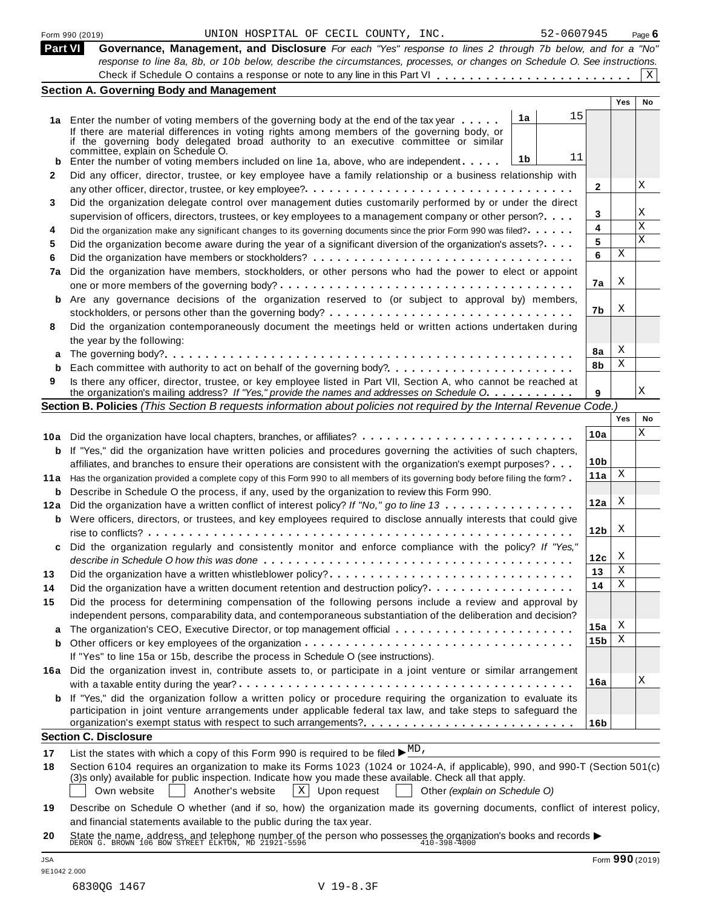Form 990 (2019) UNION HOSPITAL OF CECIL COUNTY, INC. 52-0607945 Page **6**

## Part VI Governance, Management, and Disclosure

*For each "Yes" response to lines 2 through 7b below, and for a "No" response to line 8a, 8b, or 10b below, describe the circumstances, processes, or changes on Schedule O. See instructions.*

Check if Schedule O contains a response or note to any line in this Part VI . . . . . . . . . . . . . . . . . . . . . . . . X

### Section A. Governing Body and Management

| | | | | | Yes | No |
|---|---|---|---|---|---|---|
| **1a** | Enter the number of voting members of the governing body at the end of the tax year . . . . . | 1a | 15 | | | |
| | If there are material differences in voting rights among members of the governing body, or if the governing body delegated broad authority to an executive committee or similar committee, explain on Schedule O. | | | | | |
| **b** | Enter the number of voting members included on line 1a, above, who are independent . . . . . | 1b | 11 | | | |
| **2** | Did any officer, director, trustee, or key employee have a family relationship or a business relationship with any other officer, director, trustee, or key employee? . . . | | | 2 | | X |
| **3** | Did the organization delegate control over management duties customarily performed by or under the direct supervision of officers, directors, trustees, or key employees to a management company or other person? . . . . | | | 3 | | X |
| **4** | Did the organization make any significant changes to its governing documents since the prior Form 990 was filed? . . . . . | | | 4 | | X |
| **5** | Did the organization become aware during the year of a significant diversion of the organization's assets? . . . . | | | 5 | | X |
| **6** | Did the organization have members or stockholders? . . . | | | 6 | X | |
| **7a** | Did the organization have members, stockholders, or other persons who had the power to elect or appoint one or more members of the governing body? . . . | | | 7a | X | |
| **b** | Are any governance decisions of the organization reserved to (or subject to approval by) members, stockholders, or persons other than the governing body? . . . | | | 7b | X | |
| **8** | Did the organization contemporaneously document the meetings held or written actions undertaken during the year by the following: | | | | | |
| **a** | The governing body? . . . | | | 8a | X | |
| **b** | Each committee with authority to act on behalf of the governing body? . . . | | | 8b | X | |
| **9** | Is there any officer, director, trustee, or key employee listed in Part VII, Section A, who cannot be reached at the organization's mailing address? *If "Yes," provide the names and addresses on Schedule O* . . . | | | 9 | | X |

### Section B. Policies *(This Section B requests information about policies not required by the Internal Revenue Code.)*

| | | | Yes | No |
|---|---|---|---|---|
| **10a** | Did the organization have local chapters, branches, or affiliates? . . . | 10a | | X |
| **b** | If "Yes," did the organization have written policies and procedures governing the activities of such chapters, affiliates, and branches to ensure their operations are consistent with the organization's exempt purposes? . . . | 10b | | |
| **11a** | Has the organization provided a complete copy of this Form 990 to all members of its governing body before filing the form? . | 11a | X | |
| **b** | Describe in Schedule O the process, if any, used by the organization to review this Form 990. | | | |
| **12a** | Did the organization have a written conflict of interest policy? *If "No," go to line 13* . . . | 12a | X | |
| **b** | Were officers, directors, or trustees, and key employees required to disclose annually interests that could give rise to conflicts? . . . | 12b | X | |
| **c** | Did the organization regularly and consistently monitor and enforce compliance with the policy? *If "Yes," describe in Schedule O how this was done* . . . | 12c | X | |
| **13** | Did the organization have a written whistleblower policy? . . . | 13 | X | |
| **14** | Did the organization have a written document retention and destruction policy? . . . | 14 | X | |
| **15** | Did the process for determining compensation of the following persons include a review and approval by independent persons, comparability data, and contemporaneous substantiation of the deliberation and decision? | | | |
| **a** | The organization's CEO, Executive Director, or top management official . . . | 15a | X | |
| **b** | Other officers or key employees of the organization . . . | 15b | X | |
| | If "Yes" to line 15a or 15b, describe the process in Schedule O (see instructions). | | | |
| **16a** | Did the organization invest in, contribute assets to, or participate in a joint venture or similar arrangement with a taxable entity during the year? . . . | 16a | | X |
| **b** | If "Yes," did the organization follow a written policy or procedure requiring the organization to evaluate its participation in joint venture arrangements under applicable federal tax law, and take steps to safeguard the organization's exempt status with respect to such arrangements? . . . | 16b | | |

### Section C. Disclosure

**17** List the states with which a copy of this Form 990 is required to be filed ▶ MD,

**18** Section 6104 requires an organization to make its Forms 1023 (1024 or 1024-A, if applicable), 990, and 990-T (Section 501(c)(3)s only) available for public inspection. Indicate how you made these available. Check all that apply.

☐ Own website ☐ Another's website ☒ Upon request ☐ Other *(explain on Schedule O)*

**19** Describe on Schedule O whether (and if so, how) the organization made its governing documents, conflict of interest policy, and financial statements available to the public during the tax year.

**20** State the name, address, and telephone number of the person who possesses the organization's books and records ▶
DERON G. BROWN 106 BOW STREET ELKTON, MD 21921-5596 410-398-4000

JSA
9E1042 2.000
Form **990** (2019)

6830QG 1467 V 19-8.3F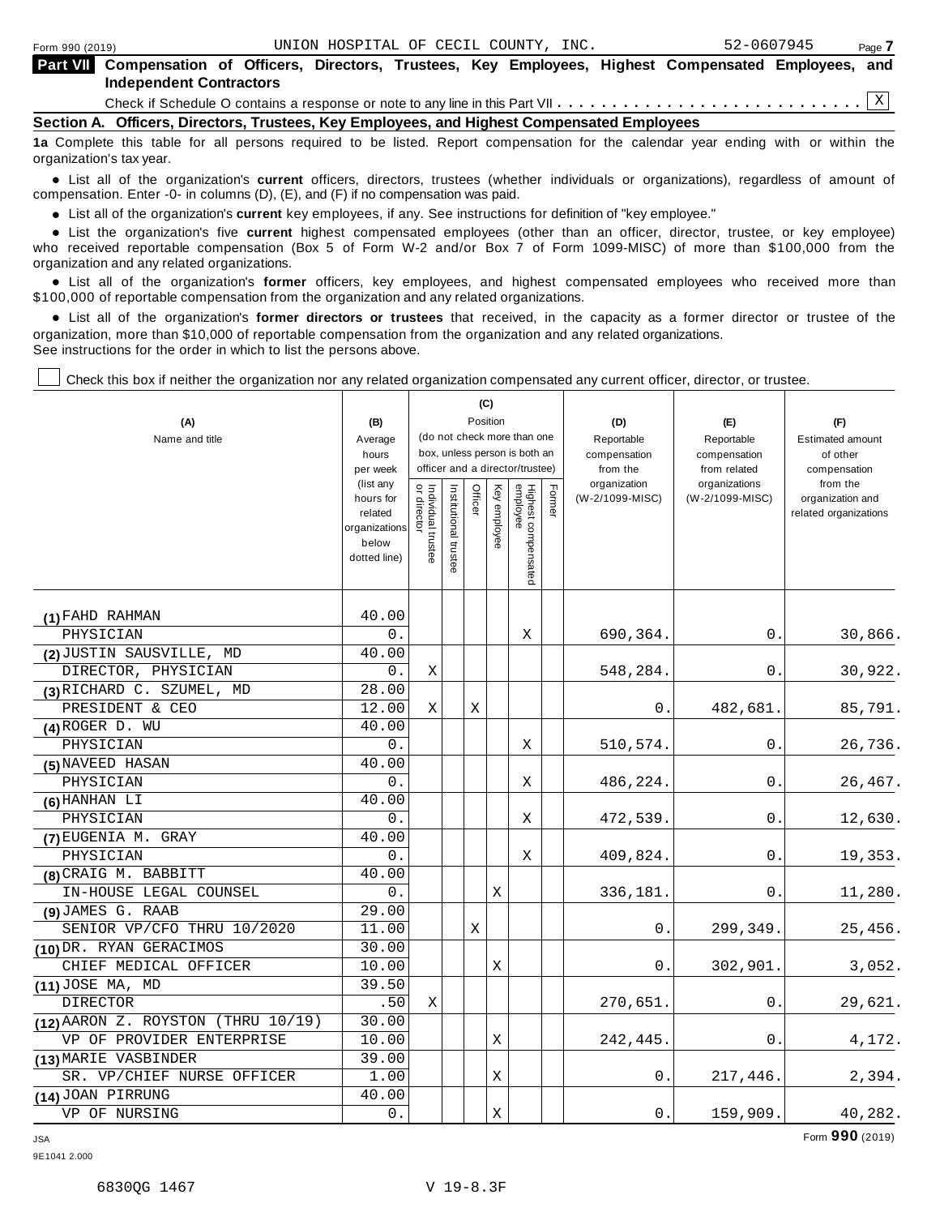Form 990 (2019) UNION HOSPITAL OF CECIL COUNTY, INC. 52-0607945

## Part VII Compensation of Officers, Directors, Trustees, Key Employees, Highest Compensated Employees, and Independent Contractors

Check if Schedule O contains a response or note to any line in this Part VII . . . . . . . . . . . . . . . . . . . . . . . . . . . X

### Section A. Officers, Directors, Trustees, Key Employees, and Highest Compensated Employees

**1a** Complete this table for all persons required to be listed. Report compensation for the calendar year ending with or within the organization's tax year.

- List all of the organization's **current** officers, directors, trustees (whether individuals or organizations), regardless of amount of compensation. Enter -0- in columns (D), (E), and (F) if no compensation was paid.
- List all of the organization's **current** key employees, if any. See instructions for definition of "key employee."
- List the organization's five **current** highest compensated employees (other than an officer, director, trustee, or key employee) who received reportable compensation (Box 5 of Form W-2 and/or Box 7 of Form 1099-MISC) of more than $100,000 from the organization and any related organizations.
- List all of the organization's **former** officers, key employees, and highest compensated employees who received more than $100,000 of reportable compensation from the organization and any related organizations.
- List all of the organization's **former directors or trustees** that received, in the capacity as a former director or trustee of the organization, more than $10,000 of reportable compensation from the organization and any related organizations.

See instructions for the order in which to list the persons above.

☐ Check this box if neither the organization nor any related organization compensated any current officer, director, or trustee.

| (A) Name and title | (B) Average hours per week (list any hours for related organizations below dotted line) | (C) Position (do not check more than one box, unless person is both an officer and a director/trustee) | | | | | | (D) Reportable compensation from the organization (W-2/1099-MISC) | (E) Reportable compensation from related organizations (W-2/1099-MISC) | (F) Estimated amount of other compensation from the organization and related organizations |
|---|---|---|---|---|---|---|---|---|---|---|
| | | Individual trustee or director | Institutional trustee | Officer | Key employee | Highest compensated employee | Former | | | |
| (1) FAHD RAHMAN<br>PHYSICIAN | 40.00<br>0. | | | | | X | | 690,364. | 0. | 30,866. |
| (2) JUSTIN SAUSVILLE, MD<br>DIRECTOR, PHYSICIAN | 40.00<br>0. | X | | | | | | 548,284. | 0. | 30,922. |
| (3) RICHARD C. SZUMEL, MD<br>PRESIDENT & CEO | 28.00<br>12.00 | X | | X | | | | 0. | 482,681. | 85,791. |
| (4) ROGER D. WU<br>PHYSICIAN | 40.00<br>0. | | | | | X | | 510,574. | 0. | 26,736. |
| (5) NAVEED HASAN<br>PHYSICIAN | 40.00<br>0. | | | | | X | | 486,224. | 0. | 26,467. |
| (6) HANHAN LI<br>PHYSICIAN | 40.00<br>0. | | | | | X | | 472,539. | 0. | 12,630. |
| (7) EUGENIA M. GRAY<br>PHYSICIAN | 40.00<br>0. | | | | | X | | 409,824. | 0. | 19,353. |
| (8) CRAIG M. BABBITT<br>IN-HOUSE LEGAL COUNSEL | 40.00<br>0. | | | | X | | | 336,181. | 0. | 11,280. |
| (9) JAMES G. RAAB<br>SENIOR VP/CFO THRU 10/2020 | 29.00<br>11.00 | | | X | | | | 0. | 299,349. | 25,456. |
| (10) DR. RYAN GERACIMOS<br>CHIEF MEDICAL OFFICER | 30.00<br>10.00 | | | | X | | | 0. | 302,901. | 3,052. |
| (11) JOSE MA, MD<br>DIRECTOR | 39.50<br>.50 | X | | | | | | 270,651. | 0. | 29,621. |
| (12) AARON Z. ROYSTON (THRU 10/19)<br>VP OF PROVIDER ENTERPRISE | 30.00<br>10.00 | | | | X | | | 242,445. | 0. | 4,172. |
| (13) MARIE VASBINDER<br>SR. VP/CHIEF NURSE OFFICER | 39.00<br>1.00 | | | | X | | | 0. | 217,446. | 2,394. |
| (14) JOAN PIRRUNG<br>VP OF NURSING | 40.00<br>0. | | | | X | | | 0. | 159,909. | 40,282. |

Form **990** (2019)

JSA
9E1041 2.000

6830QG 1467 V 19-8.3F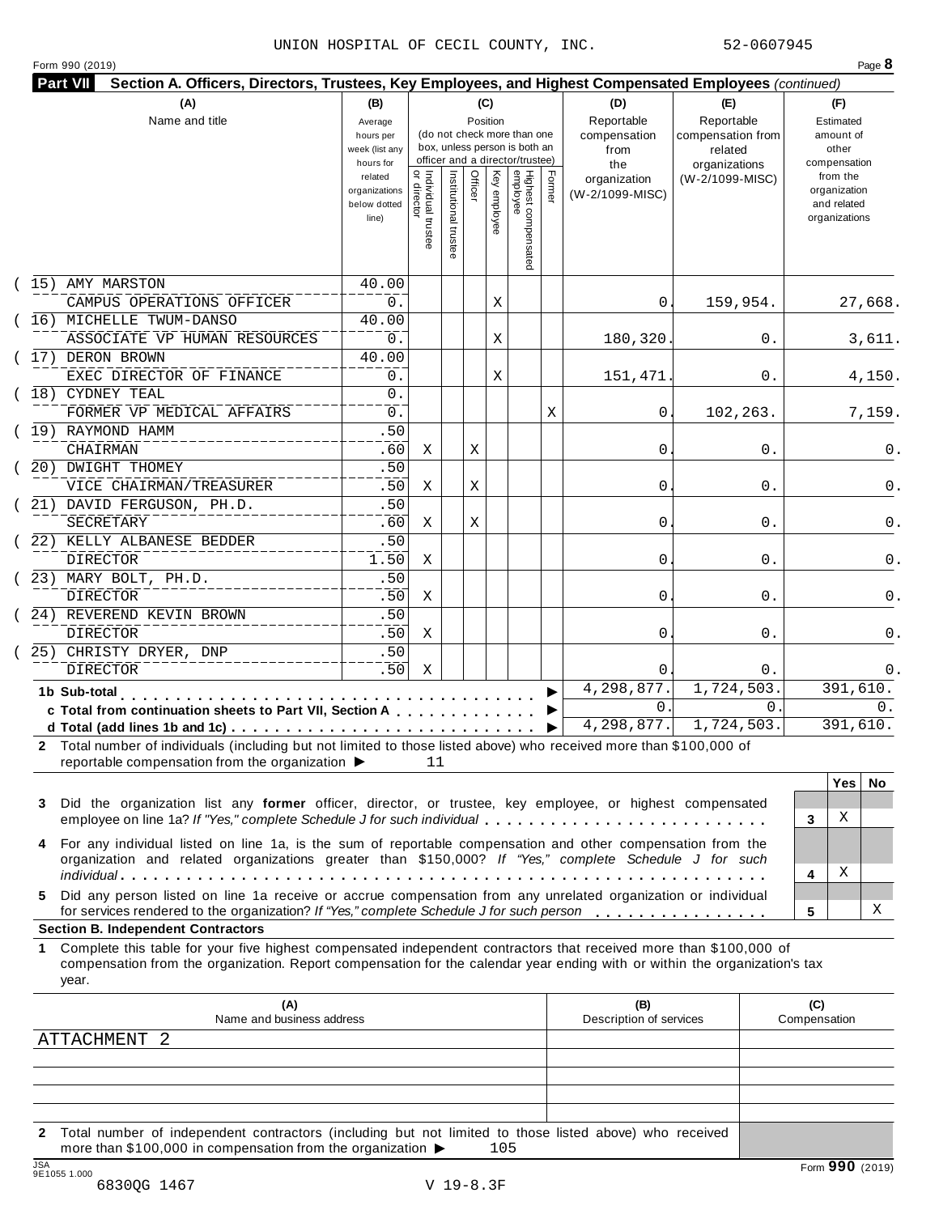UNION HOSPITAL OF CECIL COUNTY, INC. 52-0607945

Form 990 (2019)

**Part VII** **Section A. Officers, Directors, Trustees, Key Employees, and Highest Compensated Employees** *(continued)*

| (A) Name and title | (B) Average hours per week (list any hours for related organizations below dotted line) | (C) Position: Individual trustee or director | Institutional trustee | Officer | Key employee | Highest compensated employee | Former | (D) Reportable compensation from the organization (W-2/1099-MISC) | (E) Reportable compensation from related organizations (W-2/1099-MISC) | (F) Estimated amount of other compensation from the organization and related organizations |
|---|---|---|---|---|---|---|---|---|---|---|
| (15) AMY MARSTON<br>CAMPUS OPERATIONS OFFICER | 40.00<br>0. | | | | X | | | 0. | 159,954. | 27,668. |
| (16) MICHELLE TWUM-DANSO<br>ASSOCIATE VP HUMAN RESOURCES | 40.00<br>0. | | | | X | | | 180,320. | 0. | 3,611. |
| (17) DERON BROWN<br>EXEC DIRECTOR OF FINANCE | 40.00<br>0. | | | | X | | | 151,471. | 0. | 4,150. |
| (18) CYDNEY TEAL<br>FORMER VP MEDICAL AFFAIRS | 0.<br>0. | | | | | | X | 0. | 102,263. | 7,159. |
| (19) RAYMOND HAMM<br>CHAIRMAN | .50<br>.60 | X | | X | | | | 0. | 0. | 0. |
| (20) DWIGHT THOMEY<br>VICE CHAIRMAN/TREASURER | .50<br>.50 | X | | X | | | | 0. | 0. | 0. |
| (21) DAVID FERGUSON, PH.D.<br>SECRETARY | .50<br>.60 | X | | X | | | | 0. | 0. | 0. |
| (22) KELLY ALBANESE BEDDER<br>DIRECTOR | .50<br>1.50 | X | | | | | | 0. | 0. | 0. |
| (23) MARY BOLT, PH.D.<br>DIRECTOR | .50<br>.50 | X | | | | | | 0. | 0. | 0. |
| (24) REVEREND KEVIN BROWN<br>DIRECTOR | .50<br>.50 | X | | | | | | 0. | 0. | 0. |
| (25) CHRISTY DRYER, DNP<br>DIRECTOR | .50<br>.50 | X | | | | | | 0. | 0. | 0. |
| **1b Sub-total** | | | | | | | | 4,298,877. | 1,724,503. | 391,610. |
| **c Total from continuation sheets to Part VII, Section A** | | | | | | | | 0. | 0. | 0. |
| **d Total (add lines 1b and 1c)** | | | | | | | | 4,298,877. | 1,724,503. | 391,610. |

**2** Total number of individuals (including but not limited to those listed above) who received more than $100,000 of reportable compensation from the organization ▶ 11

| | | Yes | No |
|---|---|---|---|
| **3** Did the organization list any **former** officer, director, or trustee, key employee, or highest compensated employee on line 1a? *If "Yes," complete Schedule J for such individual* | 3 | X | |
| **4** For any individual listed on line 1a, is the sum of reportable compensation and other compensation from the organization and related organizations greater than $150,000? *If "Yes," complete Schedule J for such individual* | 4 | X | |
| **5** Did any person listed on line 1a receive or accrue compensation from any unrelated organization or individual for services rendered to the organization? *If "Yes," complete Schedule J for such person* | 5 | | X |

**Section B. Independent Contractors**

**1** Complete this table for your five highest compensated independent contractors that received more than $100,000 of compensation from the organization. Report compensation for the calendar year ending with or within the organization's tax year.

| (A) Name and business address | (B) Description of services | (C) Compensation |
|---|---|---|
| ATTACHMENT 2 | | |
| | | |
| | | |
| | | |
| | | |

**2** Total number of independent contractors (including but not limited to those listed above) who received more than $100,000 in compensation from the organization ▶ 105

Form **990** (2019)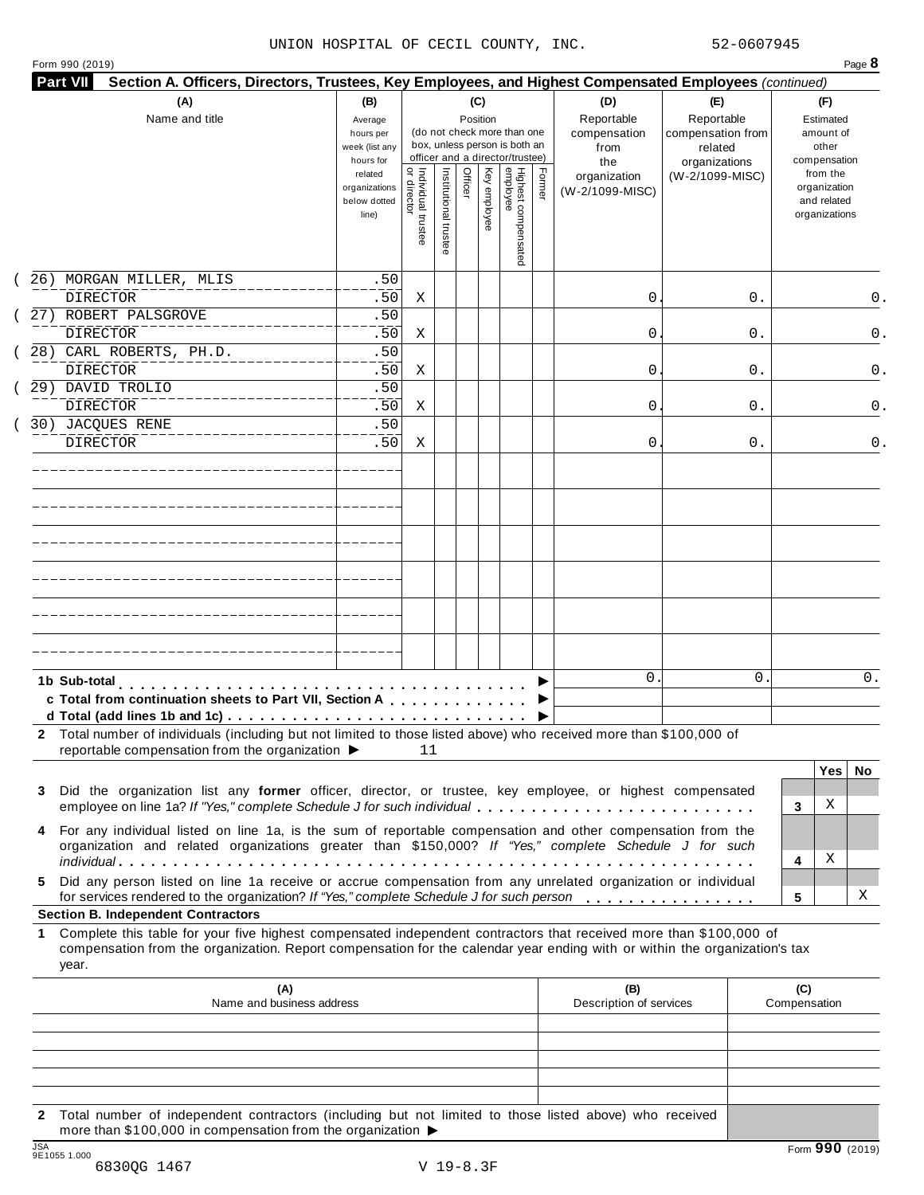UNION HOSPITAL OF CECIL COUNTY, INC. 52-0607945

Form 990 (2019) Page **8**

**Part VII Section A. Officers, Directors, Trustees, Key Employees, and Highest Compensated Employees** *(continued)*

| (A) Name and title | (B) Average hours per week (list any hours for related organizations below dotted line) | (C) Position: Individual trustee or director | Institutional trustee | Officer | Key employee | Highest compensated employee | Former | (D) Reportable compensation from the organization (W-2/1099-MISC) | (E) Reportable compensation from related organizations (W-2/1099-MISC) | (F) Estimated amount of other compensation from the organization and related organizations |
|---|---|---|---|---|---|---|---|---|---|---|
| (26) MORGAN MILLER, MLIS<br>DIRECTOR | .50<br>.50 | X | | | | | | 0. | 0. | 0. |
| (27) ROBERT PALSGROVE<br>DIRECTOR | .50<br>.50 | X | | | | | | 0. | 0. | 0. |
| (28) CARL ROBERTS, PH.D.<br>DIRECTOR | .50<br>.50 | X | | | | | | 0. | 0. | 0. |
| (29) DAVID TROLIO<br>DIRECTOR | .50<br>.50 | X | | | | | | 0. | 0. | 0. |
| (30) JACQUES RENE<br>DIRECTOR | .50<br>.50 | X | | | | | | 0. | 0. | 0. |
| | | | | | | | | | | |
| | | | | | | | | | | |
| | | | | | | | | | | |
| | | | | | | | | | | |
| | | | | | | | | | | |
| | | | | | | | | | | |
| **1b Sub-total** ▶ | | | | | | | | 0. | 0. | 0. |
| **c Total from continuation sheets to Part VII, Section A** ▶ | | | | | | | | | | |
| **d Total (add lines 1b and 1c)** ▶ | | | | | | | | | | |

**2** Total number of individuals (including but not limited to those listed above) who received more than $100,000 of reportable compensation from the organization ▶ 11

| | | Yes | No |
|---|---|---|---|
| **3** Did the organization list any **former** officer, director, or trustee, key employee, or highest compensated employee on line 1a? *If "Yes," complete Schedule J for such individual* | 3 | X | |
| **4** For any individual listed on line 1a, is the sum of reportable compensation and other compensation from the organization and related organizations greater than $150,000? *If "Yes," complete Schedule J for such individual* | 4 | X | |
| **5** Did any person listed on line 1a receive or accrue compensation from any unrelated organization or individual for services rendered to the organization? *If "Yes," complete Schedule J for such person* | 5 | | X |

**Section B. Independent Contractors**

**1** Complete this table for your five highest compensated independent contractors that received more than $100,000 of compensation from the organization. Report compensation for the calendar year ending with or within the organization's tax year.

| (A) Name and business address | (B) Description of services | (C) Compensation |
|---|---|---|
| | | |
| | | |
| | | |
| | | |
| | | |

**2** Total number of independent contractors (including but not limited to those listed above) who received more than $100,000 in compensation from the organization ▶

Form **990** (2019)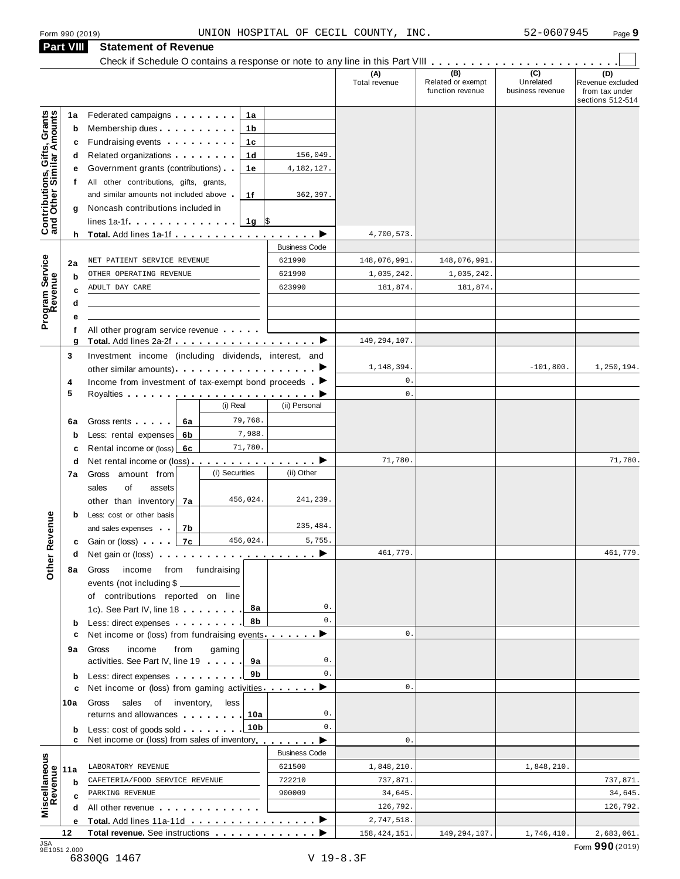Form 990 (2019) UNION HOSPITAL OF CECIL COUNTY, INC. 52-0607945 Page 9

## Part VIII Statement of Revenue

Check if Schedule O contains a response or note to any line in this Part VIII . . . . . . . . . . . . . . . . . . . . . . . ☐

| | | | | (A) Total revenue | (B) Related or exempt function revenue | (C) Unrelated business revenue | (D) Revenue excluded from tax under sections 512-514 |
|---|---|---|---|---|---|---|---|
| **Contributions, Gifts, Grants and Other Similar Amounts** | 1a Federated campaigns | 1a | | | | | |
| | b Membership dues | 1b | | | | | |
| | c Fundraising events | 1c | | | | | |
| | d Related organizations | 1d | 156,049. | | | | |
| | e Government grants (contributions) | 1e | 4,182,127. | | | | |
| | f All other contributions, gifts, grants, and similar amounts not included above | 1f | 362,397. | | | | |
| | g Noncash contributions included in lines 1a-1f | 1g | $ | | | | |
| | h **Total.** Add lines 1a-1f | | | 4,700,573. | | | |
| | | | Business Code | | | | |
| **Program Service Revenue** | 2a NET PATIENT SERVICE REVENUE | | 621990 | 148,076,991. | 148,076,991. | | |
| | b OTHER OPERATING REVENUE | | 621990 | 1,035,242. | 1,035,242. | | |
| | c ADULT DAY CARE | | 623990 | 181,874. | 181,874. | | |
| | d | | | | | | |
| | e | | | | | | |
| | f All other program service revenue | | | | | | |
| | g **Total.** Add lines 2a-2f | | | 149,294,107. | | | |
| **Other Revenue** | 3 Investment income (including dividends, interest, and other similar amounts) | | | 1,148,394. | | -101,800. | 1,250,194. |
| | 4 Income from investment of tax-exempt bond proceeds | | | 0. | | | |
| | 5 Royalties | | | 0. | | | |
| | | | (i) Real / (ii) Personal | | | | |
| | 6a Gross rents | 6a | (i) 79,768. | | | | |
| | b Less: rental expenses | 6b | (i) 7,988. | | | | |
| | c Rental income or (loss) | 6c | (i) 71,780. | | | | |
| | d Net rental income or (loss) | | | 71,780. | | | 71,780. |
| | | | (i) Securities / (ii) Other | | | | |
| | 7a Gross amount from sales of assets other than inventory | 7a | (i) 456,024. / (ii) 241,239. | | | | |
| | b Less: cost or other basis and sales expenses | 7b | (ii) 235,484. | | | | |
| | c Gain or (loss) | 7c | (i) 456,024. / (ii) 5,755. | | | | |
| | d Net gain or (loss) | | | 461,779. | | | 461,779. |
| | 8a Gross income from fundraising events (not including $ ______ of contributions reported on line 1c). See Part IV, line 18 | 8a | 0. | | | | |
| | b Less: direct expenses | 8b | 0. | | | | |
| | c Net income or (loss) from fundraising events | | | 0. | | | |
| | 9a Gross income from gaming activities. See Part IV, line 19 | 9a | 0. | | | | |
| | b Less: direct expenses | 9b | 0. | | | | |
| | c Net income or (loss) from gaming activities | | | 0. | | | |
| | 10a Gross sales of inventory, less returns and allowances | 10a | 0. | | | | |
| | b Less: cost of goods sold | 10b | 0. | | | | |
| | c Net income or (loss) from sales of inventory | | | 0. | | | |
| | | | Business Code | | | | |
| **Miscellaneous Revenue** | 11a LABORATORY REVENUE | | 621500 | 1,848,210. | | 1,848,210. | |
| | b CAFETERIA/FOOD SERVICE REVENUE | | 722210 | 737,871. | | | 737,871. |
| | c PARKING REVENUE | | 900009 | 34,645. | | | 34,645. |
| | d All other revenue | | | 126,792. | | | 126,792. |
| | e **Total.** Add lines 11a-11d | | | 2,747,518. | | | |
| | 12 **Total revenue.** See instructions | | | 158,424,151. | 149,294,107. | 1,746,410. | 2,683,061. |

JSA 9E1051 2.000 6830QG 1467 V 19-8.3F Form **990** (2019)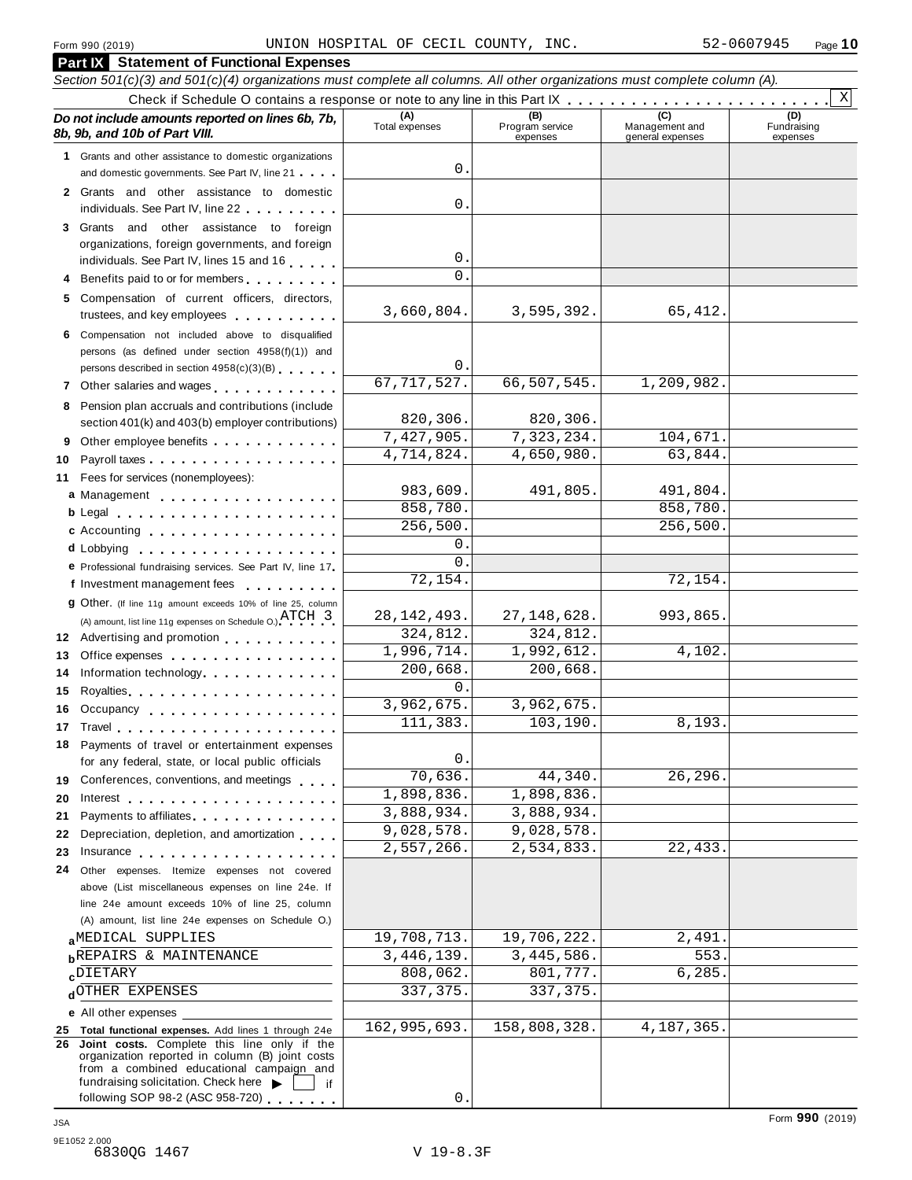Form 990 (2019) UNION HOSPITAL OF CECIL COUNTY, INC. 52-0607945 Page **10**

## Part IX Statement of Functional Expenses

*Section 501(c)(3) and 501(c)(4) organizations must complete all columns. All other organizations must complete column (A).*

Check if Schedule O contains a response or note to any line in this Part IX . . . . . . . . . . . . . . . . . . . . . . . . [X]

| *Do not include amounts reported on lines 6b, 7b, 8b, 9b, and 10b of Part VIII.* | (A) Total expenses | (B) Program service expenses | (C) Management and general expenses | (D) Fundraising expenses |
|---|---|---|---|---|
| **1** Grants and other assistance to domestic organizations and domestic governments. See Part IV, line 21 | 0. | | | |
| **2** Grants and other assistance to domestic individuals. See Part IV, line 22 | 0. | | | |
| **3** Grants and other assistance to foreign organizations, foreign governments, and foreign individuals. See Part IV, lines 15 and 16 | 0. | | | |
| **4** Benefits paid to or for members | 0. | | | |
| **5** Compensation of current officers, directors, trustees, and key employees | 3,660,804. | 3,595,392. | 65,412. | |
| **6** Compensation not included above to disqualified persons (as defined under section 4958(f)(1)) and persons described in section 4958(c)(3)(B) | 0. | | | |
| **7** Other salaries and wages | 67,717,527. | 66,507,545. | 1,209,982. | |
| **8** Pension plan accruals and contributions (include section 401(k) and 403(b) employer contributions) | 820,306. | 820,306. | | |
| **9** Other employee benefits | 7,427,905. | 7,323,234. | 104,671. | |
| **10** Payroll taxes | 4,714,824. | 4,650,980. | 63,844. | |
| **11** Fees for services (nonemployees): | | | | |
| **a** Management | 983,609. | 491,805. | 491,804. | |
| **b** Legal | 858,780. | | 858,780. | |
| **c** Accounting | 256,500. | | 256,500. | |
| **d** Lobbying | 0. | | | |
| **e** Professional fundraising services. See Part IV, line 17 | 0. | | | |
| **f** Investment management fees | 72,154. | | 72,154. | |
| **g** Other. (If line 11g amount exceeds 10% of line 25, column (A) amount, list line 11g expenses on Schedule O.) ATCH 3 | 28,142,493. | 27,148,628. | 993,865. | |
| **12** Advertising and promotion | 324,812. | 324,812. | | |
| **13** Office expenses | 1,996,714. | 1,992,612. | 4,102. | |
| **14** Information technology | 200,668. | 200,668. | | |
| **15** Royalties | 0. | | | |
| **16** Occupancy | 3,962,675. | 3,962,675. | | |
| **17** Travel | 111,383. | 103,190. | 8,193. | |
| **18** Payments of travel or entertainment expenses for any federal, state, or local public officials | 0. | | | |
| **19** Conferences, conventions, and meetings | 70,636. | 44,340. | 26,296. | |
| **20** Interest | 1,898,836. | 1,898,836. | | |
| **21** Payments to affiliates | 3,888,934. | 3,888,934. | | |
| **22** Depreciation, depletion, and amortization | 9,028,578. | 9,028,578. | | |
| **23** Insurance | 2,557,266. | 2,534,833. | 22,433. | |
| **24** Other expenses. Itemize expenses not covered above (List miscellaneous expenses on line 24e. If line 24e amount exceeds 10% of line 25, column (A) amount, list line 24e expenses on Schedule O.) | | | | |
| **a** MEDICAL SUPPLIES | 19,708,713. | 19,706,222. | 2,491. | |
| **b** REPAIRS & MAINTENANCE | 3,446,139. | 3,445,586. | 553. | |
| **c** DIETARY | 808,062. | 801,777. | 6,285. | |
| **d** OTHER EXPENSES | 337,375. | 337,375. | | |
| **e** All other expenses | | | | |
| **25 Total functional expenses.** Add lines 1 through 24e | 162,995,693. | 158,808,328. | 4,187,365. | |
| **26 Joint costs.** Complete this line only if the organization reported in column (B) joint costs from a combined educational campaign and fundraising solicitation. Check here ▶ [ ] if following SOP 98-2 (ASC 958-720) | 0. | | | |

Form **990** (2019)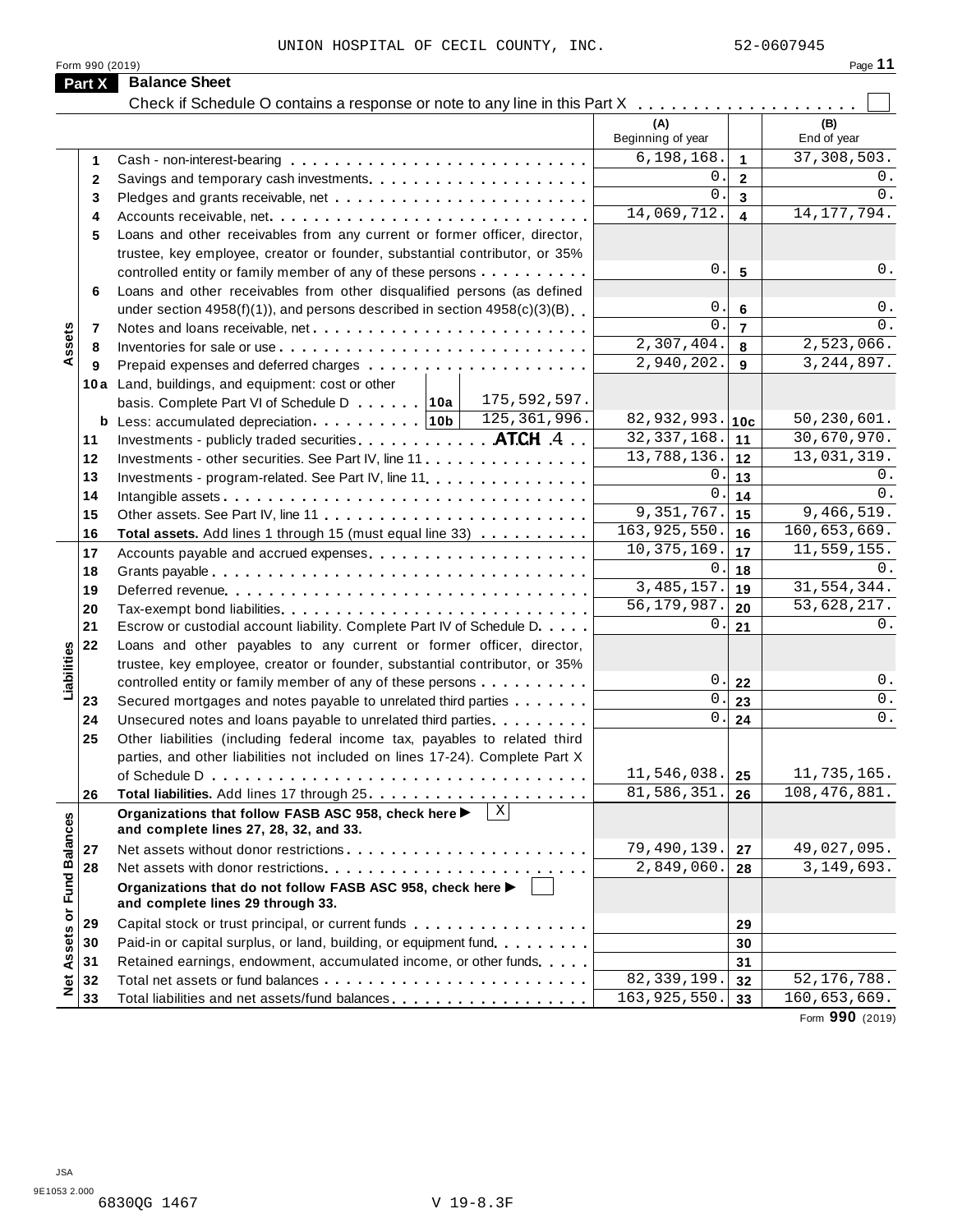UNION HOSPITAL OF CECIL COUNTY, INC. 52-0607945

Form 990 (2019) Page **11**

## Part X Balance Sheet

Check if Schedule O contains a response or note to any line in this Part X . . . . . . . . . . . . . . . . . . . ☐

| | | | (A) Beginning of year | | (B) End of year |
|---|---|---|---|---|---|
| **Assets** | 1 | Cash - non-interest-bearing | 6,198,168. | 1 | 37,308,503. |
| | 2 | Savings and temporary cash investments | 0. | 2 | 0. |
| | 3 | Pledges and grants receivable, net | 0. | 3 | 0. |
| | 4 | Accounts receivable, net | 14,069,712. | 4 | 14,177,794. |
| | 5 | Loans and other receivables from any current or former officer, director, trustee, key employee, creator or founder, substantial contributor, or 35% controlled entity or family member of any of these persons | 0. | 5 | 0. |
| | 6 | Loans and other receivables from other disqualified persons (as defined under section 4958(f)(1)), and persons described in section 4958(c)(3)(B) | 0. | 6 | 0. |
| | 7 | Notes and loans receivable, net | 0. | 7 | 0. |
| | 8 | Inventories for sale or use | 2,307,404. | 8 | 2,523,066. |
| | 9 | Prepaid expenses and deferred charges | 2,940,202. | 9 | 3,244,897. |
| | 10a | Land, buildings, and equipment: cost or other basis. Complete Part VI of Schedule D . . . . . . 10a 175,592,597. | | | |
| | b | Less: accumulated depreciation . . . . . . . . . 10b 125,361,996. | 82,932,993. | 10c | 50,230,601. |
| | 11 | Investments - publicly traded securities . . . . . . . . . . . ATCH 4 | 32,337,168. | 11 | 30,670,970. |
| | 12 | Investments - other securities. See Part IV, line 11 | 13,788,136. | 12 | 13,031,319. |
| | 13 | Investments - program-related. See Part IV, line 11 | 0. | 13 | 0. |
| | 14 | Intangible assets | 0. | 14 | 0. |
| | 15 | Other assets. See Part IV, line 11 | 9,351,767. | 15 | 9,466,519. |
| | 16 | **Total assets.** Add lines 1 through 15 (must equal line 33) | 163,925,550. | 16 | 160,653,669. |
| **Liabilities** | 17 | Accounts payable and accrued expenses | 10,375,169. | 17 | 11,559,155. |
| | 18 | Grants payable | 0. | 18 | 0. |
| | 19 | Deferred revenue | 3,485,157. | 19 | 31,554,344. |
| | 20 | Tax-exempt bond liabilities | 56,179,987. | 20 | 53,628,217. |
| | 21 | Escrow or custodial account liability. Complete Part IV of Schedule D | 0. | 21 | 0. |
| | 22 | Loans and other payables to any current or former officer, director, trustee, key employee, creator or founder, substantial contributor, or 35% controlled entity or family member of any of these persons | 0. | 22 | 0. |
| | 23 | Secured mortgages and notes payable to unrelated third parties | 0. | 23 | 0. |
| | 24 | Unsecured notes and loans payable to unrelated third parties | 0. | 24 | 0. |
| | 25 | Other liabilities (including federal income tax, payables to related third parties, and other liabilities not included on lines 17-24). Complete Part X of Schedule D | 11,546,038. | 25 | 11,735,165. |
| | 26 | **Total liabilities.** Add lines 17 through 25 | 81,586,351. | 26 | 108,476,881. |
| **Net Assets or Fund Balances** | | **Organizations that follow FASB ASC 958, check here ▶** ☒ **and complete lines 27, 28, 32, and 33.** | | | |
| | 27 | Net assets without donor restrictions | 79,490,139. | 27 | 49,027,095. |
| | 28 | Net assets with donor restrictions | 2,849,060. | 28 | 3,149,693. |
| | | **Organizations that do not follow FASB ASC 958, check here ▶** ☐ **and complete lines 29 through 33.** | | | |
| | 29 | Capital stock or trust principal, or current funds | | 29 | |
| | 30 | Paid-in or capital surplus, or land, building, or equipment fund | | 30 | |
| | 31 | Retained earnings, endowment, accumulated income, or other funds | | 31 | |
| | 32 | Total net assets or fund balances | 82,339,199. | 32 | 52,176,788. |
| | 33 | Total liabilities and net assets/fund balances | 163,925,550. | 33 | 160,653,669. |

Form **990** (2019)

JSA
9E1053 2.000
6830QG 1467 V 19-8.3F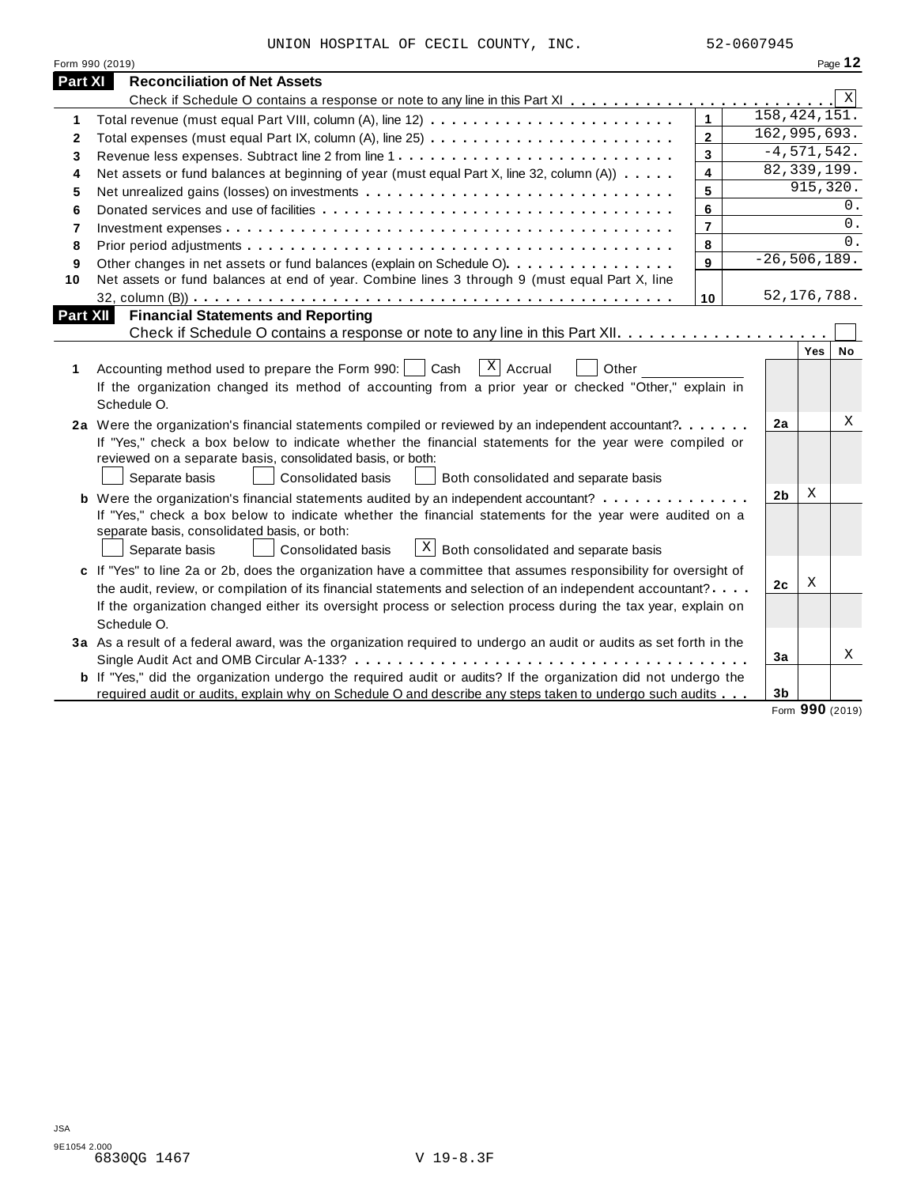UNION HOSPITAL OF CECIL COUNTY, INC. 52-0607945

Form 990 (2019) Page **12**

## Part XI Reconciliation of Net Assets

Check if Schedule O contains a response or note to any line in this Part XI . . . . . . . . . . . . . . . . . . . . . . . . . [X]

| | | | |
|---|---|---|---|
| 1 | Total revenue (must equal Part VIII, column (A), line 12) | 1 | 158,424,151. |
| 2 | Total expenses (must equal Part IX, column (A), line 25) | 2 | 162,995,693. |
| 3 | Revenue less expenses. Subtract line 2 from line 1 | 3 | -4,571,542. |
| 4 | Net assets or fund balances at beginning of year (must equal Part X, line 32, column (A)) | 4 | 82,339,199. |
| 5 | Net unrealized gains (losses) on investments | 5 | 915,320. |
| 6 | Donated services and use of facilities | 6 | 0. |
| 7 | Investment expenses | 7 | 0. |
| 8 | Prior period adjustments | 8 | 0. |
| 9 | Other changes in net assets or fund balances (explain on Schedule O) | 9 | -26,506,189. |
| 10 | Net assets or fund balances at end of year. Combine lines 3 through 9 (must equal Part X, line 32, column (B)) | 10 | 52,176,788. |

## Part XII Financial Statements and Reporting

Check if Schedule O contains a response or note to any line in this Part XII . . . . . . . . . . . . . . . . . . . . [ ]

| | | | Yes | No |
|---|---|---|---|---|
| 1 | Accounting method used to prepare the Form 990: [ ] Cash [X] Accrual [ ] Other ________ <br> If the organization changed its method of accounting from a prior year or checked "Other," explain in Schedule O. | | | |
| 2a | Were the organization's financial statements compiled or reviewed by an independent accountant? <br> If "Yes," check a box below to indicate whether the financial statements for the year were compiled or reviewed on a separate basis, consolidated basis, or both: <br> [ ] Separate basis [ ] Consolidated basis [ ] Both consolidated and separate basis | 2a | | X |
| b | Were the organization's financial statements audited by an independent accountant? <br> If "Yes," check a box below to indicate whether the financial statements for the year were audited on a separate basis, consolidated basis, or both: <br> [ ] Separate basis [ ] Consolidated basis [X] Both consolidated and separate basis | 2b | X | |
| c | If "Yes" to line 2a or 2b, does the organization have a committee that assumes responsibility for oversight of the audit, review, or compilation of its financial statements and selection of an independent accountant? <br> If the organization changed either its oversight process or selection process during the tax year, explain on Schedule O. | 2c | X | |
| 3a | As a result of a federal award, was the organization required to undergo an audit or audits as set forth in the Single Audit Act and OMB Circular A-133? | 3a | | X |
| b | If "Yes," did the organization undergo the required audit or audits? If the organization did not undergo the required audit or audits, explain why on Schedule O and describe any steps taken to undergo such audits | 3b | | |

Form **990** (2019)

JSA
9E1054 2.000
6830QG 1467 V 19-8.3F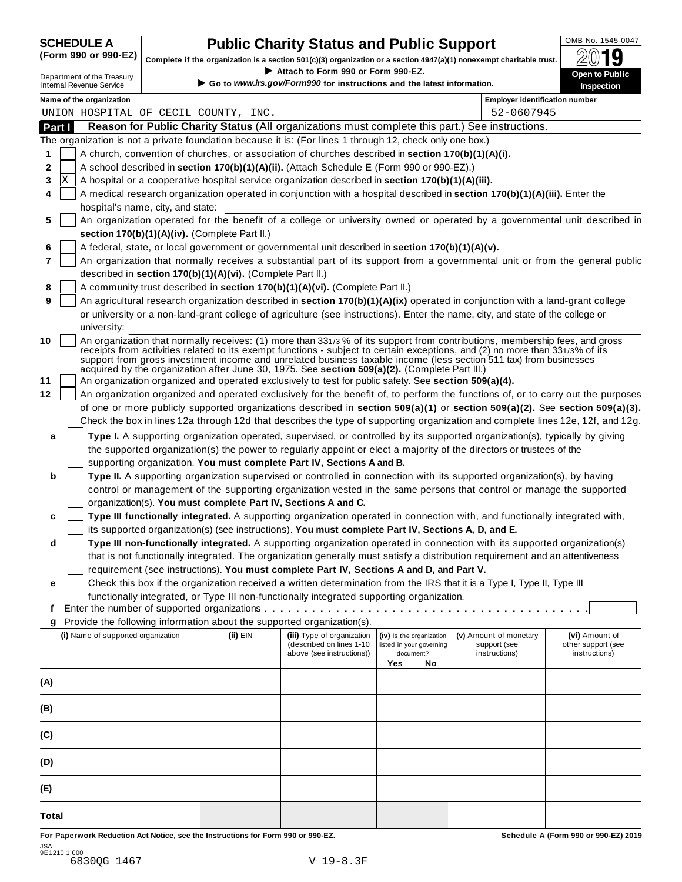**SCHEDULE A (Form 990 or 990-EZ)**

Department of the Treasury
Internal Revenue Service

# Public Charity Status and Public Support

**Complete if the organization is a section 501(c)(3) organization or a section 4947(a)(1) nonexempt charitable trust.**

► Attach to Form 990 or Form 990-EZ.

► Go to *www.irs.gov/Form990* for instructions and the latest information.

OMB No. 1545-0047

**2019**

**Open to Public Inspection**

**Name of the organization:** UNION HOSPITAL OF CECIL COUNTY, INC.

**Employer identification number:** 52-0607945

## Part I — Reason for Public Charity Status (All organizations must complete this part.) See instructions.

The organization is not a private foundation because it is: (For lines 1 through 12, check only one box.)

1. [ ] A church, convention of churches, or association of churches described in **section 170(b)(1)(A)(i).**
2. [ ] A school described in **section 170(b)(1)(A)(ii).** (Attach Schedule E (Form 990 or 990-EZ).)
3. [X] A hospital or a cooperative hospital service organization described in **section 170(b)(1)(A)(iii).**
4. [ ] A medical research organization operated in conjunction with a hospital described in **section 170(b)(1)(A)(iii).** Enter the hospital's name, city, and state:
5. [ ] An organization operated for the benefit of a college or university owned or operated by a governmental unit described in **section 170(b)(1)(A)(iv).** (Complete Part II.)
6. [ ] A federal, state, or local government or governmental unit described in **section 170(b)(1)(A)(v).**
7. [ ] An organization that normally receives a substantial part of its support from a governmental unit or from the general public described in **section 170(b)(1)(A)(vi).** (Complete Part II.)
8. [ ] A community trust described in **section 170(b)(1)(A)(vi).** (Complete Part II.)
9. [ ] An agricultural research organization described in **section 170(b)(1)(A)(ix)** operated in conjunction with a land-grant college or university or a non-land-grant college of agriculture (see instructions). Enter the name, city, and state of the college or university:
10. [ ] An organization that normally receives: (1) more than 33 1/3 % of its support from contributions, membership fees, and gross receipts from activities related to its exempt functions - subject to certain exceptions, and (2) no more than 33 1/3% of its support from gross investment income and unrelated business taxable income (less section 511 tax) from businesses acquired by the organization after June 30, 1975. See **section 509(a)(2).** (Complete Part III.)
11. [ ] An organization organized and operated exclusively to test for public safety. See **section 509(a)(4).**
12. [ ] An organization organized and operated exclusively for the benefit of, to perform the functions of, or to carry out the purposes of one or more publicly supported organizations described in **section 509(a)(1)** or **section 509(a)(2).** See **section 509(a)(3).** Check the box in lines 12a through 12d that describes the type of supporting organization and complete lines 12e, 12f, and 12g.
   - **a** [ ] **Type I.** A supporting organization operated, supervised, or controlled by its supported organization(s), typically by giving the supported organization(s) the power to regularly appoint or elect a majority of the directors or trustees of the supporting organization. **You must complete Part IV, Sections A and B.**
   - **b** [ ] **Type II.** A supporting organization supervised or controlled in connection with its supported organization(s), by having control or management of the supporting organization vested in the same persons that control or manage the supported organization(s). **You must complete Part IV, Sections A and C.**
   - **c** [ ] **Type III functionally integrated.** A supporting organization operated in connection with, and functionally integrated with, its supported organization(s) (see instructions). **You must complete Part IV, Sections A, D, and E.**
   - **d** [ ] **Type III non-functionally integrated.** A supporting organization operated in connection with its supported organization(s) that is not functionally integrated. The organization generally must satisfy a distribution requirement and an attentiveness requirement (see instructions). **You must complete Part IV, Sections A and D, and Part V.**
   - **e** [ ] Check this box if the organization received a written determination from the IRS that it is a Type I, Type II, Type III functionally integrated, or Type III non-functionally integrated supporting organization.
   - **f** Enter the number of supported organizations
   - **g** Provide the following information about the supported organization(s).

| (i) Name of supported organization | (ii) EIN | (iii) Type of organization (described on lines 1-10 above (see instructions)) | (iv) Is the organization listed in your governing document? Yes | No | (v) Amount of monetary support (see instructions) | (vi) Amount of other support (see instructions) |
|---|---|---|---|---|---|---|
| (A) | | | | | | |
| (B) | | | | | | |
| (C) | | | | | | |
| (D) | | | | | | |
| (E) | | | | | | |
| Total | | | | | | |

**For Paperwork Reduction Act Notice, see the Instructions for Form 990 or 990-EZ.** **Schedule A (Form 990 or 990-EZ) 2019**

JSA
9E1210 1.000
6830QG 1467 V 19-8.3F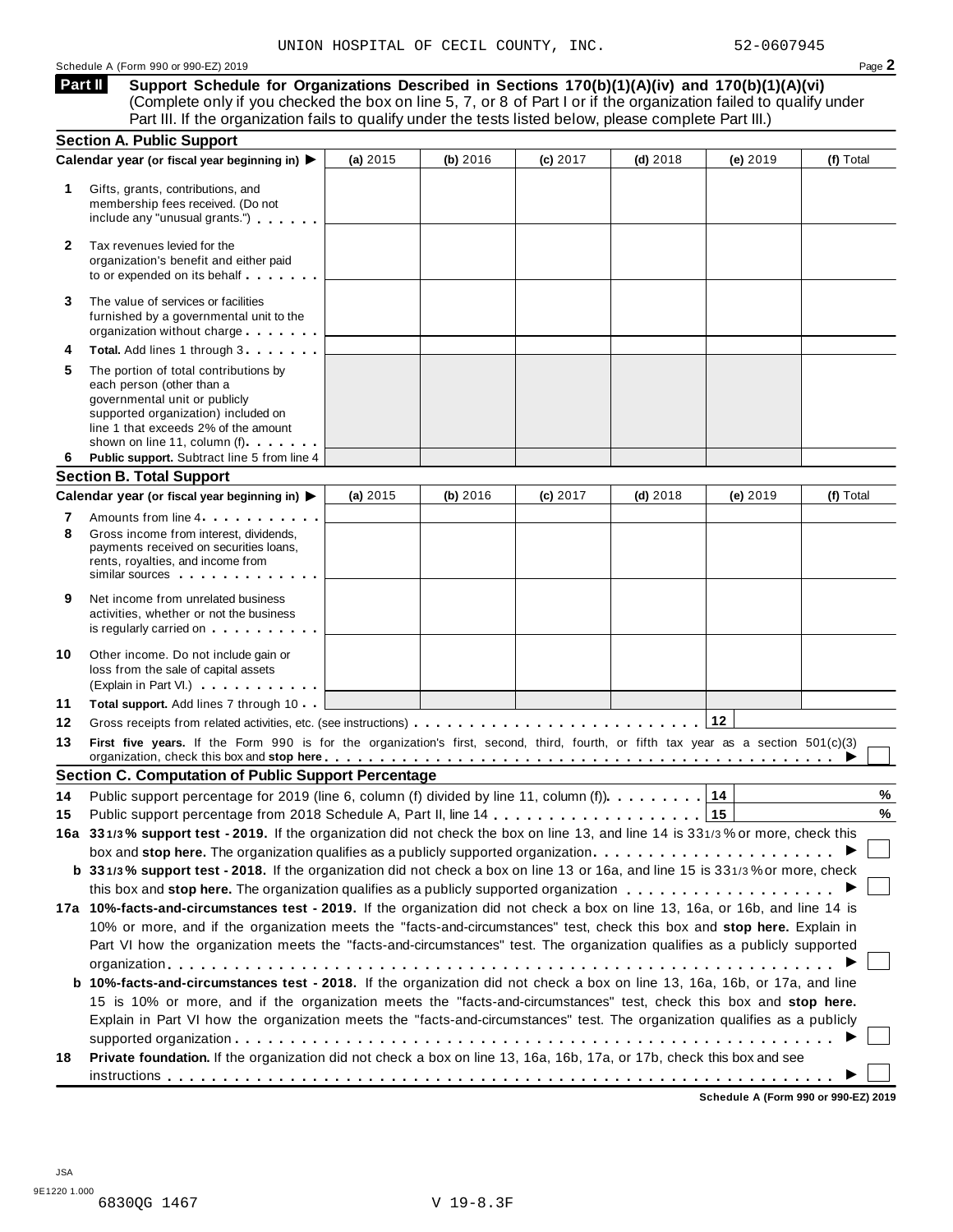UNION HOSPITAL OF CECIL COUNTY, INC. 52-0607945

Schedule A (Form 990 or 990-EZ) 2019

**Part II Support Schedule for Organizations Described in Sections 170(b)(1)(A)(iv) and 170(b)(1)(A)(vi)**
(Complete only if you checked the box on line 5, 7, or 8 of Part I or if the organization failed to qualify under Part III. If the organization fails to qualify under the tests listed below, please complete Part III.)

## Section A. Public Support

| Calendar year (or fiscal year beginning in) ▶ | (a) 2015 | (b) 2016 | (c) 2017 | (d) 2018 | (e) 2019 | (f) Total |
|---|---|---|---|---|---|---|
| **1** Gifts, grants, contributions, and membership fees received. (Do not include any "unusual grants.") | | | | | | |
| **2** Tax revenues levied for the organization's benefit and either paid to or expended on its behalf | | | | | | |
| **3** The value of services or facilities furnished by a governmental unit to the organization without charge | | | | | | |
| **4** **Total.** Add lines 1 through 3 | | | | | | |
| **5** The portion of total contributions by each person (other than a governmental unit or publicly supported organization) included on line 1 that exceeds 2% of the amount shown on line 11, column (f) | | | | | | |
| **6** **Public support.** Subtract line 5 from line 4 | | | | | | |

## Section B. Total Support

| Calendar year (or fiscal year beginning in) ▶ | (a) 2015 | (b) 2016 | (c) 2017 | (d) 2018 | (e) 2019 | (f) Total |
|---|---|---|---|---|---|---|
| **7** Amounts from line 4 | | | | | | |
| **8** Gross income from interest, dividends, payments received on securities loans, rents, royalties, and income from similar sources | | | | | | |
| **9** Net income from unrelated business activities, whether or not the business is regularly carried on | | | | | | |
| **10** Other income. Do not include gain or loss from the sale of capital assets (Explain in Part VI.) | | | | | | |
| **11** **Total support.** Add lines 7 through 10 | | | | | | |

**12** Gross receipts from related activities, etc. (see instructions) . . . **12**

**13** **First five years.** If the Form 990 is for the organization's first, second, third, fourth, or fifth tax year as a section 501(c)(3) organization, check this box and **stop here** ▶ ☐

## Section C. Computation of Public Support Percentage

**14** Public support percentage for 2019 (line 6, column (f) divided by line 11, column (f)) . . . **14** %

**15** Public support percentage from 2018 Schedule A, Part II, line 14 . . . **15** %

**16a** **33 1/3 % support test - 2019.** If the organization did not check the box on line 13, and line 14 is 33 1/3 % or more, check this box and **stop here.** The organization qualifies as a publicly supported organization ▶ ☐

**b** **33 1/3 % support test - 2018.** If the organization did not check a box on line 13 or 16a, and line 15 is 33 1/3 % or more, check this box and **stop here.** The organization qualifies as a publicly supported organization ▶ ☐

**17a** **10%-facts-and-circumstances test - 2019.** If the organization did not check a box on line 13, 16a, or 16b, and line 14 is 10% or more, and if the organization meets the "facts-and-circumstances" test, check this box and **stop here.** Explain in Part VI how the organization meets the "facts-and-circumstances" test. The organization qualifies as a publicly supported organization ▶ ☐

**b** **10%-facts-and-circumstances test - 2018.** If the organization did not check a box on line 13, 16a, 16b, or 17a, and line 15 is 10% or more, and if the organization meets the "facts-and-circumstances" test, check this box and **stop here.** Explain in Part VI how the organization meets the "facts-and-circumstances" test. The organization qualifies as a publicly supported organization ▶ ☐

**18** **Private foundation.** If the organization did not check a box on line 13, 16a, 16b, 17a, or 17b, check this box and see instructions ▶ ☐

**Schedule A (Form 990 or 990-EZ) 2019**

JSA
9E1220 1.000
6830QG 1467 V 19-8.3F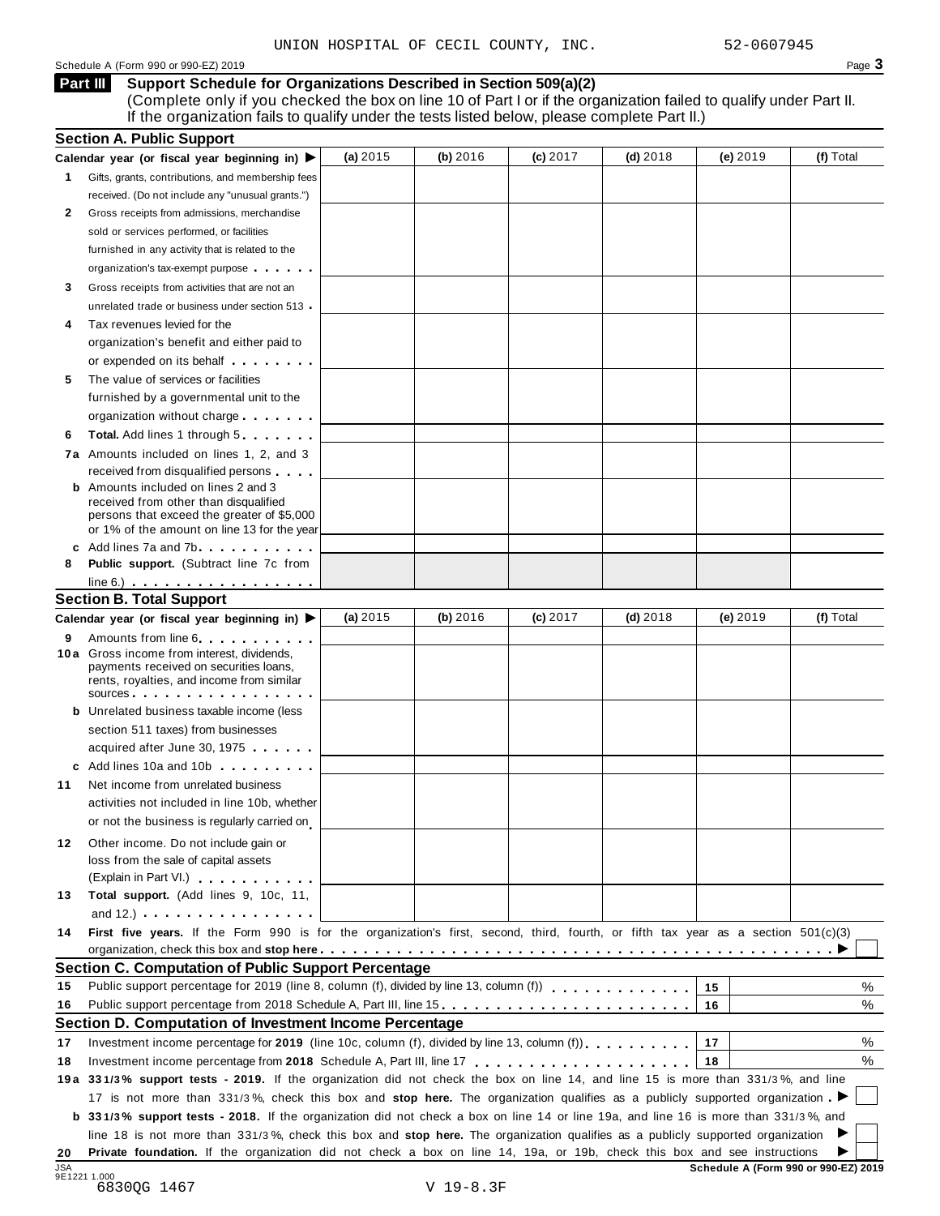UNION HOSPITAL OF CECIL COUNTY, INC. 52-0607945

Schedule A (Form 990 or 990-EZ) 2019 Page **3**

## Part III Support Schedule for Organizations Described in Section 509(a)(2)

(Complete only if you checked the box on line 10 of Part I or if the organization failed to qualify under Part II. If the organization fails to qualify under the tests listed below, please complete Part II.)

### Section A. Public Support

| Calendar year (or fiscal year beginning in) ▶ | (a) 2015 | (b) 2016 | (c) 2017 | (d) 2018 | (e) 2019 | (f) Total |
|---|---|---|---|---|---|---|
| **1** Gifts, grants, contributions, and membership fees received. (Do not include any "unusual grants.") | | | | | | |
| **2** Gross receipts from admissions, merchandise sold or services performed, or facilities furnished in any activity that is related to the organization's tax-exempt purpose | | | | | | |
| **3** Gross receipts from activities that are not an unrelated trade or business under section 513 | | | | | | |
| **4** Tax revenues levied for the organization's benefit and either paid to or expended on its behalf | | | | | | |
| **5** The value of services or facilities furnished by a governmental unit to the organization without charge | | | | | | |
| **6 Total.** Add lines 1 through 5 | | | | | | |
| **7a** Amounts included on lines 1, 2, and 3 received from disqualified persons | | | | | | |
| **b** Amounts included on lines 2 and 3 received from other than disqualified persons that exceed the greater of $5,000 or 1% of the amount on line 13 for the year | | | | | | |
| **c** Add lines 7a and 7b | | | | | | |
| **8 Public support.** (Subtract line 7c from line 6.) | | | | | | |

### Section B. Total Support

| Calendar year (or fiscal year beginning in) ▶ | (a) 2015 | (b) 2016 | (c) 2017 | (d) 2018 | (e) 2019 | (f) Total |
|---|---|---|---|---|---|---|
| **9** Amounts from line 6 | | | | | | |
| **10a** Gross income from interest, dividends, payments received on securities loans, rents, royalties, and income from similar sources | | | | | | |
| **b** Unrelated business taxable income (less section 511 taxes) from businesses acquired after June 30, 1975 | | | | | | |
| **c** Add lines 10a and 10b | | | | | | |
| **11** Net income from unrelated business activities not included in line 10b, whether or not the business is regularly carried on | | | | | | |
| **12** Other income. Do not include gain or loss from the sale of capital assets (Explain in Part VI.) | | | | | | |
| **13 Total support.** (Add lines 9, 10c, 11, and 12.) | | | | | | |

**14 First five years.** If the Form 990 is for the organization's first, second, third, fourth, or fifth tax year as a section 501(c)(3) organization, check this box and **stop here** ▶ ☐

### Section C. Computation of Public Support Percentage

| | | | |
|---|---|---|---|
| **15** | Public support percentage for 2019 (line 8, column (f), divided by line 13, column (f)) | 15 | % |
| **16** | Public support percentage from 2018 Schedule A, Part III, line 15 | 16 | % |

### Section D. Computation of Investment Income Percentage

| | | | |
|---|---|---|---|
| **17** | Investment income percentage for **2019** (line 10c, column (f), divided by line 13, column (f)) | 17 | % |
| **18** | Investment income percentage from **2018** Schedule A, Part III, line 17 | 18 | % |

**19a 33 1/3% support tests - 2019.** If the organization did not check the box on line 14, and line 15 is more than 33 1/3%, and line 17 is not more than 33 1/3%, check this box and **stop here.** The organization qualifies as a publicly supported organization ▶ ☐

**b 33 1/3% support tests - 2018.** If the organization did not check a box on line 14 or line 19a, and line 16 is more than 33 1/3%, and line 18 is not more than 33 1/3%, check this box and **stop here.** The organization qualifies as a publicly supported organization ▶ ☐

**20 Private foundation.** If the organization did not check a box on line 14, 19a, or 19b, check this box and see instructions ▶ ☐

**Schedule A (Form 990 or 990-EZ) 2019**

JSA 9E1221 1.000
6830QG 1467 V 19-8.3F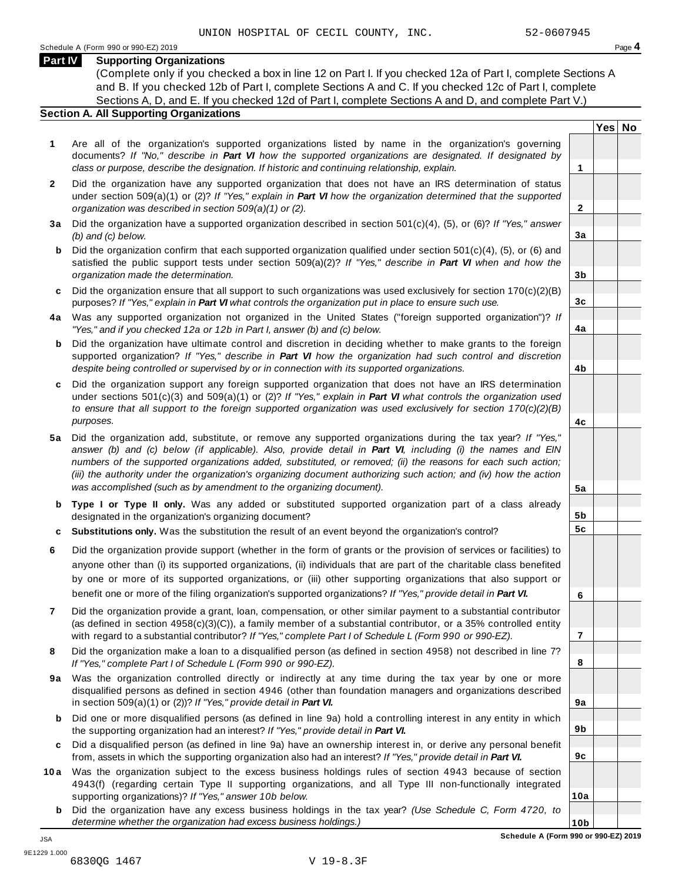UNION HOSPITAL OF CECIL COUNTY, INC. 52-0607945

Schedule A (Form 990 or 990-EZ) 2019 Page **4**

## Part IV Supporting Organizations

(Complete only if you checked a box in line 12 on Part I. If you checked 12a of Part I, complete Sections A and B. If you checked 12b of Part I, complete Sections A and C. If you checked 12c of Part I, complete Sections A, D, and E. If you checked 12d of Part I, complete Sections A and D, and complete Part V.)

### Section A. All Supporting Organizations

| | | | Yes | No |
|---|---|---|---|---|
| **1** | Are all of the organization's supported organizations listed by name in the organization's governing documents? *If "No," describe in **Part VI** how the supported organizations are designated. If designated by class or purpose, describe the designation. If historic and continuing relationship, explain.* | **1** | | |
| **2** | Did the organization have any supported organization that does not have an IRS determination of status under section 509(a)(1) or (2)? *If "Yes," explain in **Part VI** how the organization determined that the supported organization was described in section 509(a)(1) or (2).* | **2** | | |
| **3a** | Did the organization have a supported organization described in section 501(c)(4), (5), or (6)? *If "Yes," answer (b) and (c) below.* | **3a** | | |
| **b** | Did the organization confirm that each supported organization qualified under section 501(c)(4), (5), or (6) and satisfied the public support tests under section 509(a)(2)? *If "Yes," describe in **Part VI** when and how the organization made the determination.* | **3b** | | |
| **c** | Did the organization ensure that all support to such organizations was used exclusively for section 170(c)(2)(B) purposes? *If "Yes," explain in **Part VI** what controls the organization put in place to ensure such use.* | **3c** | | |
| **4a** | Was any supported organization not organized in the United States ("foreign supported organization")? *If "Yes," and if you checked 12a or 12b in Part I, answer (b) and (c) below.* | **4a** | | |
| **b** | Did the organization have ultimate control and discretion in deciding whether to make grants to the foreign supported organization? *If "Yes," describe in **Part VI** how the organization had such control and discretion despite being controlled or supervised by or in connection with its supported organizations.* | **4b** | | |
| **c** | Did the organization support any foreign supported organization that does not have an IRS determination under sections 501(c)(3) and 509(a)(1) or (2)? *If "Yes," explain in **Part VI** what controls the organization used to ensure that all support to the foreign supported organization was used exclusively for section 170(c)(2)(B) purposes.* | **4c** | | |
| **5a** | Did the organization add, substitute, or remove any supported organizations during the tax year? *If "Yes," answer (b) and (c) below (if applicable). Also, provide detail in **Part VI**, including (i) the names and EIN numbers of the supported organizations added, substituted, or removed; (ii) the reasons for each such action; (iii) the authority under the organization's organizing document authorizing such action; and (iv) how the action was accomplished (such as by amendment to the organizing document).* | **5a** | | |
| **b** | **Type I or Type II only.** Was any added or substituted supported organization part of a class already designated in the organization's organizing document? | **5b** | | |
| **c** | **Substitutions only.** Was the substitution the result of an event beyond the organization's control? | **5c** | | |
| **6** | Did the organization provide support (whether in the form of grants or the provision of services or facilities) to anyone other than (i) its supported organizations, (ii) individuals that are part of the charitable class benefited by one or more of its supported organizations, or (iii) other supporting organizations that also support or benefit one or more of the filing organization's supported organizations? *If "Yes," provide detail in **Part VI.*** | **6** | | |
| **7** | Did the organization provide a grant, loan, compensation, or other similar payment to a substantial contributor (as defined in section 4958(c)(3)(C)), a family member of a substantial contributor, or a 35% controlled entity with regard to a substantial contributor? *If "Yes," complete Part I of Schedule L (Form 990 or 990-EZ).* | **7** | | |
| **8** | Did the organization make a loan to a disqualified person (as defined in section 4958) not described in line 7? *If "Yes," complete Part I of Schedule L (Form 990 or 990-EZ).* | **8** | | |
| **9a** | Was the organization controlled directly or indirectly at any time during the tax year by one or more disqualified persons as defined in section 4946 (other than foundation managers and organizations described in section 509(a)(1) or (2))? *If "Yes," provide detail in **Part VI.*** | **9a** | | |
| **b** | Did one or more disqualified persons (as defined in line 9a) hold a controlling interest in any entity in which the supporting organization had an interest? *If "Yes," provide detail in **Part VI.*** | **9b** | | |
| **c** | Did a disqualified person (as defined in line 9a) have an ownership interest in, or derive any personal benefit from, assets in which the supporting organization also had an interest? *If "Yes," provide detail in **Part VI.*** | **9c** | | |
| **10a** | Was the organization subject to the excess business holdings rules of section 4943 because of section 4943(f) (regarding certain Type II supporting organizations, and all Type III non-functionally integrated supporting organizations)? *If "Yes," answer 10b below.* | **10a** | | |
| **b** | Did the organization have any excess business holdings in the tax year? *(Use Schedule C, Form 4720, to determine whether the organization had excess business holdings.)* | **10b** | | |

**Schedule A (Form 990 or 990-EZ) 2019**

JSA
9E1229 1.000
6830QG 1467 V 19-8.3F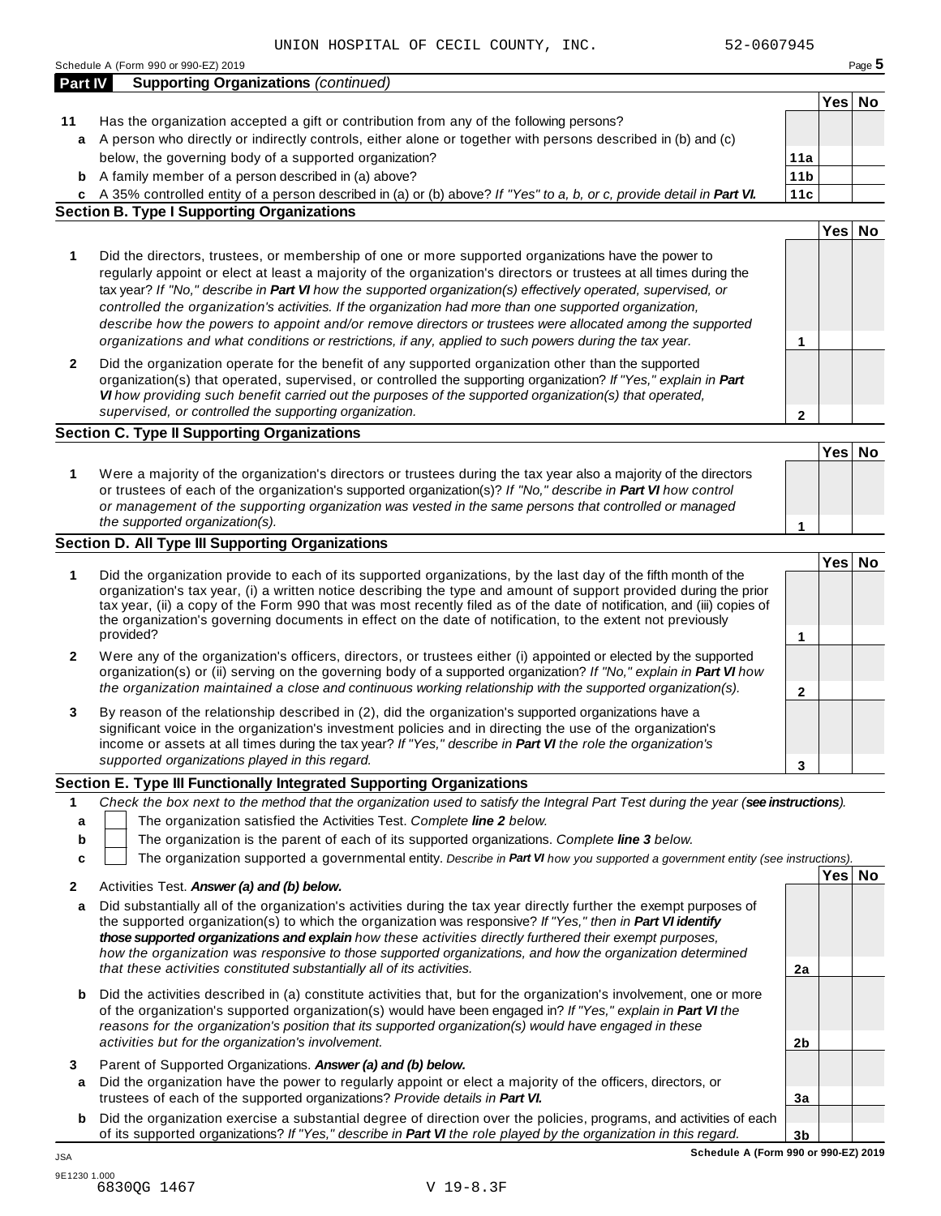UNION HOSPITAL OF CECIL COUNTY, INC. 52-0607945

## Part IV Supporting Organizations *(continued)*

| | | | Yes | No |
|---|---|---|---|---|
| **11** | Has the organization accepted a gift or contribution from any of the following persons? | | | |
| **a** | A person who directly or indirectly controls, either alone or together with persons described in (b) and (c) below, the governing body of a supported organization? | **11a** | | |
| **b** | A family member of a person described in (a) above? | **11b** | | |
| **c** | A 35% controlled entity of a person described in (a) or (b) above? *If "Yes" to a, b, or c, provide detail in **Part VI.*** | **11c** | | |

### Section B. Type I Supporting Organizations

| | | | Yes | No |
|---|---|---|---|---|
| **1** | Did the directors, trustees, or membership of one or more supported organizations have the power to regularly appoint or elect at least a majority of the organization's directors or trustees at all times during the tax year? *If "No," describe in **Part VI** how the supported organization(s) effectively operated, supervised, or controlled the organization's activities. If the organization had more than one supported organization, describe how the powers to appoint and/or remove directors or trustees were allocated among the supported organizations and what conditions or restrictions, if any, applied to such powers during the tax year.* | **1** | | |
| **2** | Did the organization operate for the benefit of any supported organization other than the supported organization(s) that operated, supervised, or controlled the supporting organization? *If "Yes," explain in **Part VI** how providing such benefit carried out the purposes of the supported organization(s) that operated, supervised, or controlled the supporting organization.* | **2** | | |

### Section C. Type II Supporting Organizations

| | | | Yes | No |
|---|---|---|---|---|
| **1** | Were a majority of the organization's directors or trustees during the tax year also a majority of the directors or trustees of each of the organization's supported organization(s)? *If "No," describe in **Part VI** how control or management of the supporting organization was vested in the same persons that controlled or managed the supported organization(s).* | **1** | | |

### Section D. All Type III Supporting Organizations

| | | | Yes | No |
|---|---|---|---|---|
| **1** | Did the organization provide to each of its supported organizations, by the last day of the fifth month of the organization's tax year, (i) a written notice describing the type and amount of support provided during the prior tax year, (ii) a copy of the Form 990 that was most recently filed as of the date of notification, and (iii) copies of the organization's governing documents in effect on the date of notification, to the extent not previously provided? | **1** | | |
| **2** | Were any of the organization's officers, directors, or trustees either (i) appointed or elected by the supported organization(s) or (ii) serving on the governing body of a supported organization? *If "No," explain in **Part VI** how the organization maintained a close and continuous working relationship with the supported organization(s).* | **2** | | |
| **3** | By reason of the relationship described in (2), did the organization's supported organizations have a significant voice in the organization's investment policies and in directing the use of the organization's income or assets at all times during the tax year? *If "Yes," describe in **Part VI** the role the organization's supported organizations played in this regard.* | **3** | | |

### Section E. Type III Functionally Integrated Supporting Organizations

**1** *Check the box next to the method that the organization used to satisfy the Integral Part Test during the year (**see instructions**).*

- **a** ☐ The organization satisfied the Activities Test. *Complete **line 2** below.*
- **b** ☐ The organization is the parent of each of its supported organizations. *Complete **line 3** below.*
- **c** ☐ The organization supported a governmental entity. *Describe in **Part VI** how you supported a government entity (see instructions).*

| | | | Yes | No |
|---|---|---|---|---|
| **2** | Activities Test. ***Answer (a) and (b) below.*** | | | |
| **a** | Did substantially all of the organization's activities during the tax year directly further the exempt purposes of the supported organization(s) to which the organization was responsive? *If "Yes," then in **Part VI identify those supported organizations and explain** how these activities directly furthered their exempt purposes, how the organization was responsive to those supported organizations, and how the organization determined that these activities constituted substantially all of its activities.* | **2a** | | |
| **b** | Did the activities described in (a) constitute activities that, but for the organization's involvement, one or more of the organization's supported organization(s) would have been engaged in? *If "Yes," explain in **Part VI** the reasons for the organization's position that its supported organization(s) would have engaged in these activities but for the organization's involvement.* | **2b** | | |
| **3** | Parent of Supported Organizations. ***Answer (a) and (b) below.*** | | | |
| **a** | Did the organization have the power to regularly appoint or elect a majority of the officers, directors, or trustees of each of the supported organizations? *Provide details in **Part VI.*** | **3a** | | |
| **b** | Did the organization exercise a substantial degree of direction over the policies, programs, and activities of each of its supported organizations? *If "Yes," describe in **Part VI** the role played by the organization in this regard.* | **3b** | | |

**Schedule A (Form 990 or 990-EZ) 2019**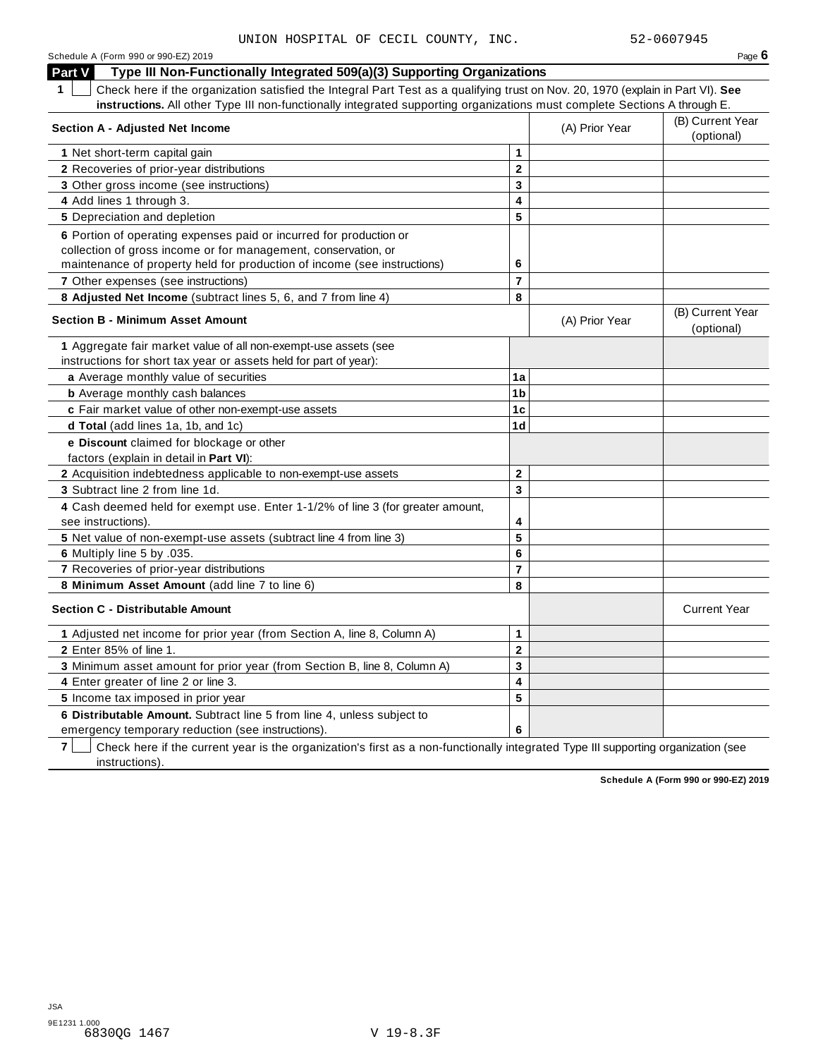UNION HOSPITAL OF CECIL COUNTY, INC. 52-0607945

## Part V Type III Non-Functionally Integrated 509(a)(3) Supporting Organizations

**1** ☐ Check here if the organization satisfied the Integral Part Test as a qualifying trust on Nov. 20, 1970 (explain in Part VI). **See instructions.** All other Type III non-functionally integrated supporting organizations must complete Sections A through E.

| **Section A - Adjusted Net Income** | | (A) Prior Year | (B) Current Year (optional) |
|---|---|---|---|
| **1** Net short-term capital gain | **1** | | |
| **2** Recoveries of prior-year distributions | **2** | | |
| **3** Other gross income (see instructions) | **3** | | |
| **4** Add lines 1 through 3. | **4** | | |
| **5** Depreciation and depletion | **5** | | |
| **6** Portion of operating expenses paid or incurred for production or collection of gross income or for management, conservation, or maintenance of property held for production of income (see instructions) | **6** | | |
| **7** Other expenses (see instructions) | **7** | | |
| **8 Adjusted Net Income** (subtract lines 5, 6, and 7 from line 4) | **8** | | |

| **Section B - Minimum Asset Amount** | | (A) Prior Year | (B) Current Year (optional) |
|---|---|---|---|
| **1** Aggregate fair market value of all non-exempt-use assets (see instructions for short tax year or assets held for part of year): | | | |
| **a** Average monthly value of securities | **1a** | | |
| **b** Average monthly cash balances | **1b** | | |
| **c** Fair market value of other non-exempt-use assets | **1c** | | |
| **d Total** (add lines 1a, 1b, and 1c) | **1d** | | |
| **e Discount** claimed for blockage or other factors (explain in detail in **Part VI**): | | | |
| **2** Acquisition indebtedness applicable to non-exempt-use assets | **2** | | |
| **3** Subtract line 2 from line 1d. | **3** | | |
| **4** Cash deemed held for exempt use. Enter 1-1/2% of line 3 (for greater amount, see instructions). | **4** | | |
| **5** Net value of non-exempt-use assets (subtract line 4 from line 3) | **5** | | |
| **6** Multiply line 5 by .035. | **6** | | |
| **7** Recoveries of prior-year distributions | **7** | | |
| **8 Minimum Asset Amount** (add line 7 to line 6) | **8** | | |

| **Section C - Distributable Amount** | | | Current Year |
|---|---|---|---|
| **1** Adjusted net income for prior year (from Section A, line 8, Column A) | **1** | | |
| **2** Enter 85% of line 1. | **2** | | |
| **3** Minimum asset amount for prior year (from Section B, line 8, Column A) | **3** | | |
| **4** Enter greater of line 2 or line 3. | **4** | | |
| **5** Income tax imposed in prior year | **5** | | |
| **6 Distributable Amount.** Subtract line 5 from line 4, unless subject to emergency temporary reduction (see instructions). | **6** | | |

**7** ☐ Check here if the current year is the organization's first as a non-functionally integrated Type III supporting organization (see instructions).

**Schedule A (Form 990 or 990-EZ) 2019**

JSA
9E1231 1.000
6830QG 1467 V 19-8.3F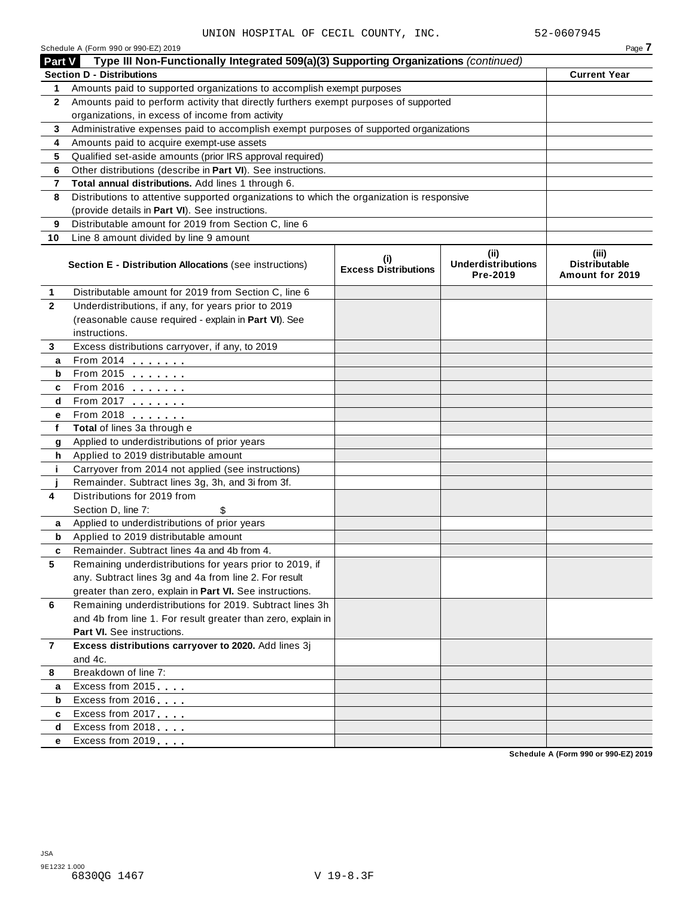UNION HOSPITAL OF CECIL COUNTY, INC. 52-0607945

Schedule A (Form 990 or 990-EZ) 2019

**Part V** **Type III Non-Functionally Integrated 509(a)(3) Supporting Organizations** *(continued)*

| **Section D - Distributions** | | **Current Year** |
|---|---|---|
| 1 | Amounts paid to supported organizations to accomplish exempt purposes | |
| 2 | Amounts paid to perform activity that directly furthers exempt purposes of supported organizations, in excess of income from activity | |
| 3 | Administrative expenses paid to accomplish exempt purposes of supported organizations | |
| 4 | Amounts paid to acquire exempt-use assets | |
| 5 | Qualified set-aside amounts (prior IRS approval required) | |
| 6 | Other distributions (describe in **Part VI**). See instructions. | |
| 7 | **Total annual distributions.** Add lines 1 through 6. | |
| 8 | Distributions to attentive supported organizations to which the organization is responsive (provide details in **Part VI**). See instructions. | |
| 9 | Distributable amount for 2019 from Section C, line 6 | |
| 10 | Line 8 amount divided by line 9 amount | |

| | **Section E - Distribution Allocations** (see instructions) | **(i) Excess Distributions** | **(ii) Underdistributions Pre-2019** | **(iii) Distributable Amount for 2019** |
|---|---|---|---|---|
| 1 | Distributable amount for 2019 from Section C, line 6 | | | |
| 2 | Underdistributions, if any, for years prior to 2019 (reasonable cause required - explain in **Part VI**). See instructions. | | | |
| 3 | Excess distributions carryover, if any, to 2019 | | | |
| a | From 2014 | | | |
| b | From 2015 | | | |
| c | From 2016 | | | |
| d | From 2017 | | | |
| e | From 2018 | | | |
| f | **Total** of lines 3a through e | | | |
| g | Applied to underdistributions of prior years | | | |
| h | Applied to 2019 distributable amount | | | |
| i | Carryover from 2014 not applied (see instructions) | | | |
| j | Remainder. Subtract lines 3g, 3h, and 3i from 3f. | | | |
| 4 | Distributions for 2019 from Section D, line 7: $ | | | |
| a | Applied to underdistributions of prior years | | | |
| b | Applied to 2019 distributable amount | | | |
| c | Remainder. Subtract lines 4a and 4b from 4. | | | |
| 5 | Remaining underdistributions for years prior to 2019, if any. Subtract lines 3g and 4a from line 2. For result greater than zero, explain in **Part VI.** See instructions. | | | |
| 6 | Remaining underdistributions for 2019. Subtract lines 3h and 4b from line 1. For result greater than zero, explain in **Part VI.** See instructions. | | | |
| 7 | **Excess distributions carryover to 2020.** Add lines 3j and 4c. | | | |
| 8 | Breakdown of line 7: | | | |
| a | Excess from 2015 | | | |
| b | Excess from 2016 | | | |
| c | Excess from 2017 | | | |
| d | Excess from 2018 | | | |
| e | Excess from 2019 | | | |

**Schedule A (Form 990 or 990-EZ) 2019**

JSA
9E1232 1.000
6830QG 1467 V 19-8.3F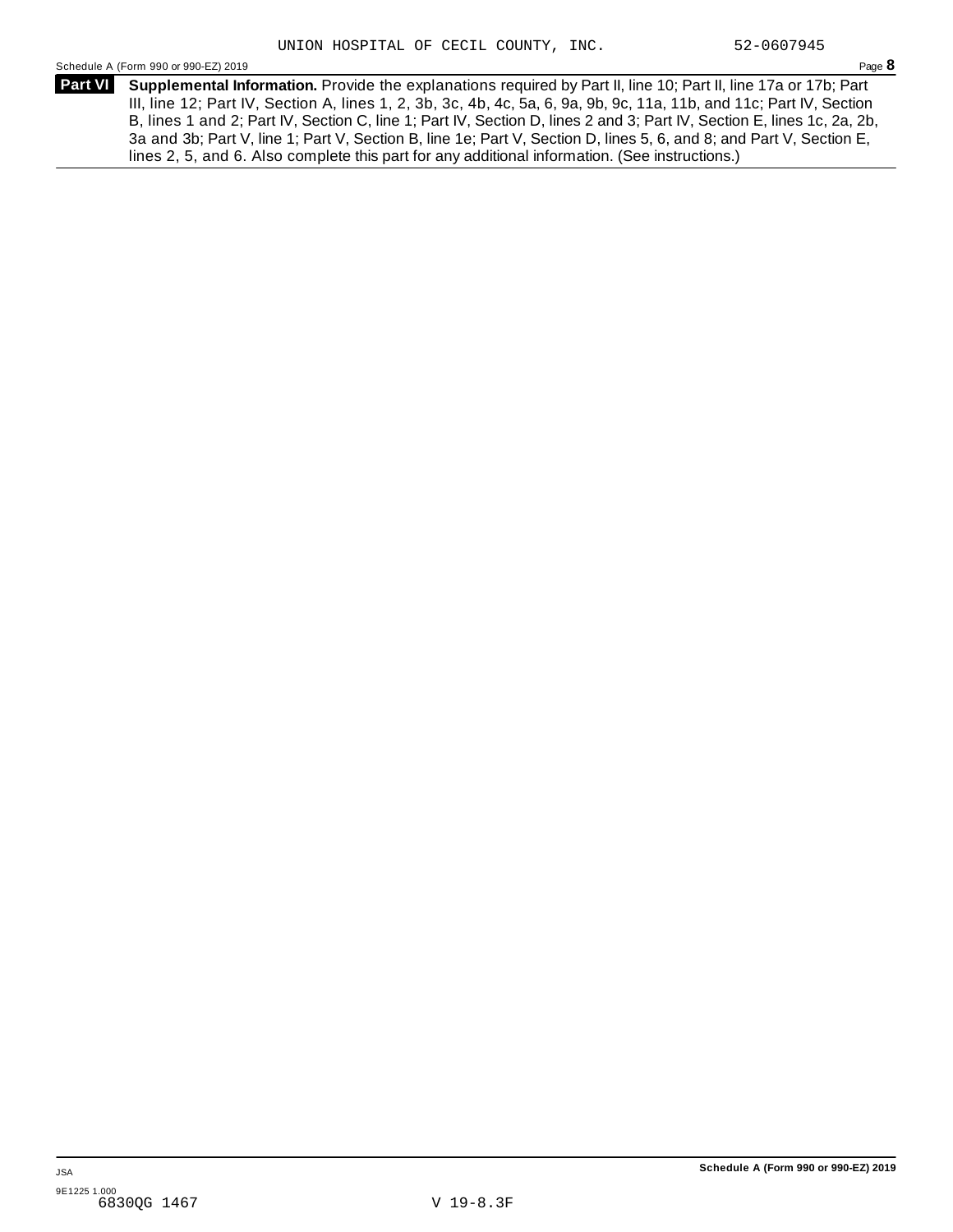UNION HOSPITAL OF CECIL COUNTY, INC. 52-0607945

**Part VI** **Supplemental Information.** Provide the explanations required by Part II, line 10; Part II, line 17a or 17b; Part III, line 12; Part IV, Section A, lines 1, 2, 3b, 3c, 4b, 4c, 5a, 6, 9a, 9b, 9c, 11a, 11b, and 11c; Part IV, Section B, lines 1 and 2; Part IV, Section C, line 1; Part IV, Section D, lines 2 and 3; Part IV, Section E, lines 1c, 2a, 2b, 3a and 3b; Part V, line 1; Part V, Section B, line 1e; Part V, Section D, lines 5, 6, and 8; and Part V, Section E, lines 2, 5, and 6. Also complete this part for any additional information. (See instructions.)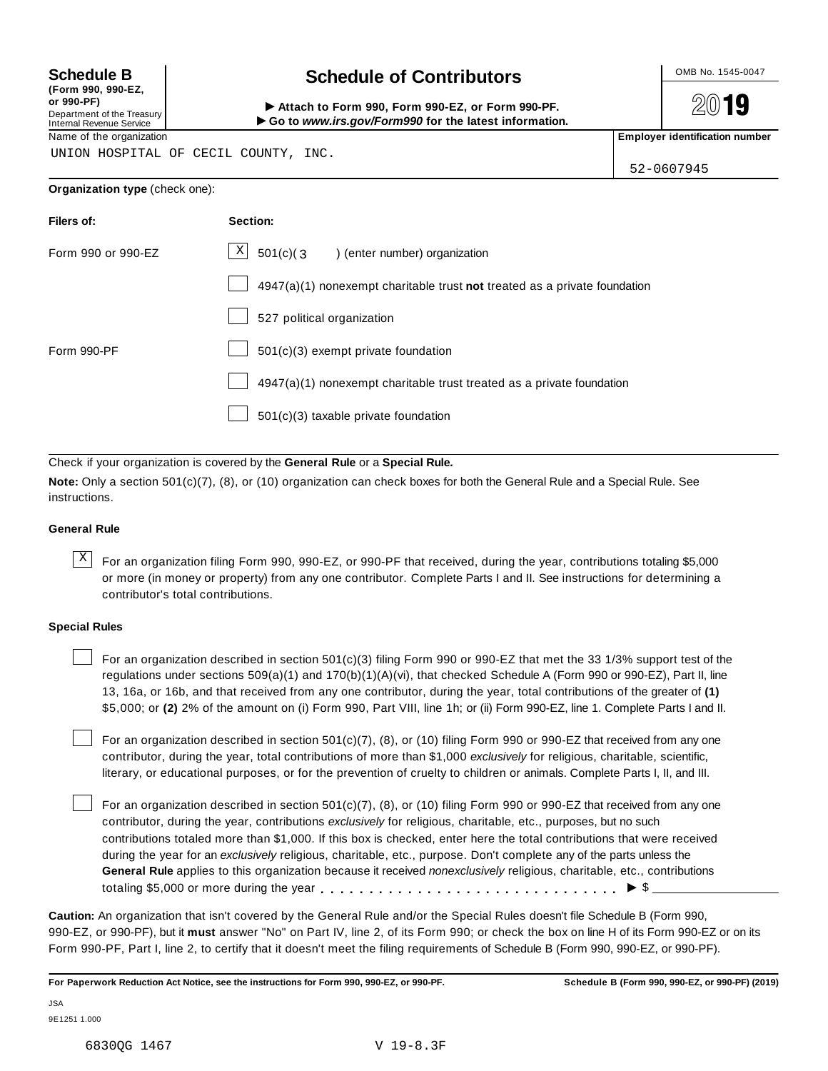**Schedule B**
**(Form 990, 990-EZ, or 990-PF)**
Department of the Treasury
Internal Revenue Service

# Schedule of Contributors

► **Attach to Form 990, Form 990-EZ, or Form 990-PF.**
► **Go to *www.irs.gov/Form990* for the latest information.**

OMB No. 1545-0047

**2019**

Name of the organization: UNION HOSPITAL OF CECIL COUNTY, INC.

**Employer identification number**: 52-0607945

**Organization type** (check one):

| **Filers of:** | **Section:** |
|---|---|
| Form 990 or 990-EZ | [X] 501(c)( 3 ) (enter number) organization |
| | [ ] 4947(a)(1) nonexempt charitable trust **not** treated as a private foundation |
| | [ ] 527 political organization |
| Form 990-PF | [ ] 501(c)(3) exempt private foundation |
| | [ ] 4947(a)(1) nonexempt charitable trust treated as a private foundation |
| | [ ] 501(c)(3) taxable private foundation |

Check if your organization is covered by the **General Rule** or a **Special Rule.**

**Note:** Only a section 501(c)(7), (8), or (10) organization can check boxes for both the General Rule and a Special Rule. See instructions.

**General Rule**

[X] For an organization filing Form 990, 990-EZ, or 990-PF that received, during the year, contributions totaling $5,000 or more (in money or property) from any one contributor. Complete Parts I and II. See instructions for determining a contributor's total contributions.

**Special Rules**

[ ] For an organization described in section 501(c)(3) filing Form 990 or 990-EZ that met the 33 1/3% support test of the regulations under sections 509(a)(1) and 170(b)(1)(A)(vi), that checked Schedule A (Form 990 or 990-EZ), Part II, line 13, 16a, or 16b, and that received from any one contributor, during the year, total contributions of the greater of **(1)** $5,000; or **(2)** 2% of the amount on (i) Form 990, Part VIII, line 1h; or (ii) Form 990-EZ, line 1. Complete Parts I and II.

[ ] For an organization described in section 501(c)(7), (8), or (10) filing Form 990 or 990-EZ that received from any one contributor, during the year, total contributions of more than $1,000 *exclusively* for religious, charitable, scientific, literary, or educational purposes, or for the prevention of cruelty to children or animals. Complete Parts I, II, and III.

[ ] For an organization described in section 501(c)(7), (8), or (10) filing Form 990 or 990-EZ that received from any one contributor, during the year, contributions *exclusively* for religious, charitable, etc., purposes, but no such contributions totaled more than $1,000. If this box is checked, enter here the total contributions that were received during the year for an *exclusively* religious, charitable, etc., purpose. Don't complete any of the parts unless the **General Rule** applies to this organization because it received *nonexclusively* religious, charitable, etc., contributions totaling $5,000 or more during the year . . . . . . . . . . . . . . . . . . . . . . . . . . . . . ► $ ____________

**Caution:** An organization that isn't covered by the General Rule and/or the Special Rules doesn't file Schedule B (Form 990, 990-EZ, or 990-PF), but it **must** answer "No" on Part IV, line 2, of its Form 990; or check the box on line H of its Form 990-EZ or on its Form 990-PF, Part I, line 2, to certify that it doesn't meet the filing requirements of Schedule B (Form 990, 990-EZ, or 990-PF).

**For Paperwork Reduction Act Notice, see the instructions for Form 990, 990-EZ, or 990-PF.** **Schedule B (Form 990, 990-EZ, or 990-PF) (2019)**

JSA
9E1251 1.000

6830QG 1467 V 19-8.3F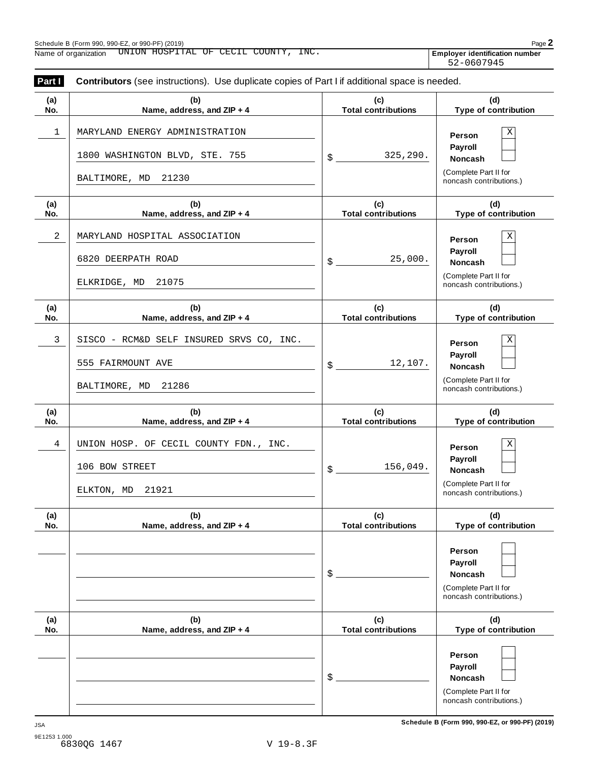Schedule B (Form 990, 990-EZ, or 990-PF) (2019)

Name of organization UNION HOSPITAL OF CECIL COUNTY, INC.

**Employer identification number** 52-0607945

**Part I** **Contributors** (see instructions). Use duplicate copies of Part I if additional space is needed.

| (a) No. | (b) Name, address, and ZIP + 4 | (c) Total contributions | (d) Type of contribution |
|---|---|---|---|
| 1 | MARYLAND ENERGY ADMINISTRATION<br>1800 WASHINGTON BLVD, STE. 755<br>BALTIMORE, MD 21230 | $ 325,290. | Person [X]<br>Payroll [ ]<br>Noncash [ ]<br>(Complete Part II for noncash contributions.) |
| 2 | MARYLAND HOSPITAL ASSOCIATION<br>6820 DEERPATH ROAD<br>ELKRIDGE, MD 21075 | $ 25,000. | Person [X]<br>Payroll [ ]<br>Noncash [ ]<br>(Complete Part II for noncash contributions.) |
| 3 | SISCO - RCM&D SELF INSURED SRVS CO, INC.<br>555 FAIRMOUNT AVE<br>BALTIMORE, MD 21286 | $ 12,107. | Person [X]<br>Payroll [ ]<br>Noncash [ ]<br>(Complete Part II for noncash contributions.) |
| 4 | UNION HOSP. OF CECIL COUNTY FDN., INC.<br>106 BOW STREET<br>ELKTON, MD 21921 | $ 156,049. | Person [X]<br>Payroll [ ]<br>Noncash [ ]<br>(Complete Part II for noncash contributions.) |
| | | $ | Person [ ]<br>Payroll [ ]<br>Noncash [ ]<br>(Complete Part II for noncash contributions.) |
| | | $ | Person [ ]<br>Payroll [ ]<br>Noncash [ ]<br>(Complete Part II for noncash contributions.) |

JSA

9E1253 1.000

6830QG 1467 V 19-8.3F

**Schedule B (Form 990, 990-EZ, or 990-PF) (2019)**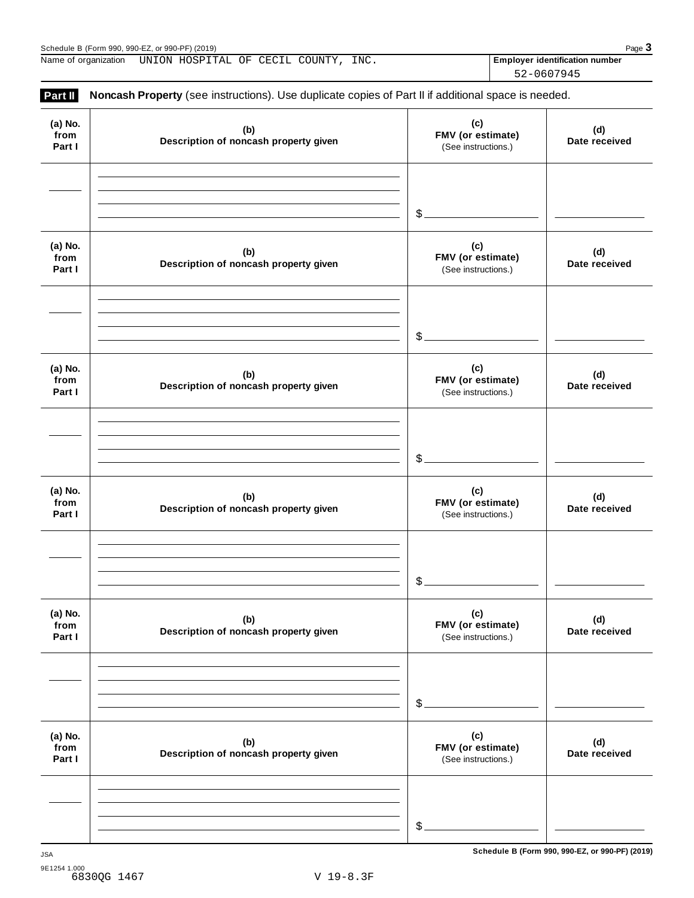Name of organization UNION HOSPITAL OF CECIL COUNTY, INC.

Employer identification number 52-0607945

**Part II** **Noncash Property** (see instructions). Use duplicate copies of Part II if additional space is needed.

| (a) No. from Part I | (b) Description of noncash property given | (c) FMV (or estimate) (See instructions.) | (d) Date received |
|---|---|---|---|
| | | $ | |

| (a) No. from Part I | (b) Description of noncash property given | (c) FMV (or estimate) (See instructions.) | (d) Date received |
|---|---|---|---|
| | | $ | |

| (a) No. from Part I | (b) Description of noncash property given | (c) FMV (or estimate) (See instructions.) | (d) Date received |
|---|---|---|---|
| | | $ | |

| (a) No. from Part I | (b) Description of noncash property given | (c) FMV (or estimate) (See instructions.) | (d) Date received |
|---|---|---|---|
| | | $ | |

| (a) No. from Part I | (b) Description of noncash property given | (c) FMV (or estimate) (See instructions.) | (d) Date received |
|---|---|---|---|
| | | $ | |

| (a) No. from Part I | (b) Description of noncash property given | (c) FMV (or estimate) (See instructions.) | (d) Date received |
|---|---|---|---|
| | | $ | |

JSA
9E1254 1.000
6830QG 1467 V 19-8.3F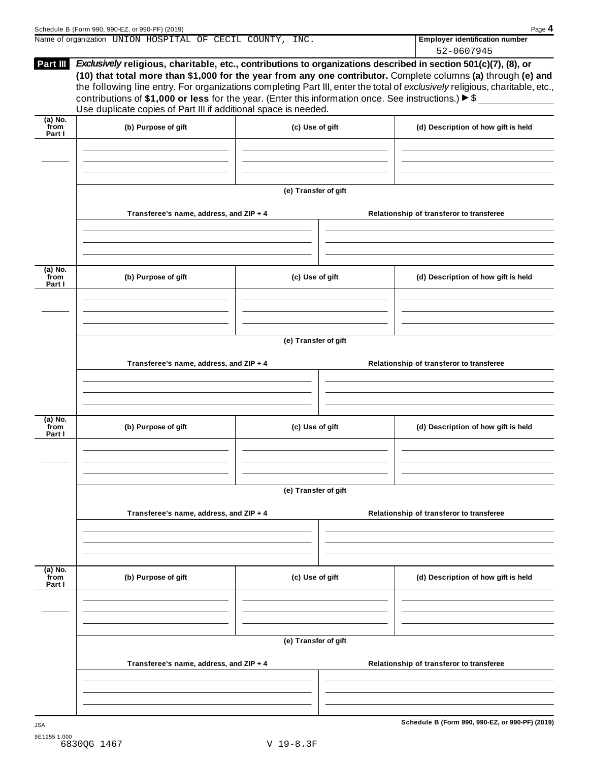Name of organization UNION HOSPITAL OF CECIL COUNTY, INC.

**Employer identification number** 52-0607945

**Part III** ***Exclusively*** **religious, charitable, etc., contributions to organizations described in section 501(c)(7), (8), or (10) that total more than $1,000 for the year from any one contributor.** Complete columns **(a)** through **(e)** and the following line entry. For organizations completing Part III, enter the total of *exclusively* religious, charitable, etc., contributions of **$1,000 or less** for the year. (Enter this information once. See instructions.) ▶ $ ____________

Use duplicate copies of Part III if additional space is needed.

| (a) No. from Part I | (b) Purpose of gift | (c) Use of gift | (d) Description of how gift is held |
|---|---|---|---|
| | | | |

(e) Transfer of gift

| Transferee's name, address, and ZIP + 4 | Relationship of transferor to transferee |
|---|---|
| | |

| (a) No. from Part I | (b) Purpose of gift | (c) Use of gift | (d) Description of how gift is held |
|---|---|---|---|
| | | | |

(e) Transfer of gift

| Transferee's name, address, and ZIP + 4 | Relationship of transferor to transferee |
|---|---|
| | |

| (a) No. from Part I | (b) Purpose of gift | (c) Use of gift | (d) Description of how gift is held |
|---|---|---|---|
| | | | |

(e) Transfer of gift

| Transferee's name, address, and ZIP + 4 | Relationship of transferor to transferee |
|---|---|
| | |

| (a) No. from Part I | (b) Purpose of gift | (c) Use of gift | (d) Description of how gift is held |
|---|---|---|---|
| | | | |

(e) Transfer of gift

| Transferee's name, address, and ZIP + 4 | Relationship of transferor to transferee |
|---|---|
| | |

JSA
9E1255 1.000
6830QG 1467 V 19-8.3F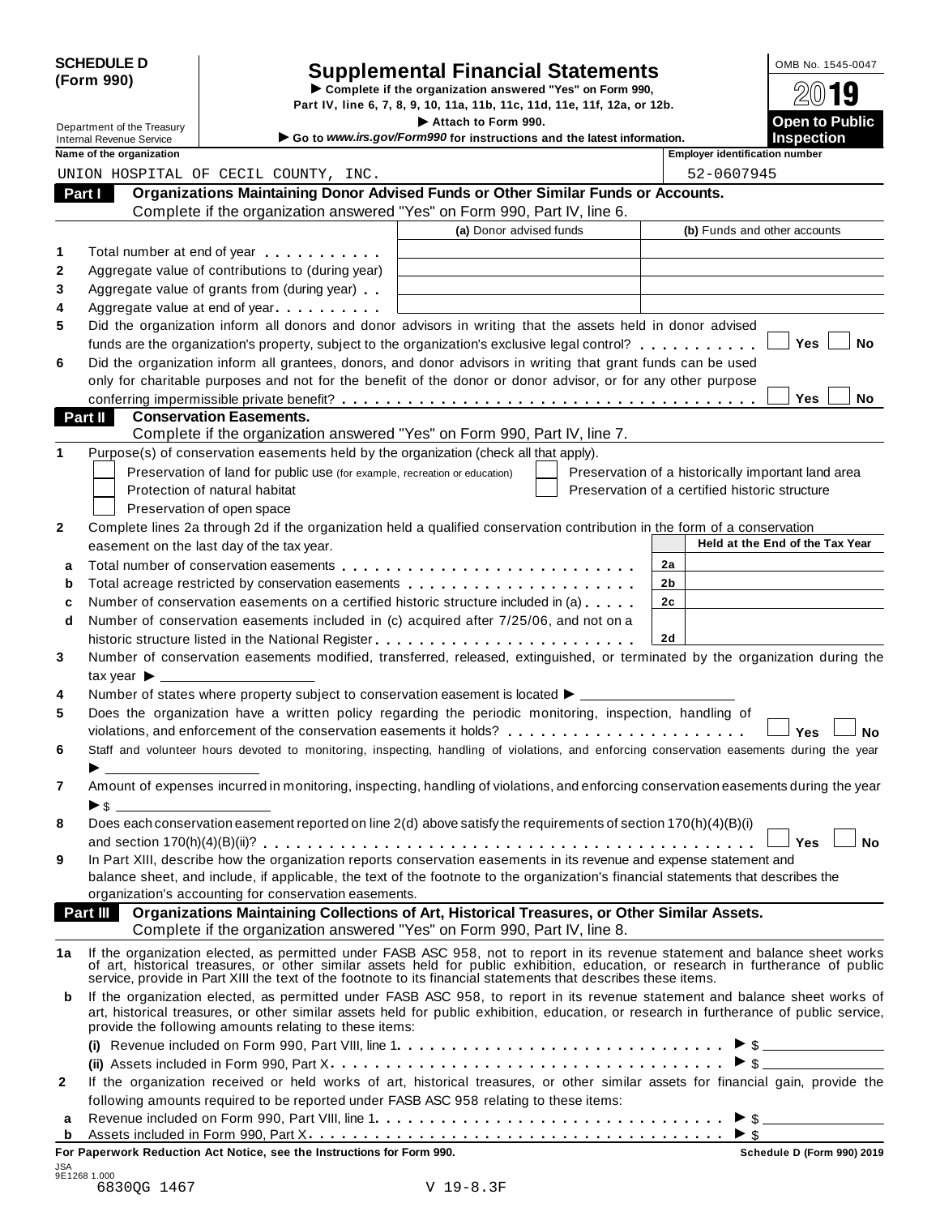**SCHEDULE D (Form 990)**

Department of the Treasury
Internal Revenue Service

# Supplemental Financial Statements

▶ Complete if the organization answered "Yes" on Form 990, Part IV, line 6, 7, 8, 9, 10, 11a, 11b, 11c, 11d, 11e, 11f, 12a, or 12b.

▶ Attach to Form 990.

▶ Go to *www.irs.gov/Form990* for instructions and the latest information.

OMB No. 1545-0047

2019

**Open to Public Inspection**

**Name of the organization:** UNION HOSPITAL OF CECIL COUNTY, INC.

**Employer identification number:** 52-0607945

## Part I Organizations Maintaining Donor Advised Funds or Other Similar Funds or Accounts.

Complete if the organization answered "Yes" on Form 990, Part IV, line 6.

| | | (a) Donor advised funds | (b) Funds and other accounts |
|---|---|---|---|
| 1 | Total number at end of year | | |
| 2 | Aggregate value of contributions to (during year) | | |
| 3 | Aggregate value of grants from (during year) | | |
| 4 | Aggregate value at end of year | | |

5 Did the organization inform all donors and donor advisors in writing that the assets held in donor advised funds are the organization's property, subject to the organization's exclusive legal control? ☐ Yes ☐ No

6 Did the organization inform all grantees, donors, and donor advisors in writing that grant funds can be used only for charitable purposes and not for the benefit of the donor or donor advisor, or for any other purpose conferring impermissible private benefit? ☐ Yes ☐ No

## Part II Conservation Easements.

Complete if the organization answered "Yes" on Form 990, Part IV, line 7.

1 Purpose(s) of conservation easements held by the organization (check all that apply).

- ☐ Preservation of land for public use (for example, recreation or education)
- ☐ Protection of natural habitat
- ☐ Preservation of open space
- ☐ Preservation of a historically important land area
- ☐ Preservation of a certified historic structure

2 Complete lines 2a through 2d if the organization held a qualified conservation contribution in the form of a conservation easement on the last day of the tax year.

| | | | Held at the End of the Tax Year |
|---|---|---|---|
| a | Total number of conservation easements | 2a | |
| b | Total acreage restricted by conservation easements | 2b | |
| c | Number of conservation easements on a certified historic structure included in (a) | 2c | |
| d | Number of conservation easements included in (c) acquired after 7/25/06, and not on a historic structure listed in the National Register | 2d | |

3 Number of conservation easements modified, transferred, released, extinguished, or terminated by the organization during the tax year ▶ ______

4 Number of states where property subject to conservation easement is located ▶ ______

5 Does the organization have a written policy regarding the periodic monitoring, inspection, handling of violations, and enforcement of the conservation easements it holds? ☐ Yes ☐ No

6 Staff and volunteer hours devoted to monitoring, inspecting, handling of violations, and enforcing conservation easements during the year ▶ ______

7 Amount of expenses incurred in monitoring, inspecting, handling of violations, and enforcing conservation easements during the year ▶ $ ______

8 Does each conservation easement reported on line 2(d) above satisfy the requirements of section 170(h)(4)(B)(i) and section 170(h)(4)(B)(ii)? ☐ Yes ☐ No

9 In Part XIII, describe how the organization reports conservation easements in its revenue and expense statement and balance sheet, and include, if applicable, the text of the footnote to the organization's financial statements that describes the organization's accounting for conservation easements.

## Part III Organizations Maintaining Collections of Art, Historical Treasures, or Other Similar Assets.

Complete if the organization answered "Yes" on Form 990, Part IV, line 8.

1a If the organization elected, as permitted under FASB ASC 958, not to report in its revenue statement and balance sheet works of art, historical treasures, or other similar assets held for public exhibition, education, or research in furtherance of public service, provide in Part XIII the text of the footnote to its financial statements that describes these items.

b If the organization elected, as permitted under FASB ASC 958, to report in its revenue statement and balance sheet works of art, historical treasures, or other similar assets held for public exhibition, education, or research in furtherance of public service, provide the following amounts relating to these items:

(i) Revenue included on Form 990, Part VIII, line 1 ▶ $ ______

(ii) Assets included in Form 990, Part X ▶ $ ______

2 If the organization received or held works of art, historical treasures, or other similar assets for financial gain, provide the following amounts required to be reported under FASB ASC 958 relating to these items:

a Revenue included on Form 990, Part VIII, line 1 ▶ $ ______

b Assets included in Form 990, Part X ▶ $ ______

**For Paperwork Reduction Act Notice, see the Instructions for Form 990.** **Schedule D (Form 990) 2019**

JSA 9E1268 1.000
6830QG 1467 V 19-8.3F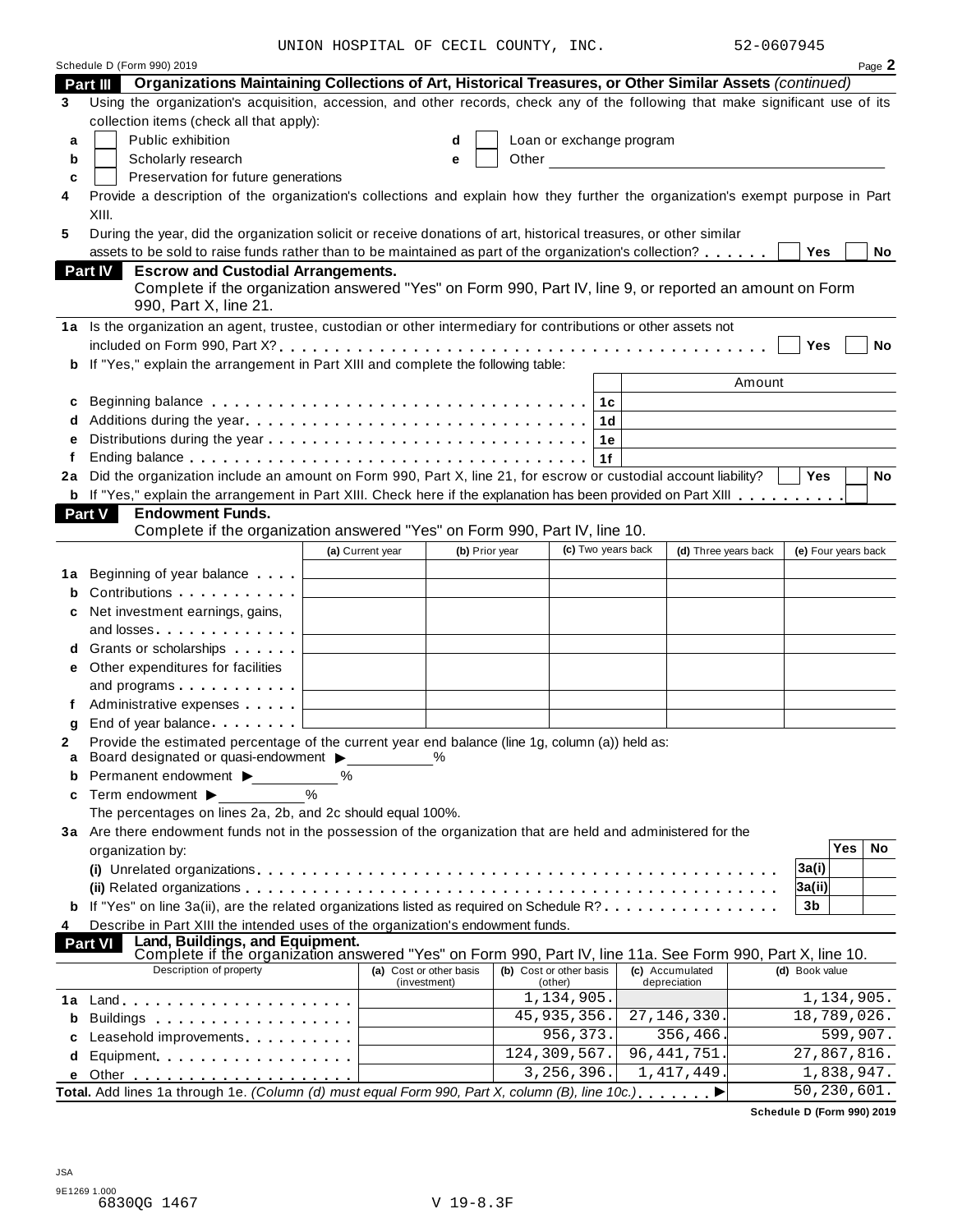UNION HOSPITAL OF CECIL COUNTY, INC. 52-0607945

Schedule D (Form 990) 2019 Page **2**

**Part III Organizations Maintaining Collections of Art, Historical Treasures, or Other Similar Assets** *(continued)*

**3** Using the organization's acquisition, accession, and other records, check any of the following that make significant use of its collection items (check all that apply):

- **a** ☐ Public exhibition
- **b** ☐ Scholarly research
- **c** ☐ Preservation for future generations
- **d** ☐ Loan or exchange program
- **e** ☐ Other

**4** Provide a description of the organization's collections and explain how they further the organization's exempt purpose in Part XIII.

**5** During the year, did the organization solicit or receive donations of art, historical treasures, or other similar assets to be sold to raise funds rather than to be maintained as part of the organization's collection? ☐ Yes ☐ No

**Part IV Escrow and Custodial Arrangements.**
Complete if the organization answered "Yes" on Form 990, Part IV, line 9, or reported an amount on Form 990, Part X, line 21.

**1a** Is the organization an agent, trustee, custodian or other intermediary for contributions or other assets not included on Form 990, Part X? ☐ Yes ☐ No

**b** If "Yes," explain the arrangement in Part XIII and complete the following table:

| | | | Amount |
|---|---|---|---|
| **c** | Beginning balance | 1c | |
| **d** | Additions during the year | 1d | |
| **e** | Distributions during the year | 1e | |
| **f** | Ending balance | 1f | |

**2a** Did the organization include an amount on Form 990, Part X, line 21, for escrow or custodial account liability? ☐ Yes ☐ No

**b** If "Yes," explain the arrangement in Part XIII. Check here if the explanation has been provided on Part XIII ☐

**Part V Endowment Funds.**
Complete if the organization answered "Yes" on Form 990, Part IV, line 10.

| | | (a) Current year | (b) Prior year | (c) Two years back | (d) Three years back | (e) Four years back |
|---|---|---|---|---|---|---|
| **1a** | Beginning of year balance | | | | | |
| **b** | Contributions | | | | | |
| **c** | Net investment earnings, gains, and losses | | | | | |
| **d** | Grants or scholarships | | | | | |
| **e** | Other expenditures for facilities and programs | | | | | |
| **f** | Administrative expenses | | | | | |
| **g** | End of year balance | | | | | |

**2** Provide the estimated percentage of the current year end balance (line 1g, column (a)) held as:

- **a** Board designated or quasi-endowment ▶ ______ %
- **b** Permanent endowment ▶ ______ %
- **c** Term endowment ▶ ______ %

The percentages on lines 2a, 2b, and 2c should equal 100%.

**3a** Are there endowment funds not in the possession of the organization that are held and administered for the organization by:

| | | | Yes | No |
|---|---|---|---|---|
| | **(i)** Unrelated organizations | 3a(i) | | |
| | **(ii)** Related organizations | 3a(ii) | | |
| **b** | If "Yes" on line 3a(ii), are the related organizations listed as required on Schedule R? | 3b | | |

**4** Describe in Part XIII the intended uses of the organization's endowment funds.

**Part VI Land, Buildings, and Equipment.**
Complete if the organization answered "Yes" on Form 990, Part IV, line 11a. See Form 990, Part X, line 10.

| Description of property | (a) Cost or other basis (investment) | (b) Cost or other basis (other) | (c) Accumulated depreciation | (d) Book value |
|---|---|---|---|---|
| **1a** Land | | 1,134,905. | | 1,134,905. |
| **b** Buildings | | 45,935,356. | 27,146,330. | 18,789,026. |
| **c** Leasehold improvements | | 956,373. | 356,466. | 599,907. |
| **d** Equipment | | 124,309,567. | 96,441,751. | 27,867,816. |
| **e** Other | | 3,256,396. | 1,417,449. | 1,838,947. |
| **Total.** Add lines 1a through 1e. *(Column (d) must equal Form 990, Part X, column (B), line 10c.)* ▶ | | | | 50,230,601. |

**Schedule D (Form 990) 2019**

JSA
9E1269 1.000
6830QG 1467 V 19-8.3F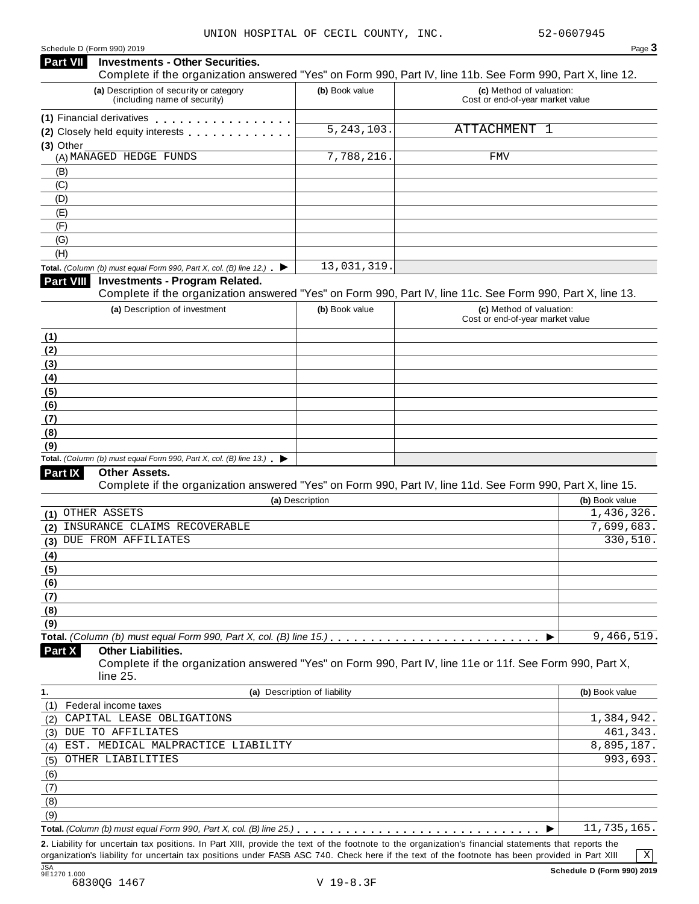UNION HOSPITAL OF CECIL COUNTY, INC. 52-0607945

Schedule D (Form 990) 2019 Page 3

**Part VII Investments - Other Securities.**

Complete if the organization answered "Yes" on Form 990, Part IV, line 11b. See Form 990, Part X, line 12.

| (a) Description of security or category (including name of security) | (b) Book value | (c) Method of valuation: Cost or end-of-year market value |
|---|---|---|
| (1) Financial derivatives | | |
| (2) Closely held equity interests | 5,243,103. | ATTACHMENT 1 |
| (3) Other | | |
| (A) MANAGED HEDGE FUNDS | 7,788,216. | FMV |
| (B) | | |
| (C) | | |
| (D) | | |
| (E) | | |
| (F) | | |
| (G) | | |
| (H) | | |
| **Total.** *(Column (b) must equal Form 990, Part X, col. (B) line 12.)* ▶ | 13,031,319. | |

**Part VIII Investments - Program Related.**

Complete if the organization answered "Yes" on Form 990, Part IV, line 11c. See Form 990, Part X, line 13.

| (a) Description of investment | (b) Book value | (c) Method of valuation: Cost or end-of-year market value |
|---|---|---|
| (1) | | |
| (2) | | |
| (3) | | |
| (4) | | |
| (5) | | |
| (6) | | |
| (7) | | |
| (8) | | |
| (9) | | |
| **Total.** *(Column (b) must equal Form 990, Part X, col. (B) line 13.)* ▶ | | |

**Part IX Other Assets.**

Complete if the organization answered "Yes" on Form 990, Part IV, line 11d. See Form 990, Part X, line 15.

| (a) Description | (b) Book value |
|---|---|
| (1) OTHER ASSETS | 1,436,326. |
| (2) INSURANCE CLAIMS RECOVERABLE | 7,699,683. |
| (3) DUE FROM AFFILIATES | 330,510. |
| (4) | |
| (5) | |
| (6) | |
| (7) | |
| (8) | |
| (9) | |
| **Total.** *(Column (b) must equal Form 990, Part X, col. (B) line 15.)* ▶ | 9,466,519. |

**Part X Other Liabilities.**

Complete if the organization answered "Yes" on Form 990, Part IV, line 11e or 11f. See Form 990, Part X, line 25.

| 1. (a) Description of liability | (b) Book value |
|---|---|
| (1) Federal income taxes | |
| (2) CAPITAL LEASE OBLIGATIONS | 1,384,942. |
| (3) DUE TO AFFILIATES | 461,343. |
| (4) EST. MEDICAL MALPRACTICE LIABILITY | 8,895,187. |
| (5) OTHER LIABILITIES | 993,693. |
| (6) | |
| (7) | |
| (8) | |
| (9) | |
| **Total.** *(Column (b) must equal Form 990, Part X, col. (B) line 25.)* ▶ | 11,735,165. |

**2.** Liability for uncertain tax positions. In Part XIII, provide the text of the footnote to the organization's financial statements that reports the organization's liability for uncertain tax positions under FASB ASC 740. Check here if the text of the footnote has been provided in Part XIII [X]

Schedule D (Form 990) 2019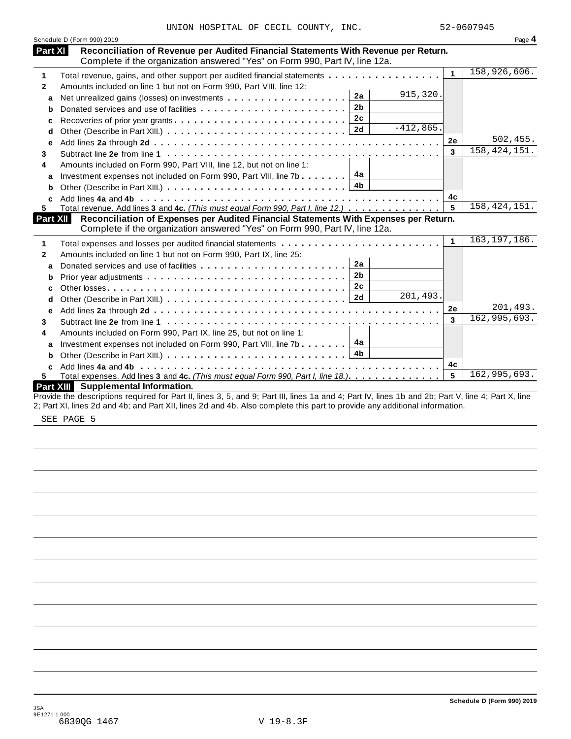UNION HOSPITAL OF CECIL COUNTY, INC. 52-0607945

Schedule D (Form 990) 2019 Page **4**

## Part XI Reconciliation of Revenue per Audited Financial Statements With Revenue per Return.

Complete if the organization answered "Yes" on Form 990, Part IV, line 12a.

| | | | | | |
|---|---|---|---|---|---|
| **1** | Total revenue, gains, and other support per audited financial statements | | | 1 | 158,926,606. |
| **2** | Amounts included on line 1 but not on Form 990, Part VIII, line 12: | | | | |
| **a** | Net unrealized gains (losses) on investments | 2a | 915,320. | | |
| **b** | Donated services and use of facilities | 2b | | | |
| **c** | Recoveries of prior year grants | 2c | | | |
| **d** | Other (Describe in Part XIII.) | 2d | -412,865. | | |
| **e** | Add lines **2a** through **2d** | | | 2e | 502,455. |
| **3** | Subtract line **2e** from line **1** | | | 3 | 158,424,151. |
| **4** | Amounts included on Form 990, Part VIII, line 12, but not on line 1: | | | | |
| **a** | Investment expenses not included on Form 990, Part VIII, line 7b | 4a | | | |
| **b** | Other (Describe in Part XIII.) | 4b | | | |
| **c** | Add lines **4a** and **4b** | | | 4c | |
| **5** | Total revenue. Add lines **3** and **4c.** *(This must equal Form 990, Part I, line 12.)* | | | 5 | 158,424,151. |

## Part XII Reconciliation of Expenses per Audited Financial Statements With Expenses per Return.

Complete if the organization answered "Yes" on Form 990, Part IV, line 12a.

| | | | | | |
|---|---|---|---|---|---|
| **1** | Total expenses and losses per audited financial statements | | | 1 | 163,197,186. |
| **2** | Amounts included on line 1 but not on Form 990, Part IX, line 25: | | | | |
| **a** | Donated services and use of facilities | 2a | | | |
| **b** | Prior year adjustments | 2b | | | |
| **c** | Other losses | 2c | | | |
| **d** | Other (Describe in Part XIII.) | 2d | 201,493. | | |
| **e** | Add lines **2a** through **2d** | | | 2e | 201,493. |
| **3** | Subtract line **2e** from line **1** | | | 3 | 162,995,693. |
| **4** | Amounts included on Form 990, Part IX, line 25, but not on line 1: | | | | |
| **a** | Investment expenses not included on Form 990, Part VIII, line 7b | 4a | | | |
| **b** | Other (Describe in Part XIII.) | 4b | | | |
| **c** | Add lines **4a** and **4b** | | | 4c | |
| **5** | Total expenses. Add lines **3** and **4c.** *(This must equal Form 990, Part I, line 18.)* | | | 5 | 162,995,693. |

## Part XIII Supplemental Information.

Provide the descriptions required for Part II, lines 3, 5, and 9; Part III, lines 1a and 4; Part IV, lines 1b and 2b; Part V, line 4; Part X, line 2; Part XI, lines 2d and 4b; and Part XII, lines 2d and 4b. Also complete this part to provide any additional information.

SEE PAGE 5

**Schedule D (Form 990) 2019**

JSA
9E1271 1.000
6830QG 1467 V 19-8.3F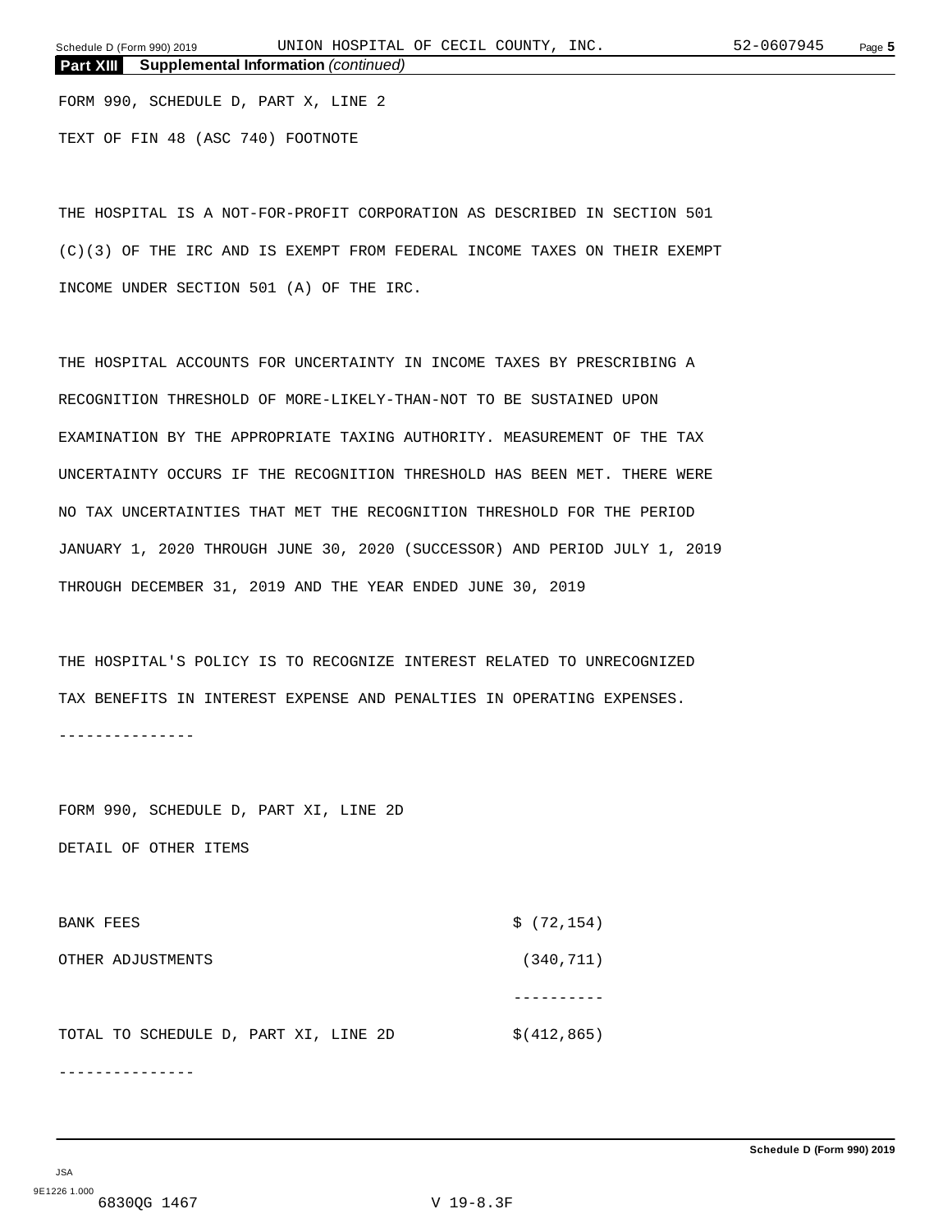**Part XIII** **Supplemental Information** *(continued)*

FORM 990, SCHEDULE D, PART X, LINE 2

TEXT OF FIN 48 (ASC 740) FOOTNOTE

THE HOSPITAL IS A NOT-FOR-PROFIT CORPORATION AS DESCRIBED IN SECTION 501 (C)(3) OF THE IRC AND IS EXEMPT FROM FEDERAL INCOME TAXES ON THEIR EXEMPT INCOME UNDER SECTION 501 (A) OF THE IRC.

THE HOSPITAL ACCOUNTS FOR UNCERTAINTY IN INCOME TAXES BY PRESCRIBING A RECOGNITION THRESHOLD OF MORE-LIKELY-THAN-NOT TO BE SUSTAINED UPON EXAMINATION BY THE APPROPRIATE TAXING AUTHORITY. MEASUREMENT OF THE TAX UNCERTAINTY OCCURS IF THE RECOGNITION THRESHOLD HAS BEEN MET. THERE WERE NO TAX UNCERTAINTIES THAT MET THE RECOGNITION THRESHOLD FOR THE PERIOD JANUARY 1, 2020 THROUGH JUNE 30, 2020 (SUCCESSOR) AND PERIOD JULY 1, 2019 THROUGH DECEMBER 31, 2019 AND THE YEAR ENDED JUNE 30, 2019

THE HOSPITAL'S POLICY IS TO RECOGNIZE INTEREST RELATED TO UNRECOGNIZED TAX BENEFITS IN INTEREST EXPENSE AND PENALTIES IN OPERATING EXPENSES.

---------------

FORM 990, SCHEDULE D, PART XI, LINE 2D

DETAIL OF OTHER ITEMS

| | |
|---|---|
| BANK FEES | $ (72,154) |
| OTHER ADJUSTMENTS | (340,711) |
| | ---------- |
| TOTAL TO SCHEDULE D, PART XI, LINE 2D | $(412,865) |

---------------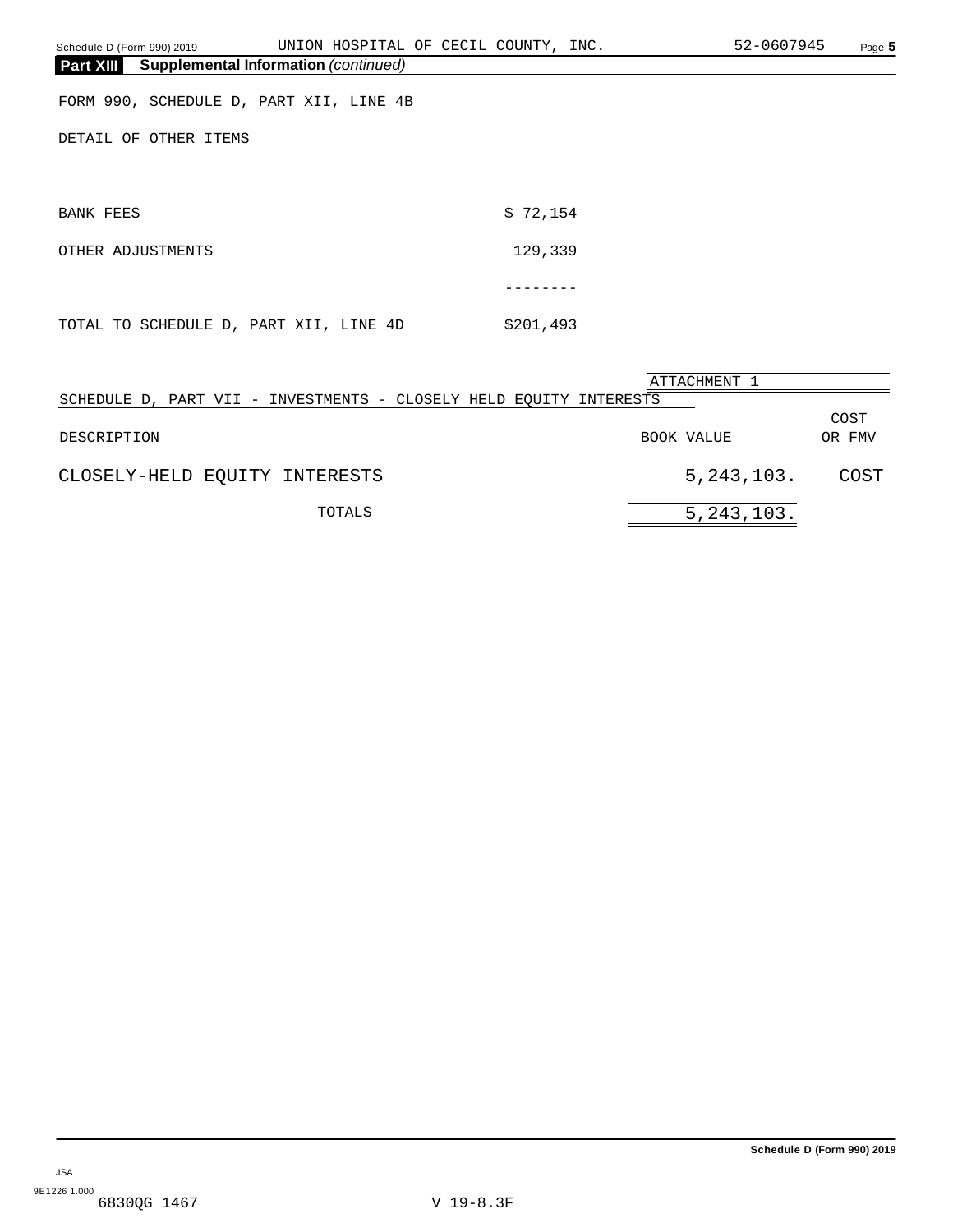**Part XIII Supplemental Information** *(continued)*

FORM 990, SCHEDULE D, PART XII, LINE 4B

DETAIL OF OTHER ITEMS

| | |
|---|---|
| BANK FEES | $ 72,154 |
| OTHER ADJUSTMENTS | 129,339 |
| | -------- |
| TOTAL TO SCHEDULE D, PART XII, LINE 4D | $201,493 |

ATTACHMENT 1

SCHEDULE D, PART VII - INVESTMENTS - CLOSELY HELD EQUITY INTERESTS

| DESCRIPTION | BOOK VALUE | COST OR FMV |
|---|---|---|
| CLOSELY-HELD EQUITY INTERESTS | 5,243,103. | COST |
| TOTALS | 5,243,103. | |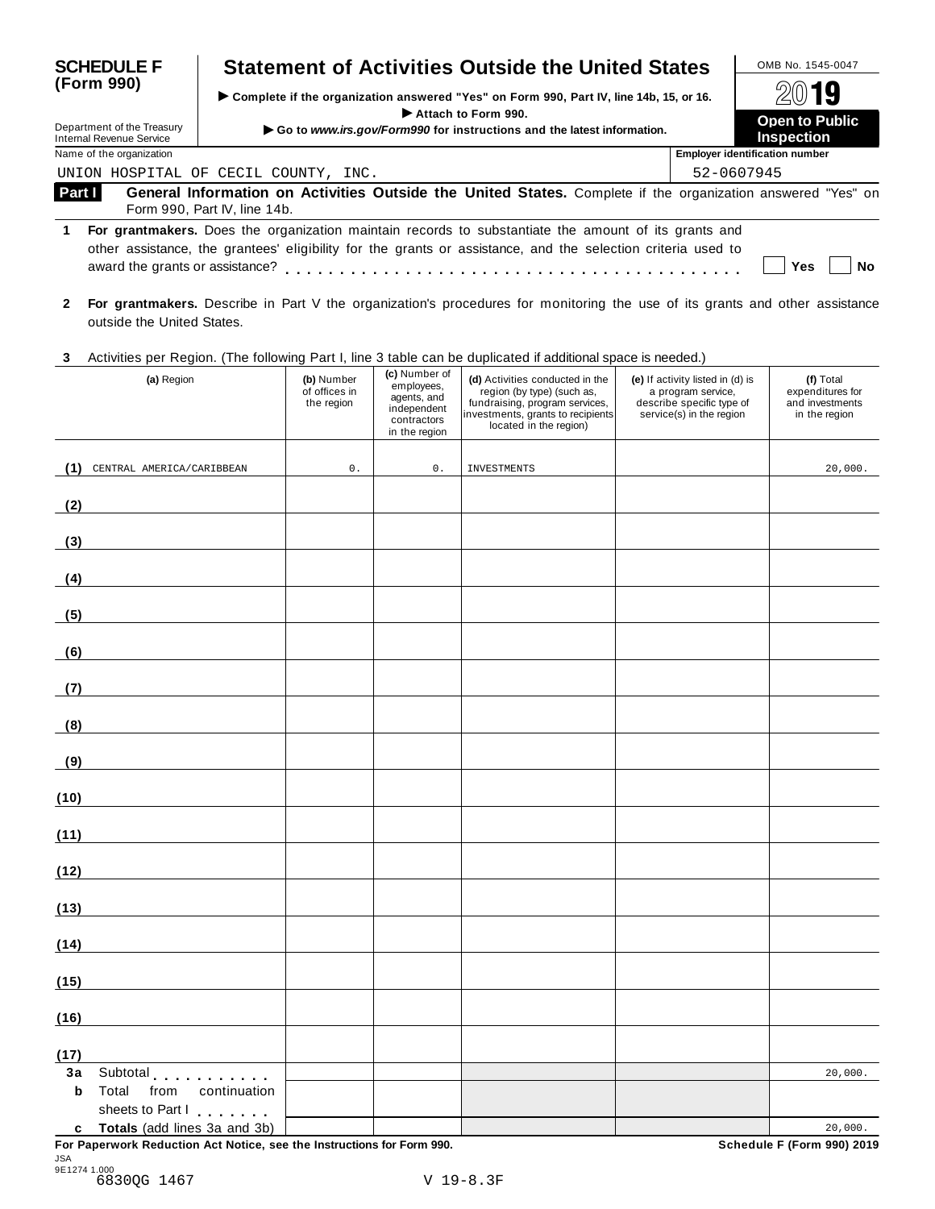# SCHEDULE F (Form 990)

## Statement of Activities Outside the United States

▶ Complete if the organization answered "Yes" on Form 990, Part IV, line 14b, 15, or 16.
▶ Attach to Form 990.
▶ Go to *www.irs.gov/Form990* for instructions and the latest information.

Department of the Treasury
Internal Revenue Service

OMB No. 1545-0047

2019

**Open to Public Inspection**

Name of the organization: UNION HOSPITAL OF CECIL COUNTY, INC.

Employer identification number: 52-0607945

**Part I** **General Information on Activities Outside the United States.** Complete if the organization answered "Yes" on Form 990, Part IV, line 14b.

**1** **For grantmakers.** Does the organization maintain records to substantiate the amount of its grants and other assistance, the grantees' eligibility for the grants or assistance, and the selection criteria used to award the grants or assistance? . . . . . . . . . . . . . . . . . . . . . . . . . . . . . . . . . . . . . . . . ☐ Yes ☐ No

**2** **For grantmakers.** Describe in Part V the organization's procedures for monitoring the use of its grants and other assistance outside the United States.

**3** Activities per Region. (The following Part I, line 3 table can be duplicated if additional space is needed.)

| (a) Region | (b) Number of offices in the region | (c) Number of employees, agents, and independent contractors in the region | (d) Activities conducted in the region (by type) (such as, fundraising, program services, investments, grants to recipients located in the region) | (e) If activity listed in (d) is a program service, describe specific type of service(s) in the region | (f) Total expenditures for and investments in the region |
|---|---|---|---|---|---|
| (1) CENTRAL AMERICA/CARIBBEAN | 0. | 0. | INVESTMENTS | | 20,000. |
| (2) | | | | | |
| (3) | | | | | |
| (4) | | | | | |
| (5) | | | | | |
| (6) | | | | | |
| (7) | | | | | |
| (8) | | | | | |
| (9) | | | | | |
| (10) | | | | | |
| (11) | | | | | |
| (12) | | | | | |
| (13) | | | | | |
| (14) | | | | | |
| (15) | | | | | |
| (16) | | | | | |
| (17) | | | | | |
| **3a** Subtotal . . . . . . . . . . | | | | | 20,000. |
| **b** Total from continuation sheets to Part I . . . . . . . | | | | | |
| **c** **Totals** (add lines 3a and 3b) | | | | | 20,000. |

**For Paperwork Reduction Act Notice, see the Instructions for Form 990.** **Schedule F (Form 990) 2019**

JSA
9E1274 1.000
6830QG 1467 V 19-8.3F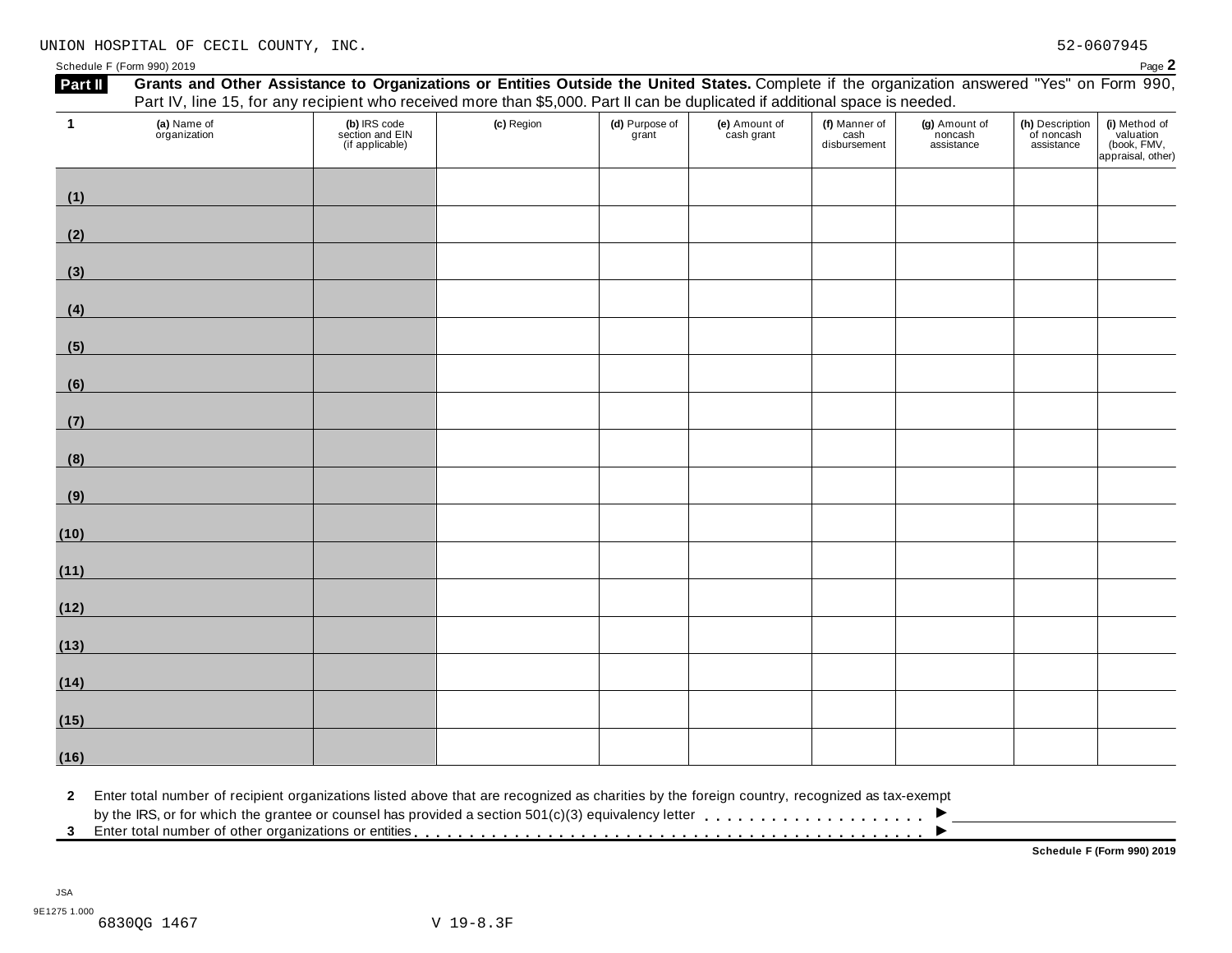UNION HOSPITAL OF CECIL COUNTY, INC. 52-0607945

Schedule F (Form 990) 2019 Page **2**

**Part II** **Grants and Other Assistance to Organizations or Entities Outside the United States.** Complete if the organization answered "Yes" on Form 990, Part IV, line 15, for any recipient who received more than $5,000. Part II can be duplicated if additional space is needed.

| **1** (a) Name of organization | (b) IRS code section and EIN (if applicable) | (c) Region | (d) Purpose of grant | (e) Amount of cash grant | (f) Manner of cash disbursement | (g) Amount of noncash assistance | (h) Description of noncash assistance | (i) Method of valuation (book, FMV, appraisal, other) |
|---|---|---|---|---|---|---|---|---|
| (1) | | | | | | | | |
| (2) | | | | | | | | |
| (3) | | | | | | | | |
| (4) | | | | | | | | |
| (5) | | | | | | | | |
| (6) | | | | | | | | |
| (7) | | | | | | | | |
| (8) | | | | | | | | |
| (9) | | | | | | | | |
| (10) | | | | | | | | |
| (11) | | | | | | | | |
| (12) | | | | | | | | |
| (13) | | | | | | | | |
| (14) | | | | | | | | |
| (15) | | | | | | | | |
| (16) | | | | | | | | |

**2** Enter total number of recipient organizations listed above that are recognized as charities by the foreign country, recognized as tax-exempt by the IRS, or for which the grantee or counsel has provided a section 501(c)(3) equivalency letter . . . . . . . . . . . . . . . . . . . . ▶

**3** Enter total number of other organizations or entities . . . . . . . . . . . . . . . . . . . . . . . . . . . . . . . . . . . . . . . . . . . . ▶

**Schedule F (Form 990) 2019**

JSA
9E1275 1.000
6830QG 1467 V 19-8.3F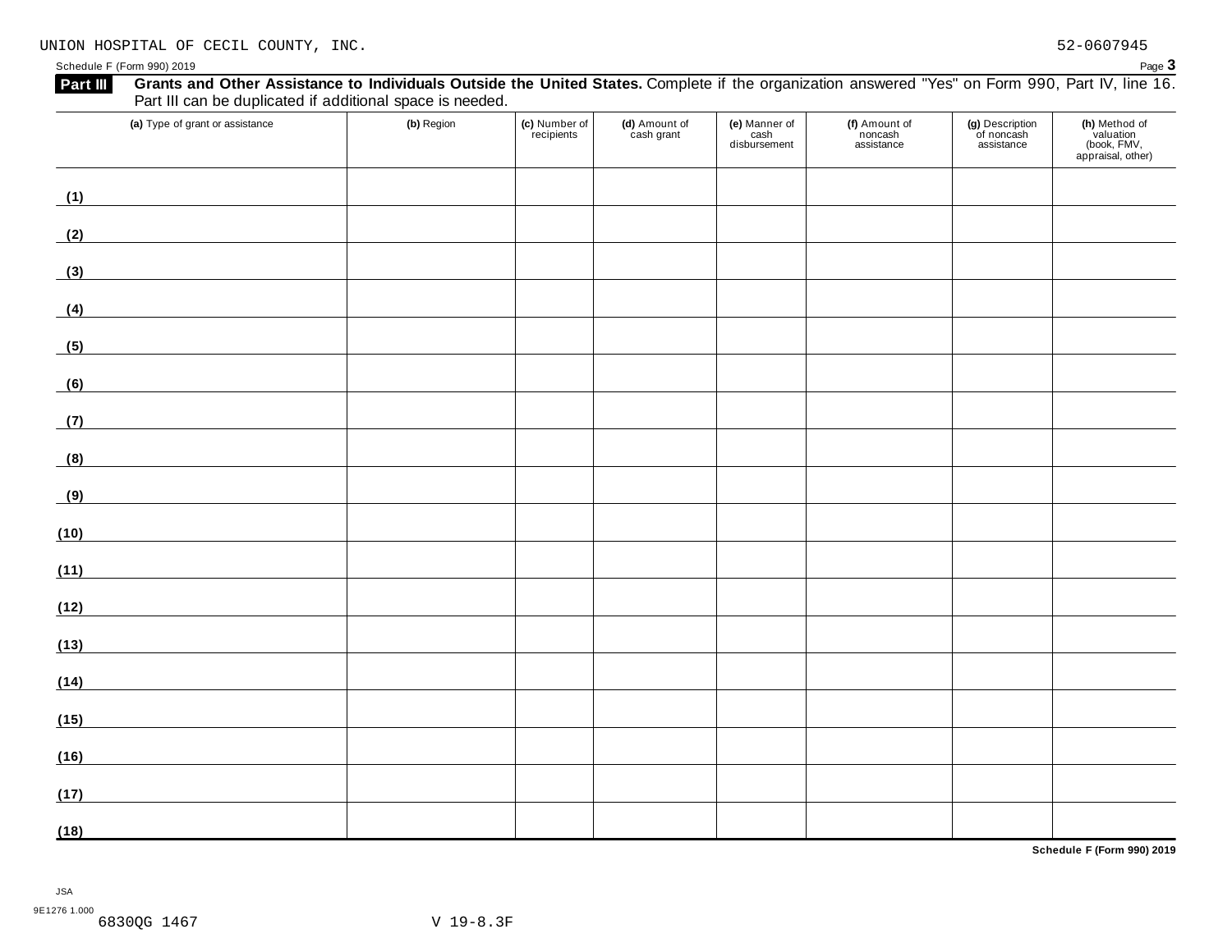UNION HOSPITAL OF CECIL COUNTY, INC. 52-0607945

Schedule F (Form 990) 2019

**Part III** **Grants and Other Assistance to Individuals Outside the United States.** Complete if the organization answered "Yes" on Form 990, Part IV, line 16. Part III can be duplicated if additional space is needed.

| (a) Type of grant or assistance | (b) Region | (c) Number of recipients | (d) Amount of cash grant | (e) Manner of cash disbursement | (f) Amount of noncash assistance | (g) Description of noncash assistance | (h) Method of valuation (book, FMV, appraisal, other) |
|---|---|---|---|---|---|---|---|
| (1) | | | | | | | |
| (2) | | | | | | | |
| (3) | | | | | | | |
| (4) | | | | | | | |
| (5) | | | | | | | |
| (6) | | | | | | | |
| (7) | | | | | | | |
| (8) | | | | | | | |
| (9) | | | | | | | |
| (10) | | | | | | | |
| (11) | | | | | | | |
| (12) | | | | | | | |
| (13) | | | | | | | |
| (14) | | | | | | | |
| (15) | | | | | | | |
| (16) | | | | | | | |
| (17) | | | | | | | |
| (18) | | | | | | | |

**Schedule F (Form 990) 2019**

JSA
9E1276 1.000
6830QG 1467 V 19-8.3F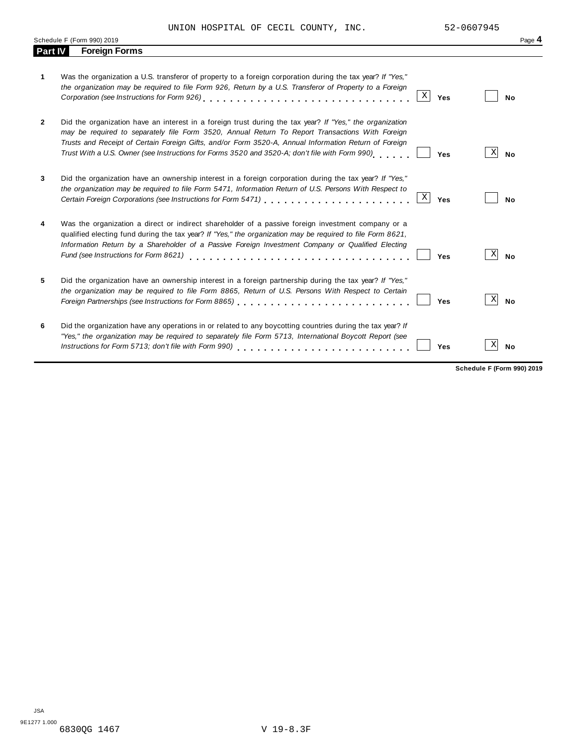UNION HOSPITAL OF CECIL COUNTY, INC. 52-0607945

## Part IV Foreign Forms

| | Question | Yes | No |
|---|---|---|---|
| 1 | Was the organization a U.S. transferor of property to a foreign corporation during the tax year? *If "Yes," the organization may be required to file Form 926, Return by a U.S. Transferor of Property to a Foreign Corporation (see Instructions for Form 926)* | X | |
| 2 | Did the organization have an interest in a foreign trust during the tax year? *If "Yes," the organization may be required to separately file Form 3520, Annual Return To Report Transactions With Foreign Trusts and Receipt of Certain Foreign Gifts, and/or Form 3520-A, Annual Information Return of Foreign Trust With a U.S. Owner (see Instructions for Forms 3520 and 3520-A; don't file with Form 990)* | | X |
| 3 | Did the organization have an ownership interest in a foreign corporation during the tax year? *If "Yes," the organization may be required to file Form 5471, Information Return of U.S. Persons With Respect to Certain Foreign Corporations (see Instructions for Form 5471)* | X | |
| 4 | Was the organization a direct or indirect shareholder of a passive foreign investment company or a qualified electing fund during the tax year? *If "Yes," the organization may be required to file Form 8621, Information Return by a Shareholder of a Passive Foreign Investment Company or Qualified Electing Fund (see Instructions for Form 8621)* | | X |
| 5 | Did the organization have an ownership interest in a foreign partnership during the tax year? *If "Yes," the organization may be required to file Form 8865, Return of U.S. Persons With Respect to Certain Foreign Partnerships (see Instructions for Form 8865)* | | X |
| 6 | Did the organization have any operations in or related to any boycotting countries during the tax year? *If "Yes," the organization may be required to separately file Form 5713, International Boycott Report (see Instructions for Form 5713; don't file with Form 990)* | | X |

**Schedule F (Form 990) 2019**

JSA
9E1277 1.000
6830QG 1467 V 19-8.3F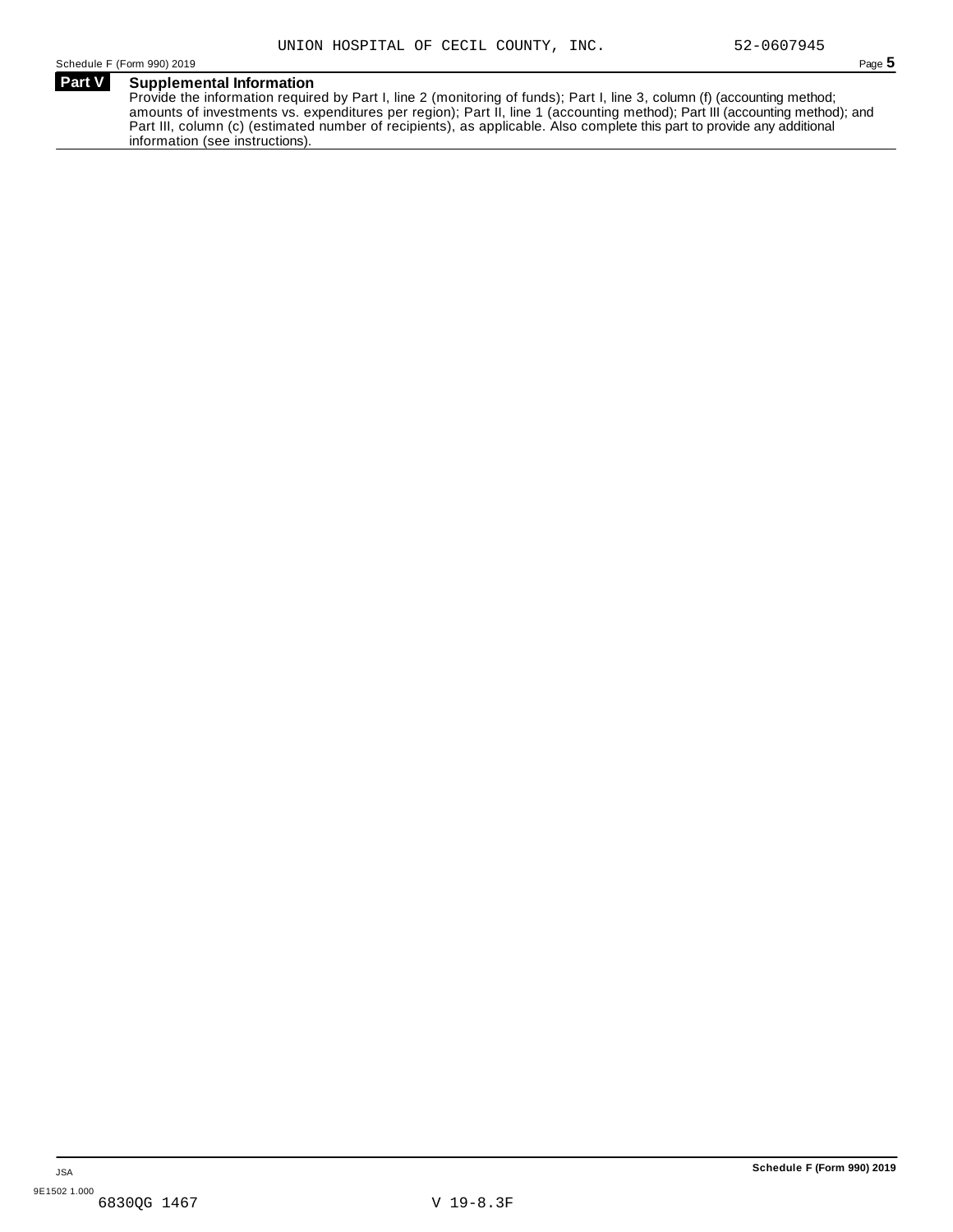UNION HOSPITAL OF CECIL COUNTY, INC. 52-0607945

## Part V Supplemental Information

Provide the information required by Part I, line 2 (monitoring of funds); Part I, line 3, column (f) (accounting method; amounts of investments vs. expenditures per region); Part II, line 1 (accounting method); Part III (accounting method); and Part III, column (c) (estimated number of recipients), as applicable. Also complete this part to provide any additional information (see instructions).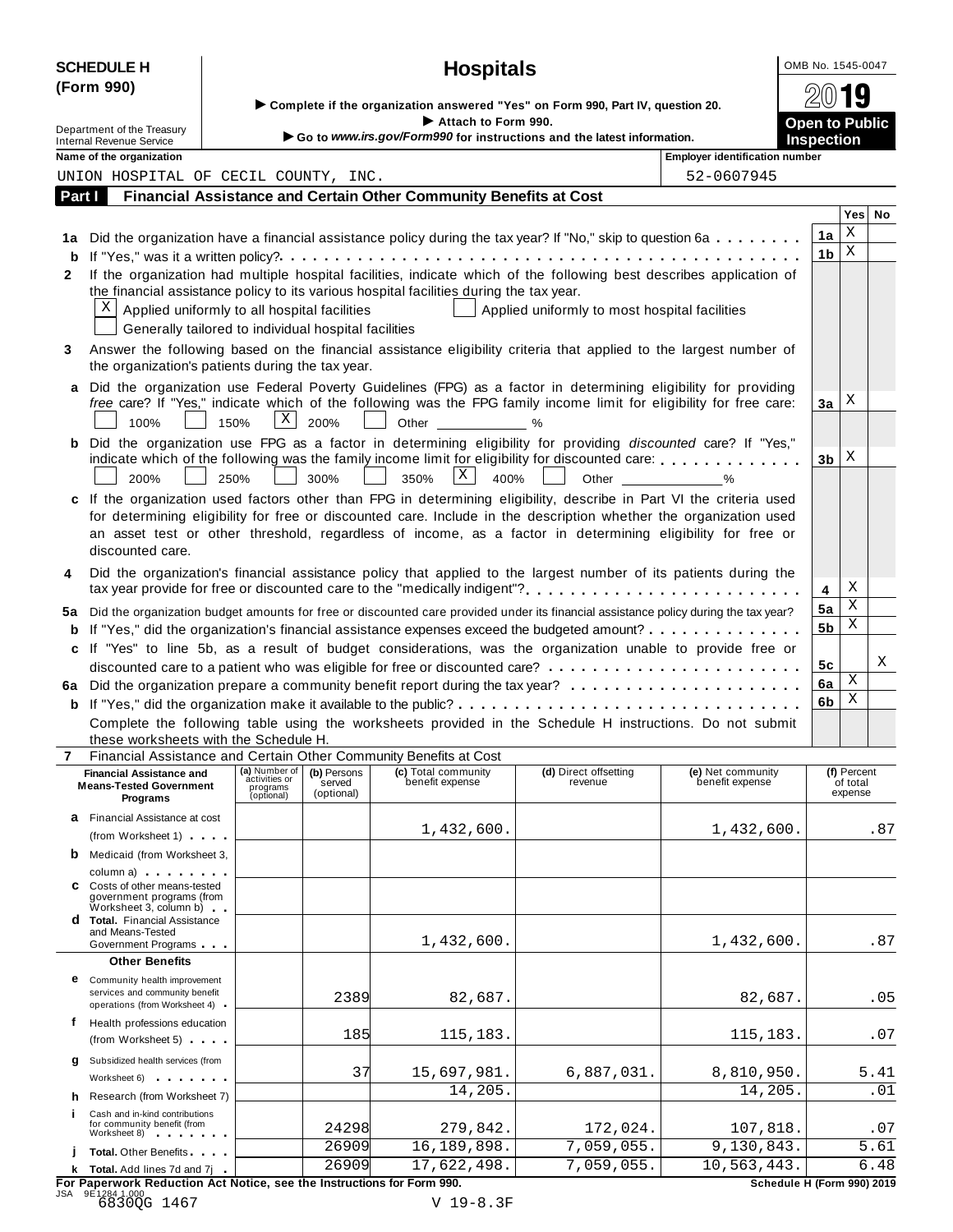**SCHEDULE H (Form 990)**

# Hospitals

▶ Complete if the organization answered "Yes" on Form 990, Part IV, question 20.
▶ Attach to Form 990.
▶ Go to *www.irs.gov/Form990* for instructions and the latest information.

OMB No. 1545-0047

**2019**

**Open to Public Inspection**

Department of the Treasury
Internal Revenue Service

**Name of the organization:** UNION HOSPITAL OF CECIL COUNTY, INC.

**Employer identification number:** 52-0607945

## Part I Financial Assistance and Certain Other Community Benefits at Cost

| | | Line | Yes | No |
|---|---|---|---|---|
| **1a** | Did the organization have a financial assistance policy during the tax year? If "No," skip to question 6a | 1a | X | |
| **b** | If "Yes," was it a written policy? | 1b | X | |
| **2** | If the organization had multiple hospital facilities, indicate which of the following best describes application of the financial assistance policy to its various hospital facilities during the tax year. [X] Applied uniformly to all hospital facilities [ ] Applied uniformly to most hospital facilities [ ] Generally tailored to individual hospital facilities | | | |
| **3** | Answer the following based on the financial assistance eligibility criteria that applied to the largest number of the organization's patients during the tax year. | | | |
| **a** | Did the organization use Federal Poverty Guidelines (FPG) as a factor in determining eligibility for providing *free* care? If "Yes," indicate which of the following was the FPG family income limit for eligibility for free care: [ ] 100% [ ] 150% [X] 200% [ ] Other ______ % | 3a | X | |
| **b** | Did the organization use FPG as a factor in determining eligibility for providing *discounted* care? If "Yes," indicate which of the following was the family income limit for eligibility for discounted care: [ ] 200% [ ] 250% [ ] 300% [ ] 350% [X] 400% [ ] Other ______ % | 3b | X | |
| **c** | If the organization used factors other than FPG in determining eligibility, describe in Part VI the criteria used for determining eligibility for free or discounted care. Include in the description whether the organization used an asset test or other threshold, regardless of income, as a factor in determining eligibility for free or discounted care. | | | |
| **4** | Did the organization's financial assistance policy that applied to the largest number of its patients during the tax year provide for free or discounted care to the "medically indigent"? | 4 | X | |
| **5a** | Did the organization budget amounts for free or discounted care provided under its financial assistance policy during the tax year? | 5a | X | |
| **b** | If "Yes," did the organization's financial assistance expenses exceed the budgeted amount? | 5b | X | |
| **c** | If "Yes" to line 5b, as a result of budget considerations, was the organization unable to provide free or discounted care to a patient who was eligible for free or discounted care? | 5c | | X |
| **6a** | Did the organization prepare a community benefit report during the tax year? | 6a | X | |
| **b** | If "Yes," did the organization make it available to the public? | 6b | X | |

Complete the following table using the worksheets provided in the Schedule H instructions. Do not submit these worksheets with the Schedule H.

**7** Financial Assistance and Certain Other Community Benefits at Cost

| Financial Assistance and Means-Tested Government Programs | (a) Number of activities or programs (optional) | (b) Persons served (optional) | (c) Total community benefit expense | (d) Direct offsetting revenue | (e) Net community benefit expense | (f) Percent of total expense |
|---|---|---|---|---|---|---|
| **a** Financial Assistance at cost (from Worksheet 1) | | | 1,432,600. | | 1,432,600. | .87 |
| **b** Medicaid (from Worksheet 3, column a) | | | | | | |
| **c** Costs of other means-tested government programs (from Worksheet 3, column b) | | | | | | |
| **d Total.** Financial Assistance and Means-Tested Government Programs | | | 1,432,600. | | 1,432,600. | .87 |
| **Other Benefits** | | | | | | |
| **e** Community health improvement services and community benefit operations (from Worksheet 4) | | 2389 | 82,687. | | 82,687. | .05 |
| **f** Health professions education (from Worksheet 5) | | 185 | 115,183. | | 115,183. | .07 |
| **g** Subsidized health services (from Worksheet 6) | | 37 | 15,697,981. | 6,887,031. | 8,810,950. | 5.41 |
| **h** Research (from Worksheet 7) | | | 14,205. | | 14,205. | .01 |
| **i** Cash and in-kind contributions for community benefit (from Worksheet 8) | | 24298 | 279,842. | 172,024. | 107,818. | .07 |
| **j Total.** Other Benefits | | 26909 | 16,189,898. | 7,059,055. | 9,130,843. | 5.61 |
| **k Total.** Add lines 7d and 7j | | 26909 | 17,622,498. | 7,059,055. | 10,563,443. | 6.48 |

**For Paperwork Reduction Act Notice, see the Instructions for Form 990.** **Schedule H (Form 990) 2019**

JSA 9E1284 1.000
6830QG 1467 V 19-8.3F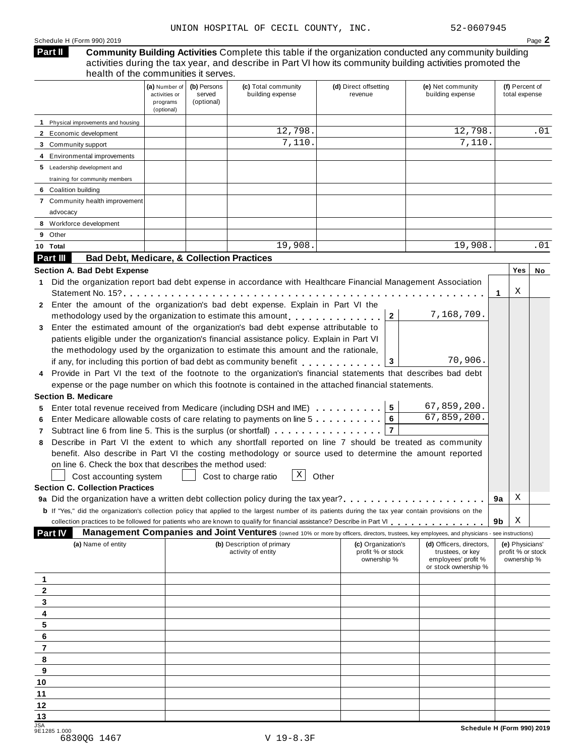UNION HOSPITAL OF CECIL COUNTY, INC. 52-0607945

Schedule H (Form 990) 2019

## Part II Community Building Activities

Complete this table if the organization conducted any community building activities during the tax year, and describe in Part VI how its community building activities promoted the health of the communities it serves.

| | (a) Number of activities or programs (optional) | (b) Persons served (optional) | (c) Total community building expense | (d) Direct offsetting revenue | (e) Net community building expense | (f) Percent of total expense |
|---|---|---|---|---|---|---|
| 1 Physical improvements and housing | | | | | | |
| 2 Economic development | | | 12,798. | | 12,798. | .01 |
| 3 Community support | | | 7,110. | | 7,110. | |
| 4 Environmental improvements | | | | | | |
| 5 Leadership development and training for community members | | | | | | |
| 6 Coalition building | | | | | | |
| 7 Community health improvement advocacy | | | | | | |
| 8 Workforce development | | | | | | |
| 9 Other | | | | | | |
| 10 Total | | | 19,908. | | 19,908. | .01 |

## Part III Bad Debt, Medicare, & Collection Practices

### Section A. Bad Debt Expense

| | | | Yes | No |
|---|---|---|---|---|
| 1 | Did the organization report bad debt expense in accordance with Healthcare Financial Management Association Statement No. 15? | 1 | X | |

2 Enter the amount of the organization's bad debt expense. Explain in Part VI the methodology used by the organization to estimate this amount . . . **2** 7,168,709.

3 Enter the estimated amount of the organization's bad debt expense attributable to patients eligible under the organization's financial assistance policy. Explain in Part VI the methodology used by the organization to estimate this amount and the rationale, if any, for including this portion of bad debt as community benefit . . . **3** 70,906.

4 Provide in Part VI the text of the footnote to the organization's financial statements that describes bad debt expense or the page number on which this footnote is contained in the attached financial statements.

### Section B. Medicare

5 Enter total revenue received from Medicare (including DSH and IME) . . . **5** 67,859,200.

6 Enter Medicare allowable costs of care relating to payments on line 5 . . . **6** 67,859,200.

7 Subtract line 6 from line 5. This is the surplus (or shortfall) . . . **7**

8 Describe in Part VI the extent to which any shortfall reported on line 7 should be treated as community benefit. Also describe in Part VI the costing methodology or source used to determine the amount reported on line 6. Check the box that describes the method used:

☐ Cost accounting system ☐ Cost to charge ratio ☒ Other

### Section C. Collection Practices

| | | | Yes | No |
|---|---|---|---|---|
| 9a | Did the organization have a written debt collection policy during the tax year? | 9a | X | |
| b | If "Yes," did the organization's collection policy that applied to the largest number of its patients during the tax year contain provisions on the collection practices to be followed for patients who are known to qualify for financial assistance? Describe in Part VI | 9b | X | |

## Part IV Management Companies and Joint Ventures (owned 10% or more by officers, directors, trustees, key employees, and physicians - see instructions)

| | (a) Name of entity | (b) Description of primary activity of entity | (c) Organization's profit % or stock ownership % | (d) Officers, directors, trustees, or key employees' profit % or stock ownership % | (e) Physicians' profit % or stock ownership % |
|---|---|---|---|---|---|
| 1 | | | | | |
| 2 | | | | | |
| 3 | | | | | |
| 4 | | | | | |
| 5 | | | | | |
| 6 | | | | | |
| 7 | | | | | |
| 8 | | | | | |
| 9 | | | | | |
| 10 | | | | | |
| 11 | | | | | |
| 12 | | | | | |
| 13 | | | | | |

Schedule H (Form 990) 2019

JSA 9E1285 1.000
6830QG 1467 V 19-8.3F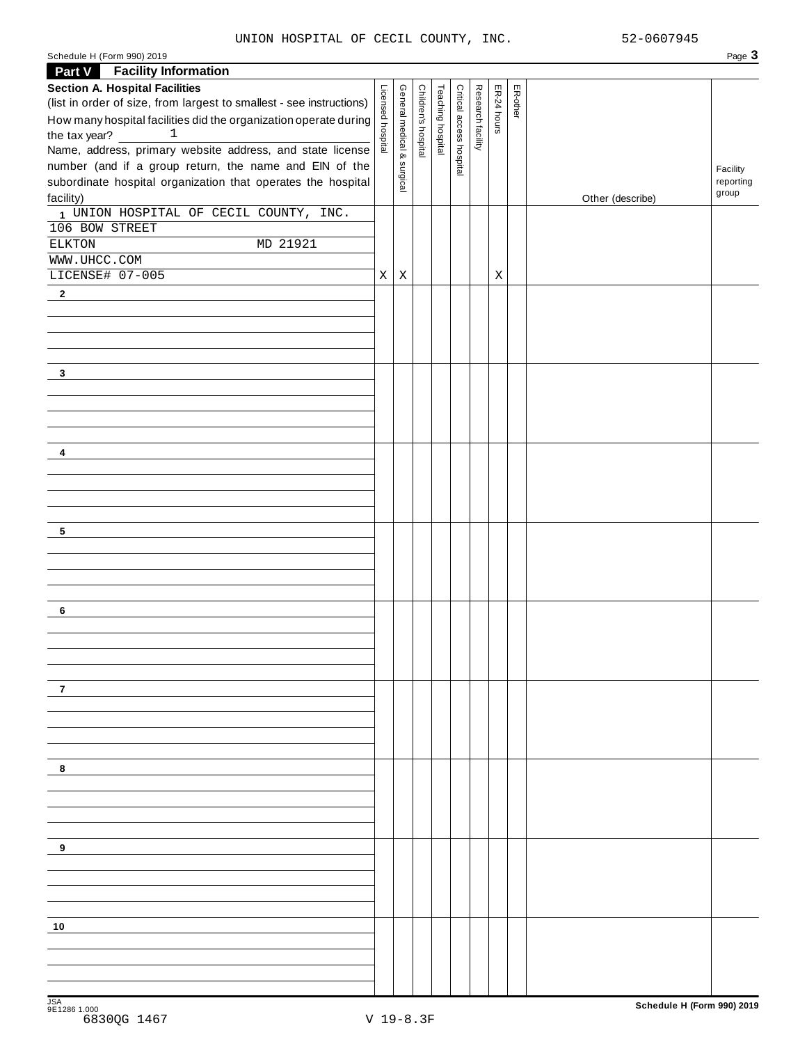UNION HOSPITAL OF CECIL COUNTY, INC. 52-0607945

Schedule H (Form 990) 2019 Page **3**

## Part V Facility Information

| **Section A. Hospital Facilities** (list in order of size, from largest to smallest - see instructions) How many hospital facilities did the organization operate during the tax year? 1 Name, address, primary website address, and state license number (and if a group return, the name and EIN of the subordinate hospital organization that operates the hospital facility) | Licensed hospital | General medical & surgical | Children's hospital | Teaching hospital | Critical access hospital | Research facility | ER-24 hours | ER-other | Other (describe) | Facility reporting group |
|---|---|---|---|---|---|---|---|---|---|---|
| 1 UNION HOSPITAL OF CECIL COUNTY, INC. 106 BOW STREET ELKTON MD 21921 WWW.UHCC.COM LICENSE# 07-005 | X | X | | | | | X | | | |
| 2 | | | | | | | | | | |
| 3 | | | | | | | | | | |
| 4 | | | | | | | | | | |
| 5 | | | | | | | | | | |
| 6 | | | | | | | | | | |
| 7 | | | | | | | | | | |
| 8 | | | | | | | | | | |
| 9 | | | | | | | | | | |
| 10 | | | | | | | | | | |

JSA 9E1286 1.000 6830QG 1467 V 19-8.3F

**Schedule H (Form 990) 2019**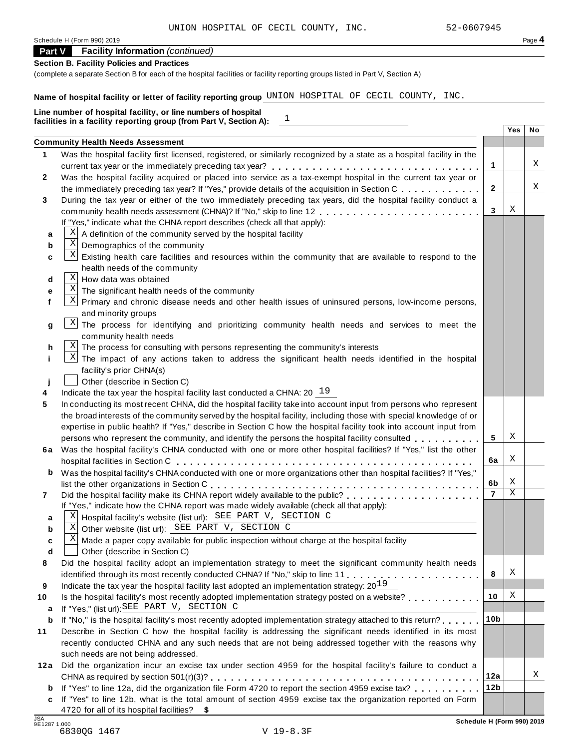UNION HOSPITAL OF CECIL COUNTY, INC. 52-0607945

Schedule H (Form 990) 2019 Page **4**

**Part V Facility Information** *(continued)*

**Section B. Facility Policies and Practices**

(complete a separate Section B for each of the hospital facilities or facility reporting groups listed in Part V, Section A)

**Name of hospital facility or letter of facility reporting group** UNION HOSPITAL OF CECIL COUNTY, INC.

**Line number of hospital facility, or line numbers of hospital facilities in a facility reporting group (from Part V, Section A):** 1

| | | | Yes | No |
|---|---|---|---|---|
| | **Community Health Needs Assessment** | | | |
| **1** | Was the hospital facility first licensed, registered, or similarly recognized by a state as a hospital facility in the current tax year or the immediately preceding tax year? | **1** | | X |
| **2** | Was the hospital facility acquired or placed into service as a tax-exempt hospital in the current tax year or the immediately preceding tax year? If "Yes," provide details of the acquisition in Section C | **2** | | X |
| **3** | During the tax year or either of the two immediately preceding tax years, did the hospital facility conduct a community health needs assessment (CHNA)? If "No," skip to line 12 | **3** | X | |
| | If "Yes," indicate what the CHNA report describes (check all that apply): | | | |
| **a** | [X] A definition of the community served by the hospital facility | | | |
| **b** | [X] Demographics of the community | | | |
| **c** | [X] Existing health care facilities and resources within the community that are available to respond to the health needs of the community | | | |
| **d** | [X] How data was obtained | | | |
| **e** | [X] The significant health needs of the community | | | |
| **f** | [X] Primary and chronic disease needs and other health issues of uninsured persons, low-income persons, and minority groups | | | |
| **g** | [X] The process for identifying and prioritizing community health needs and services to meet the community health needs | | | |
| **h** | [X] The process for consulting with persons representing the community's interests | | | |
| **i** | [X] The impact of any actions taken to address the significant health needs identified in the hospital facility's prior CHNA(s) | | | |
| **j** | [ ] Other (describe in Section C) | | | |
| **4** | Indicate the tax year the hospital facility last conducted a CHNA: 20 19 | | | |
| **5** | In conducting its most recent CHNA, did the hospital facility take into account input from persons who represent the broad interests of the community served by the hospital facility, including those with special knowledge of or expertise in public health? If "Yes," describe in Section C how the hospital facility took into account input from persons who represent the community, and identify the persons the hospital facility consulted | **5** | X | |
| **6a** | Was the hospital facility's CHNA conducted with one or more other hospital facilities? If "Yes," list the other hospital facilities in Section C | **6a** | X | |
| **b** | Was the hospital facility's CHNA conducted with one or more organizations other than hospital facilities? If "Yes," list the other organizations in Section C | **6b** | X | |
| **7** | Did the hospital facility make its CHNA report widely available to the public? | **7** | X | |
| | If "Yes," indicate how the CHNA report was made widely available (check all that apply): | | | |
| **a** | [X] Hospital facility's website (list url): SEE PART V, SECTION C | | | |
| **b** | [X] Other website (list url): SEE PART V, SECTION C | | | |
| **c** | [X] Made a paper copy available for public inspection without charge at the hospital facility | | | |
| **d** | [ ] Other (describe in Section C) | | | |
| **8** | Did the hospital facility adopt an implementation strategy to meet the significant community health needs identified through its most recently conducted CHNA? If "No," skip to line 11 | **8** | X | |
| **9** | Indicate the tax year the hospital facility last adopted an implementation strategy: 20 19 | | | |
| **10** | Is the hospital facility's most recently adopted implementation strategy posted on a website? | **10** | X | |
| **a** | If "Yes," (list url): SEE PART V, SECTION C | | | |
| **b** | If "No," is the hospital facility's most recently adopted implementation strategy attached to this return? | **10b** | | |
| **11** | Describe in Section C how the hospital facility is addressing the significant needs identified in its most recently conducted CHNA and any such needs that are not being addressed together with the reasons why such needs are not being addressed. | | | |
| **12a** | Did the organization incur an excise tax under section 4959 for the hospital facility's failure to conduct a CHNA as required by section 501(r)(3)? | **12a** | | X |
| **b** | If "Yes" to line 12a, did the organization file Form 4720 to report the section 4959 excise tax? | **12b** | | |
| **c** | If "Yes" to line 12b, what is the total amount of section 4959 excise tax the organization reported on Form 4720 for all of its hospital facilities? **$** | | | |

JSA 9E1287 1.000 **Schedule H (Form 990) 2019**

6830QG 1467 V 19-8.3F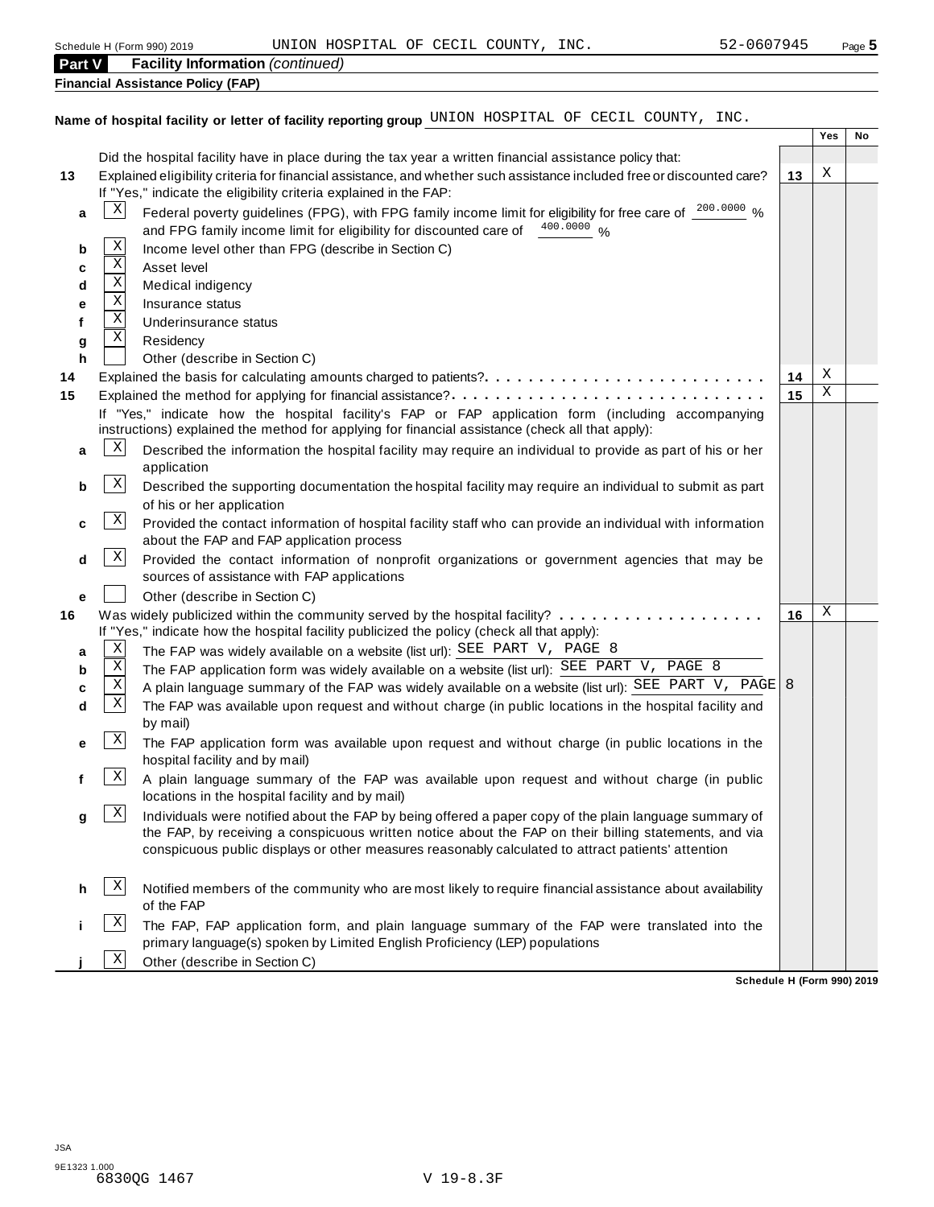## Part V Facility Information *(continued)*

**Financial Assistance Policy (FAP)**

**Name of hospital facility or letter of facility reporting group** UNION HOSPITAL OF CECIL COUNTY, INC.

| | | | | Yes | No |
|---|---|---|---|---|---|
| | | Did the hospital facility have in place during the tax year a written financial assistance policy that: | | | |
| **13** | | Explained eligibility criteria for financial assistance, and whether such assistance included free or discounted care? If "Yes," indicate the eligibility criteria explained in the FAP: | **13** | X | |
| **a** | X | Federal poverty guidelines (FPG), with FPG family income limit for eligibility for free care of 200.0000 % and FPG family income limit for eligibility for discounted care of 400.0000 % | | | |
| **b** | X | Income level other than FPG (describe in Section C) | | | |
| **c** | X | Asset level | | | |
| **d** | X | Medical indigency | | | |
| **e** | X | Insurance status | | | |
| **f** | X | Underinsurance status | | | |
| **g** | X | Residency | | | |
| **h** | | Other (describe in Section C) | | | |
| **14** | | Explained the basis for calculating amounts charged to patients? | **14** | X | |
| **15** | | Explained the method for applying for financial assistance? If "Yes," indicate how the hospital facility's FAP or FAP application form (including accompanying instructions) explained the method for applying for financial assistance (check all that apply): | **15** | X | |
| **a** | X | Described the information the hospital facility may require an individual to provide as part of his or her application | | | |
| **b** | X | Described the supporting documentation the hospital facility may require an individual to submit as part of his or her application | | | |
| **c** | X | Provided the contact information of hospital facility staff who can provide an individual with information about the FAP and FAP application process | | | |
| **d** | X | Provided the contact information of nonprofit organizations or government agencies that may be sources of assistance with FAP applications | | | |
| **e** | | Other (describe in Section C) | | | |
| **16** | | Was widely publicized within the community served by the hospital facility? If "Yes," indicate how the hospital facility publicized the policy (check all that apply): | **16** | X | |
| **a** | X | The FAP was widely available on a website (list url): SEE PART V, PAGE 8 | | | |
| **b** | X | The FAP application form was widely available on a website (list url): SEE PART V, PAGE 8 | | | |
| **c** | X | A plain language summary of the FAP was widely available on a website (list url): SEE PART V, PAGE 8 | | | |
| **d** | X | The FAP was available upon request and without charge (in public locations in the hospital facility and by mail) | | | |
| **e** | X | The FAP application form was available upon request and without charge (in public locations in the hospital facility and by mail) | | | |
| **f** | X | A plain language summary of the FAP was available upon request and without charge (in public locations in the hospital facility and by mail) | | | |
| **g** | X | Individuals were notified about the FAP by being offered a paper copy of the plain language summary of the FAP, by receiving a conspicuous written notice about the FAP on their billing statements, and via conspicuous public displays or other measures reasonably calculated to attract patients' attention | | | |
| **h** | X | Notified members of the community who are most likely to require financial assistance about availability of the FAP | | | |
| **i** | X | The FAP, FAP application form, and plain language summary of the FAP were translated into the primary language(s) spoken by Limited English Proficiency (LEP) populations | | | |
| **j** | X | Other (describe in Section C) | | | |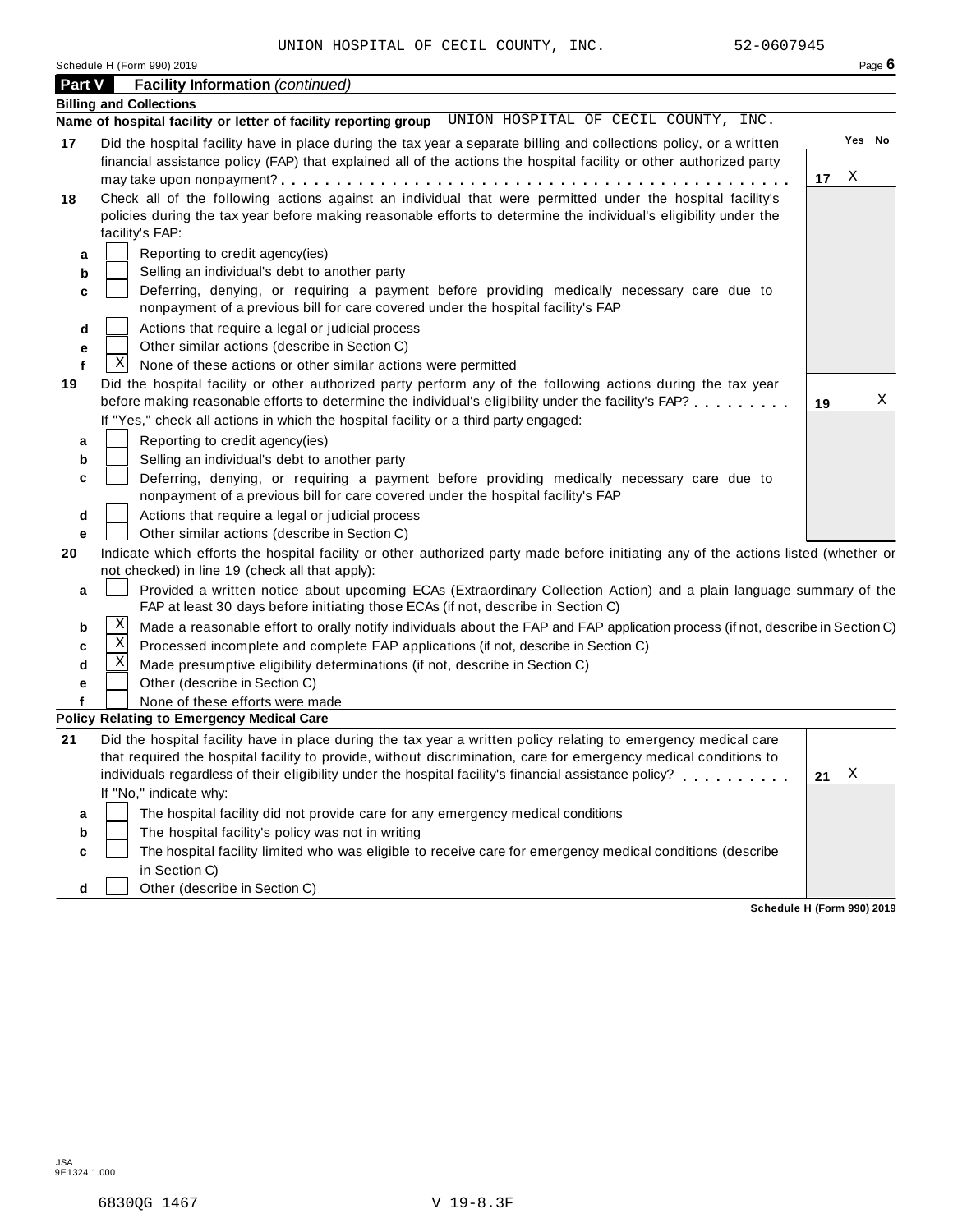UNION HOSPITAL OF CECIL COUNTY, INC. 52-0607945

Schedule H (Form 990) 2019 Page **6**

## Part V Facility Information *(continued)*

**Billing and Collections**

**Name of hospital facility or letter of facility reporting group** UNION HOSPITAL OF CECIL COUNTY, INC.

| | | | Yes | No |
|---|---|---|---|---|
| **17** | Did the hospital facility have in place during the tax year a separate billing and collections policy, or a written financial assistance policy (FAP) that explained all of the actions the hospital facility or other authorized party may take upon nonpayment? | **17** | X | |
| **18** | Check all of the following actions against an individual that were permitted under the hospital facility's policies during the tax year before making reasonable efforts to determine the individual's eligibility under the facility's FAP: | | | |
| **a** | [ ] Reporting to credit agency(ies) | | | |
| **b** | [ ] Selling an individual's debt to another party | | | |
| **c** | [ ] Deferring, denying, or requiring a payment before providing medically necessary care due to nonpayment of a previous bill for care covered under the hospital facility's FAP | | | |
| **d** | [ ] Actions that require a legal or judicial process | | | |
| **e** | [ ] Other similar actions (describe in Section C) | | | |
| **f** | [X] None of these actions or other similar actions were permitted | | | |
| **19** | Did the hospital facility or other authorized party perform any of the following actions during the tax year before making reasonable efforts to determine the individual's eligibility under the facility's FAP? If "Yes," check all actions in which the hospital facility or a third party engaged: | **19** | | X |
| **a** | [ ] Reporting to credit agency(ies) | | | |
| **b** | [ ] Selling an individual's debt to another party | | | |
| **c** | [ ] Deferring, denying, or requiring a payment before providing medically necessary care due to nonpayment of a previous bill for care covered under the hospital facility's FAP | | | |
| **d** | [ ] Actions that require a legal or judicial process | | | |
| **e** | [ ] Other similar actions (describe in Section C) | | | |

**20** Indicate which efforts the hospital facility or other authorized party made before initiating any of the actions listed (whether or not checked) in line 19 (check all that apply):

- **a** [ ] Provided a written notice about upcoming ECAs (Extraordinary Collection Action) and a plain language summary of the FAP at least 30 days before initiating those ECAs (if not, describe in Section C)
- **b** [X] Made a reasonable effort to orally notify individuals about the FAP and FAP application process (if not, describe in Section C)
- **c** [X] Processed incomplete and complete FAP applications (if not, describe in Section C)
- **d** [X] Made presumptive eligibility determinations (if not, describe in Section C)
- **e** [ ] Other (describe in Section C)
- **f** [ ] None of these efforts were made

**Policy Relating to Emergency Medical Care**

| | | | Yes | No |
|---|---|---|---|---|
| **21** | Did the hospital facility have in place during the tax year a written policy relating to emergency medical care that required the hospital facility to provide, without discrimination, care for emergency medical conditions to individuals regardless of their eligibility under the hospital facility's financial assistance policy? If "No," indicate why: | **21** | X | |
| **a** | [ ] The hospital facility did not provide care for any emergency medical conditions | | | |
| **b** | [ ] The hospital facility's policy was not in writing | | | |
| **c** | [ ] The hospital facility limited who was eligible to receive care for emergency medical conditions (describe in Section C) | | | |
| **d** | [ ] Other (describe in Section C) | | | |

**Schedule H (Form 990) 2019**

JSA 9E1324 1.000

6830QG 1467 V 19-8.3F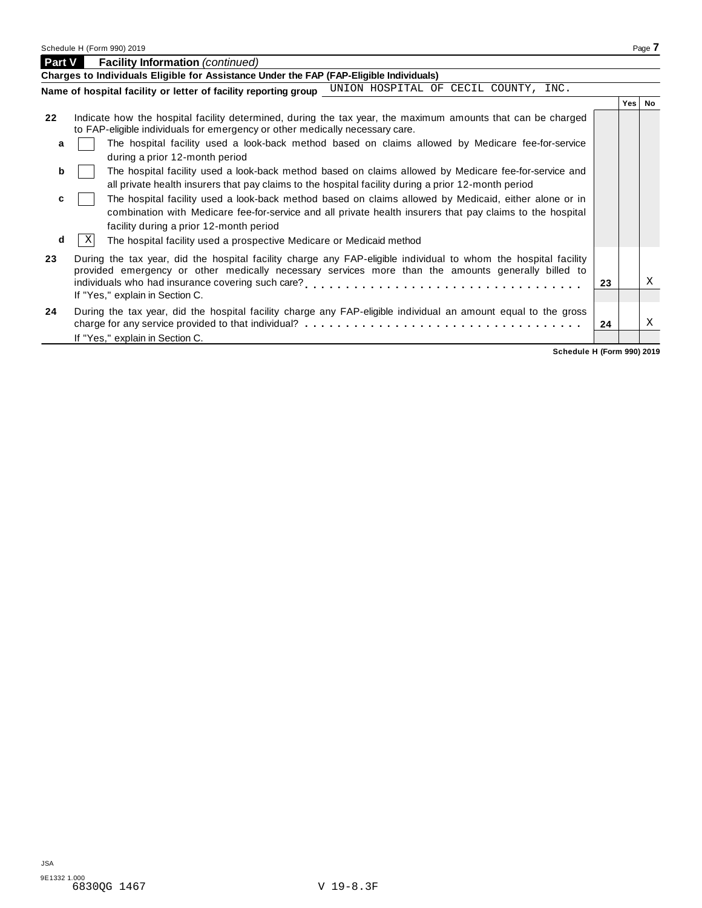## Part V Facility Information *(continued)*

**Charges to Individuals Eligible for Assistance Under the FAP (FAP-Eligible Individuals)**

**Name of hospital facility or letter of facility reporting group** UNION HOSPITAL OF CECIL COUNTY, INC.

| | | | Yes | No |
|---|---|---|---|---|
| **22** | Indicate how the hospital facility determined, during the tax year, the maximum amounts that can be charged to FAP-eligible individuals for emergency or other medically necessary care. | | | |
| **a** | ☐ The hospital facility used a look-back method based on claims allowed by Medicare fee-for-service during a prior 12-month period | | | |
| **b** | ☐ The hospital facility used a look-back method based on claims allowed by Medicare fee-for-service and all private health insurers that pay claims to the hospital facility during a prior 12-month period | | | |
| **c** | ☐ The hospital facility used a look-back method based on claims allowed by Medicaid, either alone or in combination with Medicare fee-for-service and all private health insurers that pay claims to the hospital facility during a prior 12-month period | | | |
| **d** | ☒ The hospital facility used a prospective Medicare or Medicaid method | | | |
| **23** | During the tax year, did the hospital facility charge any FAP-eligible individual to whom the hospital facility provided emergency or other medically necessary services more than the amounts generally billed to individuals who had insurance covering such care? If "Yes," explain in Section C. | **23** | | X |
| **24** | During the tax year, did the hospital facility charge any FAP-eligible individual an amount equal to the gross charge for any service provided to that individual? If "Yes," explain in Section C. | **24** | | X |

**Schedule H (Form 990) 2019**

JSA
9E1332 1.000
6830QG 1467 V 19-8.3F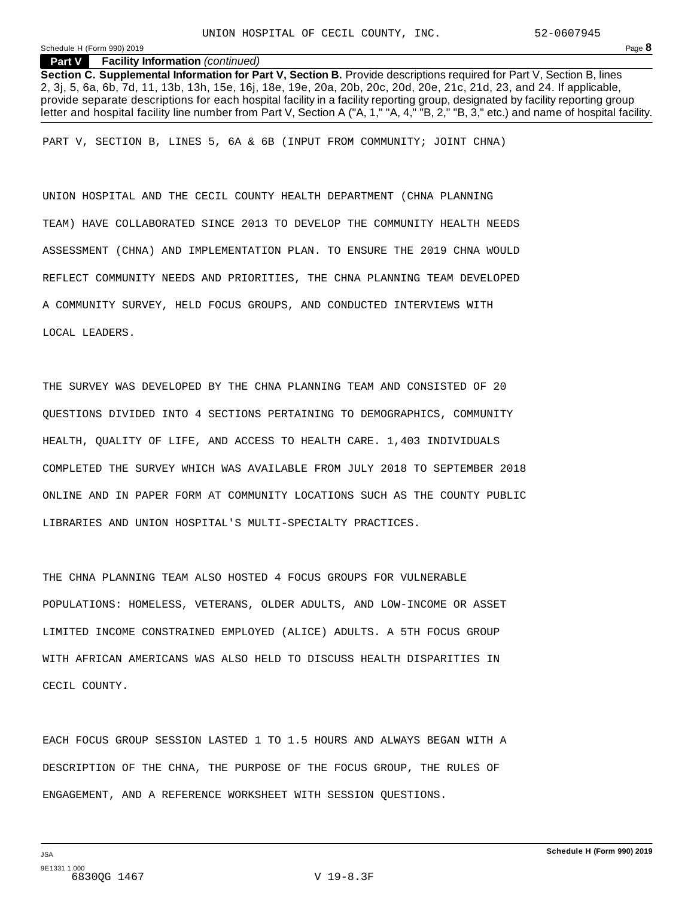**Part V Facility Information** *(continued)*

**Section C. Supplemental Information for Part V, Section B.** Provide descriptions required for Part V, Section B, lines 2, 3j, 5, 6a, 6b, 7d, 11, 13b, 13h, 15e, 16j, 18e, 19e, 20a, 20b, 20c, 20d, 20e, 21c, 21d, 23, and 24. If applicable, provide separate descriptions for each hospital facility in a facility reporting group, designated by facility reporting group letter and hospital facility line number from Part V, Section A ("A, 1," "A, 4," "B, 2," "B, 3," etc.) and name of hospital facility.

PART V, SECTION B, LINES 5, 6A & 6B (INPUT FROM COMMUNITY; JOINT CHNA)

UNION HOSPITAL AND THE CECIL COUNTY HEALTH DEPARTMENT (CHNA PLANNING TEAM) HAVE COLLABORATED SINCE 2013 TO DEVELOP THE COMMUNITY HEALTH NEEDS ASSESSMENT (CHNA) AND IMPLEMENTATION PLAN. TO ENSURE THE 2019 CHNA WOULD REFLECT COMMUNITY NEEDS AND PRIORITIES, THE CHNA PLANNING TEAM DEVELOPED A COMMUNITY SURVEY, HELD FOCUS GROUPS, AND CONDUCTED INTERVIEWS WITH LOCAL LEADERS.

THE SURVEY WAS DEVELOPED BY THE CHNA PLANNING TEAM AND CONSISTED OF 20 QUESTIONS DIVIDED INTO 4 SECTIONS PERTAINING TO DEMOGRAPHICS, COMMUNITY HEALTH, QUALITY OF LIFE, AND ACCESS TO HEALTH CARE. 1,403 INDIVIDUALS COMPLETED THE SURVEY WHICH WAS AVAILABLE FROM JULY 2018 TO SEPTEMBER 2018 ONLINE AND IN PAPER FORM AT COMMUNITY LOCATIONS SUCH AS THE COUNTY PUBLIC LIBRARIES AND UNION HOSPITAL'S MULTI-SPECIALTY PRACTICES.

THE CHNA PLANNING TEAM ALSO HOSTED 4 FOCUS GROUPS FOR VULNERABLE POPULATIONS: HOMELESS, VETERANS, OLDER ADULTS, AND LOW-INCOME OR ASSET LIMITED INCOME CONSTRAINED EMPLOYED (ALICE) ADULTS. A 5TH FOCUS GROUP WITH AFRICAN AMERICANS WAS ALSO HELD TO DISCUSS HEALTH DISPARITIES IN CECIL COUNTY.

EACH FOCUS GROUP SESSION LASTED 1 TO 1.5 HOURS AND ALWAYS BEGAN WITH A DESCRIPTION OF THE CHNA, THE PURPOSE OF THE FOCUS GROUP, THE RULES OF ENGAGEMENT, AND A REFERENCE WORKSHEET WITH SESSION QUESTIONS.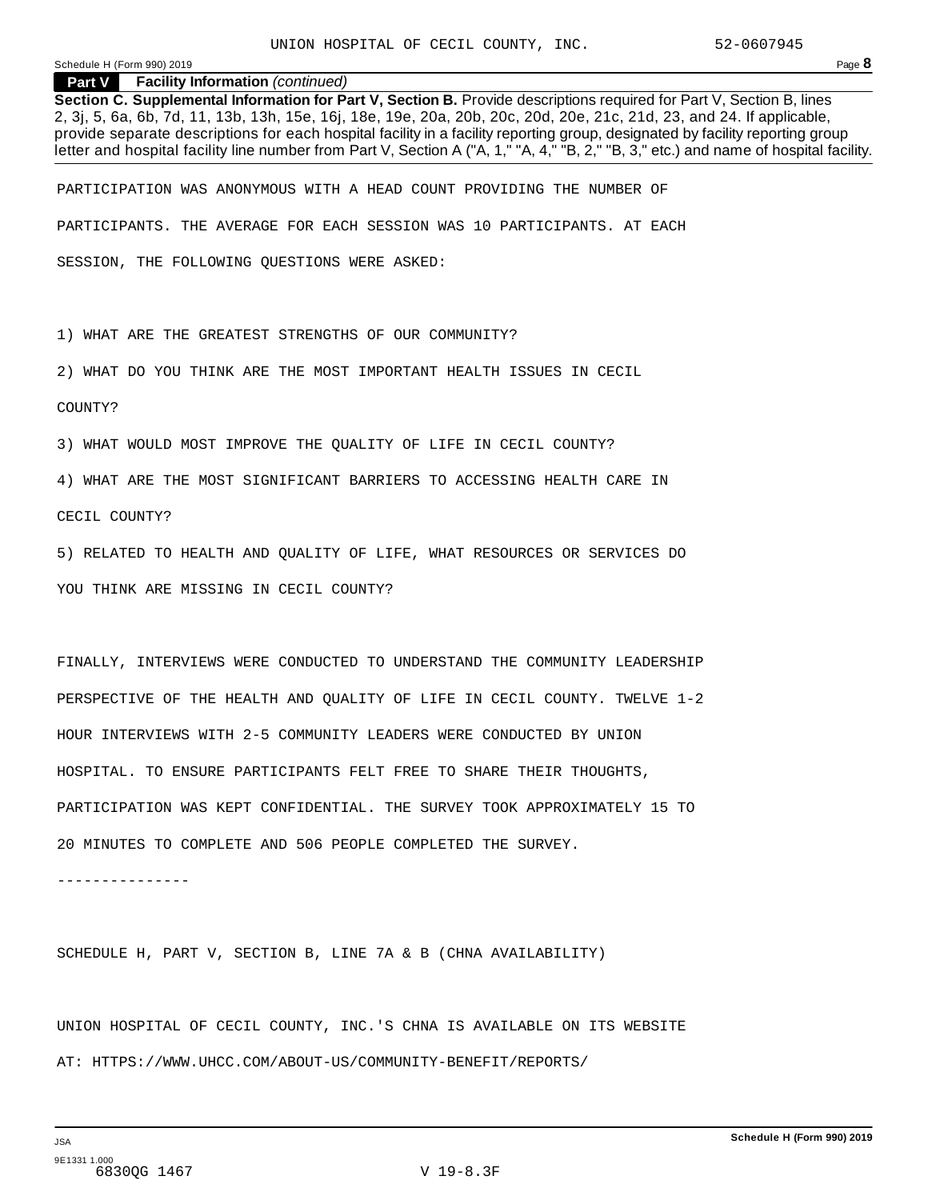**Part V Facility Information** *(continued)*

**Section C. Supplemental Information for Part V, Section B.** Provide descriptions required for Part V, Section B, lines 2, 3j, 5, 6a, 6b, 7d, 11, 13b, 13h, 15e, 16j, 18e, 19e, 20a, 20b, 20c, 20d, 20e, 21c, 21d, 23, and 24. If applicable, provide separate descriptions for each hospital facility in a facility reporting group, designated by facility reporting group letter and hospital facility line number from Part V, Section A ("A, 1," "A, 4," "B, 2," "B, 3," etc.) and name of hospital facility.

PARTICIPATION WAS ANONYMOUS WITH A HEAD COUNT PROVIDING THE NUMBER OF PARTICIPANTS. THE AVERAGE FOR EACH SESSION WAS 10 PARTICIPANTS. AT EACH SESSION, THE FOLLOWING QUESTIONS WERE ASKED:

1) WHAT ARE THE GREATEST STRENGTHS OF OUR COMMUNITY?

2) WHAT DO YOU THINK ARE THE MOST IMPORTANT HEALTH ISSUES IN CECIL COUNTY?

3) WHAT WOULD MOST IMPROVE THE QUALITY OF LIFE IN CECIL COUNTY?

4) WHAT ARE THE MOST SIGNIFICANT BARRIERS TO ACCESSING HEALTH CARE IN CECIL COUNTY?

5) RELATED TO HEALTH AND QUALITY OF LIFE, WHAT RESOURCES OR SERVICES DO YOU THINK ARE MISSING IN CECIL COUNTY?

FINALLY, INTERVIEWS WERE CONDUCTED TO UNDERSTAND THE COMMUNITY LEADERSHIP PERSPECTIVE OF THE HEALTH AND QUALITY OF LIFE IN CECIL COUNTY. TWELVE 1-2 HOUR INTERVIEWS WITH 2-5 COMMUNITY LEADERS WERE CONDUCTED BY UNION HOSPITAL. TO ENSURE PARTICIPANTS FELT FREE TO SHARE THEIR THOUGHTS, PARTICIPATION WAS KEPT CONFIDENTIAL. THE SURVEY TOOK APPROXIMATELY 15 TO 20 MINUTES TO COMPLETE AND 506 PEOPLE COMPLETED THE SURVEY.

---------------

SCHEDULE H, PART V, SECTION B, LINE 7A & B (CHNA AVAILABILITY)

UNION HOSPITAL OF CECIL COUNTY, INC.'S CHNA IS AVAILABLE ON ITS WEBSITE AT: HTTPS://WWW.UHCC.COM/ABOUT-US/COMMUNITY-BENEFIT/REPORTS/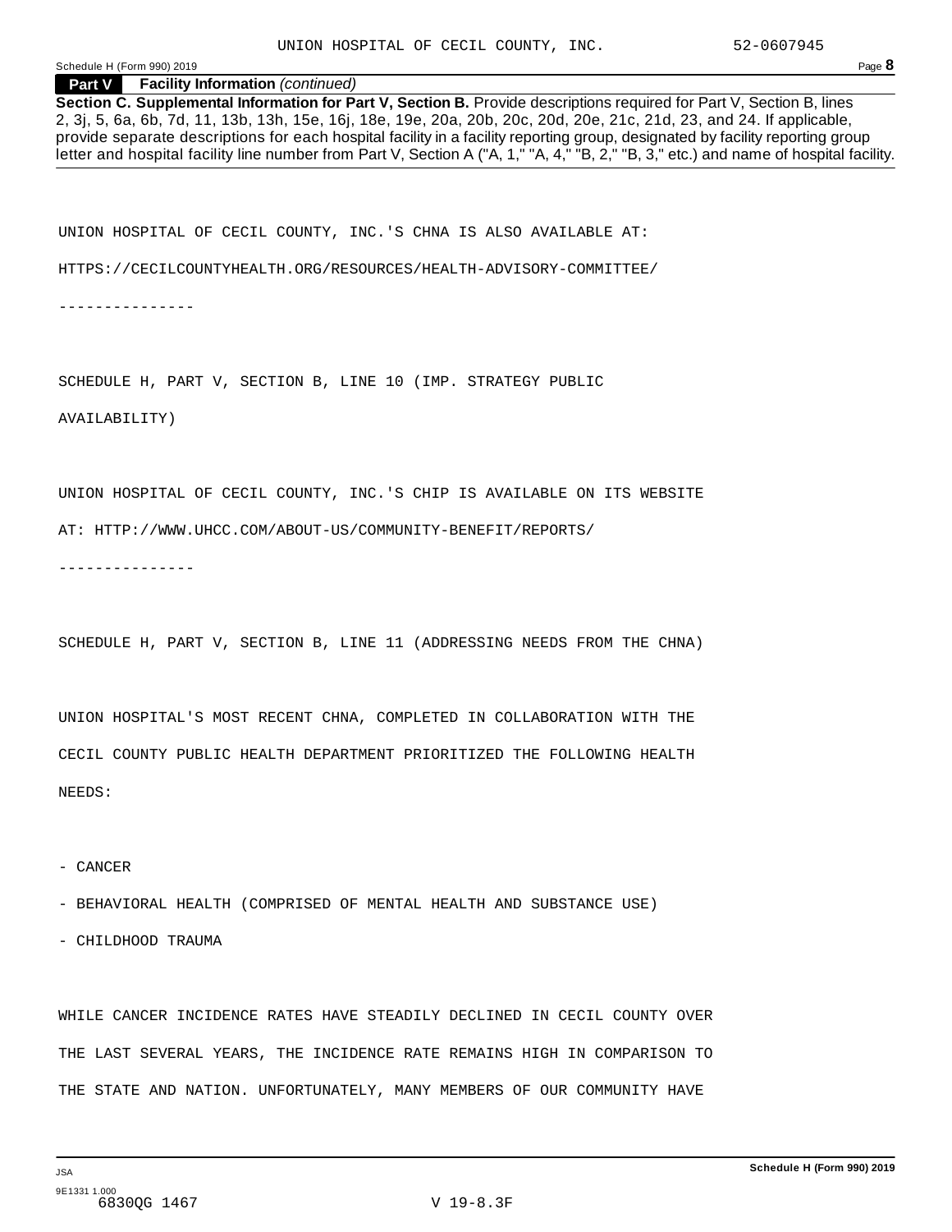**Part V — Facility Information** *(continued)*

**Section C. Supplemental Information for Part V, Section B.** Provide descriptions required for Part V, Section B, lines 2, 3j, 5, 6a, 6b, 7d, 11, 13b, 13h, 15e, 16j, 18e, 19e, 20a, 20b, 20c, 20d, 20e, 21c, 21d, 23, and 24. If applicable, provide separate descriptions for each hospital facility in a facility reporting group, designated by facility reporting group letter and hospital facility line number from Part V, Section A ("A, 1," "A, 4," "B, 2," "B, 3," etc.) and name of hospital facility.

UNION HOSPITAL OF CECIL COUNTY, INC.'S CHNA IS ALSO AVAILABLE AT:

HTTPS://CECILCOUNTYHEALTH.ORG/RESOURCES/HEALTH-ADVISORY-COMMITTEE/

---------------

SCHEDULE H, PART V, SECTION B, LINE 10 (IMP. STRATEGY PUBLIC AVAILABILITY)

UNION HOSPITAL OF CECIL COUNTY, INC.'S CHIP IS AVAILABLE ON ITS WEBSITE AT: HTTP://WWW.UHCC.COM/ABOUT-US/COMMUNITY-BENEFIT/REPORTS/

---------------

SCHEDULE H, PART V, SECTION B, LINE 11 (ADDRESSING NEEDS FROM THE CHNA)

UNION HOSPITAL'S MOST RECENT CHNA, COMPLETED IN COLLABORATION WITH THE CECIL COUNTY PUBLIC HEALTH DEPARTMENT PRIORITIZED THE FOLLOWING HEALTH NEEDS:

- CANCER
- BEHAVIORAL HEALTH (COMPRISED OF MENTAL HEALTH AND SUBSTANCE USE)
- CHILDHOOD TRAUMA

WHILE CANCER INCIDENCE RATES HAVE STEADILY DECLINED IN CECIL COUNTY OVER THE LAST SEVERAL YEARS, THE INCIDENCE RATE REMAINS HIGH IN COMPARISON TO THE STATE AND NATION. UNFORTUNATELY, MANY MEMBERS OF OUR COMMUNITY HAVE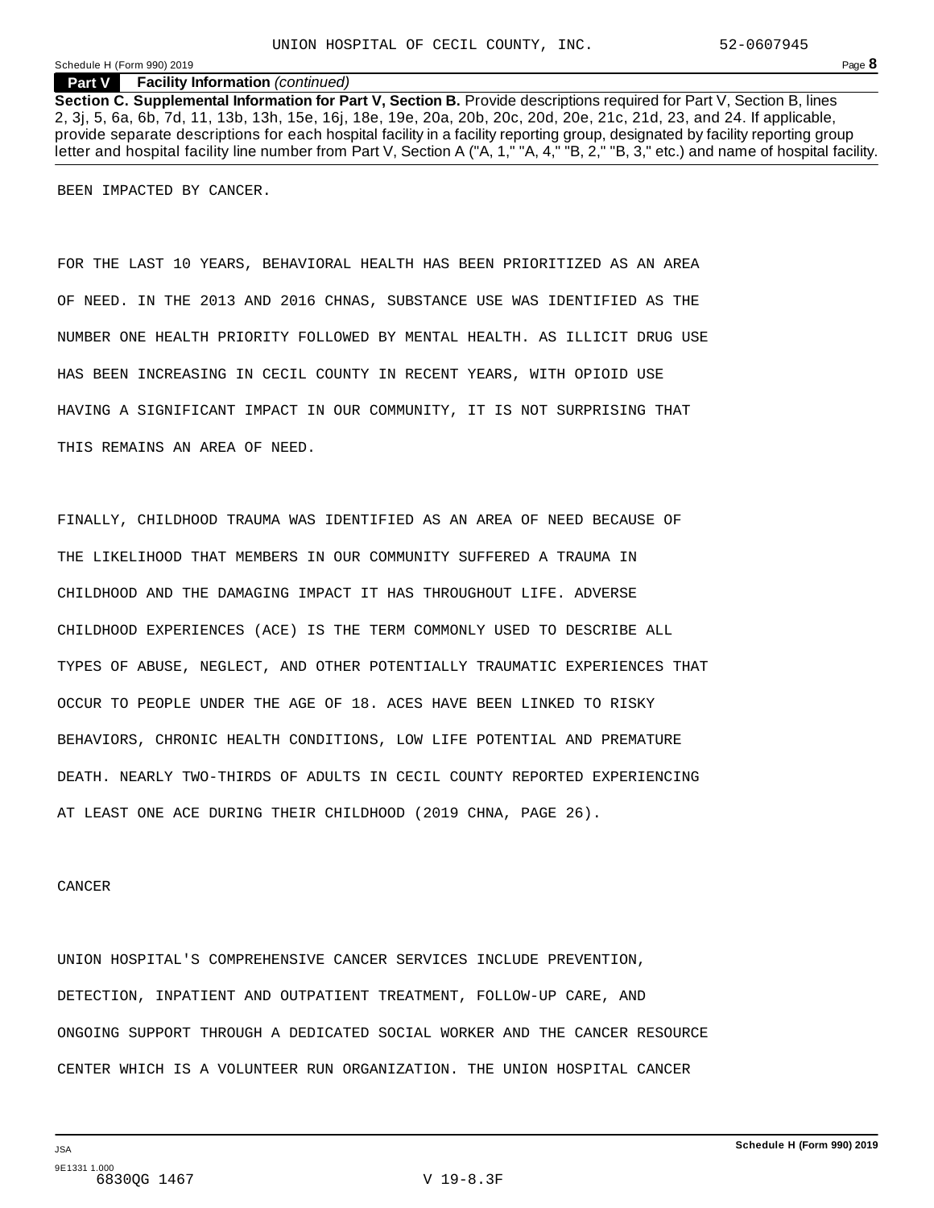**Part V Facility Information** *(continued)*

**Section C. Supplemental Information for Part V, Section B.** Provide descriptions required for Part V, Section B, lines 2, 3j, 5, 6a, 6b, 7d, 11, 13b, 13h, 15e, 16j, 18e, 19e, 20a, 20b, 20c, 20d, 20e, 21c, 21d, 23, and 24. If applicable, provide separate descriptions for each hospital facility in a facility reporting group, designated by facility reporting group letter and hospital facility line number from Part V, Section A ("A, 1," "A, 4," "B, 2," "B, 3," etc.) and name of hospital facility.

BEEN IMPACTED BY CANCER.

FOR THE LAST 10 YEARS, BEHAVIORAL HEALTH HAS BEEN PRIORITIZED AS AN AREA OF NEED. IN THE 2013 AND 2016 CHNAS, SUBSTANCE USE WAS IDENTIFIED AS THE NUMBER ONE HEALTH PRIORITY FOLLOWED BY MENTAL HEALTH. AS ILLICIT DRUG USE HAS BEEN INCREASING IN CECIL COUNTY IN RECENT YEARS, WITH OPIOID USE HAVING A SIGNIFICANT IMPACT IN OUR COMMUNITY, IT IS NOT SURPRISING THAT THIS REMAINS AN AREA OF NEED.

FINALLY, CHILDHOOD TRAUMA WAS IDENTIFIED AS AN AREA OF NEED BECAUSE OF THE LIKELIHOOD THAT MEMBERS IN OUR COMMUNITY SUFFERED A TRAUMA IN CHILDHOOD AND THE DAMAGING IMPACT IT HAS THROUGHOUT LIFE. ADVERSE CHILDHOOD EXPERIENCES (ACE) IS THE TERM COMMONLY USED TO DESCRIBE ALL TYPES OF ABUSE, NEGLECT, AND OTHER POTENTIALLY TRAUMATIC EXPERIENCES THAT OCCUR TO PEOPLE UNDER THE AGE OF 18. ACES HAVE BEEN LINKED TO RISKY BEHAVIORS, CHRONIC HEALTH CONDITIONS, LOW LIFE POTENTIAL AND PREMATURE DEATH. NEARLY TWO-THIRDS OF ADULTS IN CECIL COUNTY REPORTED EXPERIENCING AT LEAST ONE ACE DURING THEIR CHILDHOOD (2019 CHNA, PAGE 26).

CANCER

UNION HOSPITAL'S COMPREHENSIVE CANCER SERVICES INCLUDE PREVENTION, DETECTION, INPATIENT AND OUTPATIENT TREATMENT, FOLLOW-UP CARE, AND ONGOING SUPPORT THROUGH A DEDICATED SOCIAL WORKER AND THE CANCER RESOURCE CENTER WHICH IS A VOLUNTEER RUN ORGANIZATION. THE UNION HOSPITAL CANCER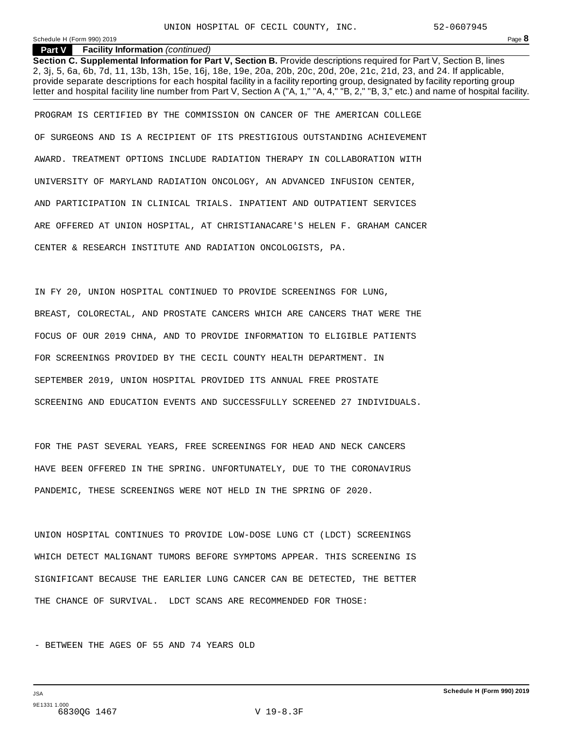**Part V Facility Information** *(continued)*

**Section C. Supplemental Information for Part V, Section B.** Provide descriptions required for Part V, Section B, lines 2, 3j, 5, 6a, 6b, 7d, 11, 13b, 13h, 15e, 16j, 18e, 19e, 20a, 20b, 20c, 20d, 20e, 21c, 21d, 23, and 24. If applicable, provide separate descriptions for each hospital facility in a facility reporting group, designated by facility reporting group letter and hospital facility line number from Part V, Section A ("A, 1," "A, 4," "B, 2," "B, 3," etc.) and name of hospital facility.

PROGRAM IS CERTIFIED BY THE COMMISSION ON CANCER OF THE AMERICAN COLLEGE OF SURGEONS AND IS A RECIPIENT OF ITS PRESTIGIOUS OUTSTANDING ACHIEVEMENT AWARD. TREATMENT OPTIONS INCLUDE RADIATION THERAPY IN COLLABORATION WITH UNIVERSITY OF MARYLAND RADIATION ONCOLOGY, AN ADVANCED INFUSION CENTER, AND PARTICIPATION IN CLINICAL TRIALS. INPATIENT AND OUTPATIENT SERVICES ARE OFFERED AT UNION HOSPITAL, AT CHRISTIANACARE'S HELEN F. GRAHAM CANCER CENTER & RESEARCH INSTITUTE AND RADIATION ONCOLOGISTS, PA.

IN FY 20, UNION HOSPITAL CONTINUED TO PROVIDE SCREENINGS FOR LUNG, BREAST, COLORECTAL, AND PROSTATE CANCERS WHICH ARE CANCERS THAT WERE THE FOCUS OF OUR 2019 CHNA, AND TO PROVIDE INFORMATION TO ELIGIBLE PATIENTS FOR SCREENINGS PROVIDED BY THE CECIL COUNTY HEALTH DEPARTMENT. IN SEPTEMBER 2019, UNION HOSPITAL PROVIDED ITS ANNUAL FREE PROSTATE SCREENING AND EDUCATION EVENTS AND SUCCESSFULLY SCREENED 27 INDIVIDUALS.

FOR THE PAST SEVERAL YEARS, FREE SCREENINGS FOR HEAD AND NECK CANCERS HAVE BEEN OFFERED IN THE SPRING. UNFORTUNATELY, DUE TO THE CORONAVIRUS PANDEMIC, THESE SCREENINGS WERE NOT HELD IN THE SPRING OF 2020.

UNION HOSPITAL CONTINUES TO PROVIDE LOW-DOSE LUNG CT (LDCT) SCREENINGS WHICH DETECT MALIGNANT TUMORS BEFORE SYMPTOMS APPEAR. THIS SCREENING IS SIGNIFICANT BECAUSE THE EARLIER LUNG CANCER CAN BE DETECTED, THE BETTER THE CHANCE OF SURVIVAL. LDCT SCANS ARE RECOMMENDED FOR THOSE:

- BETWEEN THE AGES OF 55 AND 74 YEARS OLD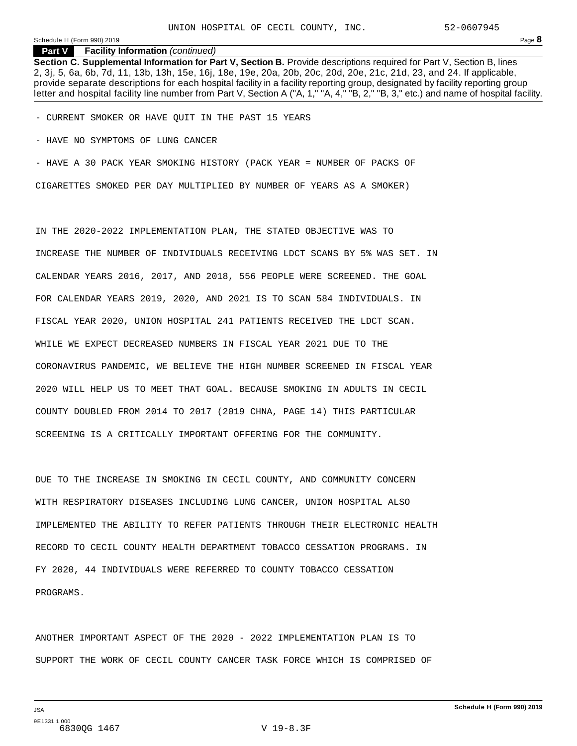**Part V Facility Information** *(continued)*

**Section C. Supplemental Information for Part V, Section B.** Provide descriptions required for Part V, Section B, lines 2, 3j, 5, 6a, 6b, 7d, 11, 13b, 13h, 15e, 16j, 18e, 19e, 20a, 20b, 20c, 20d, 20e, 21c, 21d, 23, and 24. If applicable, provide separate descriptions for each hospital facility in a facility reporting group, designated by facility reporting group letter and hospital facility line number from Part V, Section A ("A, 1," "A, 4," "B, 2," "B, 3," etc.) and name of hospital facility.

- CURRENT SMOKER OR HAVE QUIT IN THE PAST 15 YEARS
- HAVE NO SYMPTOMS OF LUNG CANCER
- HAVE A 30 PACK YEAR SMOKING HISTORY (PACK YEAR = NUMBER OF PACKS OF CIGARETTES SMOKED PER DAY MULTIPLIED BY NUMBER OF YEARS AS A SMOKER)

IN THE 2020-2022 IMPLEMENTATION PLAN, THE STATED OBJECTIVE WAS TO INCREASE THE NUMBER OF INDIVIDUALS RECEIVING LDCT SCANS BY 5% WAS SET. IN CALENDAR YEARS 2016, 2017, AND 2018, 556 PEOPLE WERE SCREENED. THE GOAL FOR CALENDAR YEARS 2019, 2020, AND 2021 IS TO SCAN 584 INDIVIDUALS. IN FISCAL YEAR 2020, UNION HOSPITAL 241 PATIENTS RECEIVED THE LDCT SCAN. WHILE WE EXPECT DECREASED NUMBERS IN FISCAL YEAR 2021 DUE TO THE CORONAVIRUS PANDEMIC, WE BELIEVE THE HIGH NUMBER SCREENED IN FISCAL YEAR 2020 WILL HELP US TO MEET THAT GOAL. BECAUSE SMOKING IN ADULTS IN CECIL COUNTY DOUBLED FROM 2014 TO 2017 (2019 CHNA, PAGE 14) THIS PARTICULAR SCREENING IS A CRITICALLY IMPORTANT OFFERING FOR THE COMMUNITY.

DUE TO THE INCREASE IN SMOKING IN CECIL COUNTY, AND COMMUNITY CONCERN WITH RESPIRATORY DISEASES INCLUDING LUNG CANCER, UNION HOSPITAL ALSO IMPLEMENTED THE ABILITY TO REFER PATIENTS THROUGH THEIR ELECTRONIC HEALTH RECORD TO CECIL COUNTY HEALTH DEPARTMENT TOBACCO CESSATION PROGRAMS. IN FY 2020, 44 INDIVIDUALS WERE REFERRED TO COUNTY TOBACCO CESSATION PROGRAMS.

ANOTHER IMPORTANT ASPECT OF THE 2020 - 2022 IMPLEMENTATION PLAN IS TO SUPPORT THE WORK OF CECIL COUNTY CANCER TASK FORCE WHICH IS COMPRISED OF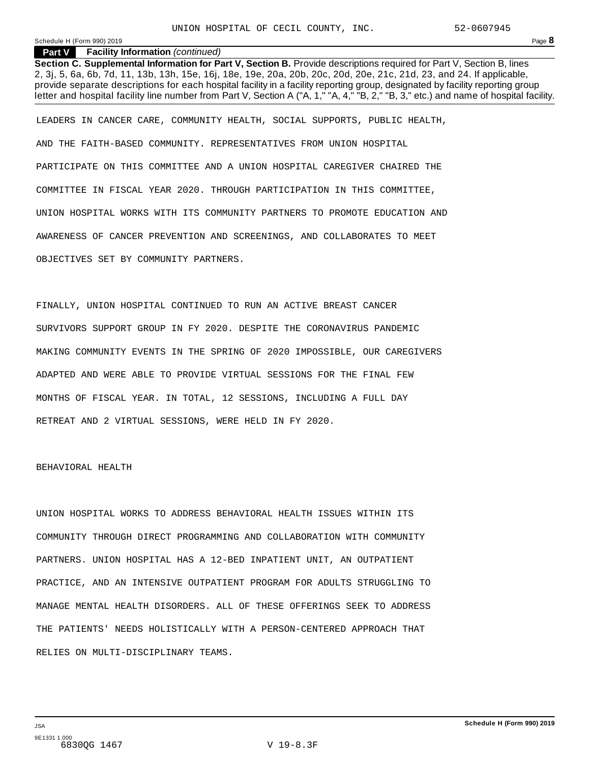**Part V Facility Information** *(continued)*

**Section C. Supplemental Information for Part V, Section B.** Provide descriptions required for Part V, Section B, lines 2, 3j, 5, 6a, 6b, 7d, 11, 13b, 13h, 15e, 16j, 18e, 19e, 20a, 20b, 20c, 20d, 20e, 21c, 21d, 23, and 24. If applicable, provide separate descriptions for each hospital facility in a facility reporting group, designated by facility reporting group letter and hospital facility line number from Part V, Section A ("A, 1," "A, 4," "B, 2," "B, 3," etc.) and name of hospital facility.

LEADERS IN CANCER CARE, COMMUNITY HEALTH, SOCIAL SUPPORTS, PUBLIC HEALTH, AND THE FAITH-BASED COMMUNITY. REPRESENTATIVES FROM UNION HOSPITAL PARTICIPATE ON THIS COMMITTEE AND A UNION HOSPITAL CAREGIVER CHAIRED THE COMMITTEE IN FISCAL YEAR 2020. THROUGH PARTICIPATION IN THIS COMMITTEE, UNION HOSPITAL WORKS WITH ITS COMMUNITY PARTNERS TO PROMOTE EDUCATION AND AWARENESS OF CANCER PREVENTION AND SCREENINGS, AND COLLABORATES TO MEET OBJECTIVES SET BY COMMUNITY PARTNERS.

FINALLY, UNION HOSPITAL CONTINUED TO RUN AN ACTIVE BREAST CANCER SURVIVORS SUPPORT GROUP IN FY 2020. DESPITE THE CORONAVIRUS PANDEMIC MAKING COMMUNITY EVENTS IN THE SPRING OF 2020 IMPOSSIBLE, OUR CAREGIVERS ADAPTED AND WERE ABLE TO PROVIDE VIRTUAL SESSIONS FOR THE FINAL FEW MONTHS OF FISCAL YEAR. IN TOTAL, 12 SESSIONS, INCLUDING A FULL DAY RETREAT AND 2 VIRTUAL SESSIONS, WERE HELD IN FY 2020.

BEHAVIORAL HEALTH

UNION HOSPITAL WORKS TO ADDRESS BEHAVIORAL HEALTH ISSUES WITHIN ITS COMMUNITY THROUGH DIRECT PROGRAMMING AND COLLABORATION WITH COMMUNITY PARTNERS. UNION HOSPITAL HAS A 12-BED INPATIENT UNIT, AN OUTPATIENT PRACTICE, AND AN INTENSIVE OUTPATIENT PROGRAM FOR ADULTS STRUGGLING TO MANAGE MENTAL HEALTH DISORDERS. ALL OF THESE OFFERINGS SEEK TO ADDRESS THE PATIENTS' NEEDS HOLISTICALLY WITH A PERSON-CENTERED APPROACH THAT RELIES ON MULTI-DISCIPLINARY TEAMS.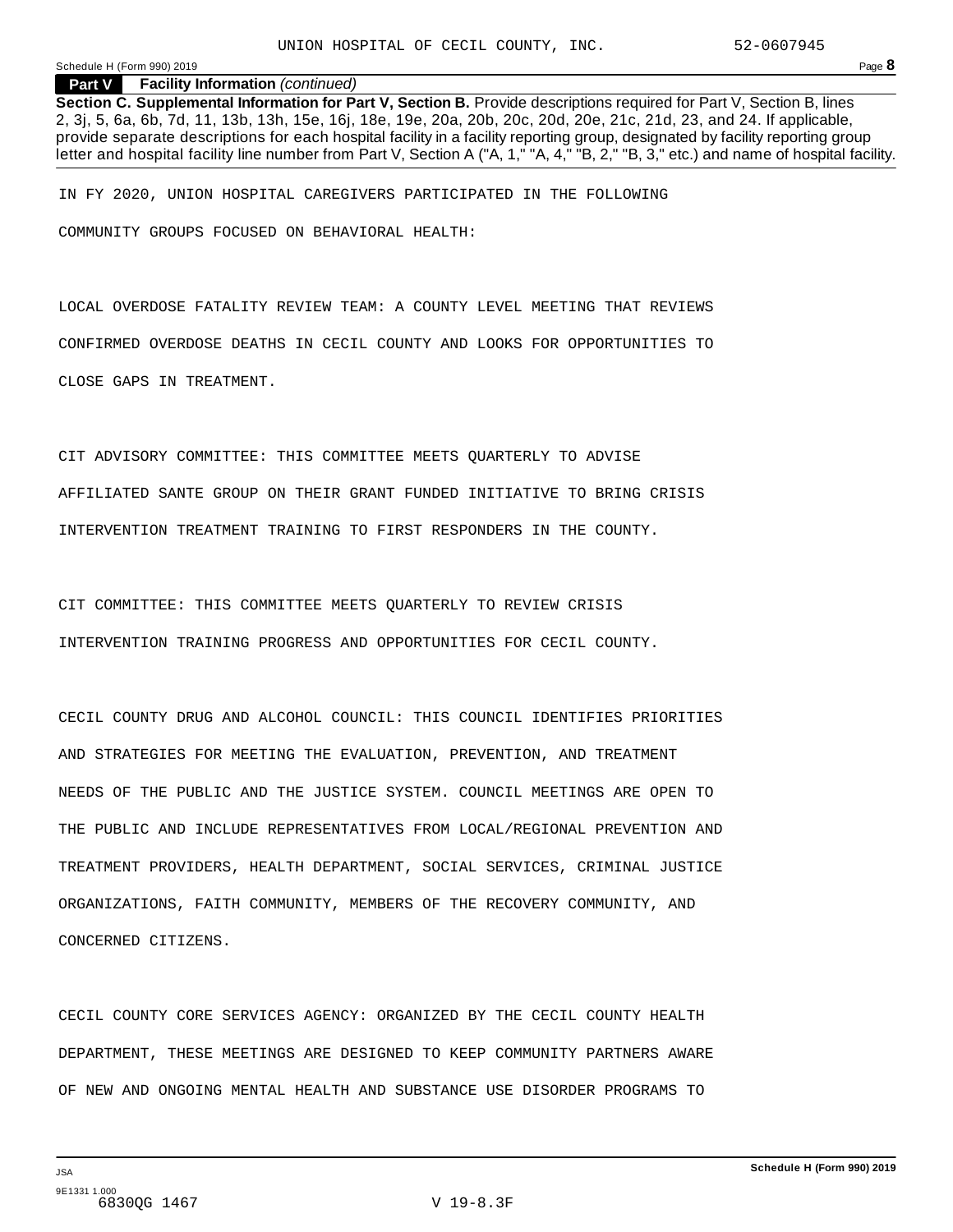**Part V Facility Information** *(continued)*

**Section C. Supplemental Information for Part V, Section B.** Provide descriptions required for Part V, Section B, lines 2, 3j, 5, 6a, 6b, 7d, 11, 13b, 13h, 15e, 16j, 18e, 19e, 20a, 20b, 20c, 20d, 20e, 21c, 21d, 23, and 24. If applicable, provide separate descriptions for each hospital facility in a facility reporting group, designated by facility reporting group letter and hospital facility line number from Part V, Section A ("A, 1," "A, 4," "B, 2," "B, 3," etc.) and name of hospital facility.

IN FY 2020, UNION HOSPITAL CAREGIVERS PARTICIPATED IN THE FOLLOWING COMMUNITY GROUPS FOCUSED ON BEHAVIORAL HEALTH:

LOCAL OVERDOSE FATALITY REVIEW TEAM: A COUNTY LEVEL MEETING THAT REVIEWS CONFIRMED OVERDOSE DEATHS IN CECIL COUNTY AND LOOKS FOR OPPORTUNITIES TO CLOSE GAPS IN TREATMENT.

CIT ADVISORY COMMITTEE: THIS COMMITTEE MEETS QUARTERLY TO ADVISE AFFILIATED SANTE GROUP ON THEIR GRANT FUNDED INITIATIVE TO BRING CRISIS INTERVENTION TREATMENT TRAINING TO FIRST RESPONDERS IN THE COUNTY.

CIT COMMITTEE: THIS COMMITTEE MEETS QUARTERLY TO REVIEW CRISIS INTERVENTION TRAINING PROGRESS AND OPPORTUNITIES FOR CECIL COUNTY.

CECIL COUNTY DRUG AND ALCOHOL COUNCIL: THIS COUNCIL IDENTIFIES PRIORITIES AND STRATEGIES FOR MEETING THE EVALUATION, PREVENTION, AND TREATMENT NEEDS OF THE PUBLIC AND THE JUSTICE SYSTEM. COUNCIL MEETINGS ARE OPEN TO THE PUBLIC AND INCLUDE REPRESENTATIVES FROM LOCAL/REGIONAL PREVENTION AND TREATMENT PROVIDERS, HEALTH DEPARTMENT, SOCIAL SERVICES, CRIMINAL JUSTICE ORGANIZATIONS, FAITH COMMUNITY, MEMBERS OF THE RECOVERY COMMUNITY, AND CONCERNED CITIZENS.

CECIL COUNTY CORE SERVICES AGENCY: ORGANIZED BY THE CECIL COUNTY HEALTH DEPARTMENT, THESE MEETINGS ARE DESIGNED TO KEEP COMMUNITY PARTNERS AWARE OF NEW AND ONGOING MENTAL HEALTH AND SUBSTANCE USE DISORDER PROGRAMS TO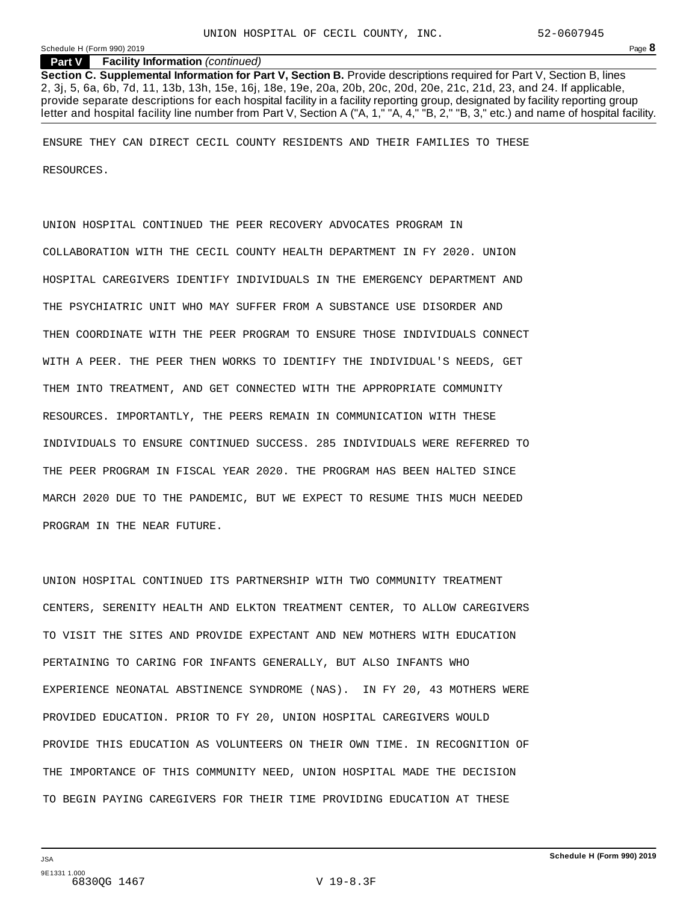**Part V Facility Information** *(continued)*

**Section C. Supplemental Information for Part V, Section B.** Provide descriptions required for Part V, Section B, lines 2, 3j, 5, 6a, 6b, 7d, 11, 13b, 13h, 15e, 16j, 18e, 19e, 20a, 20b, 20c, 20d, 20e, 21c, 21d, 23, and 24. If applicable, provide separate descriptions for each hospital facility in a facility reporting group, designated by facility reporting group letter and hospital facility line number from Part V, Section A ("A, 1," "A, 4," "B, 2," "B, 3," etc.) and name of hospital facility.

ENSURE THEY CAN DIRECT CECIL COUNTY RESIDENTS AND THEIR FAMILIES TO THESE RESOURCES.

UNION HOSPITAL CONTINUED THE PEER RECOVERY ADVOCATES PROGRAM IN COLLABORATION WITH THE CECIL COUNTY HEALTH DEPARTMENT IN FY 2020. UNION HOSPITAL CAREGIVERS IDENTIFY INDIVIDUALS IN THE EMERGENCY DEPARTMENT AND THE PSYCHIATRIC UNIT WHO MAY SUFFER FROM A SUBSTANCE USE DISORDER AND THEN COORDINATE WITH THE PEER PROGRAM TO ENSURE THOSE INDIVIDUALS CONNECT WITH A PEER. THE PEER THEN WORKS TO IDENTIFY THE INDIVIDUAL'S NEEDS, GET THEM INTO TREATMENT, AND GET CONNECTED WITH THE APPROPRIATE COMMUNITY RESOURCES. IMPORTANTLY, THE PEERS REMAIN IN COMMUNICATION WITH THESE INDIVIDUALS TO ENSURE CONTINUED SUCCESS. 285 INDIVIDUALS WERE REFERRED TO THE PEER PROGRAM IN FISCAL YEAR 2020. THE PROGRAM HAS BEEN HALTED SINCE MARCH 2020 DUE TO THE PANDEMIC, BUT WE EXPECT TO RESUME THIS MUCH NEEDED PROGRAM IN THE NEAR FUTURE.

UNION HOSPITAL CONTINUED ITS PARTNERSHIP WITH TWO COMMUNITY TREATMENT CENTERS, SERENITY HEALTH AND ELKTON TREATMENT CENTER, TO ALLOW CAREGIVERS TO VISIT THE SITES AND PROVIDE EXPECTANT AND NEW MOTHERS WITH EDUCATION PERTAINING TO CARING FOR INFANTS GENERALLY, BUT ALSO INFANTS WHO EXPERIENCE NEONATAL ABSTINENCE SYNDROME (NAS). IN FY 20, 43 MOTHERS WERE PROVIDED EDUCATION. PRIOR TO FY 20, UNION HOSPITAL CAREGIVERS WOULD PROVIDE THIS EDUCATION AS VOLUNTEERS ON THEIR OWN TIME. IN RECOGNITION OF THE IMPORTANCE OF THIS COMMUNITY NEED, UNION HOSPITAL MADE THE DECISION TO BEGIN PAYING CAREGIVERS FOR THEIR TIME PROVIDING EDUCATION AT THESE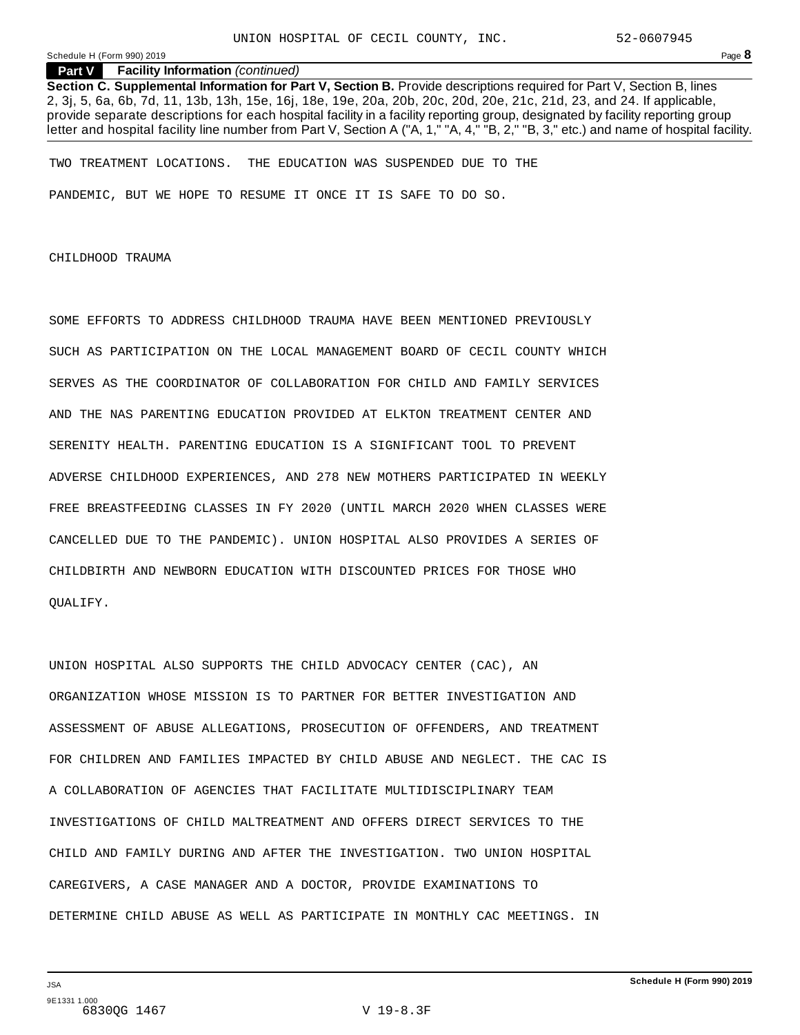**Part V Facility Information** *(continued)*

**Section C. Supplemental Information for Part V, Section B.** Provide descriptions required for Part V, Section B, lines 2, 3j, 5, 6a, 6b, 7d, 11, 13b, 13h, 15e, 16j, 18e, 19e, 20a, 20b, 20c, 20d, 20e, 21c, 21d, 23, and 24. If applicable, provide separate descriptions for each hospital facility in a facility reporting group, designated by facility reporting group letter and hospital facility line number from Part V, Section A ("A, 1," "A, 4," "B, 2," "B, 3," etc.) and name of hospital facility.

TWO TREATMENT LOCATIONS. THE EDUCATION WAS SUSPENDED DUE TO THE PANDEMIC, BUT WE HOPE TO RESUME IT ONCE IT IS SAFE TO DO SO.

CHILDHOOD TRAUMA

SOME EFFORTS TO ADDRESS CHILDHOOD TRAUMA HAVE BEEN MENTIONED PREVIOUSLY SUCH AS PARTICIPATION ON THE LOCAL MANAGEMENT BOARD OF CECIL COUNTY WHICH SERVES AS THE COORDINATOR OF COLLABORATION FOR CHILD AND FAMILY SERVICES AND THE NAS PARENTING EDUCATION PROVIDED AT ELKTON TREATMENT CENTER AND SERENITY HEALTH. PARENTING EDUCATION IS A SIGNIFICANT TOOL TO PREVENT ADVERSE CHILDHOOD EXPERIENCES, AND 278 NEW MOTHERS PARTICIPATED IN WEEKLY FREE BREASTFEEDING CLASSES IN FY 2020 (UNTIL MARCH 2020 WHEN CLASSES WERE CANCELLED DUE TO THE PANDEMIC). UNION HOSPITAL ALSO PROVIDES A SERIES OF CHILDBIRTH AND NEWBORN EDUCATION WITH DISCOUNTED PRICES FOR THOSE WHO QUALIFY.

UNION HOSPITAL ALSO SUPPORTS THE CHILD ADVOCACY CENTER (CAC), AN ORGANIZATION WHOSE MISSION IS TO PARTNER FOR BETTER INVESTIGATION AND ASSESSMENT OF ABUSE ALLEGATIONS, PROSECUTION OF OFFENDERS, AND TREATMENT FOR CHILDREN AND FAMILIES IMPACTED BY CHILD ABUSE AND NEGLECT. THE CAC IS A COLLABORATION OF AGENCIES THAT FACILITATE MULTIDISCIPLINARY TEAM INVESTIGATIONS OF CHILD MALTREATMENT AND OFFERS DIRECT SERVICES TO THE CHILD AND FAMILY DURING AND AFTER THE INVESTIGATION. TWO UNION HOSPITAL CAREGIVERS, A CASE MANAGER AND A DOCTOR, PROVIDE EXAMINATIONS TO DETERMINE CHILD ABUSE AS WELL AS PARTICIPATE IN MONTHLY CAC MEETINGS. IN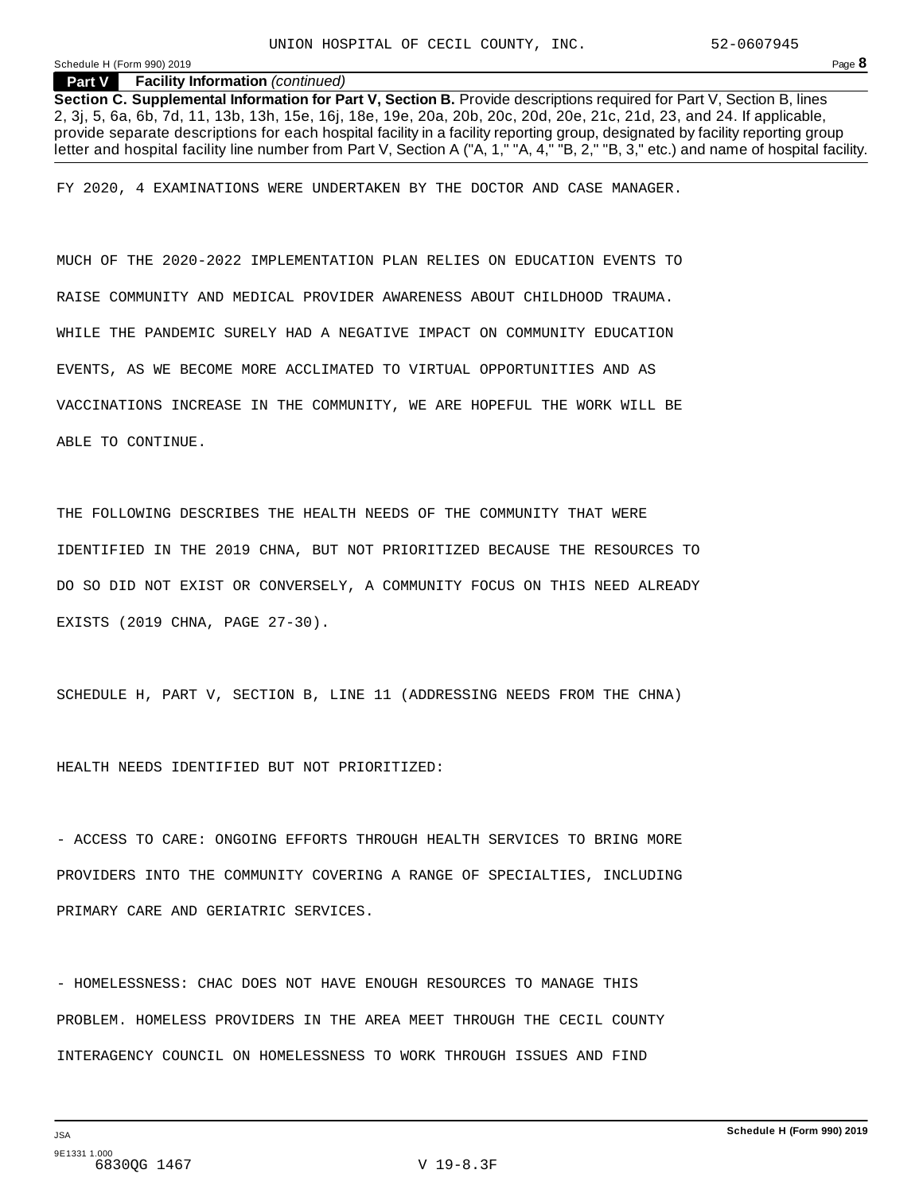**Part V Facility Information** *(continued)*

**Section C. Supplemental Information for Part V, Section B.** Provide descriptions required for Part V, Section B, lines 2, 3j, 5, 6a, 6b, 7d, 11, 13b, 13h, 15e, 16j, 18e, 19e, 20a, 20b, 20c, 20d, 20e, 21c, 21d, 23, and 24. If applicable, provide separate descriptions for each hospital facility in a facility reporting group, designated by facility reporting group letter and hospital facility line number from Part V, Section A ("A, 1," "A, 4," "B, 2," "B, 3," etc.) and name of hospital facility.

FY 2020, 4 EXAMINATIONS WERE UNDERTAKEN BY THE DOCTOR AND CASE MANAGER.

MUCH OF THE 2020-2022 IMPLEMENTATION PLAN RELIES ON EDUCATION EVENTS TO RAISE COMMUNITY AND MEDICAL PROVIDER AWARENESS ABOUT CHILDHOOD TRAUMA. WHILE THE PANDEMIC SURELY HAD A NEGATIVE IMPACT ON COMMUNITY EDUCATION EVENTS, AS WE BECOME MORE ACCLIMATED TO VIRTUAL OPPORTUNITIES AND AS VACCINATIONS INCREASE IN THE COMMUNITY, WE ARE HOPEFUL THE WORK WILL BE ABLE TO CONTINUE.

THE FOLLOWING DESCRIBES THE HEALTH NEEDS OF THE COMMUNITY THAT WERE IDENTIFIED IN THE 2019 CHNA, BUT NOT PRIORITIZED BECAUSE THE RESOURCES TO DO SO DID NOT EXIST OR CONVERSELY, A COMMUNITY FOCUS ON THIS NEED ALREADY EXISTS (2019 CHNA, PAGE 27-30).

SCHEDULE H, PART V, SECTION B, LINE 11 (ADDRESSING NEEDS FROM THE CHNA)

HEALTH NEEDS IDENTIFIED BUT NOT PRIORITIZED:

- ACCESS TO CARE: ONGOING EFFORTS THROUGH HEALTH SERVICES TO BRING MORE PROVIDERS INTO THE COMMUNITY COVERING A RANGE OF SPECIALTIES, INCLUDING PRIMARY CARE AND GERIATRIC SERVICES.

- HOMELESSNESS: CHAC DOES NOT HAVE ENOUGH RESOURCES TO MANAGE THIS PROBLEM. HOMELESS PROVIDERS IN THE AREA MEET THROUGH THE CECIL COUNTY INTERAGENCY COUNCIL ON HOMELESSNESS TO WORK THROUGH ISSUES AND FIND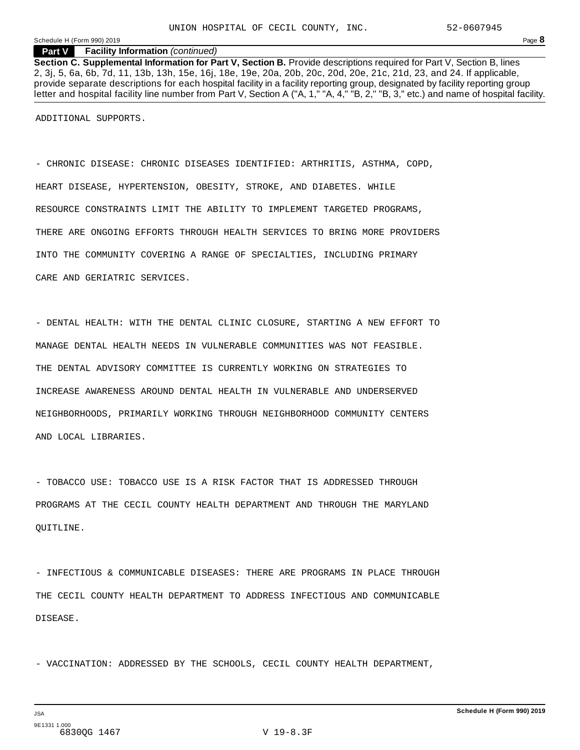**Part V Facility Information** *(continued)*

**Section C. Supplemental Information for Part V, Section B.** Provide descriptions required for Part V, Section B, lines 2, 3j, 5, 6a, 6b, 7d, 11, 13b, 13h, 15e, 16j, 18e, 19e, 20a, 20b, 20c, 20d, 20e, 21c, 21d, 23, and 24. If applicable, provide separate descriptions for each hospital facility in a facility reporting group, designated by facility reporting group letter and hospital facility line number from Part V, Section A ("A, 1," "A, 4," "B, 2," "B, 3," etc.) and name of hospital facility.

ADDITIONAL SUPPORTS.

- CHRONIC DISEASE: CHRONIC DISEASES IDENTIFIED: ARTHRITIS, ASTHMA, COPD, HEART DISEASE, HYPERTENSION, OBESITY, STROKE, AND DIABETES. WHILE RESOURCE CONSTRAINTS LIMIT THE ABILITY TO IMPLEMENT TARGETED PROGRAMS, THERE ARE ONGOING EFFORTS THROUGH HEALTH SERVICES TO BRING MORE PROVIDERS INTO THE COMMUNITY COVERING A RANGE OF SPECIALTIES, INCLUDING PRIMARY CARE AND GERIATRIC SERVICES.

- DENTAL HEALTH: WITH THE DENTAL CLINIC CLOSURE, STARTING A NEW EFFORT TO MANAGE DENTAL HEALTH NEEDS IN VULNERABLE COMMUNITIES WAS NOT FEASIBLE. THE DENTAL ADVISORY COMMITTEE IS CURRENTLY WORKING ON STRATEGIES TO INCREASE AWARENESS AROUND DENTAL HEALTH IN VULNERABLE AND UNDERSERVED NEIGHBORHOODS, PRIMARILY WORKING THROUGH NEIGHBORHOOD COMMUNITY CENTERS AND LOCAL LIBRARIES.

- TOBACCO USE: TOBACCO USE IS A RISK FACTOR THAT IS ADDRESSED THROUGH PROGRAMS AT THE CECIL COUNTY HEALTH DEPARTMENT AND THROUGH THE MARYLAND QUITLINE.

- INFECTIOUS & COMMUNICABLE DISEASES: THERE ARE PROGRAMS IN PLACE THROUGH THE CECIL COUNTY HEALTH DEPARTMENT TO ADDRESS INFECTIOUS AND COMMUNICABLE DISEASE.

- VACCINATION: ADDRESSED BY THE SCHOOLS, CECIL COUNTY HEALTH DEPARTMENT,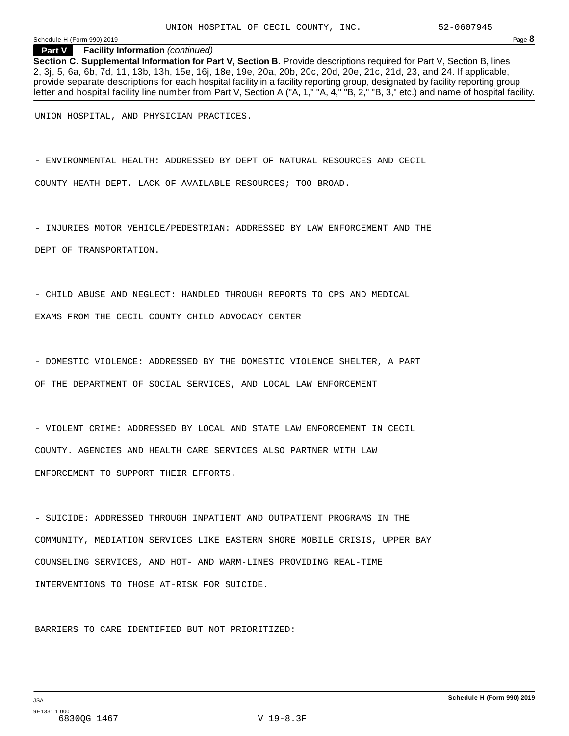**Part V Facility Information** *(continued)*

**Section C. Supplemental Information for Part V, Section B.** Provide descriptions required for Part V, Section B, lines 2, 3j, 5, 6a, 6b, 7d, 11, 13b, 13h, 15e, 16j, 18e, 19e, 20a, 20b, 20c, 20d, 20e, 21c, 21d, 23, and 24. If applicable, provide separate descriptions for each hospital facility in a facility reporting group, designated by facility reporting group letter and hospital facility line number from Part V, Section A ("A, 1," "A, 4," "B, 2," "B, 3," etc.) and name of hospital facility.

UNION HOSPITAL, AND PHYSICIAN PRACTICES.

- ENVIRONMENTAL HEALTH: ADDRESSED BY DEPT OF NATURAL RESOURCES AND CECIL COUNTY HEATH DEPT. LACK OF AVAILABLE RESOURCES; TOO BROAD.

- INJURIES MOTOR VEHICLE/PEDESTRIAN: ADDRESSED BY LAW ENFORCEMENT AND THE DEPT OF TRANSPORTATION.

- CHILD ABUSE AND NEGLECT: HANDLED THROUGH REPORTS TO CPS AND MEDICAL EXAMS FROM THE CECIL COUNTY CHILD ADVOCACY CENTER

- DOMESTIC VIOLENCE: ADDRESSED BY THE DOMESTIC VIOLENCE SHELTER, A PART OF THE DEPARTMENT OF SOCIAL SERVICES, AND LOCAL LAW ENFORCEMENT

- VIOLENT CRIME: ADDRESSED BY LOCAL AND STATE LAW ENFORCEMENT IN CECIL COUNTY. AGENCIES AND HEALTH CARE SERVICES ALSO PARTNER WITH LAW ENFORCEMENT TO SUPPORT THEIR EFFORTS.

- SUICIDE: ADDRESSED THROUGH INPATIENT AND OUTPATIENT PROGRAMS IN THE COMMUNITY, MEDIATION SERVICES LIKE EASTERN SHORE MOBILE CRISIS, UPPER BAY COUNSELING SERVICES, AND HOT- AND WARM-LINES PROVIDING REAL-TIME INTERVENTIONS TO THOSE AT-RISK FOR SUICIDE.

BARRIERS TO CARE IDENTIFIED BUT NOT PRIORITIZED: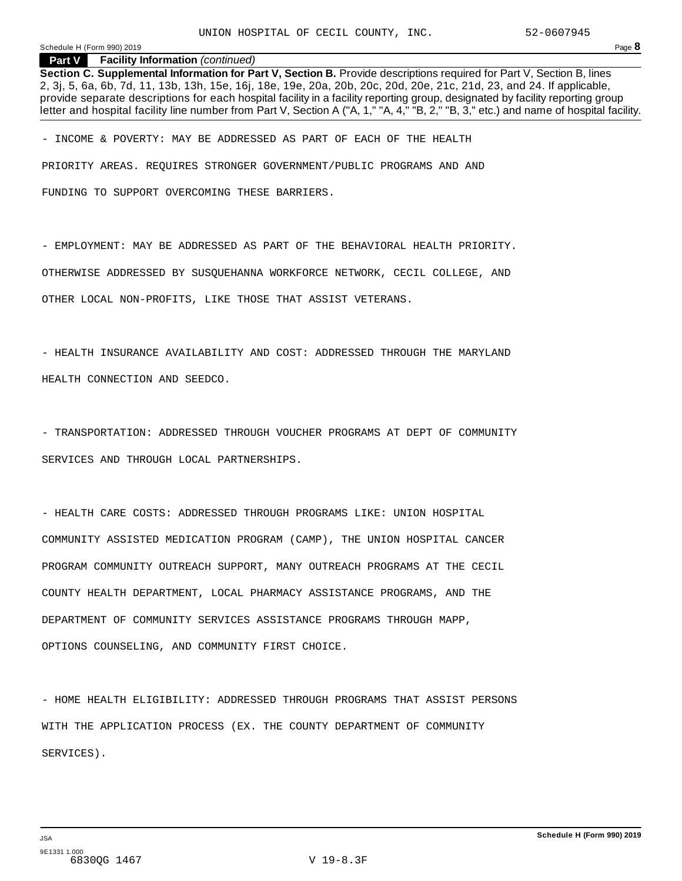**Part V Facility Information** *(continued)*

**Section C. Supplemental Information for Part V, Section B.** Provide descriptions required for Part V, Section B, lines 2, 3j, 5, 6a, 6b, 7d, 11, 13b, 13h, 15e, 16j, 18e, 19e, 20a, 20b, 20c, 20d, 20e, 21c, 21d, 23, and 24. If applicable, provide separate descriptions for each hospital facility in a facility reporting group, designated by facility reporting group letter and hospital facility line number from Part V, Section A ("A, 1," "A, 4," "B, 2," "B, 3," etc.) and name of hospital facility.

- INCOME & POVERTY: MAY BE ADDRESSED AS PART OF EACH OF THE HEALTH PRIORITY AREAS. REQUIRES STRONGER GOVERNMENT/PUBLIC PROGRAMS AND AND FUNDING TO SUPPORT OVERCOMING THESE BARRIERS.

- EMPLOYMENT: MAY BE ADDRESSED AS PART OF THE BEHAVIORAL HEALTH PRIORITY. OTHERWISE ADDRESSED BY SUSQUEHANNA WORKFORCE NETWORK, CECIL COLLEGE, AND OTHER LOCAL NON-PROFITS, LIKE THOSE THAT ASSIST VETERANS.

- HEALTH INSURANCE AVAILABILITY AND COST: ADDRESSED THROUGH THE MARYLAND HEALTH CONNECTION AND SEEDCO.

- TRANSPORTATION: ADDRESSED THROUGH VOUCHER PROGRAMS AT DEPT OF COMMUNITY SERVICES AND THROUGH LOCAL PARTNERSHIPS.

- HEALTH CARE COSTS: ADDRESSED THROUGH PROGRAMS LIKE: UNION HOSPITAL COMMUNITY ASSISTED MEDICATION PROGRAM (CAMP), THE UNION HOSPITAL CANCER PROGRAM COMMUNITY OUTREACH SUPPORT, MANY OUTREACH PROGRAMS AT THE CECIL COUNTY HEALTH DEPARTMENT, LOCAL PHARMACY ASSISTANCE PROGRAMS, AND THE DEPARTMENT OF COMMUNITY SERVICES ASSISTANCE PROGRAMS THROUGH MAPP, OPTIONS COUNSELING, AND COMMUNITY FIRST CHOICE.

- HOME HEALTH ELIGIBILITY: ADDRESSED THROUGH PROGRAMS THAT ASSIST PERSONS WITH THE APPLICATION PROCESS (EX. THE COUNTY DEPARTMENT OF COMMUNITY SERVICES).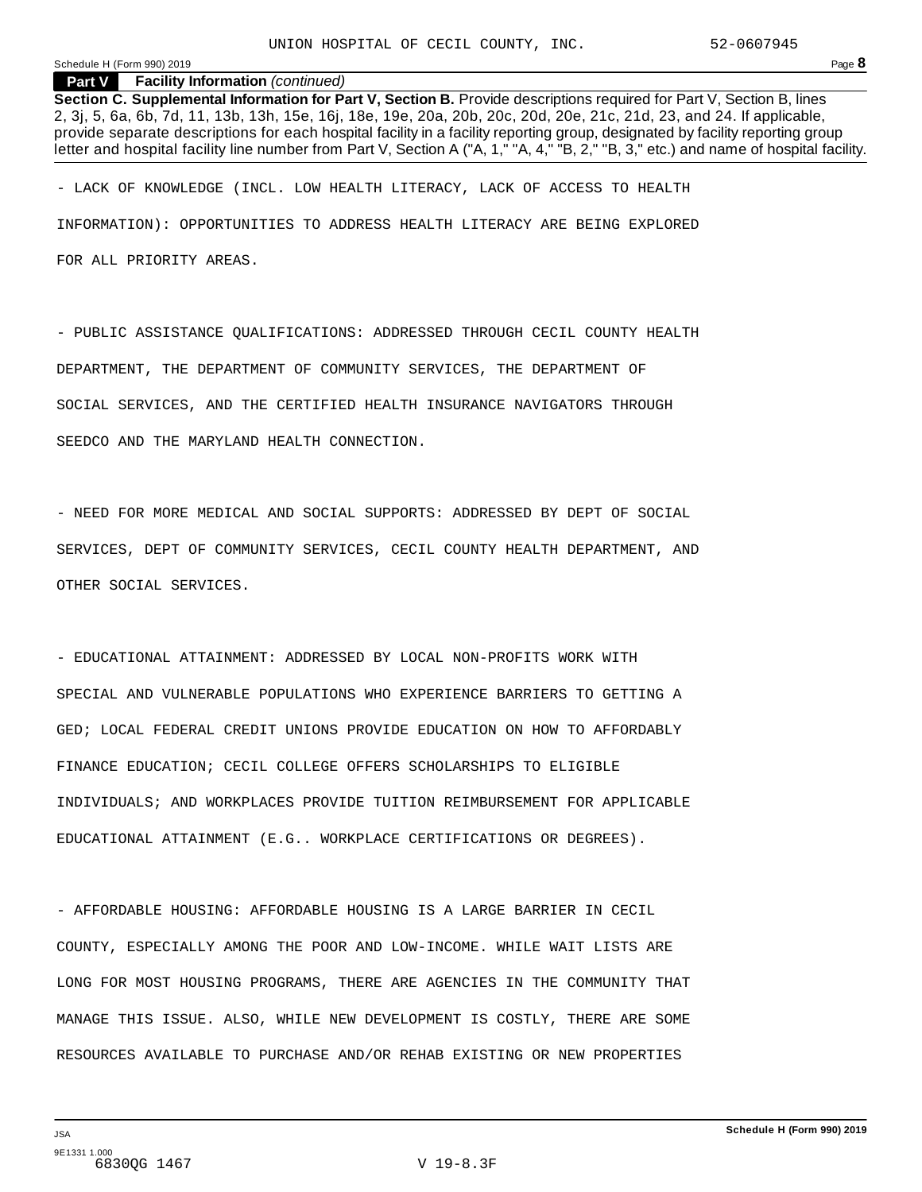**Part V Facility Information** *(continued)*

**Section C. Supplemental Information for Part V, Section B.** Provide descriptions required for Part V, Section B, lines 2, 3j, 5, 6a, 6b, 7d, 11, 13b, 13h, 15e, 16j, 18e, 19e, 20a, 20b, 20c, 20d, 20e, 21c, 21d, 23, and 24. If applicable, provide separate descriptions for each hospital facility in a facility reporting group, designated by facility reporting group letter and hospital facility line number from Part V, Section A ("A, 1," "A, 4," "B, 2," "B, 3," etc.) and name of hospital facility.

- LACK OF KNOWLEDGE (INCL. LOW HEALTH LITERACY, LACK OF ACCESS TO HEALTH INFORMATION): OPPORTUNITIES TO ADDRESS HEALTH LITERACY ARE BEING EXPLORED FOR ALL PRIORITY AREAS.

- PUBLIC ASSISTANCE QUALIFICATIONS: ADDRESSED THROUGH CECIL COUNTY HEALTH DEPARTMENT, THE DEPARTMENT OF COMMUNITY SERVICES, THE DEPARTMENT OF SOCIAL SERVICES, AND THE CERTIFIED HEALTH INSURANCE NAVIGATORS THROUGH SEEDCO AND THE MARYLAND HEALTH CONNECTION.

- NEED FOR MORE MEDICAL AND SOCIAL SUPPORTS: ADDRESSED BY DEPT OF SOCIAL SERVICES, DEPT OF COMMUNITY SERVICES, CECIL COUNTY HEALTH DEPARTMENT, AND OTHER SOCIAL SERVICES.

- EDUCATIONAL ATTAINMENT: ADDRESSED BY LOCAL NON-PROFITS WORK WITH SPECIAL AND VULNERABLE POPULATIONS WHO EXPERIENCE BARRIERS TO GETTING A GED; LOCAL FEDERAL CREDIT UNIONS PROVIDE EDUCATION ON HOW TO AFFORDABLY FINANCE EDUCATION; CECIL COLLEGE OFFERS SCHOLARSHIPS TO ELIGIBLE INDIVIDUALS; AND WORKPLACES PROVIDE TUITION REIMBURSEMENT FOR APPLICABLE EDUCATIONAL ATTAINMENT (E.G.. WORKPLACE CERTIFICATIONS OR DEGREES).

- AFFORDABLE HOUSING: AFFORDABLE HOUSING IS A LARGE BARRIER IN CECIL COUNTY, ESPECIALLY AMONG THE POOR AND LOW-INCOME. WHILE WAIT LISTS ARE LONG FOR MOST HOUSING PROGRAMS, THERE ARE AGENCIES IN THE COMMUNITY THAT MANAGE THIS ISSUE. ALSO, WHILE NEW DEVELOPMENT IS COSTLY, THERE ARE SOME RESOURCES AVAILABLE TO PURCHASE AND/OR REHAB EXISTING OR NEW PROPERTIES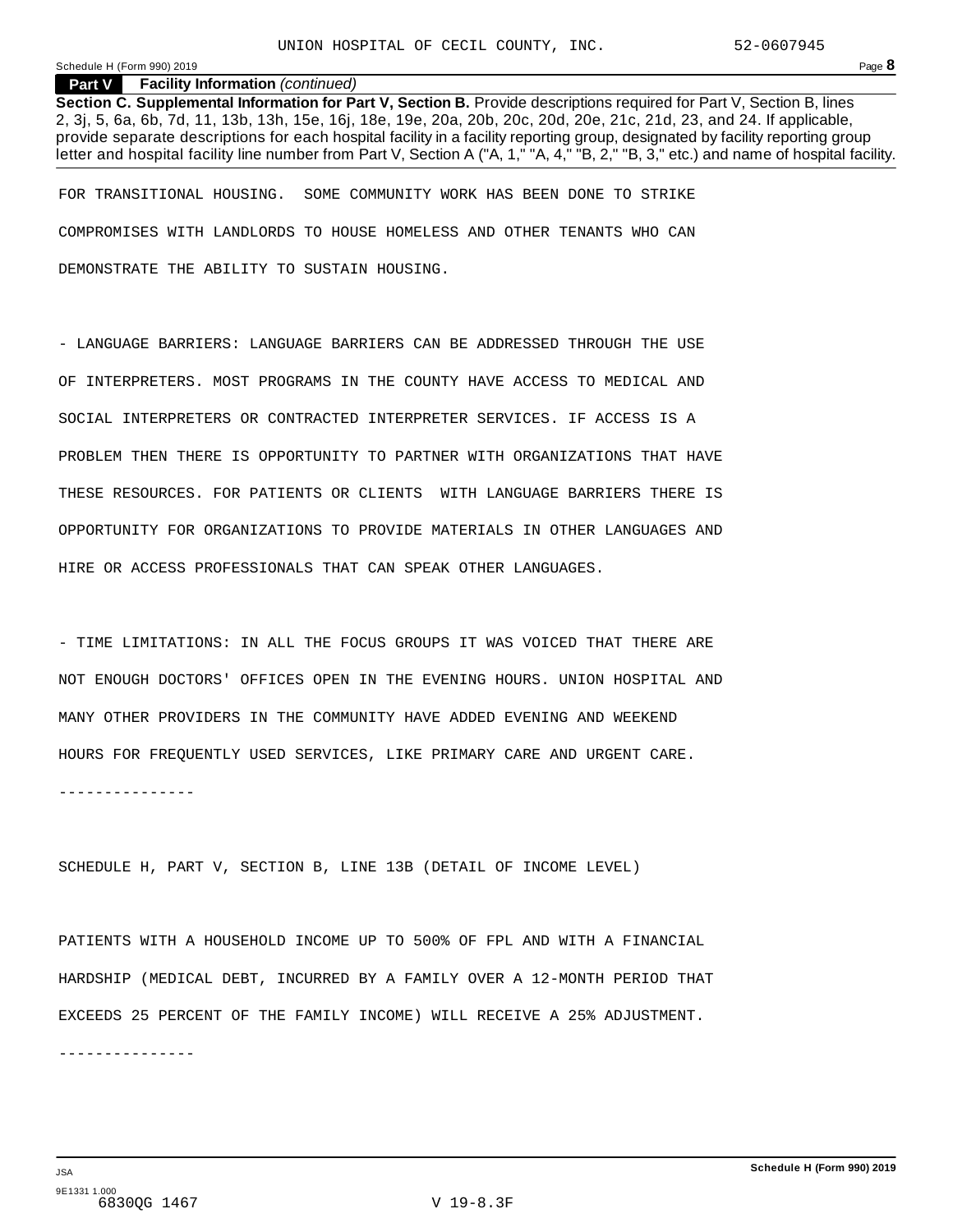UNION HOSPITAL OF CECIL COUNTY, INC. 52-0607945

**Part V Facility Information** *(continued)*

**Section C. Supplemental Information for Part V, Section B.** Provide descriptions required for Part V, Section B, lines 2, 3j, 5, 6a, 6b, 7d, 11, 13b, 13h, 15e, 16j, 18e, 19e, 20a, 20b, 20c, 20d, 20e, 21c, 21d, 23, and 24. If applicable, provide separate descriptions for each hospital facility in a facility reporting group, designated by facility reporting group letter and hospital facility line number from Part V, Section A ("A, 1," "A, 4," "B, 2," "B, 3," etc.) and name of hospital facility.

FOR TRANSITIONAL HOUSING. SOME COMMUNITY WORK HAS BEEN DONE TO STRIKE COMPROMISES WITH LANDLORDS TO HOUSE HOMELESS AND OTHER TENANTS WHO CAN DEMONSTRATE THE ABILITY TO SUSTAIN HOUSING.

- LANGUAGE BARRIERS: LANGUAGE BARRIERS CAN BE ADDRESSED THROUGH THE USE OF INTERPRETERS. MOST PROGRAMS IN THE COUNTY HAVE ACCESS TO MEDICAL AND SOCIAL INTERPRETERS OR CONTRACTED INTERPRETER SERVICES. IF ACCESS IS A PROBLEM THEN THERE IS OPPORTUNITY TO PARTNER WITH ORGANIZATIONS THAT HAVE THESE RESOURCES. FOR PATIENTS OR CLIENTS WITH LANGUAGE BARRIERS THERE IS OPPORTUNITY FOR ORGANIZATIONS TO PROVIDE MATERIALS IN OTHER LANGUAGES AND HIRE OR ACCESS PROFESSIONALS THAT CAN SPEAK OTHER LANGUAGES.

- TIME LIMITATIONS: IN ALL THE FOCUS GROUPS IT WAS VOICED THAT THERE ARE NOT ENOUGH DOCTORS' OFFICES OPEN IN THE EVENING HOURS. UNION HOSPITAL AND MANY OTHER PROVIDERS IN THE COMMUNITY HAVE ADDED EVENING AND WEEKEND HOURS FOR FREQUENTLY USED SERVICES, LIKE PRIMARY CARE AND URGENT CARE.

---------------

SCHEDULE H, PART V, SECTION B, LINE 13B (DETAIL OF INCOME LEVEL)

PATIENTS WITH A HOUSEHOLD INCOME UP TO 500% OF FPL AND WITH A FINANCIAL HARDSHIP (MEDICAL DEBT, INCURRED BY A FAMILY OVER A 12-MONTH PERIOD THAT EXCEEDS 25 PERCENT OF THE FAMILY INCOME) WILL RECEIVE A 25% ADJUSTMENT.

---------------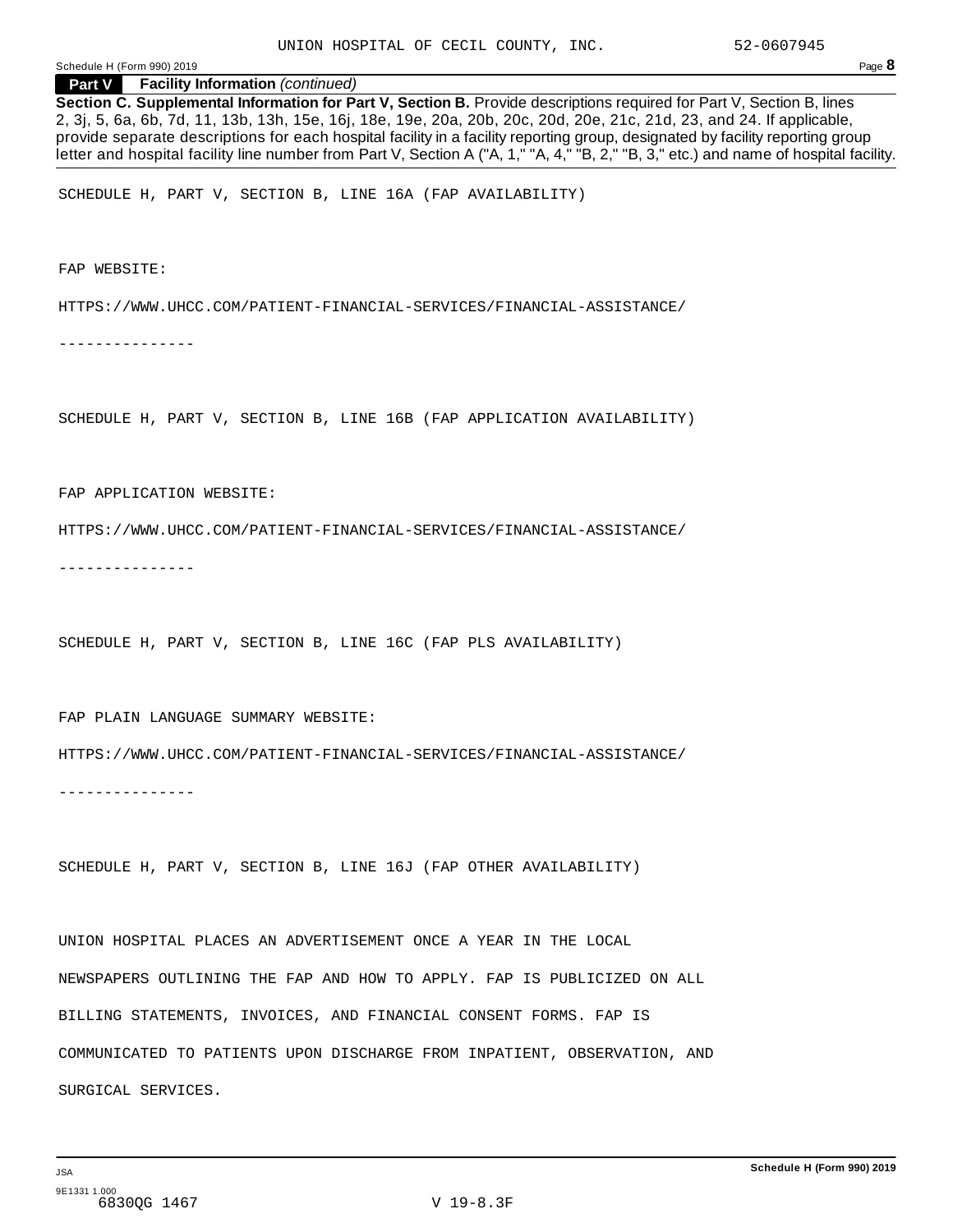**Part V Facility Information** *(continued)*

**Section C. Supplemental Information for Part V, Section B.** Provide descriptions required for Part V, Section B, lines 2, 3j, 5, 6a, 6b, 7d, 11, 13b, 13h, 15e, 16j, 18e, 19e, 20a, 20b, 20c, 20d, 20e, 21c, 21d, 23, and 24. If applicable, provide separate descriptions for each hospital facility in a facility reporting group, designated by facility reporting group letter and hospital facility line number from Part V, Section A ("A, 1," "A, 4," "B, 2," "B, 3," etc.) and name of hospital facility.

SCHEDULE H, PART V, SECTION B, LINE 16A (FAP AVAILABILITY)

FAP WEBSITE:

HTTPS://WWW.UHCC.COM/PATIENT-FINANCIAL-SERVICES/FINANCIAL-ASSISTANCE/

---------------

SCHEDULE H, PART V, SECTION B, LINE 16B (FAP APPLICATION AVAILABILITY)

FAP APPLICATION WEBSITE:

HTTPS://WWW.UHCC.COM/PATIENT-FINANCIAL-SERVICES/FINANCIAL-ASSISTANCE/

---------------

SCHEDULE H, PART V, SECTION B, LINE 16C (FAP PLS AVAILABILITY)

FAP PLAIN LANGUAGE SUMMARY WEBSITE:

HTTPS://WWW.UHCC.COM/PATIENT-FINANCIAL-SERVICES/FINANCIAL-ASSISTANCE/

---------------

SCHEDULE H, PART V, SECTION B, LINE 16J (FAP OTHER AVAILABILITY)

UNION HOSPITAL PLACES AN ADVERTISEMENT ONCE A YEAR IN THE LOCAL NEWSPAPERS OUTLINING THE FAP AND HOW TO APPLY. FAP IS PUBLICIZED ON ALL BILLING STATEMENTS, INVOICES, AND FINANCIAL CONSENT FORMS. FAP IS COMMUNICATED TO PATIENTS UPON DISCHARGE FROM INPATIENT, OBSERVATION, AND SURGICAL SERVICES.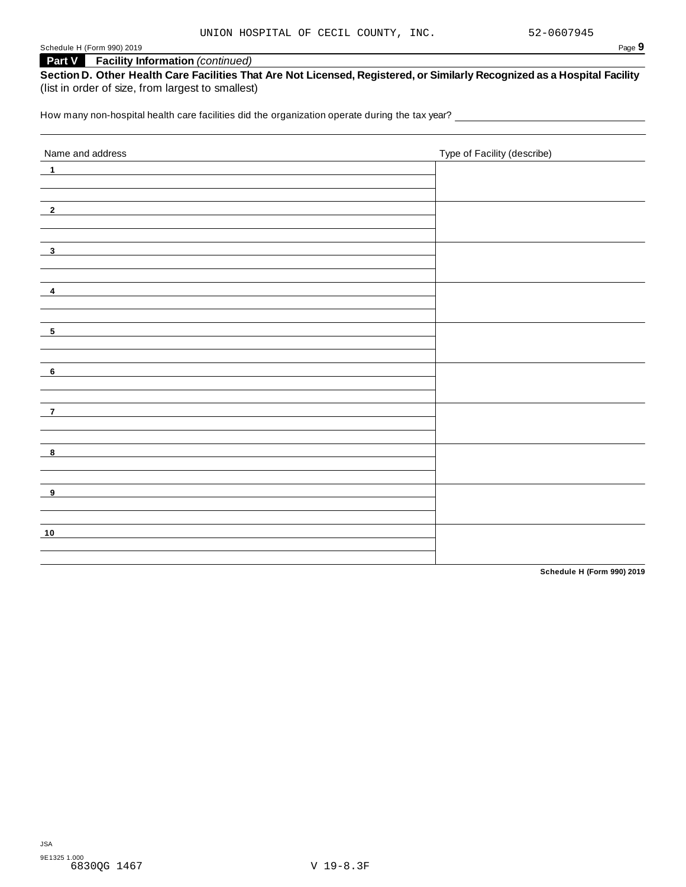UNION HOSPITAL OF CECIL COUNTY, INC. 52-0607945

Schedule H (Form 990) 2019

**Part V Facility Information** *(continued)*

**Section D. Other Health Care Facilities That Are Not Licensed, Registered, or Similarly Recognized as a Hospital Facility** (list in order of size, from largest to smallest)

How many non-hospital health care facilities did the organization operate during the tax year?

| Name and address | Type of Facility (describe) |
|---|---|
| 1 | |
| 2 | |
| 3 | |
| 4 | |
| 5 | |
| 6 | |
| 7 | |
| 8 | |
| 9 | |
| 10 | |

**Schedule H (Form 990) 2019**

JSA
9E1325 1.000
6830QG 1467 V 19-8.3F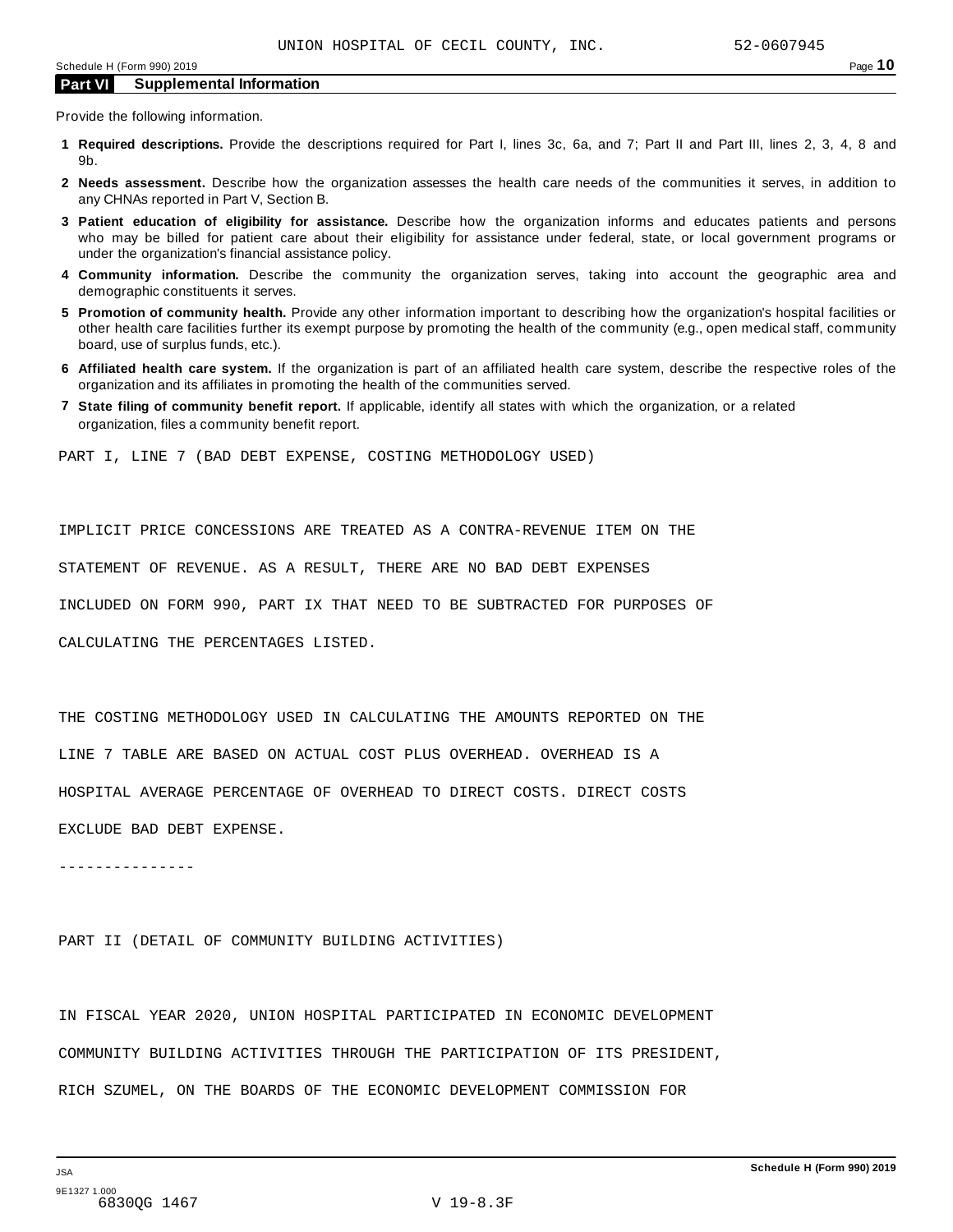## Part VI Supplemental Information

Provide the following information.

1. **Required descriptions.** Provide the descriptions required for Part I, lines 3c, 6a, and 7; Part II and Part III, lines 2, 3, 4, 8 and 9b.
2. **Needs assessment.** Describe how the organization assesses the health care needs of the communities it serves, in addition to any CHNAs reported in Part V, Section B.
3. **Patient education of eligibility for assistance.** Describe how the organization informs and educates patients and persons who may be billed for patient care about their eligibility for assistance under federal, state, or local government programs or under the organization's financial assistance policy.
4. **Community information.** Describe the community the organization serves, taking into account the geographic area and demographic constituents it serves.
5. **Promotion of community health.** Provide any other information important to describing how the organization's hospital facilities or other health care facilities further its exempt purpose by promoting the health of the community (e.g., open medical staff, community board, use of surplus funds, etc.).
6. **Affiliated health care system.** If the organization is part of an affiliated health care system, describe the respective roles of the organization and its affiliates in promoting the health of the communities served.
7. **State filing of community benefit report.** If applicable, identify all states with which the organization, or a related organization, files a community benefit report.

PART I, LINE 7 (BAD DEBT EXPENSE, COSTING METHODOLOGY USED)

IMPLICIT PRICE CONCESSIONS ARE TREATED AS A CONTRA-REVENUE ITEM ON THE STATEMENT OF REVENUE. AS A RESULT, THERE ARE NO BAD DEBT EXPENSES INCLUDED ON FORM 990, PART IX THAT NEED TO BE SUBTRACTED FOR PURPOSES OF CALCULATING THE PERCENTAGES LISTED.

THE COSTING METHODOLOGY USED IN CALCULATING THE AMOUNTS REPORTED ON THE LINE 7 TABLE ARE BASED ON ACTUAL COST PLUS OVERHEAD. OVERHEAD IS A HOSPITAL AVERAGE PERCENTAGE OF OVERHEAD TO DIRECT COSTS. DIRECT COSTS EXCLUDE BAD DEBT EXPENSE.

---------------

PART II (DETAIL OF COMMUNITY BUILDING ACTIVITIES)

IN FISCAL YEAR 2020, UNION HOSPITAL PARTICIPATED IN ECONOMIC DEVELOPMENT COMMUNITY BUILDING ACTIVITIES THROUGH THE PARTICIPATION OF ITS PRESIDENT, RICH SZUMEL, ON THE BOARDS OF THE ECONOMIC DEVELOPMENT COMMISSION FOR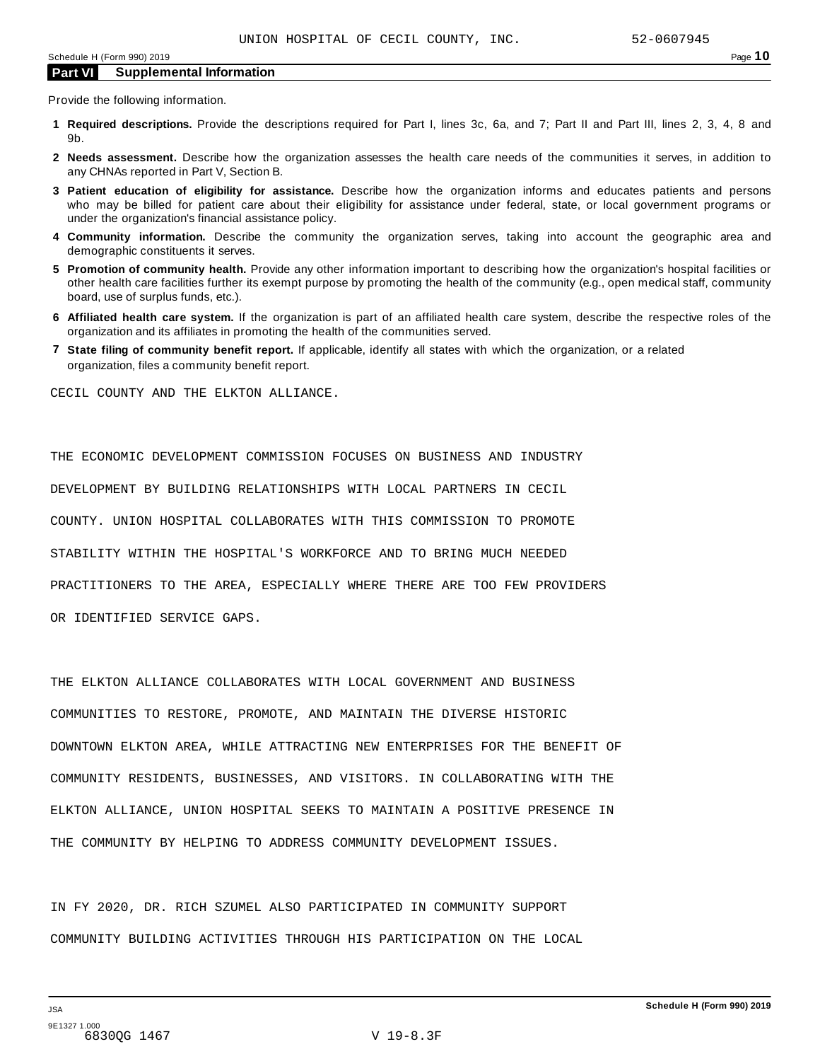## Part VI Supplemental Information

Provide the following information.

**1 Required descriptions.** Provide the descriptions required for Part I, lines 3c, 6a, and 7; Part II and Part III, lines 2, 3, 4, 8 and 9b.

**2 Needs assessment.** Describe how the organization assesses the health care needs of the communities it serves, in addition to any CHNAs reported in Part V, Section B.

**3 Patient education of eligibility for assistance.** Describe how the organization informs and educates patients and persons who may be billed for patient care about their eligibility for assistance under federal, state, or local government programs or under the organization's financial assistance policy.

**4 Community information.** Describe the community the organization serves, taking into account the geographic area and demographic constituents it serves.

**5 Promotion of community health.** Provide any other information important to describing how the organization's hospital facilities or other health care facilities further its exempt purpose by promoting the health of the community (e.g., open medical staff, community board, use of surplus funds, etc.).

**6 Affiliated health care system.** If the organization is part of an affiliated health care system, describe the respective roles of the organization and its affiliates in promoting the health of the communities served.

**7 State filing of community benefit report.** If applicable, identify all states with which the organization, or a related organization, files a community benefit report.

CECIL COUNTY AND THE ELKTON ALLIANCE.

THE ECONOMIC DEVELOPMENT COMMISSION FOCUSES ON BUSINESS AND INDUSTRY DEVELOPMENT BY BUILDING RELATIONSHIPS WITH LOCAL PARTNERS IN CECIL COUNTY. UNION HOSPITAL COLLABORATES WITH THIS COMMISSION TO PROMOTE STABILITY WITHIN THE HOSPITAL'S WORKFORCE AND TO BRING MUCH NEEDED PRACTITIONERS TO THE AREA, ESPECIALLY WHERE THERE ARE TOO FEW PROVIDERS OR IDENTIFIED SERVICE GAPS.

THE ELKTON ALLIANCE COLLABORATES WITH LOCAL GOVERNMENT AND BUSINESS COMMUNITIES TO RESTORE, PROMOTE, AND MAINTAIN THE DIVERSE HISTORIC DOWNTOWN ELKTON AREA, WHILE ATTRACTING NEW ENTERPRISES FOR THE BENEFIT OF COMMUNITY RESIDENTS, BUSINESSES, AND VISITORS. IN COLLABORATING WITH THE ELKTON ALLIANCE, UNION HOSPITAL SEEKS TO MAINTAIN A POSITIVE PRESENCE IN THE COMMUNITY BY HELPING TO ADDRESS COMMUNITY DEVELOPMENT ISSUES.

IN FY 2020, DR. RICH SZUMEL ALSO PARTICIPATED IN COMMUNITY SUPPORT COMMUNITY BUILDING ACTIVITIES THROUGH HIS PARTICIPATION ON THE LOCAL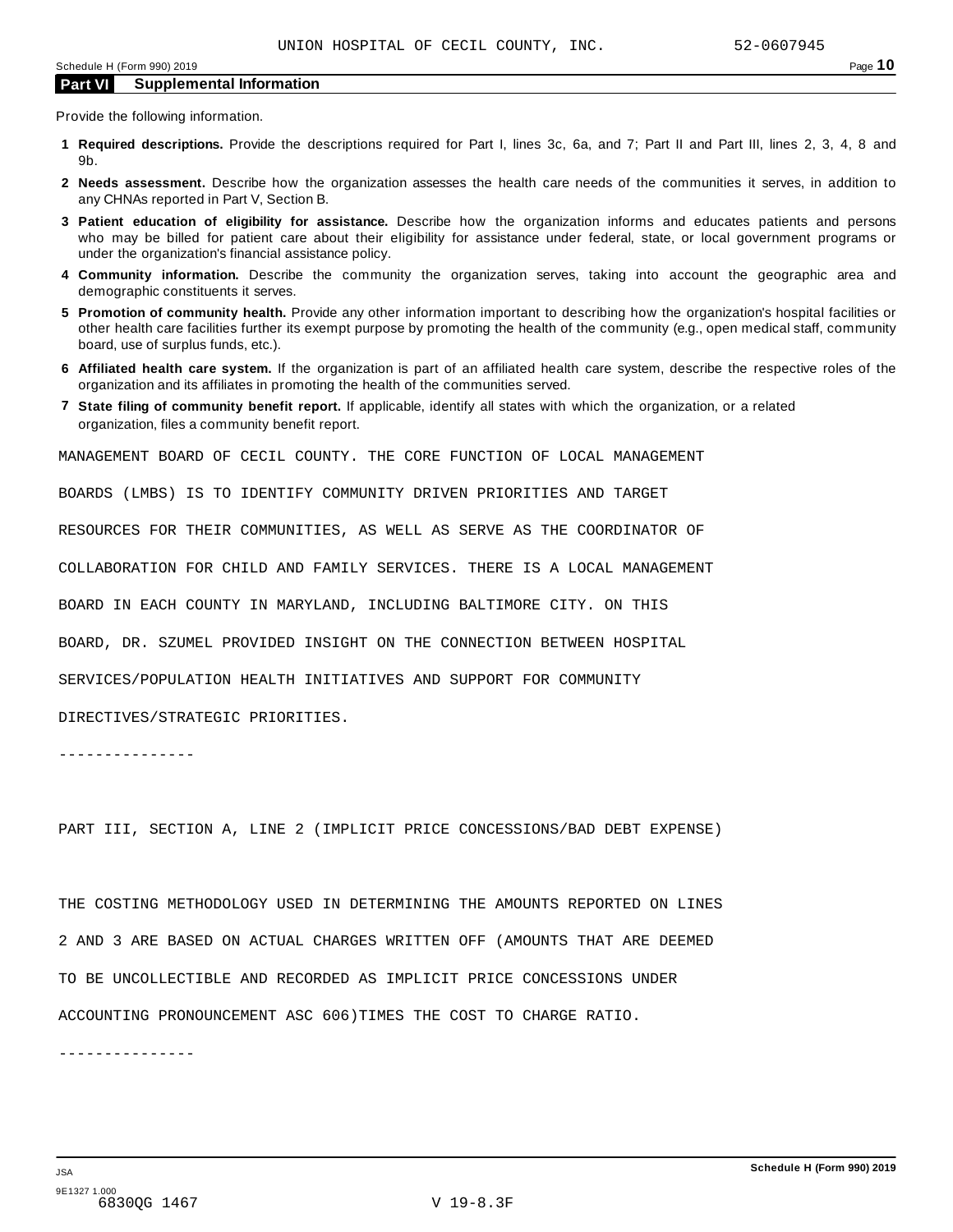## Part VI Supplemental Information

Provide the following information.

1. **Required descriptions.** Provide the descriptions required for Part I, lines 3c, 6a, and 7; Part II and Part III, lines 2, 3, 4, 8 and 9b.
2. **Needs assessment.** Describe how the organization assesses the health care needs of the communities it serves, in addition to any CHNAs reported in Part V, Section B.
3. **Patient education of eligibility for assistance.** Describe how the organization informs and educates patients and persons who may be billed for patient care about their eligibility for assistance under federal, state, or local government programs or under the organization's financial assistance policy.
4. **Community information.** Describe the community the organization serves, taking into account the geographic area and demographic constituents it serves.
5. **Promotion of community health.** Provide any other information important to describing how the organization's hospital facilities or other health care facilities further its exempt purpose by promoting the health of the community (e.g., open medical staff, community board, use of surplus funds, etc.).
6. **Affiliated health care system.** If the organization is part of an affiliated health care system, describe the respective roles of the organization and its affiliates in promoting the health of the communities served.
7. **State filing of community benefit report.** If applicable, identify all states with which the organization, or a related organization, files a community benefit report.

MANAGEMENT BOARD OF CECIL COUNTY. THE CORE FUNCTION OF LOCAL MANAGEMENT BOARDS (LMBS) IS TO IDENTIFY COMMUNITY DRIVEN PRIORITIES AND TARGET RESOURCES FOR THEIR COMMUNITIES, AS WELL AS SERVE AS THE COORDINATOR OF COLLABORATION FOR CHILD AND FAMILY SERVICES. THERE IS A LOCAL MANAGEMENT BOARD IN EACH COUNTY IN MARYLAND, INCLUDING BALTIMORE CITY. ON THIS BOARD, DR. SZUMEL PROVIDED INSIGHT ON THE CONNECTION BETWEEN HOSPITAL SERVICES/POPULATION HEALTH INITIATIVES AND SUPPORT FOR COMMUNITY DIRECTIVES/STRATEGIC PRIORITIES.

---------------

PART III, SECTION A, LINE 2 (IMPLICIT PRICE CONCESSIONS/BAD DEBT EXPENSE)

THE COSTING METHODOLOGY USED IN DETERMINING THE AMOUNTS REPORTED ON LINES 2 AND 3 ARE BASED ON ACTUAL CHARGES WRITTEN OFF (AMOUNTS THAT ARE DEEMED TO BE UNCOLLECTIBLE AND RECORDED AS IMPLICIT PRICE CONCESSIONS UNDER ACCOUNTING PRONOUNCEMENT ASC 606)TIMES THE COST TO CHARGE RATIO.

---------------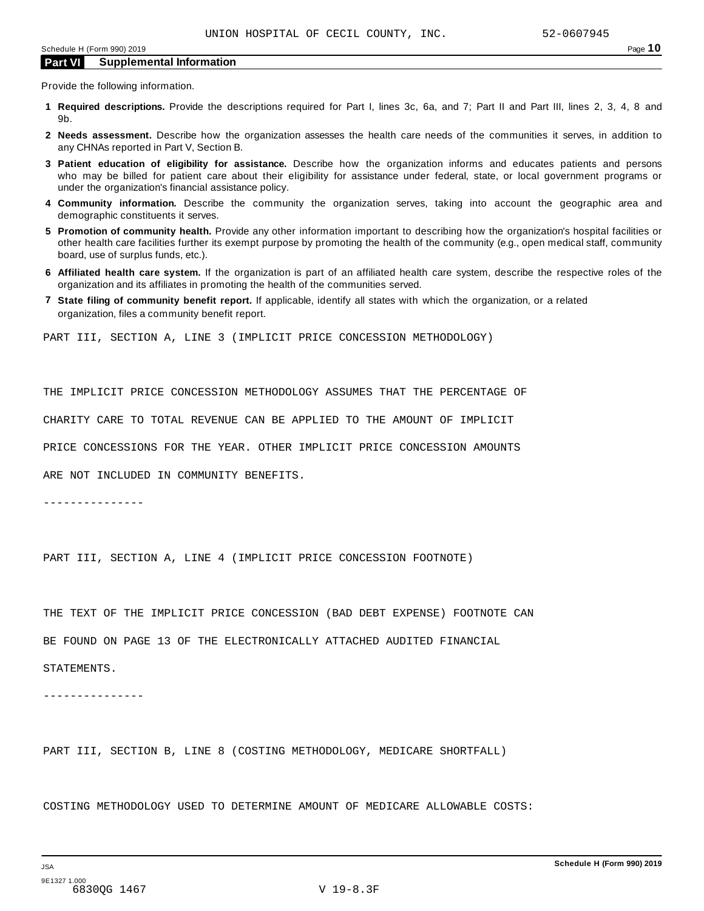## Part VI Supplemental Information

Provide the following information.

1. **Required descriptions.** Provide the descriptions required for Part I, lines 3c, 6a, and 7; Part II and Part III, lines 2, 3, 4, 8 and 9b.
2. **Needs assessment.** Describe how the organization assesses the health care needs of the communities it serves, in addition to any CHNAs reported in Part V, Section B.
3. **Patient education of eligibility for assistance.** Describe how the organization informs and educates patients and persons who may be billed for patient care about their eligibility for assistance under federal, state, or local government programs or under the organization's financial assistance policy.
4. **Community information.** Describe the community the organization serves, taking into account the geographic area and demographic constituents it serves.
5. **Promotion of community health.** Provide any other information important to describing how the organization's hospital facilities or other health care facilities further its exempt purpose by promoting the health of the community (e.g., open medical staff, community board, use of surplus funds, etc.).
6. **Affiliated health care system.** If the organization is part of an affiliated health care system, describe the respective roles of the organization and its affiliates in promoting the health of the communities served.
7. **State filing of community benefit report.** If applicable, identify all states with which the organization, or a related organization, files a community benefit report.

PART III, SECTION A, LINE 3 (IMPLICIT PRICE CONCESSION METHODOLOGY)

THE IMPLICIT PRICE CONCESSION METHODOLOGY ASSUMES THAT THE PERCENTAGE OF CHARITY CARE TO TOTAL REVENUE CAN BE APPLIED TO THE AMOUNT OF IMPLICIT PRICE CONCESSIONS FOR THE YEAR. OTHER IMPLICIT PRICE CONCESSION AMOUNTS ARE NOT INCLUDED IN COMMUNITY BENEFITS.

---------------

PART III, SECTION A, LINE 4 (IMPLICIT PRICE CONCESSION FOOTNOTE)

THE TEXT OF THE IMPLICIT PRICE CONCESSION (BAD DEBT EXPENSE) FOOTNOTE CAN BE FOUND ON PAGE 13 OF THE ELECTRONICALLY ATTACHED AUDITED FINANCIAL STATEMENTS.

---------------

PART III, SECTION B, LINE 8 (COSTING METHODOLOGY, MEDICARE SHORTFALL)

COSTING METHODOLOGY USED TO DETERMINE AMOUNT OF MEDICARE ALLOWABLE COSTS: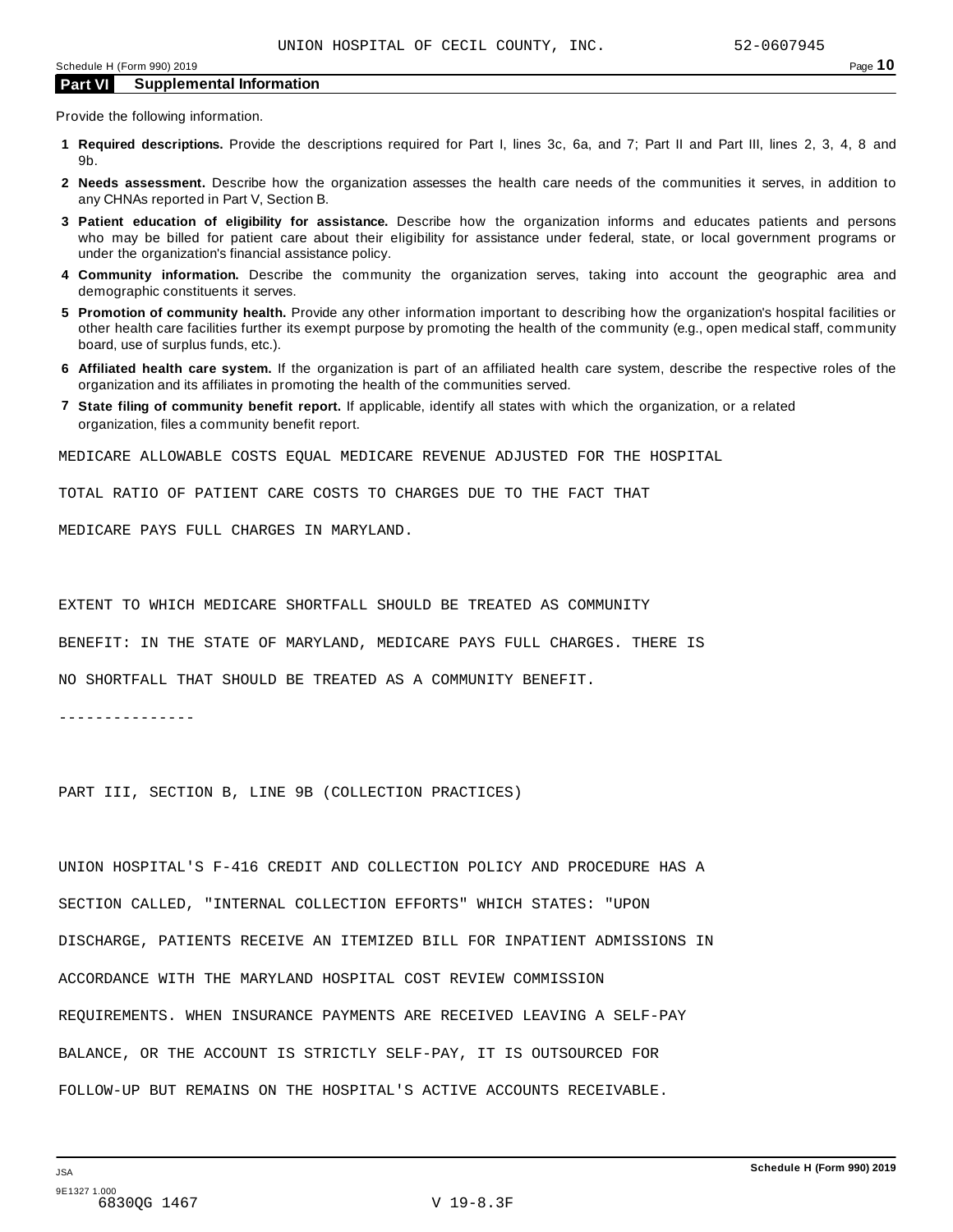## Part VI Supplemental Information

Provide the following information.

1. **Required descriptions.** Provide the descriptions required for Part I, lines 3c, 6a, and 7; Part II and Part III, lines 2, 3, 4, 8 and 9b.
2. **Needs assessment.** Describe how the organization assesses the health care needs of the communities it serves, in addition to any CHNAs reported in Part V, Section B.
3. **Patient education of eligibility for assistance.** Describe how the organization informs and educates patients and persons who may be billed for patient care about their eligibility for assistance under federal, state, or local government programs or under the organization's financial assistance policy.
4. **Community information.** Describe the community the organization serves, taking into account the geographic area and demographic constituents it serves.
5. **Promotion of community health.** Provide any other information important to describing how the organization's hospital facilities or other health care facilities further its exempt purpose by promoting the health of the community (e.g., open medical staff, community board, use of surplus funds, etc.).
6. **Affiliated health care system.** If the organization is part of an affiliated health care system, describe the respective roles of the organization and its affiliates in promoting the health of the communities served.
7. **State filing of community benefit report.** If applicable, identify all states with which the organization, or a related organization, files a community benefit report.

MEDICARE ALLOWABLE COSTS EQUAL MEDICARE REVENUE ADJUSTED FOR THE HOSPITAL TOTAL RATIO OF PATIENT CARE COSTS TO CHARGES DUE TO THE FACT THAT MEDICARE PAYS FULL CHARGES IN MARYLAND.

EXTENT TO WHICH MEDICARE SHORTFALL SHOULD BE TREATED AS COMMUNITY BENEFIT: IN THE STATE OF MARYLAND, MEDICARE PAYS FULL CHARGES. THERE IS NO SHORTFALL THAT SHOULD BE TREATED AS A COMMUNITY BENEFIT.

---------------

PART III, SECTION B, LINE 9B (COLLECTION PRACTICES)

UNION HOSPITAL'S F-416 CREDIT AND COLLECTION POLICY AND PROCEDURE HAS A SECTION CALLED, "INTERNAL COLLECTION EFFORTS" WHICH STATES: "UPON DISCHARGE, PATIENTS RECEIVE AN ITEMIZED BILL FOR INPATIENT ADMISSIONS IN ACCORDANCE WITH THE MARYLAND HOSPITAL COST REVIEW COMMISSION REQUIREMENTS. WHEN INSURANCE PAYMENTS ARE RECEIVED LEAVING A SELF-PAY BALANCE, OR THE ACCOUNT IS STRICTLY SELF-PAY, IT IS OUTSOURCED FOR FOLLOW-UP BUT REMAINS ON THE HOSPITAL'S ACTIVE ACCOUNTS RECEIVABLE.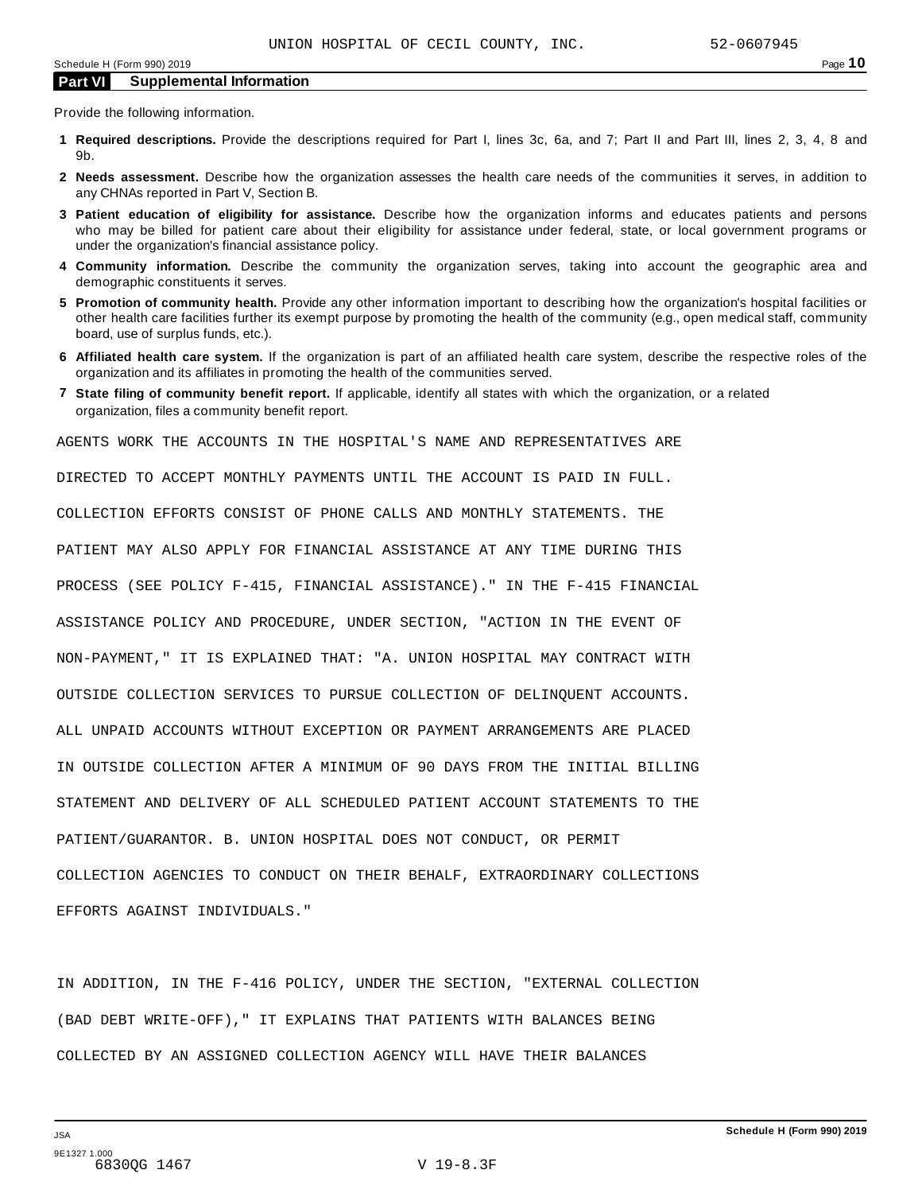## Part VI Supplemental Information

Provide the following information.

1. **Required descriptions.** Provide the descriptions required for Part I, lines 3c, 6a, and 7; Part II and Part III, lines 2, 3, 4, 8 and 9b.
2. **Needs assessment.** Describe how the organization assesses the health care needs of the communities it serves, in addition to any CHNAs reported in Part V, Section B.
3. **Patient education of eligibility for assistance.** Describe how the organization informs and educates patients and persons who may be billed for patient care about their eligibility for assistance under federal, state, or local government programs or under the organization's financial assistance policy.
4. **Community information.** Describe the community the organization serves, taking into account the geographic area and demographic constituents it serves.
5. **Promotion of community health.** Provide any other information important to describing how the organization's hospital facilities or other health care facilities further its exempt purpose by promoting the health of the community (e.g., open medical staff, community board, use of surplus funds, etc.).
6. **Affiliated health care system.** If the organization is part of an affiliated health care system, describe the respective roles of the organization and its affiliates in promoting the health of the communities served.
7. **State filing of community benefit report.** If applicable, identify all states with which the organization, or a related organization, files a community benefit report.

AGENTS WORK THE ACCOUNTS IN THE HOSPITAL'S NAME AND REPRESENTATIVES ARE DIRECTED TO ACCEPT MONTHLY PAYMENTS UNTIL THE ACCOUNT IS PAID IN FULL. COLLECTION EFFORTS CONSIST OF PHONE CALLS AND MONTHLY STATEMENTS. THE PATIENT MAY ALSO APPLY FOR FINANCIAL ASSISTANCE AT ANY TIME DURING THIS PROCESS (SEE POLICY F-415, FINANCIAL ASSISTANCE)." IN THE F-415 FINANCIAL ASSISTANCE POLICY AND PROCEDURE, UNDER SECTION, "ACTION IN THE EVENT OF NON-PAYMENT," IT IS EXPLAINED THAT: "A. UNION HOSPITAL MAY CONTRACT WITH OUTSIDE COLLECTION SERVICES TO PURSUE COLLECTION OF DELINQUENT ACCOUNTS. ALL UNPAID ACCOUNTS WITHOUT EXCEPTION OR PAYMENT ARRANGEMENTS ARE PLACED IN OUTSIDE COLLECTION AFTER A MINIMUM OF 90 DAYS FROM THE INITIAL BILLING STATEMENT AND DELIVERY OF ALL SCHEDULED PATIENT ACCOUNT STATEMENTS TO THE PATIENT/GUARANTOR. B. UNION HOSPITAL DOES NOT CONDUCT, OR PERMIT COLLECTION AGENCIES TO CONDUCT ON THEIR BEHALF, EXTRAORDINARY COLLECTIONS EFFORTS AGAINST INDIVIDUALS."

IN ADDITION, IN THE F-416 POLICY, UNDER THE SECTION, "EXTERNAL COLLECTION (BAD DEBT WRITE-OFF)," IT EXPLAINS THAT PATIENTS WITH BALANCES BEING COLLECTED BY AN ASSIGNED COLLECTION AGENCY WILL HAVE THEIR BALANCES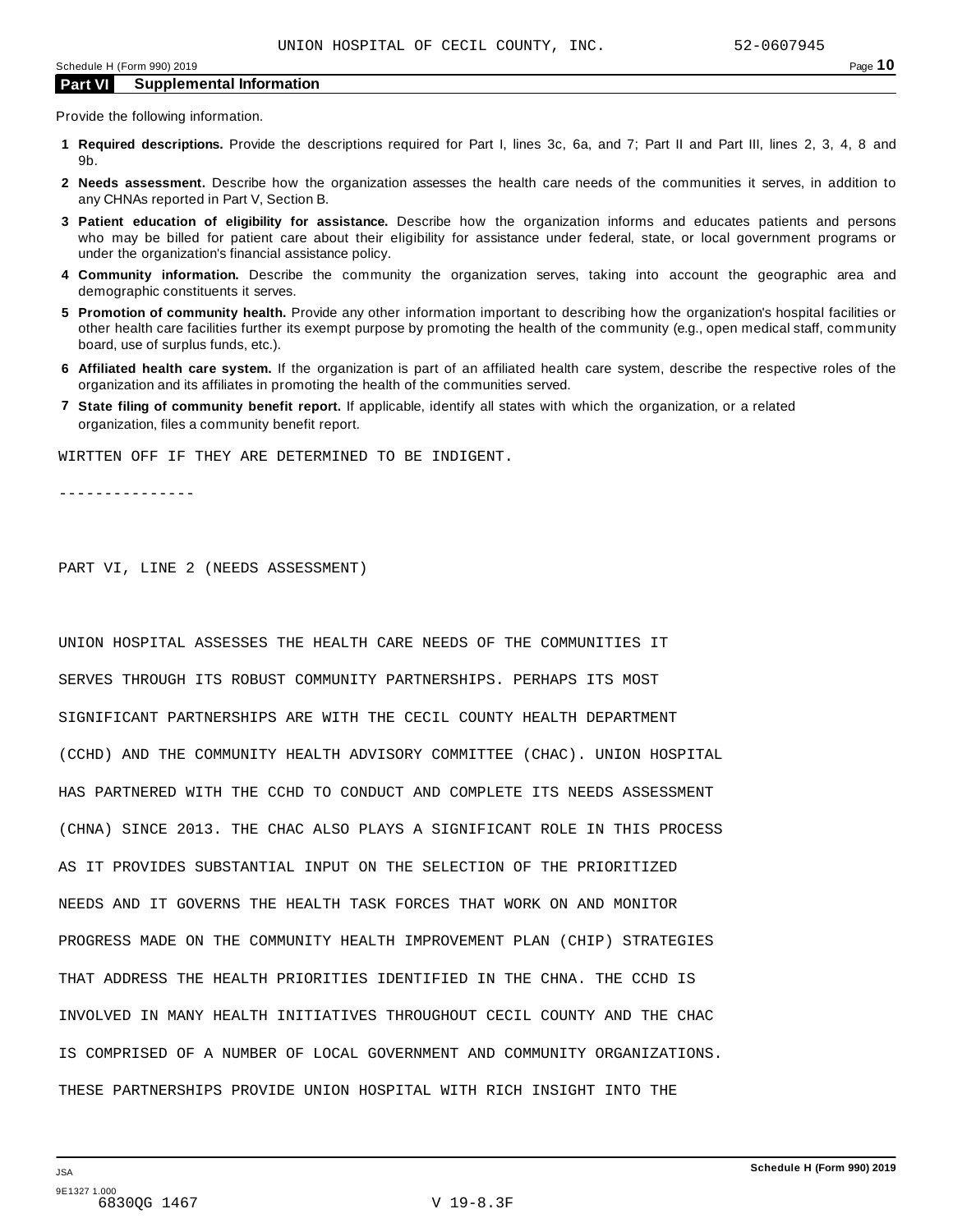## Part VI Supplemental Information

Provide the following information.

1. **Required descriptions.** Provide the descriptions required for Part I, lines 3c, 6a, and 7; Part II and Part III, lines 2, 3, 4, 8 and 9b.
2. **Needs assessment.** Describe how the organization assesses the health care needs of the communities it serves, in addition to any CHNAs reported in Part V, Section B.
3. **Patient education of eligibility for assistance.** Describe how the organization informs and educates patients and persons who may be billed for patient care about their eligibility for assistance under federal, state, or local government programs or under the organization's financial assistance policy.
4. **Community information.** Describe the community the organization serves, taking into account the geographic area and demographic constituents it serves.
5. **Promotion of community health.** Provide any other information important to describing how the organization's hospital facilities or other health care facilities further its exempt purpose by promoting the health of the community (e.g., open medical staff, community board, use of surplus funds, etc.).
6. **Affiliated health care system.** If the organization is part of an affiliated health care system, describe the respective roles of the organization and its affiliates in promoting the health of the communities served.
7. **State filing of community benefit report.** If applicable, identify all states with which the organization, or a related organization, files a community benefit report.

WIRTTEN OFF IF THEY ARE DETERMINED TO BE INDIGENT.

---------------

PART VI, LINE 2 (NEEDS ASSESSMENT)

UNION HOSPITAL ASSESSES THE HEALTH CARE NEEDS OF THE COMMUNITIES IT SERVES THROUGH ITS ROBUST COMMUNITY PARTNERSHIPS. PERHAPS ITS MOST SIGNIFICANT PARTNERSHIPS ARE WITH THE CECIL COUNTY HEALTH DEPARTMENT (CCHD) AND THE COMMUNITY HEALTH ADVISORY COMMITTEE (CHAC). UNION HOSPITAL HAS PARTNERED WITH THE CCHD TO CONDUCT AND COMPLETE ITS NEEDS ASSESSMENT (CHNA) SINCE 2013. THE CHAC ALSO PLAYS A SIGNIFICANT ROLE IN THIS PROCESS AS IT PROVIDES SUBSTANTIAL INPUT ON THE SELECTION OF THE PRIORITIZED NEEDS AND IT GOVERNS THE HEALTH TASK FORCES THAT WORK ON AND MONITOR PROGRESS MADE ON THE COMMUNITY HEALTH IMPROVEMENT PLAN (CHIP) STRATEGIES THAT ADDRESS THE HEALTH PRIORITIES IDENTIFIED IN THE CHNA. THE CCHD IS INVOLVED IN MANY HEALTH INITIATIVES THROUGHOUT CECIL COUNTY AND THE CHAC IS COMPRISED OF A NUMBER OF LOCAL GOVERNMENT AND COMMUNITY ORGANIZATIONS. THESE PARTNERSHIPS PROVIDE UNION HOSPITAL WITH RICH INSIGHT INTO THE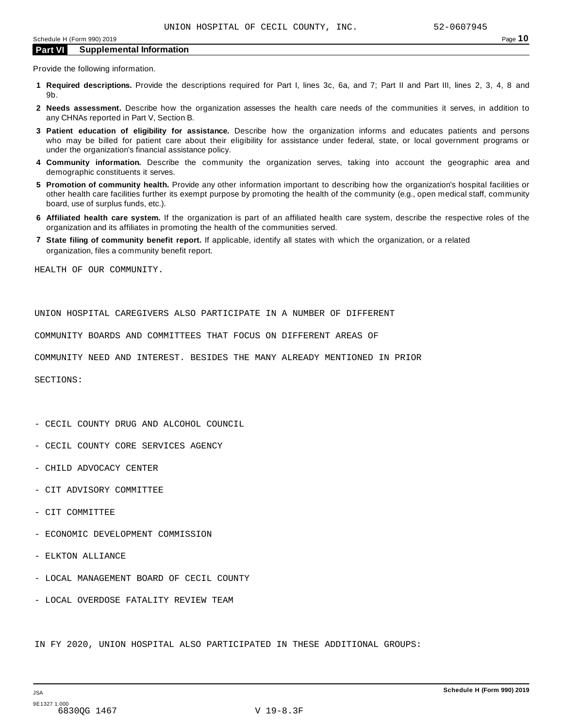## Part VI Supplemental Information

Provide the following information.

1. **Required descriptions.** Provide the descriptions required for Part I, lines 3c, 6a, and 7; Part II and Part III, lines 2, 3, 4, 8 and 9b.
2. **Needs assessment.** Describe how the organization assesses the health care needs of the communities it serves, in addition to any CHNAs reported in Part V, Section B.
3. **Patient education of eligibility for assistance.** Describe how the organization informs and educates patients and persons who may be billed for patient care about their eligibility for assistance under federal, state, or local government programs or under the organization's financial assistance policy.
4. **Community information.** Describe the community the organization serves, taking into account the geographic area and demographic constituents it serves.
5. **Promotion of community health.** Provide any other information important to describing how the organization's hospital facilities or other health care facilities further its exempt purpose by promoting the health of the community (e.g., open medical staff, community board, use of surplus funds, etc.).
6. **Affiliated health care system.** If the organization is part of an affiliated health care system, describe the respective roles of the organization and its affiliates in promoting the health of the communities served.
7. **State filing of community benefit report.** If applicable, identify all states with which the organization, or a related organization, files a community benefit report.

HEALTH OF OUR COMMUNITY.

UNION HOSPITAL CAREGIVERS ALSO PARTICIPATE IN A NUMBER OF DIFFERENT COMMUNITY BOARDS AND COMMITTEES THAT FOCUS ON DIFFERENT AREAS OF COMMUNITY NEED AND INTEREST. BESIDES THE MANY ALREADY MENTIONED IN PRIOR SECTIONS:

- CECIL COUNTY DRUG AND ALCOHOL COUNCIL
- CECIL COUNTY CORE SERVICES AGENCY
- CHILD ADVOCACY CENTER
- CIT ADVISORY COMMITTEE
- CIT COMMITTEE
- ECONOMIC DEVELOPMENT COMMISSION
- ELKTON ALLIANCE
- LOCAL MANAGEMENT BOARD OF CECIL COUNTY
- LOCAL OVERDOSE FATALITY REVIEW TEAM

IN FY 2020, UNION HOSPITAL ALSO PARTICIPATED IN THESE ADDITIONAL GROUPS: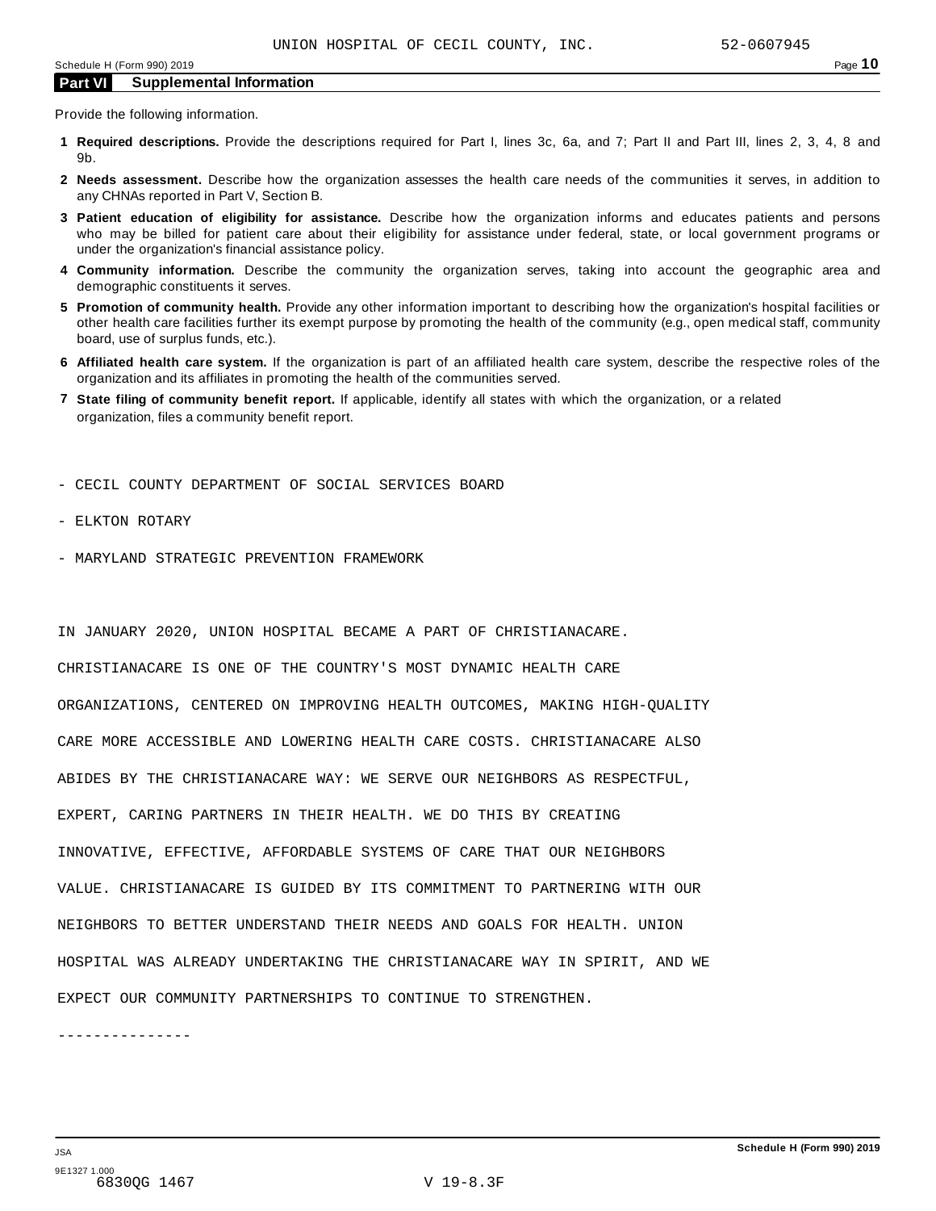## Part VI Supplemental Information

Provide the following information.

1. **Required descriptions.** Provide the descriptions required for Part I, lines 3c, 6a, and 7; Part II and Part III, lines 2, 3, 4, 8 and 9b.
2. **Needs assessment.** Describe how the organization assesses the health care needs of the communities it serves, in addition to any CHNAs reported in Part V, Section B.
3. **Patient education of eligibility for assistance.** Describe how the organization informs and educates patients and persons who may be billed for patient care about their eligibility for assistance under federal, state, or local government programs or under the organization's financial assistance policy.
4. **Community information.** Describe the community the organization serves, taking into account the geographic area and demographic constituents it serves.
5. **Promotion of community health.** Provide any other information important to describing how the organization's hospital facilities or other health care facilities further its exempt purpose by promoting the health of the community (e.g., open medical staff, community board, use of surplus funds, etc.).
6. **Affiliated health care system.** If the organization is part of an affiliated health care system, describe the respective roles of the organization and its affiliates in promoting the health of the communities served.
7. **State filing of community benefit report.** If applicable, identify all states with which the organization, or a related organization, files a community benefit report.

- CECIL COUNTY DEPARTMENT OF SOCIAL SERVICES BOARD
- ELKTON ROTARY
- MARYLAND STRATEGIC PREVENTION FRAMEWORK

IN JANUARY 2020, UNION HOSPITAL BECAME A PART OF CHRISTIANACARE. CHRISTIANACARE IS ONE OF THE COUNTRY'S MOST DYNAMIC HEALTH CARE ORGANIZATIONS, CENTERED ON IMPROVING HEALTH OUTCOMES, MAKING HIGH-QUALITY CARE MORE ACCESSIBLE AND LOWERING HEALTH CARE COSTS. CHRISTIANACARE ALSO ABIDES BY THE CHRISTIANACARE WAY: WE SERVE OUR NEIGHBORS AS RESPECTFUL, EXPERT, CARING PARTNERS IN THEIR HEALTH. WE DO THIS BY CREATING INNOVATIVE, EFFECTIVE, AFFORDABLE SYSTEMS OF CARE THAT OUR NEIGHBORS VALUE. CHRISTIANACARE IS GUIDED BY ITS COMMITMENT TO PARTNERING WITH OUR NEIGHBORS TO BETTER UNDERSTAND THEIR NEEDS AND GOALS FOR HEALTH. UNION HOSPITAL WAS ALREADY UNDERTAKING THE CHRISTIANACARE WAY IN SPIRIT, AND WE EXPECT OUR COMMUNITY PARTNERSHIPS TO CONTINUE TO STRENGTHEN.

---------------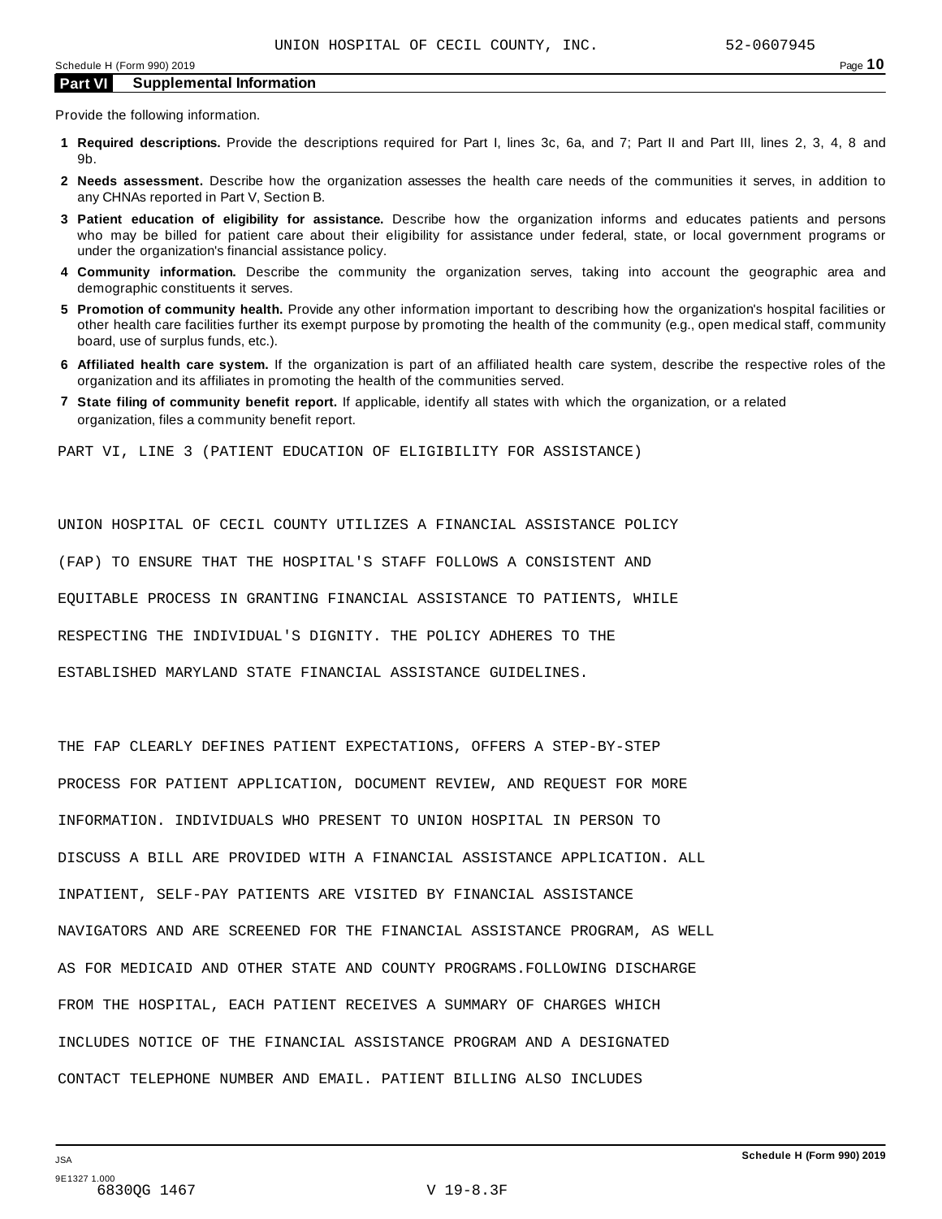## Part VI Supplemental Information

Provide the following information.

1. **Required descriptions.** Provide the descriptions required for Part I, lines 3c, 6a, and 7; Part II and Part III, lines 2, 3, 4, 8 and 9b.
2. **Needs assessment.** Describe how the organization assesses the health care needs of the communities it serves, in addition to any CHNAs reported in Part V, Section B.
3. **Patient education of eligibility for assistance.** Describe how the organization informs and educates patients and persons who may be billed for patient care about their eligibility for assistance under federal, state, or local government programs or under the organization's financial assistance policy.
4. **Community information.** Describe the community the organization serves, taking into account the geographic area and demographic constituents it serves.
5. **Promotion of community health.** Provide any other information important to describing how the organization's hospital facilities or other health care facilities further its exempt purpose by promoting the health of the community (e.g., open medical staff, community board, use of surplus funds, etc.).
6. **Affiliated health care system.** If the organization is part of an affiliated health care system, describe the respective roles of the organization and its affiliates in promoting the health of the communities served.
7. **State filing of community benefit report.** If applicable, identify all states with which the organization, or a related organization, files a community benefit report.

PART VI, LINE 3 (PATIENT EDUCATION OF ELIGIBILITY FOR ASSISTANCE)

UNION HOSPITAL OF CECIL COUNTY UTILIZES A FINANCIAL ASSISTANCE POLICY (FAP) TO ENSURE THAT THE HOSPITAL'S STAFF FOLLOWS A CONSISTENT AND EQUITABLE PROCESS IN GRANTING FINANCIAL ASSISTANCE TO PATIENTS, WHILE RESPECTING THE INDIVIDUAL'S DIGNITY. THE POLICY ADHERES TO THE ESTABLISHED MARYLAND STATE FINANCIAL ASSISTANCE GUIDELINES.

THE FAP CLEARLY DEFINES PATIENT EXPECTATIONS, OFFERS A STEP-BY-STEP PROCESS FOR PATIENT APPLICATION, DOCUMENT REVIEW, AND REQUEST FOR MORE INFORMATION. INDIVIDUALS WHO PRESENT TO UNION HOSPITAL IN PERSON TO DISCUSS A BILL ARE PROVIDED WITH A FINANCIAL ASSISTANCE APPLICATION. ALL INPATIENT, SELF-PAY PATIENTS ARE VISITED BY FINANCIAL ASSISTANCE NAVIGATORS AND ARE SCREENED FOR THE FINANCIAL ASSISTANCE PROGRAM, AS WELL AS FOR MEDICAID AND OTHER STATE AND COUNTY PROGRAMS.FOLLOWING DISCHARGE FROM THE HOSPITAL, EACH PATIENT RECEIVES A SUMMARY OF CHARGES WHICH INCLUDES NOTICE OF THE FINANCIAL ASSISTANCE PROGRAM AND A DESIGNATED CONTACT TELEPHONE NUMBER AND EMAIL. PATIENT BILLING ALSO INCLUDES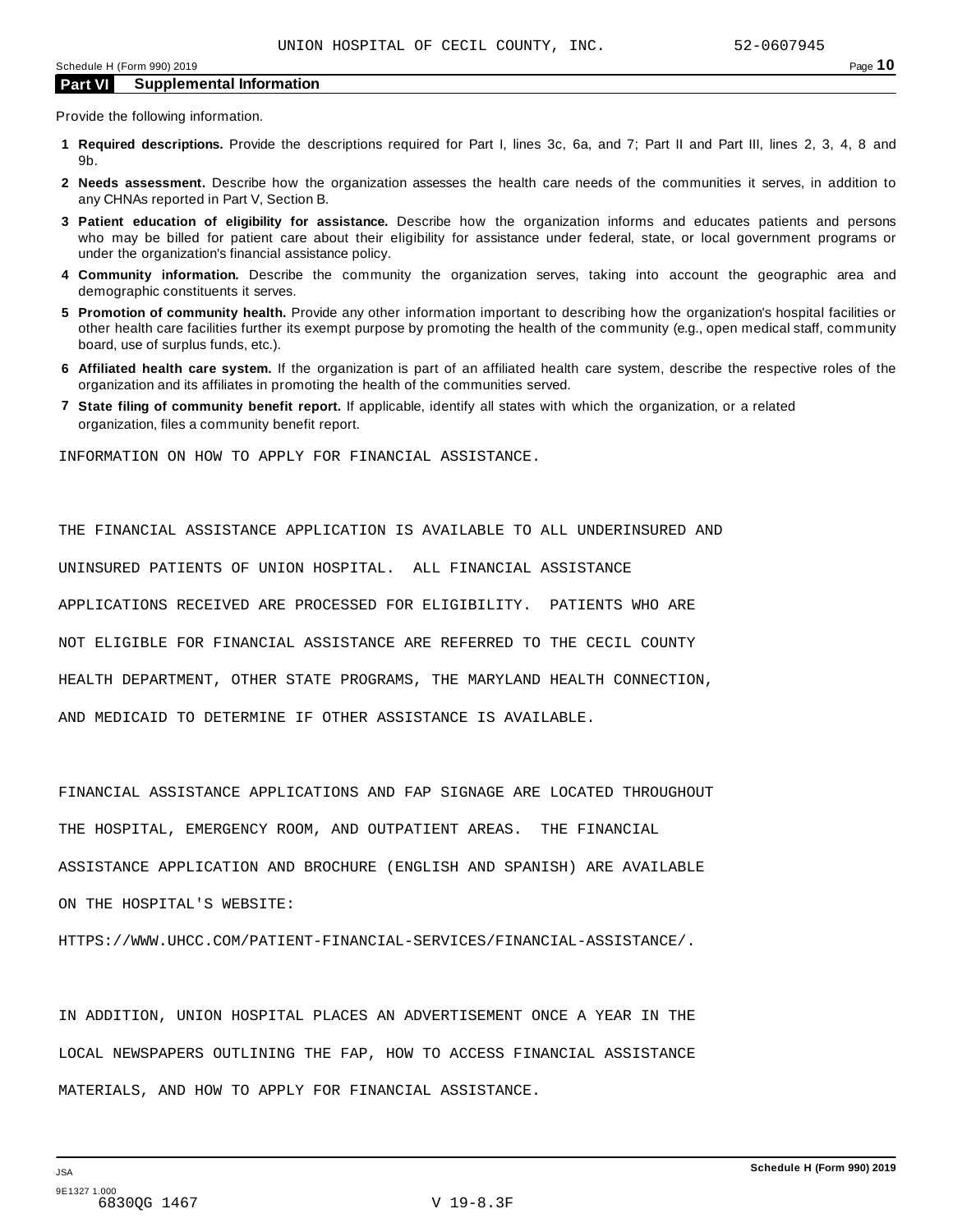UNION HOSPITAL OF CECIL COUNTY, INC. 52-0607945

## Part VI Supplemental Information

Provide the following information.

1. **Required descriptions.** Provide the descriptions required for Part I, lines 3c, 6a, and 7; Part II and Part III, lines 2, 3, 4, 8 and 9b.
2. **Needs assessment.** Describe how the organization assesses the health care needs of the communities it serves, in addition to any CHNAs reported in Part V, Section B.
3. **Patient education of eligibility for assistance.** Describe how the organization informs and educates patients and persons who may be billed for patient care about their eligibility for assistance under federal, state, or local government programs or under the organization's financial assistance policy.
4. **Community information.** Describe the community the organization serves, taking into account the geographic area and demographic constituents it serves.
5. **Promotion of community health.** Provide any other information important to describing how the organization's hospital facilities or other health care facilities further its exempt purpose by promoting the health of the community (e.g., open medical staff, community board, use of surplus funds, etc.).
6. **Affiliated health care system.** If the organization is part of an affiliated health care system, describe the respective roles of the organization and its affiliates in promoting the health of the communities served.
7. **State filing of community benefit report.** If applicable, identify all states with which the organization, or a related organization, files a community benefit report.

INFORMATION ON HOW TO APPLY FOR FINANCIAL ASSISTANCE.

THE FINANCIAL ASSISTANCE APPLICATION IS AVAILABLE TO ALL UNDERINSURED AND UNINSURED PATIENTS OF UNION HOSPITAL. ALL FINANCIAL ASSISTANCE APPLICATIONS RECEIVED ARE PROCESSED FOR ELIGIBILITY. PATIENTS WHO ARE NOT ELIGIBLE FOR FINANCIAL ASSISTANCE ARE REFERRED TO THE CECIL COUNTY HEALTH DEPARTMENT, OTHER STATE PROGRAMS, THE MARYLAND HEALTH CONNECTION, AND MEDICAID TO DETERMINE IF OTHER ASSISTANCE IS AVAILABLE.

FINANCIAL ASSISTANCE APPLICATIONS AND FAP SIGNAGE ARE LOCATED THROUGHOUT THE HOSPITAL, EMERGENCY ROOM, AND OUTPATIENT AREAS. THE FINANCIAL ASSISTANCE APPLICATION AND BROCHURE (ENGLISH AND SPANISH) ARE AVAILABLE ON THE HOSPITAL'S WEBSITE: HTTPS://WWW.UHCC.COM/PATIENT-FINANCIAL-SERVICES/FINANCIAL-ASSISTANCE/.

IN ADDITION, UNION HOSPITAL PLACES AN ADVERTISEMENT ONCE A YEAR IN THE LOCAL NEWSPAPERS OUTLINING THE FAP, HOW TO ACCESS FINANCIAL ASSISTANCE MATERIALS, AND HOW TO APPLY FOR FINANCIAL ASSISTANCE.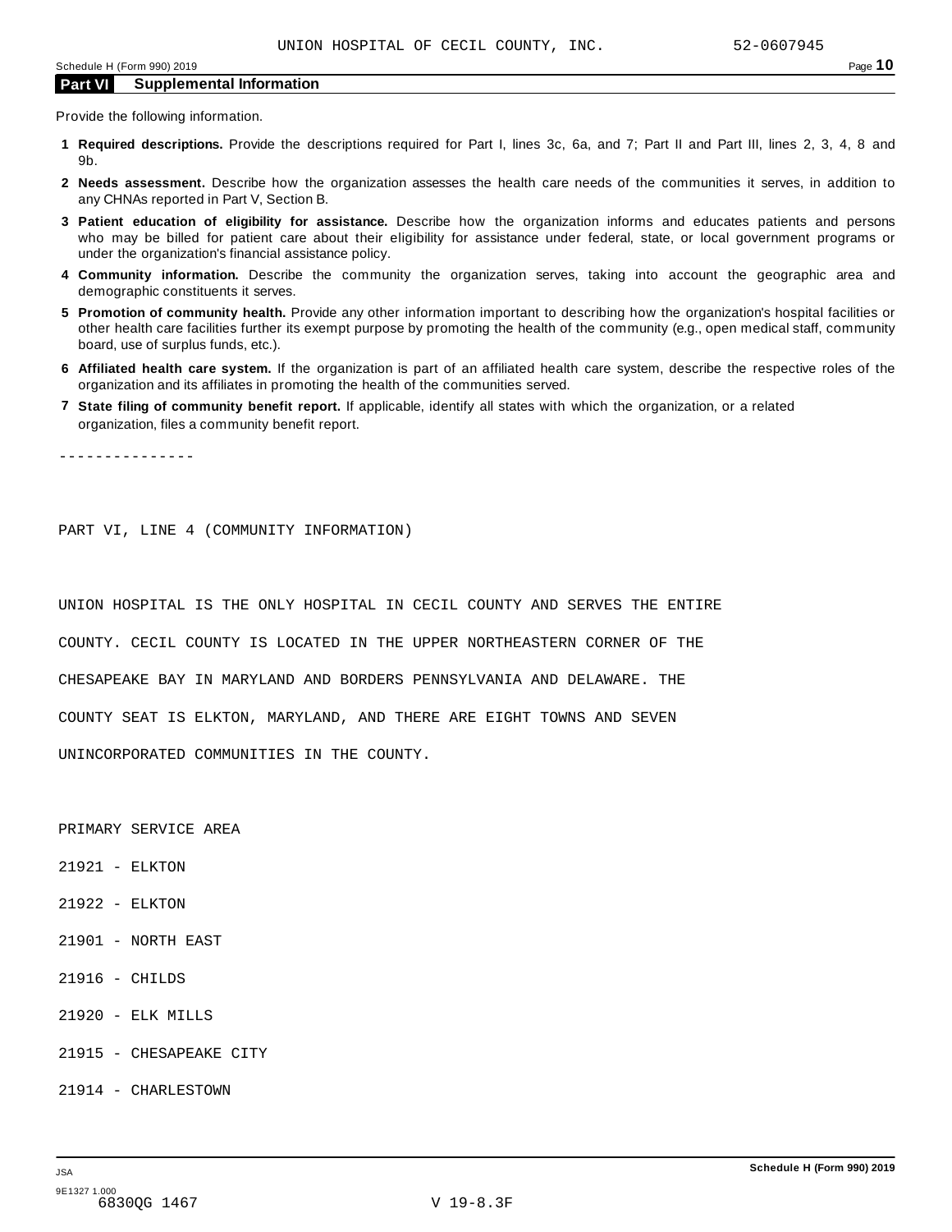UNION HOSPITAL OF CECIL COUNTY, INC. 52-0607945

## Part VI Supplemental Information

Provide the following information.

1. **Required descriptions.** Provide the descriptions required for Part I, lines 3c, 6a, and 7; Part II and Part III, lines 2, 3, 4, 8 and 9b.
2. **Needs assessment.** Describe how the organization assesses the health care needs of the communities it serves, in addition to any CHNAs reported in Part V, Section B.
3. **Patient education of eligibility for assistance.** Describe how the organization informs and educates patients and persons who may be billed for patient care about their eligibility for assistance under federal, state, or local government programs or under the organization's financial assistance policy.
4. **Community information.** Describe the community the organization serves, taking into account the geographic area and demographic constituents it serves.
5. **Promotion of community health.** Provide any other information important to describing how the organization's hospital facilities or other health care facilities further its exempt purpose by promoting the health of the community (e.g., open medical staff, community board, use of surplus funds, etc.).
6. **Affiliated health care system.** If the organization is part of an affiliated health care system, describe the respective roles of the organization and its affiliates in promoting the health of the communities served.
7. **State filing of community benefit report.** If applicable, identify all states with which the organization, or a related organization, files a community benefit report.

---------------

PART VI, LINE 4 (COMMUNITY INFORMATION)

UNION HOSPITAL IS THE ONLY HOSPITAL IN CECIL COUNTY AND SERVES THE ENTIRE COUNTY. CECIL COUNTY IS LOCATED IN THE UPPER NORTHEASTERN CORNER OF THE CHESAPEAKE BAY IN MARYLAND AND BORDERS PENNSYLVANIA AND DELAWARE. THE COUNTY SEAT IS ELKTON, MARYLAND, AND THERE ARE EIGHT TOWNS AND SEVEN UNINCORPORATED COMMUNITIES IN THE COUNTY.

PRIMARY SERVICE AREA

21921 - ELKTON

21922 - ELKTON

21901 - NORTH EAST

21916 - CHILDS

21920 - ELK MILLS

21915 - CHESAPEAKE CITY

21914 - CHARLESTOWN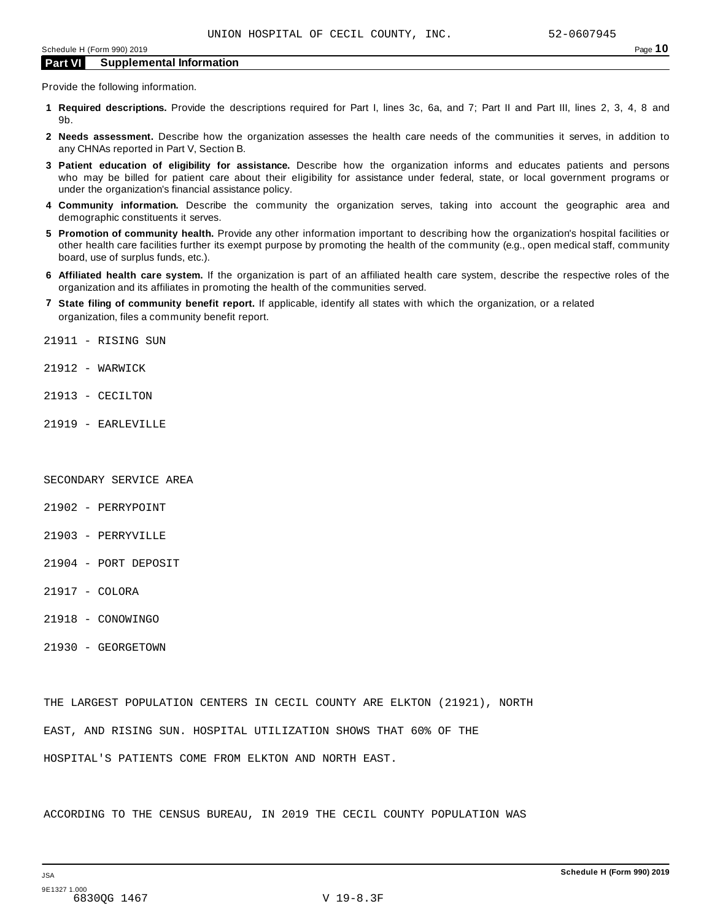UNION HOSPITAL OF CECIL COUNTY, INC. 52-0607945

## Part VI Supplemental Information

Provide the following information.

1. **Required descriptions.** Provide the descriptions required for Part I, lines 3c, 6a, and 7; Part II and Part III, lines 2, 3, 4, 8 and 9b.
2. **Needs assessment.** Describe how the organization assesses the health care needs of the communities it serves, in addition to any CHNAs reported in Part V, Section B.
3. **Patient education of eligibility for assistance.** Describe how the organization informs and educates patients and persons who may be billed for patient care about their eligibility for assistance under federal, state, or local government programs or under the organization's financial assistance policy.
4. **Community information.** Describe the community the organization serves, taking into account the geographic area and demographic constituents it serves.
5. **Promotion of community health.** Provide any other information important to describing how the organization's hospital facilities or other health care facilities further its exempt purpose by promoting the health of the community (e.g., open medical staff, community board, use of surplus funds, etc.).
6. **Affiliated health care system.** If the organization is part of an affiliated health care system, describe the respective roles of the organization and its affiliates in promoting the health of the communities served.
7. **State filing of community benefit report.** If applicable, identify all states with which the organization, or a related organization, files a community benefit report.

21911 - RISING SUN

21912 - WARWICK

21913 - CECILTON

21919 - EARLEVILLE

SECONDARY SERVICE AREA

21902 - PERRYPOINT

21903 - PERRYVILLE

21904 - PORT DEPOSIT

21917 - COLORA

21918 - CONOWINGO

21930 - GEORGETOWN

THE LARGEST POPULATION CENTERS IN CECIL COUNTY ARE ELKTON (21921), NORTH EAST, AND RISING SUN. HOSPITAL UTILIZATION SHOWS THAT 60% OF THE HOSPITAL'S PATIENTS COME FROM ELKTON AND NORTH EAST.

ACCORDING TO THE CENSUS BUREAU, IN 2019 THE CECIL COUNTY POPULATION WAS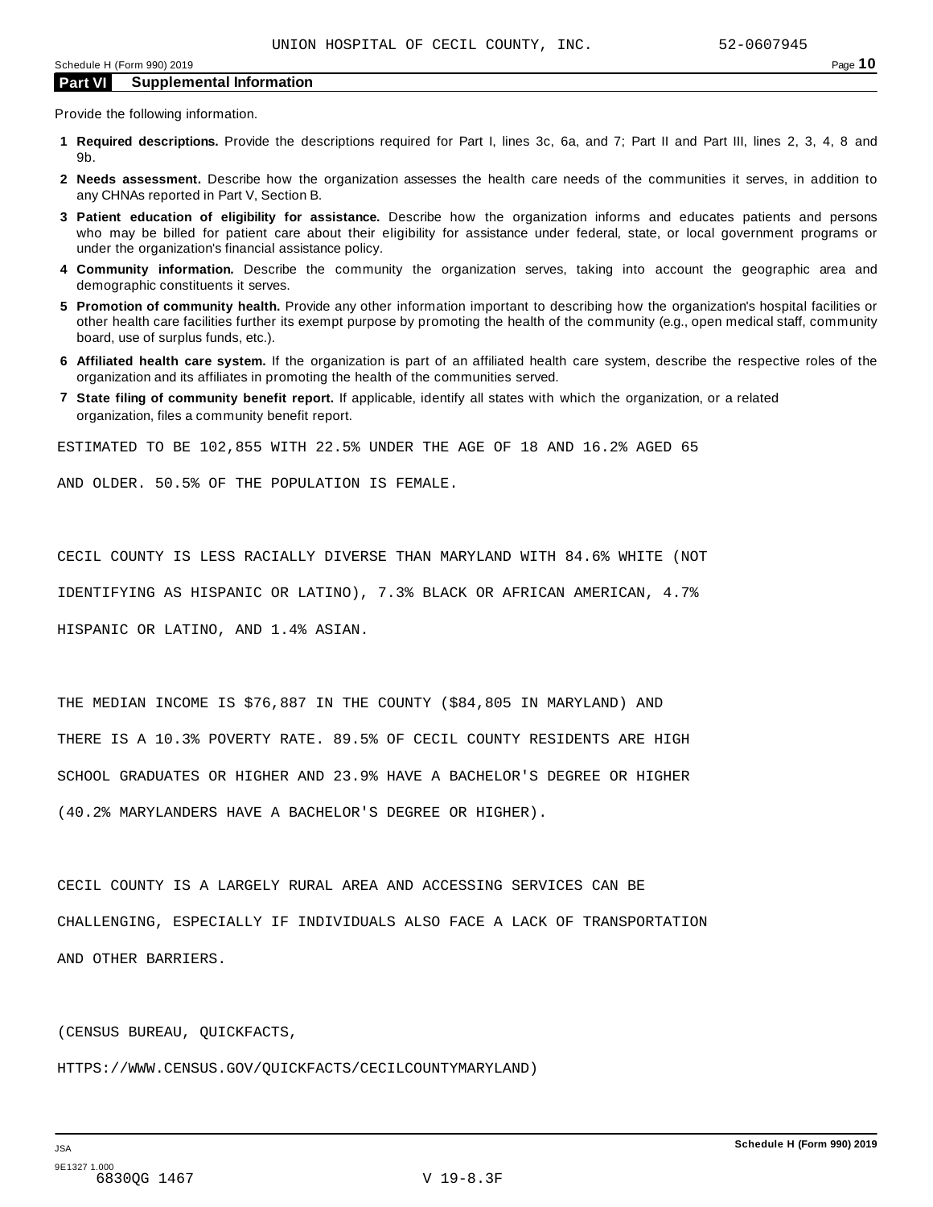UNION HOSPITAL OF CECIL COUNTY, INC. 52-0607945

## Part VI Supplemental Information

Provide the following information.

1. **Required descriptions.** Provide the descriptions required for Part I, lines 3c, 6a, and 7; Part II and Part III, lines 2, 3, 4, 8 and 9b.
2. **Needs assessment.** Describe how the organization assesses the health care needs of the communities it serves, in addition to any CHNAs reported in Part V, Section B.
3. **Patient education of eligibility for assistance.** Describe how the organization informs and educates patients and persons who may be billed for patient care about their eligibility for assistance under federal, state, or local government programs or under the organization's financial assistance policy.
4. **Community information.** Describe the community the organization serves, taking into account the geographic area and demographic constituents it serves.
5. **Promotion of community health.** Provide any other information important to describing how the organization's hospital facilities or other health care facilities further its exempt purpose by promoting the health of the community (e.g., open medical staff, community board, use of surplus funds, etc.).
6. **Affiliated health care system.** If the organization is part of an affiliated health care system, describe the respective roles of the organization and its affiliates in promoting the health of the communities served.
7. **State filing of community benefit report.** If applicable, identify all states with which the organization, or a related organization, files a community benefit report.

ESTIMATED TO BE 102,855 WITH 22.5% UNDER THE AGE OF 18 AND 16.2% AGED 65 AND OLDER. 50.5% OF THE POPULATION IS FEMALE.

CECIL COUNTY IS LESS RACIALLY DIVERSE THAN MARYLAND WITH 84.6% WHITE (NOT IDENTIFYING AS HISPANIC OR LATINO), 7.3% BLACK OR AFRICAN AMERICAN, 4.7% HISPANIC OR LATINO, AND 1.4% ASIAN.

THE MEDIAN INCOME IS $76,887 IN THE COUNTY ($84,805 IN MARYLAND) AND THERE IS A 10.3% POVERTY RATE. 89.5% OF CECIL COUNTY RESIDENTS ARE HIGH SCHOOL GRADUATES OR HIGHER AND 23.9% HAVE A BACHELOR'S DEGREE OR HIGHER (40.2% MARYLANDERS HAVE A BACHELOR'S DEGREE OR HIGHER).

CECIL COUNTY IS A LARGELY RURAL AREA AND ACCESSING SERVICES CAN BE CHALLENGING, ESPECIALLY IF INDIVIDUALS ALSO FACE A LACK OF TRANSPORTATION AND OTHER BARRIERS.

(CENSUS BUREAU, QUICKFACTS, HTTPS://WWW.CENSUS.GOV/QUICKFACTS/CECILCOUNTYMARYLAND)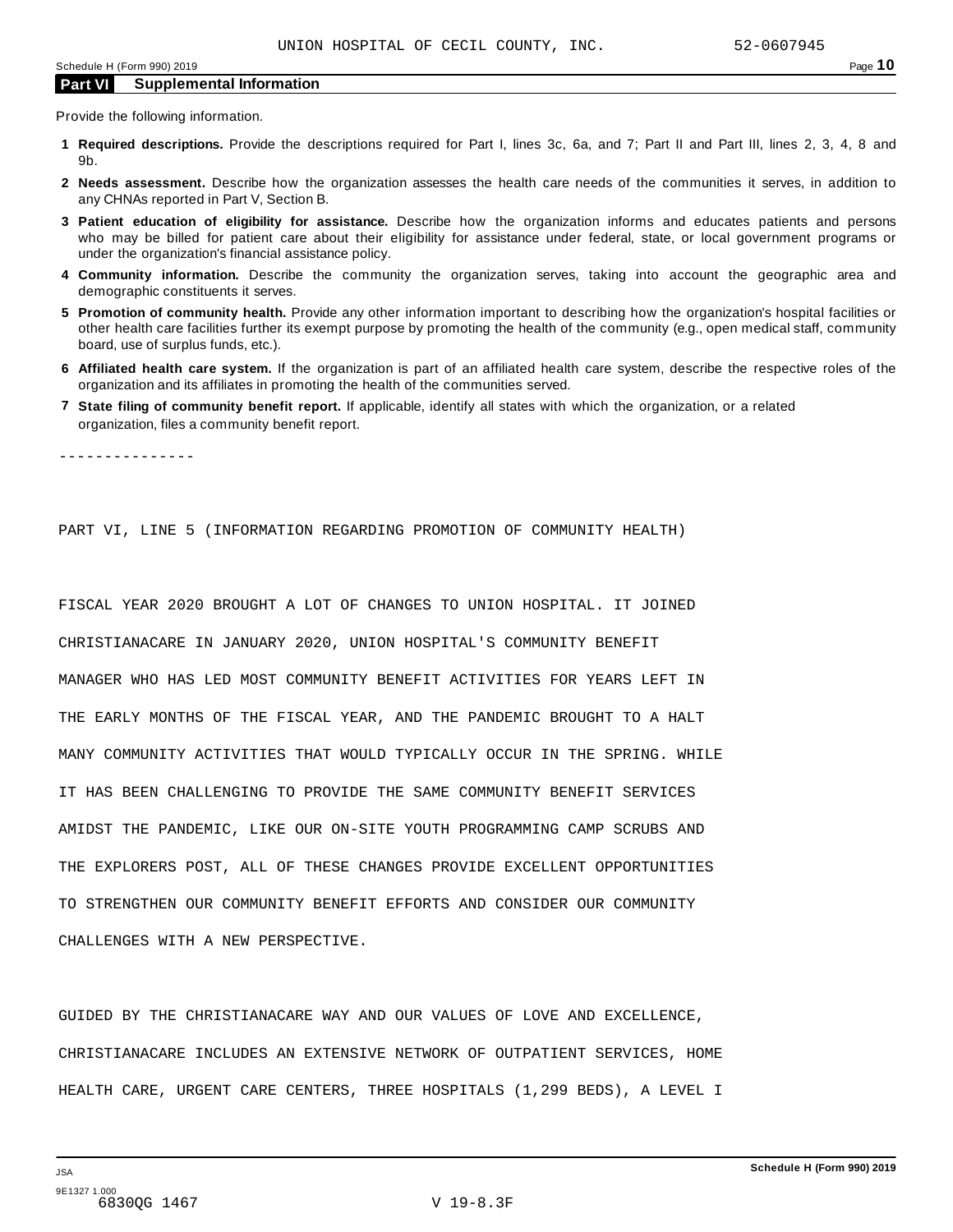UNION HOSPITAL OF CECIL COUNTY, INC. 52-0607945

## Part VI Supplemental Information

Provide the following information.

1. **Required descriptions.** Provide the descriptions required for Part I, lines 3c, 6a, and 7; Part II and Part III, lines 2, 3, 4, 8 and 9b.
2. **Needs assessment.** Describe how the organization assesses the health care needs of the communities it serves, in addition to any CHNAs reported in Part V, Section B.
3. **Patient education of eligibility for assistance.** Describe how the organization informs and educates patients and persons who may be billed for patient care about their eligibility for assistance under federal, state, or local government programs or under the organization's financial assistance policy.
4. **Community information.** Describe the community the organization serves, taking into account the geographic area and demographic constituents it serves.
5. **Promotion of community health.** Provide any other information important to describing how the organization's hospital facilities or other health care facilities further its exempt purpose by promoting the health of the community (e.g., open medical staff, community board, use of surplus funds, etc.).
6. **Affiliated health care system.** If the organization is part of an affiliated health care system, describe the respective roles of the organization and its affiliates in promoting the health of the communities served.
7. **State filing of community benefit report.** If applicable, identify all states with which the organization, or a related organization, files a community benefit report.

---------------

PART VI, LINE 5 (INFORMATION REGARDING PROMOTION OF COMMUNITY HEALTH)

FISCAL YEAR 2020 BROUGHT A LOT OF CHANGES TO UNION HOSPITAL. IT JOINED CHRISTIANACARE IN JANUARY 2020, UNION HOSPITAL'S COMMUNITY BENEFIT MANAGER WHO HAS LED MOST COMMUNITY BENEFIT ACTIVITIES FOR YEARS LEFT IN THE EARLY MONTHS OF THE FISCAL YEAR, AND THE PANDEMIC BROUGHT TO A HALT MANY COMMUNITY ACTIVITIES THAT WOULD TYPICALLY OCCUR IN THE SPRING. WHILE IT HAS BEEN CHALLENGING TO PROVIDE THE SAME COMMUNITY BENEFIT SERVICES AMIDST THE PANDEMIC, LIKE OUR ON-SITE YOUTH PROGRAMMING CAMP SCRUBS AND THE EXPLORERS POST, ALL OF THESE CHANGES PROVIDE EXCELLENT OPPORTUNITIES TO STRENGTHEN OUR COMMUNITY BENEFIT EFFORTS AND CONSIDER OUR COMMUNITY CHALLENGES WITH A NEW PERSPECTIVE.

GUIDED BY THE CHRISTIANACARE WAY AND OUR VALUES OF LOVE AND EXCELLENCE, CHRISTIANACARE INCLUDES AN EXTENSIVE NETWORK OF OUTPATIENT SERVICES, HOME HEALTH CARE, URGENT CARE CENTERS, THREE HOSPITALS (1,299 BEDS), A LEVEL I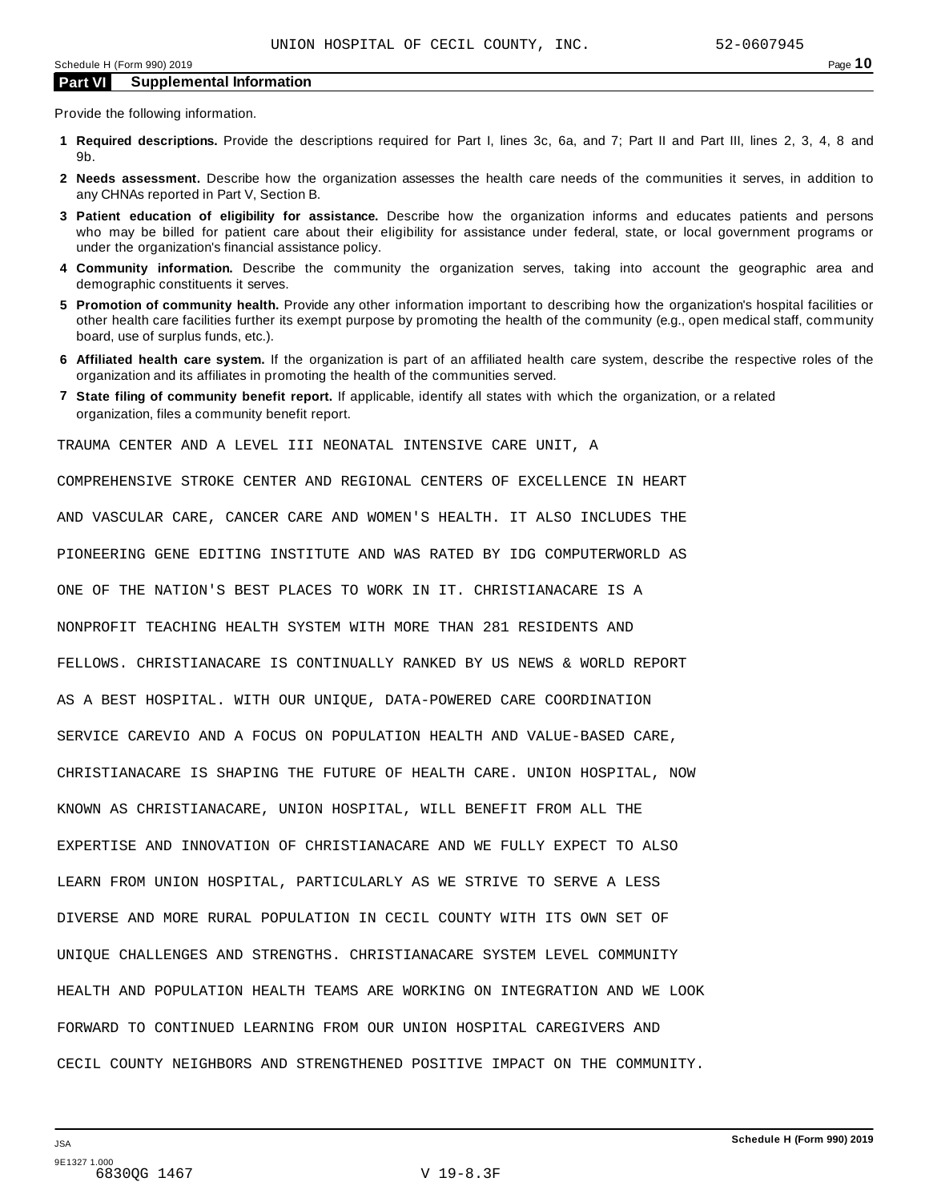UNION HOSPITAL OF CECIL COUNTY, INC. 52-0607945

Schedule H (Form 990) 2019 Page **10**

## Part VI Supplemental Information

Provide the following information.

1. **Required descriptions.** Provide the descriptions required for Part I, lines 3c, 6a, and 7; Part II and Part III, lines 2, 3, 4, 8 and 9b.
2. **Needs assessment.** Describe how the organization assesses the health care needs of the communities it serves, in addition to any CHNAs reported in Part V, Section B.
3. **Patient education of eligibility for assistance.** Describe how the organization informs and educates patients and persons who may be billed for patient care about their eligibility for assistance under federal, state, or local government programs or under the organization's financial assistance policy.
4. **Community information.** Describe the community the organization serves, taking into account the geographic area and demographic constituents it serves.
5. **Promotion of community health.** Provide any other information important to describing how the organization's hospital facilities or other health care facilities further its exempt purpose by promoting the health of the community (e.g., open medical staff, community board, use of surplus funds, etc.).
6. **Affiliated health care system.** If the organization is part of an affiliated health care system, describe the respective roles of the organization and its affiliates in promoting the health of the communities served.
7. **State filing of community benefit report.** If applicable, identify all states with which the organization, or a related organization, files a community benefit report.

TRAUMA CENTER AND A LEVEL III NEONATAL INTENSIVE CARE UNIT, A COMPREHENSIVE STROKE CENTER AND REGIONAL CENTERS OF EXCELLENCE IN HEART AND VASCULAR CARE, CANCER CARE AND WOMEN'S HEALTH. IT ALSO INCLUDES THE PIONEERING GENE EDITING INSTITUTE AND WAS RATED BY IDG COMPUTERWORLD AS ONE OF THE NATION'S BEST PLACES TO WORK IN IT. CHRISTIANACARE IS A NONPROFIT TEACHING HEALTH SYSTEM WITH MORE THAN 281 RESIDENTS AND FELLOWS. CHRISTIANACARE IS CONTINUALLY RANKED BY US NEWS & WORLD REPORT AS A BEST HOSPITAL. WITH OUR UNIQUE, DATA-POWERED CARE COORDINATION SERVICE CAREVIO AND A FOCUS ON POPULATION HEALTH AND VALUE-BASED CARE, CHRISTIANACARE IS SHAPING THE FUTURE OF HEALTH CARE. UNION HOSPITAL, NOW KNOWN AS CHRISTIANACARE, UNION HOSPITAL, WILL BENEFIT FROM ALL THE EXPERTISE AND INNOVATION OF CHRISTIANACARE AND WE FULLY EXPECT TO ALSO LEARN FROM UNION HOSPITAL, PARTICULARLY AS WE STRIVE TO SERVE A LESS DIVERSE AND MORE RURAL POPULATION IN CECIL COUNTY WITH ITS OWN SET OF UNIQUE CHALLENGES AND STRENGTHS. CHRISTIANACARE SYSTEM LEVEL COMMUNITY HEALTH AND POPULATION HEALTH TEAMS ARE WORKING ON INTEGRATION AND WE LOOK FORWARD TO CONTINUED LEARNING FROM OUR UNION HOSPITAL CAREGIVERS AND CECIL COUNTY NEIGHBORS AND STRENGTHENED POSITIVE IMPACT ON THE COMMUNITY.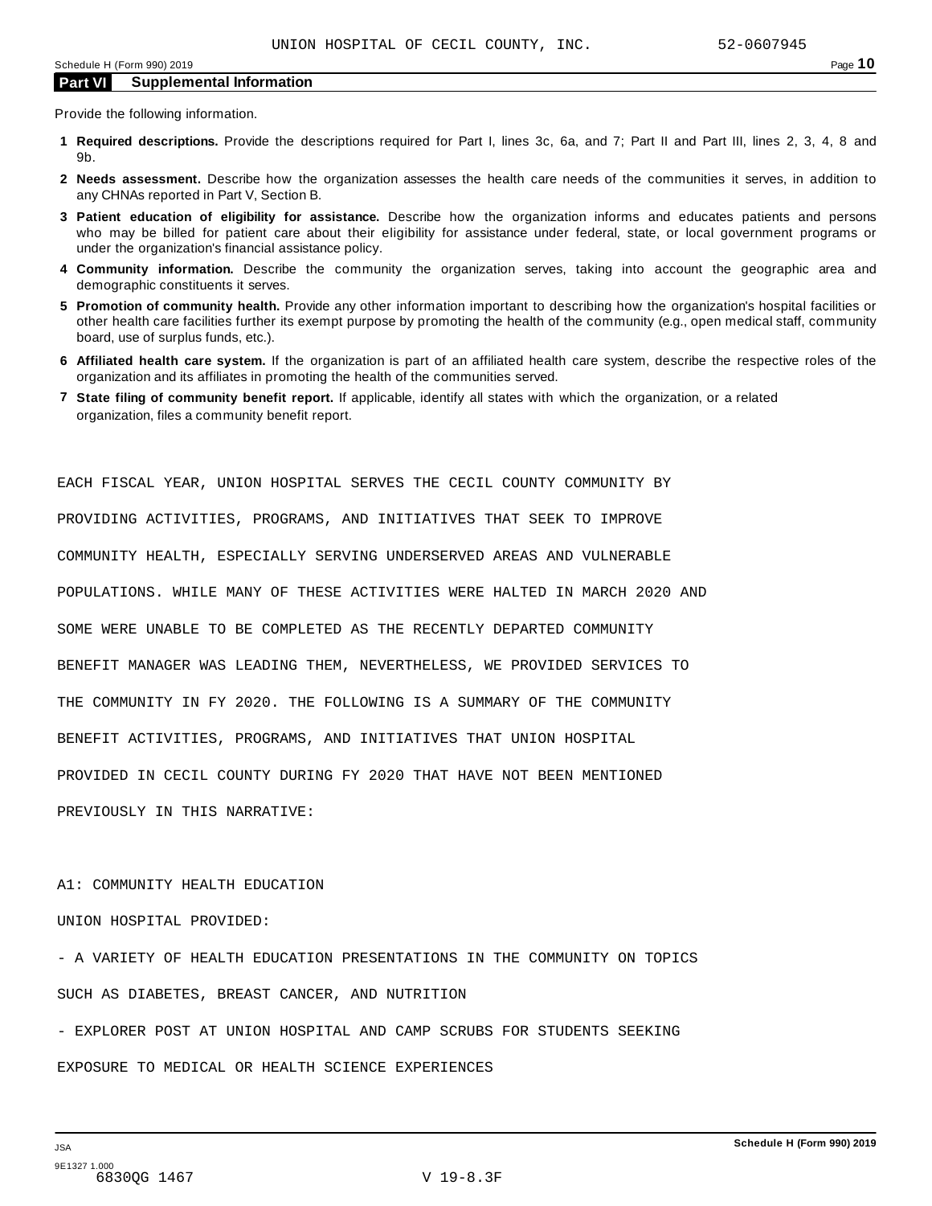## Part VI Supplemental Information

Provide the following information.

1. **Required descriptions.** Provide the descriptions required for Part I, lines 3c, 6a, and 7; Part II and Part III, lines 2, 3, 4, 8 and 9b.
2. **Needs assessment.** Describe how the organization assesses the health care needs of the communities it serves, in addition to any CHNAs reported in Part V, Section B.
3. **Patient education of eligibility for assistance.** Describe how the organization informs and educates patients and persons who may be billed for patient care about their eligibility for assistance under federal, state, or local government programs or under the organization's financial assistance policy.
4. **Community information.** Describe the community the organization serves, taking into account the geographic area and demographic constituents it serves.
5. **Promotion of community health.** Provide any other information important to describing how the organization's hospital facilities or other health care facilities further its exempt purpose by promoting the health of the community (e.g., open medical staff, community board, use of surplus funds, etc.).
6. **Affiliated health care system.** If the organization is part of an affiliated health care system, describe the respective roles of the organization and its affiliates in promoting the health of the communities served.
7. **State filing of community benefit report.** If applicable, identify all states with which the organization, or a related organization, files a community benefit report.

EACH FISCAL YEAR, UNION HOSPITAL SERVES THE CECIL COUNTY COMMUNITY BY PROVIDING ACTIVITIES, PROGRAMS, AND INITIATIVES THAT SEEK TO IMPROVE COMMUNITY HEALTH, ESPECIALLY SERVING UNDERSERVED AREAS AND VULNERABLE POPULATIONS. WHILE MANY OF THESE ACTIVITIES WERE HALTED IN MARCH 2020 AND SOME WERE UNABLE TO BE COMPLETED AS THE RECENTLY DEPARTED COMMUNITY BENEFIT MANAGER WAS LEADING THEM, NEVERTHELESS, WE PROVIDED SERVICES TO THE COMMUNITY IN FY 2020. THE FOLLOWING IS A SUMMARY OF THE COMMUNITY BENEFIT ACTIVITIES, PROGRAMS, AND INITIATIVES THAT UNION HOSPITAL PROVIDED IN CECIL COUNTY DURING FY 2020 THAT HAVE NOT BEEN MENTIONED PREVIOUSLY IN THIS NARRATIVE:

A1: COMMUNITY HEALTH EDUCATION

UNION HOSPITAL PROVIDED:

- A VARIETY OF HEALTH EDUCATION PRESENTATIONS IN THE COMMUNITY ON TOPICS SUCH AS DIABETES, BREAST CANCER, AND NUTRITION
- EXPLORER POST AT UNION HOSPITAL AND CAMP SCRUBS FOR STUDENTS SEEKING EXPOSURE TO MEDICAL OR HEALTH SCIENCE EXPERIENCES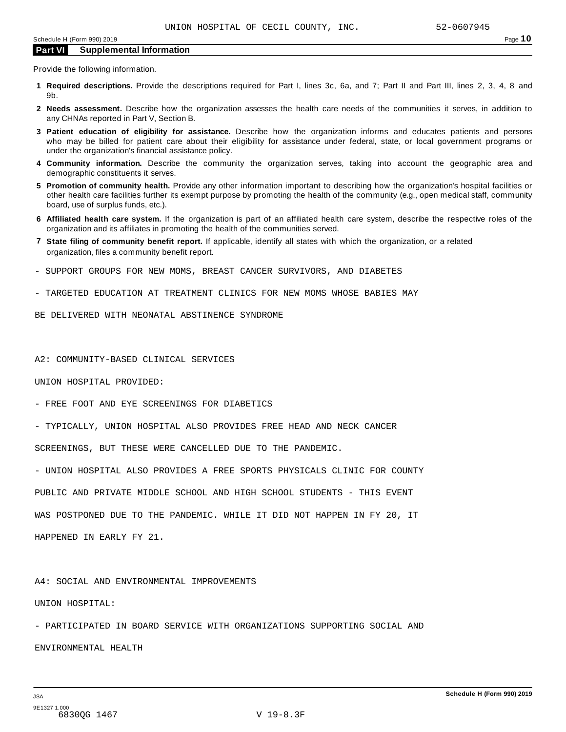## Part VI Supplemental Information

Provide the following information.

1. **Required descriptions.** Provide the descriptions required for Part I, lines 3c, 6a, and 7; Part II and Part III, lines 2, 3, 4, 8 and 9b.
2. **Needs assessment.** Describe how the organization assesses the health care needs of the communities it serves, in addition to any CHNAs reported in Part V, Section B.
3. **Patient education of eligibility for assistance.** Describe how the organization informs and educates patients and persons who may be billed for patient care about their eligibility for assistance under federal, state, or local government programs or under the organization's financial assistance policy.
4. **Community information.** Describe the community the organization serves, taking into account the geographic area and demographic constituents it serves.
5. **Promotion of community health.** Provide any other information important to describing how the organization's hospital facilities or other health care facilities further its exempt purpose by promoting the health of the community (e.g., open medical staff, community board, use of surplus funds, etc.).
6. **Affiliated health care system.** If the organization is part of an affiliated health care system, describe the respective roles of the organization and its affiliates in promoting the health of the communities served.
7. **State filing of community benefit report.** If applicable, identify all states with which the organization, or a related organization, files a community benefit report.

- SUPPORT GROUPS FOR NEW MOMS, BREAST CANCER SURVIVORS, AND DIABETES

- TARGETED EDUCATION AT TREATMENT CLINICS FOR NEW MOMS WHOSE BABIES MAY BE DELIVERED WITH NEONATAL ABSTINENCE SYNDROME

A2: COMMUNITY-BASED CLINICAL SERVICES

UNION HOSPITAL PROVIDED:

- FREE FOOT AND EYE SCREENINGS FOR DIABETICS

- TYPICALLY, UNION HOSPITAL ALSO PROVIDES FREE HEAD AND NECK CANCER SCREENINGS, BUT THESE WERE CANCELLED DUE TO THE PANDEMIC.

- UNION HOSPITAL ALSO PROVIDES A FREE SPORTS PHYSICALS CLINIC FOR COUNTY PUBLIC AND PRIVATE MIDDLE SCHOOL AND HIGH SCHOOL STUDENTS - THIS EVENT WAS POSTPONED DUE TO THE PANDEMIC. WHILE IT DID NOT HAPPEN IN FY 20, IT HAPPENED IN EARLY FY 21.

A4: SOCIAL AND ENVIRONMENTAL IMPROVEMENTS

UNION HOSPITAL:

- PARTICIPATED IN BOARD SERVICE WITH ORGANIZATIONS SUPPORTING SOCIAL AND ENVIRONMENTAL HEALTH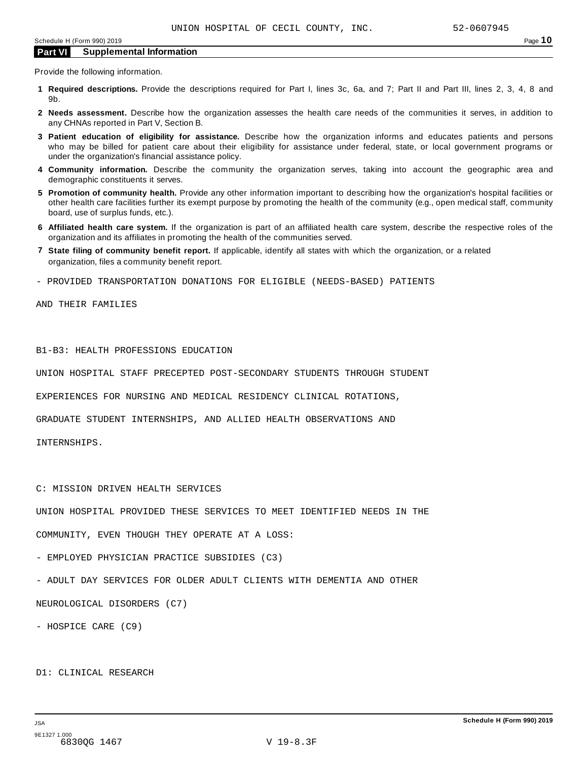## Part VI Supplemental Information

Provide the following information.

1. **Required descriptions.** Provide the descriptions required for Part I, lines 3c, 6a, and 7; Part II and Part III, lines 2, 3, 4, 8 and 9b.
2. **Needs assessment.** Describe how the organization assesses the health care needs of the communities it serves, in addition to any CHNAs reported in Part V, Section B.
3. **Patient education of eligibility for assistance.** Describe how the organization informs and educates patients and persons who may be billed for patient care about their eligibility for assistance under federal, state, or local government programs or under the organization's financial assistance policy.
4. **Community information.** Describe the community the organization serves, taking into account the geographic area and demographic constituents it serves.
5. **Promotion of community health.** Provide any other information important to describing how the organization's hospital facilities or other health care facilities further its exempt purpose by promoting the health of the community (e.g., open medical staff, community board, use of surplus funds, etc.).
6. **Affiliated health care system.** If the organization is part of an affiliated health care system, describe the respective roles of the organization and its affiliates in promoting the health of the communities served.
7. **State filing of community benefit report.** If applicable, identify all states with which the organization, or a related organization, files a community benefit report.

- PROVIDED TRANSPORTATION DONATIONS FOR ELIGIBLE (NEEDS-BASED) PATIENTS AND THEIR FAMILIES

B1-B3: HEALTH PROFESSIONS EDUCATION

UNION HOSPITAL STAFF PRECEPTED POST-SECONDARY STUDENTS THROUGH STUDENT EXPERIENCES FOR NURSING AND MEDICAL RESIDENCY CLINICAL ROTATIONS, GRADUATE STUDENT INTERNSHIPS, AND ALLIED HEALTH OBSERVATIONS AND INTERNSHIPS.

C: MISSION DRIVEN HEALTH SERVICES

UNION HOSPITAL PROVIDED THESE SERVICES TO MEET IDENTIFIED NEEDS IN THE COMMUNITY, EVEN THOUGH THEY OPERATE AT A LOSS:

- EMPLOYED PHYSICIAN PRACTICE SUBSIDIES (C3)
- ADULT DAY SERVICES FOR OLDER ADULT CLIENTS WITH DEMENTIA AND OTHER NEUROLOGICAL DISORDERS (C7)
- HOSPICE CARE (C9)

D1: CLINICAL RESEARCH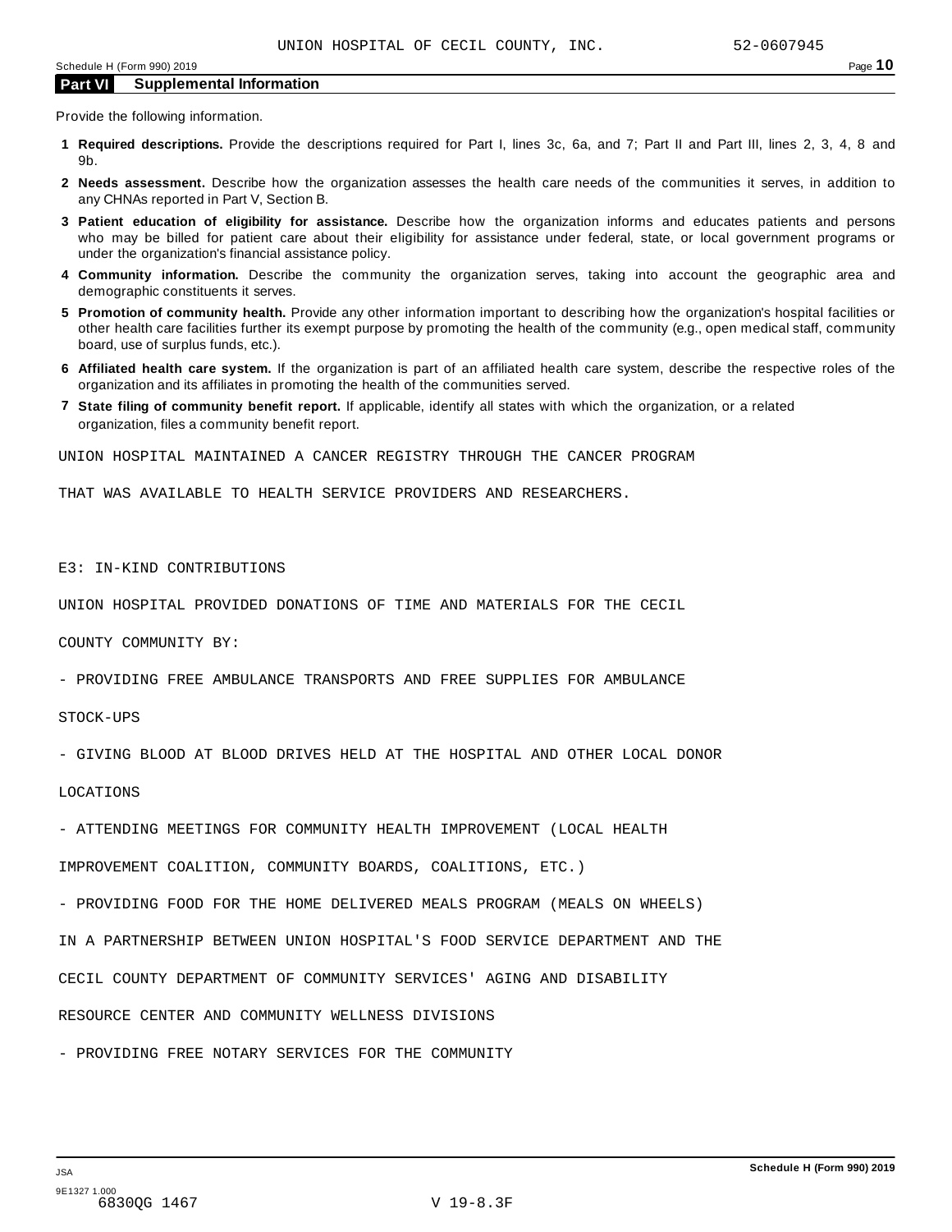## Part VI Supplemental Information

Provide the following information.

1. **Required descriptions.** Provide the descriptions required for Part I, lines 3c, 6a, and 7; Part II and Part III, lines 2, 3, 4, 8 and 9b.
2. **Needs assessment.** Describe how the organization assesses the health care needs of the communities it serves, in addition to any CHNAs reported in Part V, Section B.
3. **Patient education of eligibility for assistance.** Describe how the organization informs and educates patients and persons who may be billed for patient care about their eligibility for assistance under federal, state, or local government programs or under the organization's financial assistance policy.
4. **Community information.** Describe the community the organization serves, taking into account the geographic area and demographic constituents it serves.
5. **Promotion of community health.** Provide any other information important to describing how the organization's hospital facilities or other health care facilities further its exempt purpose by promoting the health of the community (e.g., open medical staff, community board, use of surplus funds, etc.).
6. **Affiliated health care system.** If the organization is part of an affiliated health care system, describe the respective roles of the organization and its affiliates in promoting the health of the communities served.
7. **State filing of community benefit report.** If applicable, identify all states with which the organization, or a related organization, files a community benefit report.

UNION HOSPITAL MAINTAINED A CANCER REGISTRY THROUGH THE CANCER PROGRAM

THAT WAS AVAILABLE TO HEALTH SERVICE PROVIDERS AND RESEARCHERS.

E3: IN-KIND CONTRIBUTIONS

UNION HOSPITAL PROVIDED DONATIONS OF TIME AND MATERIALS FOR THE CECIL

COUNTY COMMUNITY BY:

- PROVIDING FREE AMBULANCE TRANSPORTS AND FREE SUPPLIES FOR AMBULANCE STOCK-UPS
- GIVING BLOOD AT BLOOD DRIVES HELD AT THE HOSPITAL AND OTHER LOCAL DONOR LOCATIONS
- ATTENDING MEETINGS FOR COMMUNITY HEALTH IMPROVEMENT (LOCAL HEALTH IMPROVEMENT COALITION, COMMUNITY BOARDS, COALITIONS, ETC.)
- PROVIDING FOOD FOR THE HOME DELIVERED MEALS PROGRAM (MEALS ON WHEELS) IN A PARTNERSHIP BETWEEN UNION HOSPITAL'S FOOD SERVICE DEPARTMENT AND THE CECIL COUNTY DEPARTMENT OF COMMUNITY SERVICES' AGING AND DISABILITY RESOURCE CENTER AND COMMUNITY WELLNESS DIVISIONS
- PROVIDING FREE NOTARY SERVICES FOR THE COMMUNITY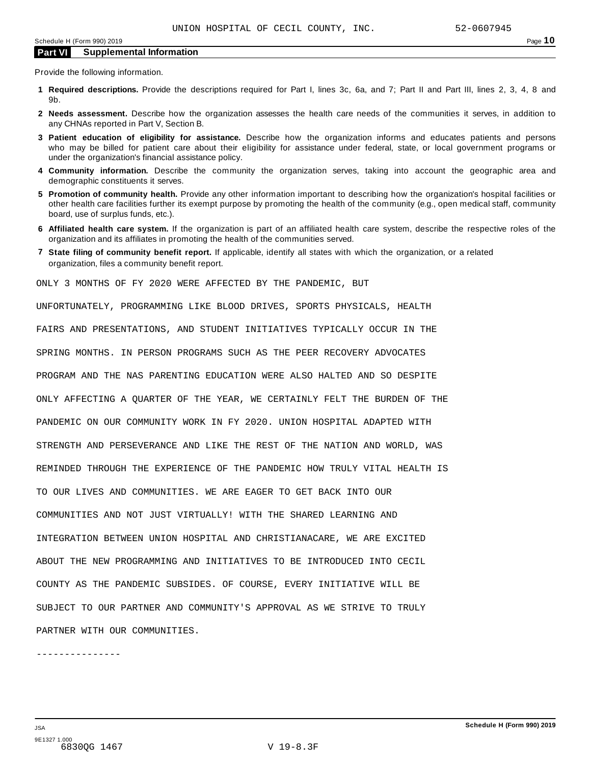## Part VI Supplemental Information

Provide the following information.

1. **Required descriptions.** Provide the descriptions required for Part I, lines 3c, 6a, and 7; Part II and Part III, lines 2, 3, 4, 8 and 9b.
2. **Needs assessment.** Describe how the organization assesses the health care needs of the communities it serves, in addition to any CHNAs reported in Part V, Section B.
3. **Patient education of eligibility for assistance.** Describe how the organization informs and educates patients and persons who may be billed for patient care about their eligibility for assistance under federal, state, or local government programs or under the organization's financial assistance policy.
4. **Community information.** Describe the community the organization serves, taking into account the geographic area and demographic constituents it serves.
5. **Promotion of community health.** Provide any other information important to describing how the organization's hospital facilities or other health care facilities further its exempt purpose by promoting the health of the community (e.g., open medical staff, community board, use of surplus funds, etc.).
6. **Affiliated health care system.** If the organization is part of an affiliated health care system, describe the respective roles of the organization and its affiliates in promoting the health of the communities served.
7. **State filing of community benefit report.** If applicable, identify all states with which the organization, or a related organization, files a community benefit report.

ONLY 3 MONTHS OF FY 2020 WERE AFFECTED BY THE PANDEMIC, BUT UNFORTUNATELY, PROGRAMMING LIKE BLOOD DRIVES, SPORTS PHYSICALS, HEALTH FAIRS AND PRESENTATIONS, AND STUDENT INITIATIVES TYPICALLY OCCUR IN THE SPRING MONTHS. IN PERSON PROGRAMS SUCH AS THE PEER RECOVERY ADVOCATES PROGRAM AND THE NAS PARENTING EDUCATION WERE ALSO HALTED AND SO DESPITE ONLY AFFECTING A QUARTER OF THE YEAR, WE CERTAINLY FELT THE BURDEN OF THE PANDEMIC ON OUR COMMUNITY WORK IN FY 2020. UNION HOSPITAL ADAPTED WITH STRENGTH AND PERSEVERANCE AND LIKE THE REST OF THE NATION AND WORLD, WAS REMINDED THROUGH THE EXPERIENCE OF THE PANDEMIC HOW TRULY VITAL HEALTH IS TO OUR LIVES AND COMMUNITIES. WE ARE EAGER TO GET BACK INTO OUR COMMUNITIES AND NOT JUST VIRTUALLY! WITH THE SHARED LEARNING AND INTEGRATION BETWEEN UNION HOSPITAL AND CHRISTIANACARE, WE ARE EXCITED ABOUT THE NEW PROGRAMMING AND INITIATIVES TO BE INTRODUCED INTO CECIL COUNTY AS THE PANDEMIC SUBSIDES. OF COURSE, EVERY INITIATIVE WILL BE SUBJECT TO OUR PARTNER AND COMMUNITY'S APPROVAL AS WE STRIVE TO TRULY PARTNER WITH OUR COMMUNITIES.

---------------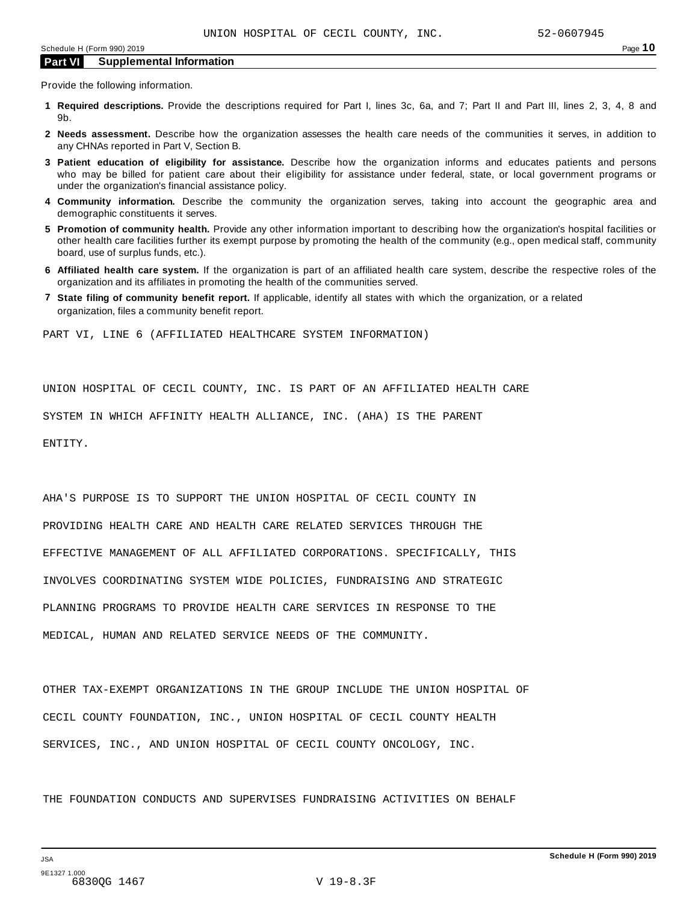## Part VI Supplemental Information

Provide the following information.

1. **Required descriptions.** Provide the descriptions required for Part I, lines 3c, 6a, and 7; Part II and Part III, lines 2, 3, 4, 8 and 9b.
2. **Needs assessment.** Describe how the organization assesses the health care needs of the communities it serves, in addition to any CHNAs reported in Part V, Section B.
3. **Patient education of eligibility for assistance.** Describe how the organization informs and educates patients and persons who may be billed for patient care about their eligibility for assistance under federal, state, or local government programs or under the organization's financial assistance policy.
4. **Community information.** Describe the community the organization serves, taking into account the geographic area and demographic constituents it serves.
5. **Promotion of community health.** Provide any other information important to describing how the organization's hospital facilities or other health care facilities further its exempt purpose by promoting the health of the community (e.g., open medical staff, community board, use of surplus funds, etc.).
6. **Affiliated health care system.** If the organization is part of an affiliated health care system, describe the respective roles of the organization and its affiliates in promoting the health of the communities served.
7. **State filing of community benefit report.** If applicable, identify all states with which the organization, or a related organization, files a community benefit report.

PART VI, LINE 6 (AFFILIATED HEALTHCARE SYSTEM INFORMATION)

UNION HOSPITAL OF CECIL COUNTY, INC. IS PART OF AN AFFILIATED HEALTH CARE SYSTEM IN WHICH AFFINITY HEALTH ALLIANCE, INC. (AHA) IS THE PARENT ENTITY.

AHA'S PURPOSE IS TO SUPPORT THE UNION HOSPITAL OF CECIL COUNTY IN PROVIDING HEALTH CARE AND HEALTH CARE RELATED SERVICES THROUGH THE EFFECTIVE MANAGEMENT OF ALL AFFILIATED CORPORATIONS. SPECIFICALLY, THIS INVOLVES COORDINATING SYSTEM WIDE POLICIES, FUNDRAISING AND STRATEGIC PLANNING PROGRAMS TO PROVIDE HEALTH CARE SERVICES IN RESPONSE TO THE MEDICAL, HUMAN AND RELATED SERVICE NEEDS OF THE COMMUNITY.

OTHER TAX-EXEMPT ORGANIZATIONS IN THE GROUP INCLUDE THE UNION HOSPITAL OF CECIL COUNTY FOUNDATION, INC., UNION HOSPITAL OF CECIL COUNTY HEALTH SERVICES, INC., AND UNION HOSPITAL OF CECIL COUNTY ONCOLOGY, INC.

THE FOUNDATION CONDUCTS AND SUPERVISES FUNDRAISING ACTIVITIES ON BEHALF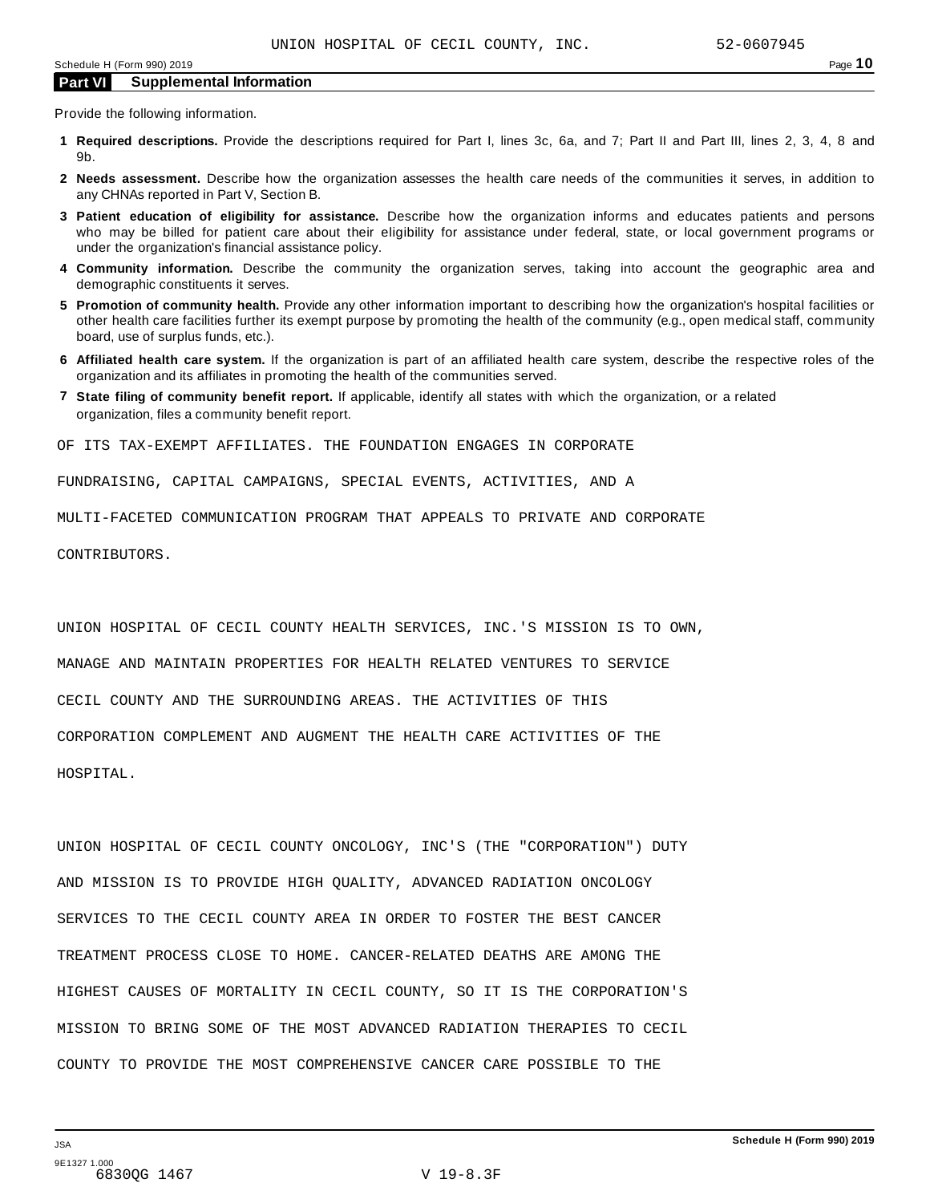## Part VI Supplemental Information

Provide the following information.

**1 Required descriptions.** Provide the descriptions required for Part I, lines 3c, 6a, and 7; Part II and Part III, lines 2, 3, 4, 8 and 9b.

**2 Needs assessment.** Describe how the organization assesses the health care needs of the communities it serves, in addition to any CHNAs reported in Part V, Section B.

**3 Patient education of eligibility for assistance.** Describe how the organization informs and educates patients and persons who may be billed for patient care about their eligibility for assistance under federal, state, or local government programs or under the organization's financial assistance policy.

**4 Community information.** Describe the community the organization serves, taking into account the geographic area and demographic constituents it serves.

**5 Promotion of community health.** Provide any other information important to describing how the organization's hospital facilities or other health care facilities further its exempt purpose by promoting the health of the community (e.g., open medical staff, community board, use of surplus funds, etc.).

**6 Affiliated health care system.** If the organization is part of an affiliated health care system, describe the respective roles of the organization and its affiliates in promoting the health of the communities served.

**7 State filing of community benefit report.** If applicable, identify all states with which the organization, or a related organization, files a community benefit report.

OF ITS TAX-EXEMPT AFFILIATES. THE FOUNDATION ENGAGES IN CORPORATE FUNDRAISING, CAPITAL CAMPAIGNS, SPECIAL EVENTS, ACTIVITIES, AND A MULTI-FACETED COMMUNICATION PROGRAM THAT APPEALS TO PRIVATE AND CORPORATE CONTRIBUTORS.

UNION HOSPITAL OF CECIL COUNTY HEALTH SERVICES, INC.'S MISSION IS TO OWN, MANAGE AND MAINTAIN PROPERTIES FOR HEALTH RELATED VENTURES TO SERVICE CECIL COUNTY AND THE SURROUNDING AREAS. THE ACTIVITIES OF THIS CORPORATION COMPLEMENT AND AUGMENT THE HEALTH CARE ACTIVITIES OF THE HOSPITAL.

UNION HOSPITAL OF CECIL COUNTY ONCOLOGY, INC'S (THE "CORPORATION") DUTY AND MISSION IS TO PROVIDE HIGH QUALITY, ADVANCED RADIATION ONCOLOGY SERVICES TO THE CECIL COUNTY AREA IN ORDER TO FOSTER THE BEST CANCER TREATMENT PROCESS CLOSE TO HOME. CANCER-RELATED DEATHS ARE AMONG THE HIGHEST CAUSES OF MORTALITY IN CECIL COUNTY, SO IT IS THE CORPORATION'S MISSION TO BRING SOME OF THE MOST ADVANCED RADIATION THERAPIES TO CECIL COUNTY TO PROVIDE THE MOST COMPREHENSIVE CANCER CARE POSSIBLE TO THE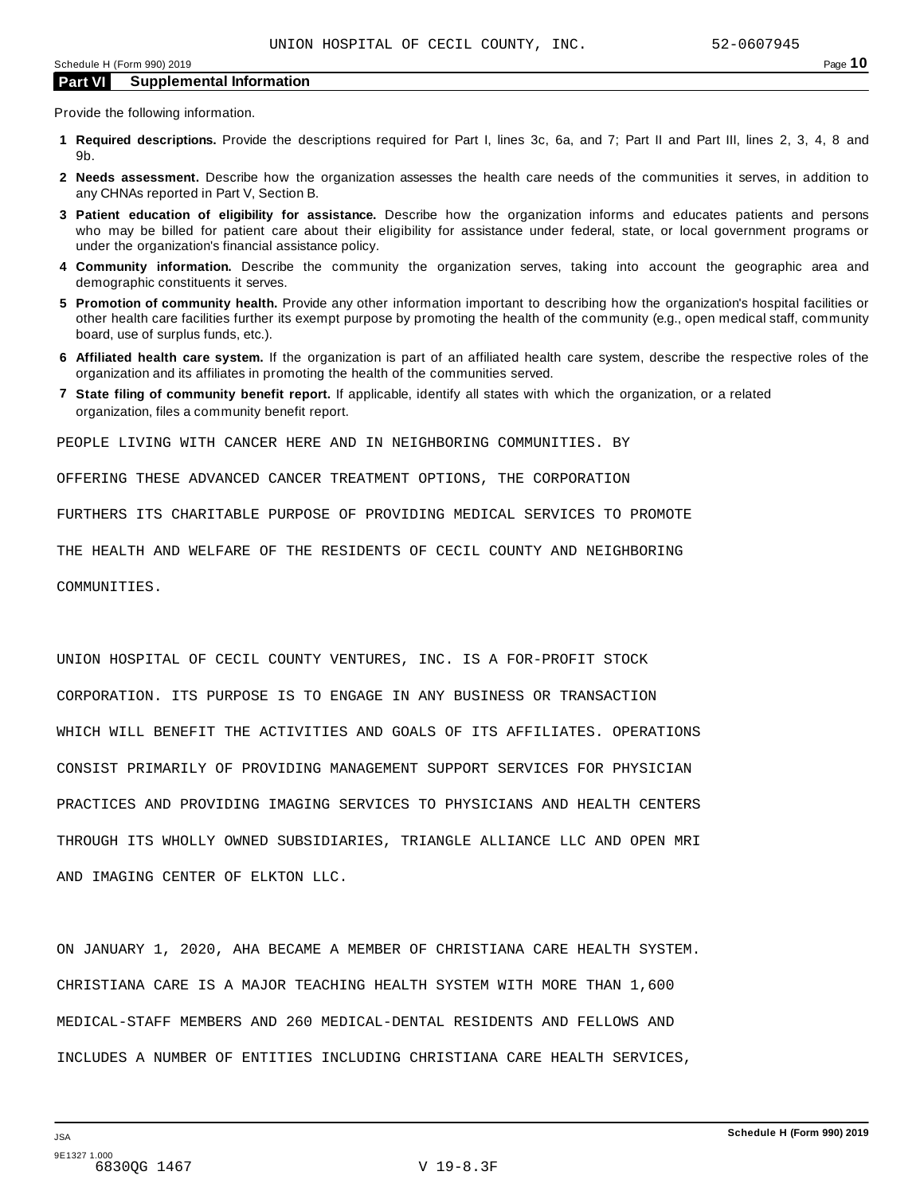## Part VI Supplemental Information

Provide the following information.

1. **Required descriptions.** Provide the descriptions required for Part I, lines 3c, 6a, and 7; Part II and Part III, lines 2, 3, 4, 8 and 9b.
2. **Needs assessment.** Describe how the organization assesses the health care needs of the communities it serves, in addition to any CHNAs reported in Part V, Section B.
3. **Patient education of eligibility for assistance.** Describe how the organization informs and educates patients and persons who may be billed for patient care about their eligibility for assistance under federal, state, or local government programs or under the organization's financial assistance policy.
4. **Community information.** Describe the community the organization serves, taking into account the geographic area and demographic constituents it serves.
5. **Promotion of community health.** Provide any other information important to describing how the organization's hospital facilities or other health care facilities further its exempt purpose by promoting the health of the community (e.g., open medical staff, community board, use of surplus funds, etc.).
6. **Affiliated health care system.** If the organization is part of an affiliated health care system, describe the respective roles of the organization and its affiliates in promoting the health of the communities served.
7. **State filing of community benefit report.** If applicable, identify all states with which the organization, or a related organization, files a community benefit report.

PEOPLE LIVING WITH CANCER HERE AND IN NEIGHBORING COMMUNITIES. BY OFFERING THESE ADVANCED CANCER TREATMENT OPTIONS, THE CORPORATION FURTHERS ITS CHARITABLE PURPOSE OF PROVIDING MEDICAL SERVICES TO PROMOTE THE HEALTH AND WELFARE OF THE RESIDENTS OF CECIL COUNTY AND NEIGHBORING COMMUNITIES.

UNION HOSPITAL OF CECIL COUNTY VENTURES, INC. IS A FOR-PROFIT STOCK CORPORATION. ITS PURPOSE IS TO ENGAGE IN ANY BUSINESS OR TRANSACTION WHICH WILL BENEFIT THE ACTIVITIES AND GOALS OF ITS AFFILIATES. OPERATIONS CONSIST PRIMARILY OF PROVIDING MANAGEMENT SUPPORT SERVICES FOR PHYSICIAN PRACTICES AND PROVIDING IMAGING SERVICES TO PHYSICIANS AND HEALTH CENTERS THROUGH ITS WHOLLY OWNED SUBSIDIARIES, TRIANGLE ALLIANCE LLC AND OPEN MRI AND IMAGING CENTER OF ELKTON LLC.

ON JANUARY 1, 2020, AHA BECAME A MEMBER OF CHRISTIANA CARE HEALTH SYSTEM. CHRISTIANA CARE IS A MAJOR TEACHING HEALTH SYSTEM WITH MORE THAN 1,600 MEDICAL-STAFF MEMBERS AND 260 MEDICAL-DENTAL RESIDENTS AND FELLOWS AND INCLUDES A NUMBER OF ENTITIES INCLUDING CHRISTIANA CARE HEALTH SERVICES,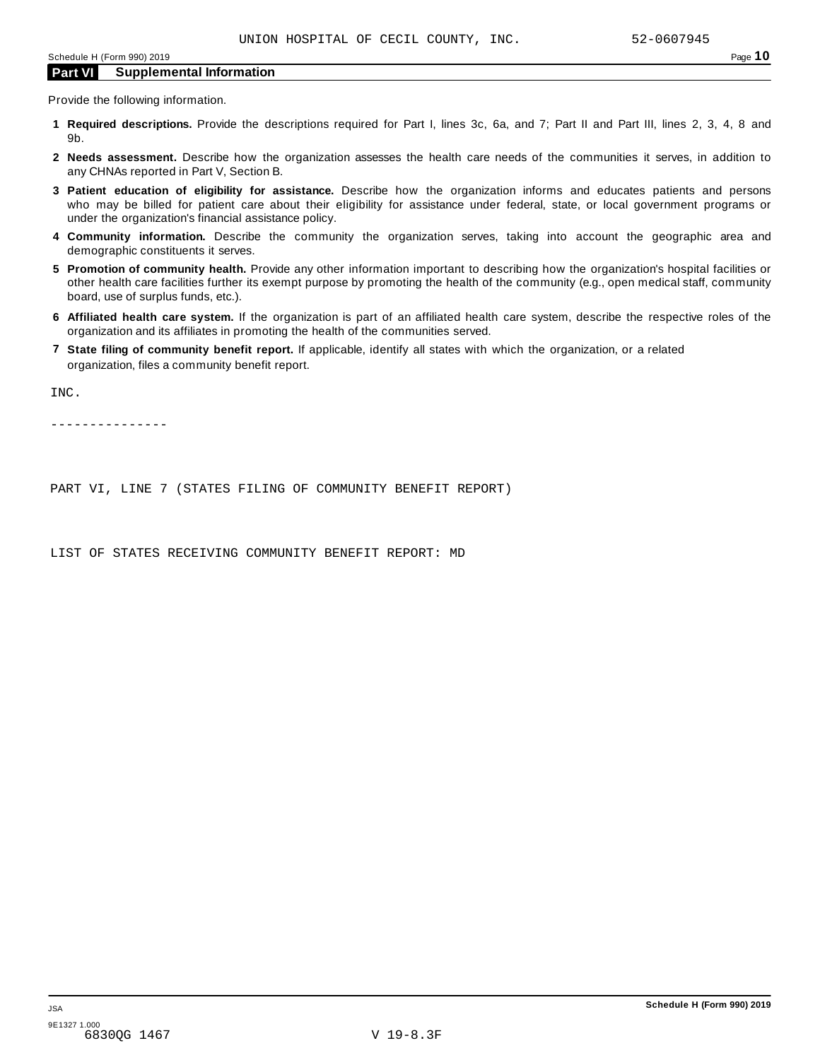UNION HOSPITAL OF CECIL COUNTY, INC. 52-0607945

## Part VI Supplemental Information

Provide the following information.

1. **Required descriptions.** Provide the descriptions required for Part I, lines 3c, 6a, and 7; Part II and Part III, lines 2, 3, 4, 8 and 9b.
2. **Needs assessment.** Describe how the organization assesses the health care needs of the communities it serves, in addition to any CHNAs reported in Part V, Section B.
3. **Patient education of eligibility for assistance.** Describe how the organization informs and educates patients and persons who may be billed for patient care about their eligibility for assistance under federal, state, or local government programs or under the organization's financial assistance policy.
4. **Community information.** Describe the community the organization serves, taking into account the geographic area and demographic constituents it serves.
5. **Promotion of community health.** Provide any other information important to describing how the organization's hospital facilities or other health care facilities further its exempt purpose by promoting the health of the community (e.g., open medical staff, community board, use of surplus funds, etc.).
6. **Affiliated health care system.** If the organization is part of an affiliated health care system, describe the respective roles of the organization and its affiliates in promoting the health of the communities served.
7. **State filing of community benefit report.** If applicable, identify all states with which the organization, or a related organization, files a community benefit report.

INC.

---------------

PART VI, LINE 7 (STATES FILING OF COMMUNITY BENEFIT REPORT)

LIST OF STATES RECEIVING COMMUNITY BENEFIT REPORT: MD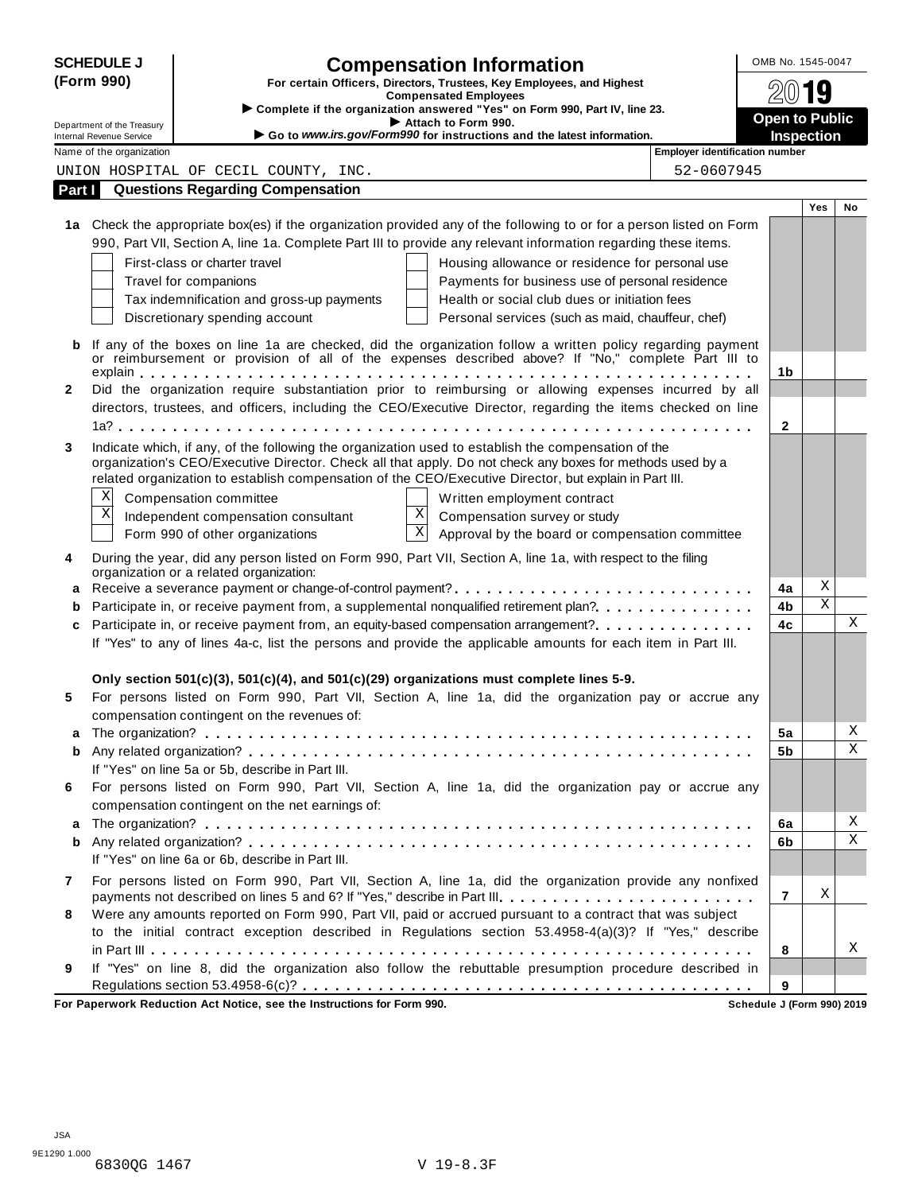**SCHEDULE J (Form 990)**

Department of the Treasury
Internal Revenue Service

# Compensation Information

**For certain Officers, Directors, Trustees, Key Employees, and Highest Compensated Employees**

▶ Complete if the organization answered "Yes" on Form 990, Part IV, line 23.
▶ Attach to Form 990.
▶ Go to *www.irs.gov/Form990* for instructions and the latest information.

OMB No. 1545-0047

**2019**

**Open to Public Inspection**

Name of the organization: UNION HOSPITAL OF CECIL COUNTY, INC.

Employer identification number: 52-0607945

## Part I Questions Regarding Compensation

| | | | Yes | No |
|---|---|---|---|---|
| **1a** | Check the appropriate box(es) if the organization provided any of the following to or for a person listed on Form 990, Part VII, Section A, line 1a. Complete Part III to provide any relevant information regarding these items.<br>☐ First-class or charter travel ☐ Housing allowance or residence for personal use<br>☐ Travel for companions ☐ Payments for business use of personal residence<br>☐ Tax indemnification and gross-up payments ☐ Health or social club dues or initiation fees<br>☐ Discretionary spending account ☐ Personal services (such as maid, chauffeur, chef) | | | |
| **b** | If any of the boxes on line 1a are checked, did the organization follow a written policy regarding payment or reimbursement or provision of all of the expenses described above? If "No," complete Part III to explain | **1b** | | |
| **2** | Did the organization require substantiation prior to reimbursing or allowing expenses incurred by all directors, trustees, and officers, including the CEO/Executive Director, regarding the items checked on line 1a? | **2** | | |
| **3** | Indicate which, if any, of the following the organization used to establish the compensation of the organization's CEO/Executive Director. Check all that apply. Do not check any boxes for methods used by a related organization to establish compensation of the CEO/Executive Director, but explain in Part III.<br>☒ Compensation committee ☐ Written employment contract<br>☒ Independent compensation consultant ☒ Compensation survey or study<br>☐ Form 990 of other organizations ☒ Approval by the board or compensation committee | | | |
| **4** | During the year, did any person listed on Form 990, Part VII, Section A, line 1a, with respect to the filing organization or a related organization: | | | |
| **a** | Receive a severance payment or change-of-control payment? | **4a** | X | |
| **b** | Participate in, or receive payment from, a supplemental nonqualified retirement plan? | **4b** | X | |
| **c** | Participate in, or receive payment from, an equity-based compensation arrangement? | **4c** | | X |
| | If "Yes" to any of lines 4a-c, list the persons and provide the applicable amounts for each item in Part III. | | | |
| | **Only section 501(c)(3), 501(c)(4), and 501(c)(29) organizations must complete lines 5-9.** | | | |
| **5** | For persons listed on Form 990, Part VII, Section A, line 1a, did the organization pay or accrue any compensation contingent on the revenues of: | | | |
| **a** | The organization? | **5a** | | X |
| **b** | Any related organization? | **5b** | | X |
| | If "Yes" on line 5a or 5b, describe in Part III. | | | |
| **6** | For persons listed on Form 990, Part VII, Section A, line 1a, did the organization pay or accrue any compensation contingent on the net earnings of: | | | |
| **a** | The organization? | **6a** | | X |
| **b** | Any related organization? | **6b** | | X |
| | If "Yes" on line 6a or 6b, describe in Part III. | | | |
| **7** | For persons listed on Form 990, Part VII, Section A, line 1a, did the organization provide any nonfixed payments not described on lines 5 and 6? If "Yes," describe in Part III | **7** | X | |
| **8** | Were any amounts reported on Form 990, Part VII, paid or accrued pursuant to a contract that was subject to the initial contract exception described in Regulations section 53.4958-4(a)(3)? If "Yes," describe in Part III | **8** | | X |
| **9** | If "Yes" on line 8, did the organization also follow the rebuttable presumption procedure described in Regulations section 53.4958-6(c)? | **9** | | |

**For Paperwork Reduction Act Notice, see the Instructions for Form 990.** Schedule J (Form 990) 2019

JSA
9E1290 1.000
6830QG 1467 V 19-8.3F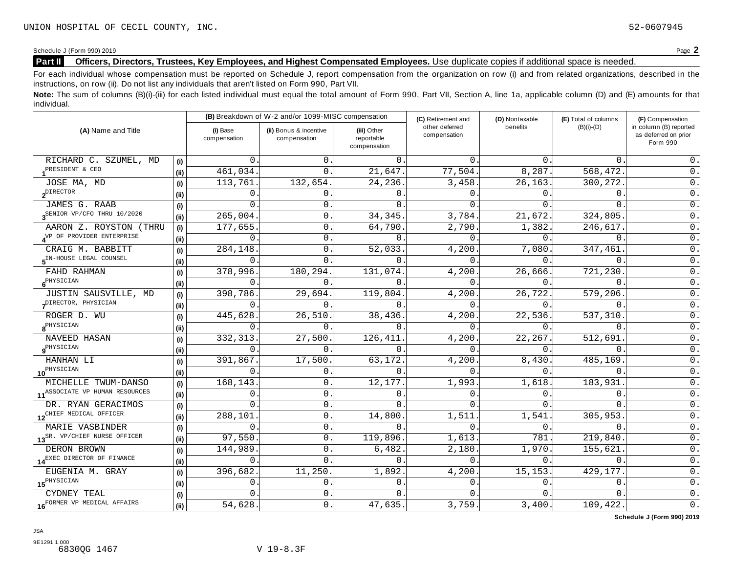UNION HOSPITAL OF CECIL COUNTY, INC. 52-0607945

Schedule J (Form 990) 2019 Page **2**

**Part II Officers, Directors, Trustees, Key Employees, and Highest Compensated Employees.** Use duplicate copies if additional space is needed.

For each individual whose compensation must be reported on Schedule J, report compensation from the organization on row (i) and from related organizations, described in the instructions, on row (ii). Do not list any individuals that aren't listed on Form 990, Part VII.

**Note:** The sum of columns (B)(i)-(iii) for each listed individual must equal the total amount of Form 990, Part VII, Section A, line 1a, applicable column (D) and (E) amounts for that individual.

| (A) Name and Title | | (B) Breakdown of W-2 and/or 1099-MISC compensation | | | (C) Retirement and other deferred compensation | (D) Nontaxable benefits | (E) Total of columns (B)(i)-(D) | (F) Compensation in column (B) reported as deferred on prior Form 990 |
|---|---|---|---|---|---|---|---|---|
| | | (i) Base compensation | (ii) Bonus & incentive compensation | (iii) Other reportable compensation | | | | |
| RICHARD C. SZUMEL, MD | (i) | 0. | 0. | 0. | 0. | 0. | 0. | 0. |
| 1 PRESIDENT & CEO | (ii) | 461,034. | 0. | 21,647. | 77,504. | 8,287. | 568,472. | 0. |
| JOSE MA, MD | (i) | 113,761. | 132,654. | 24,236. | 3,458. | 26,163. | 300,272. | 0. |
| 2 DIRECTOR | (ii) | 0. | 0. | 0. | 0. | 0. | 0. | 0. |
| JAMES G. RAAB | (i) | 0. | 0. | 0. | 0. | 0. | 0. | 0. |
| 3 SENIOR VP/CFO THRU 10/2020 | (ii) | 265,004. | 0. | 34,345. | 3,784. | 21,672. | 324,805. | 0. |
| AARON Z. ROYSTON (THRU | (i) | 177,655. | 0. | 64,790. | 2,790. | 1,382. | 246,617. | 0. |
| 4 VP OF PROVIDER ENTERPRISE | (ii) | 0. | 0. | 0. | 0. | 0. | 0. | 0. |
| CRAIG M. BABBITT | (i) | 284,148. | 0. | 52,033. | 4,200. | 7,080. | 347,461. | 0. |
| 5 IN-HOUSE LEGAL COUNSEL | (ii) | 0. | 0. | 0. | 0. | 0. | 0. | 0. |
| FAHD RAHMAN | (i) | 378,996. | 180,294. | 131,074. | 4,200. | 26,666. | 721,230. | 0. |
| 6 PHYSICIAN | (ii) | 0. | 0. | 0. | 0. | 0. | 0. | 0. |
| JUSTIN SAUSVILLE, MD | (i) | 398,786. | 29,694. | 119,804. | 4,200. | 26,722. | 579,206. | 0. |
| 7 DIRECTOR, PHYSICIAN | (ii) | 0. | 0. | 0. | 0. | 0. | 0. | 0. |
| ROGER D. WU | (i) | 445,628. | 26,510. | 38,436. | 4,200. | 22,536. | 537,310. | 0. |
| 8 PHYSICIAN | (ii) | 0. | 0. | 0. | 0. | 0. | 0. | 0. |
| NAVEED HASAN | (i) | 332,313. | 27,500. | 126,411. | 4,200. | 22,267. | 512,691. | 0. |
| 9 PHYSICIAN | (ii) | 0. | 0. | 0. | 0. | 0. | 0. | 0. |
| HANHAN LI | (i) | 391,867. | 17,500. | 63,172. | 4,200. | 8,430. | 485,169. | 0. |
| 10 PHYSICIAN | (ii) | 0. | 0. | 0. | 0. | 0. | 0. | 0. |
| MICHELLE TWUM-DANSO | (i) | 168,143. | 0. | 12,177. | 1,993. | 1,618. | 183,931. | 0. |
| 11 ASSOCIATE VP HUMAN RESOURCES | (ii) | 0. | 0. | 0. | 0. | 0. | 0. | 0. |
| DR. RYAN GERACIMOS | (i) | 0. | 0. | 0. | 0. | 0. | 0. | 0. |
| 12 CHIEF MEDICAL OFFICER | (ii) | 288,101. | 0. | 14,800. | 1,511. | 1,541. | 305,953. | 0. |
| MARIE VASBINDER | (i) | 0. | 0. | 0. | 0. | 0. | 0. | 0. |
| 13 SR. VP/CHIEF NURSE OFFICER | (ii) | 97,550. | 0. | 119,896. | 1,613. | 781. | 219,840. | 0. |
| DERON BROWN | (i) | 144,989. | 0. | 6,482. | 2,180. | 1,970. | 155,621. | 0. |
| 14 EXEC DIRECTOR OF FINANCE | (ii) | 0. | 0. | 0. | 0. | 0. | 0. | 0. |
| EUGENIA M. GRAY | (i) | 396,682. | 11,250. | 1,892. | 4,200. | 15,153. | 429,177. | 0. |
| 15 PHYSICIAN | (ii) | 0. | 0. | 0. | 0. | 0. | 0. | 0. |
| CYDNEY TEAL | (i) | 0. | 0. | 0. | 0. | 0. | 0. | 0. |
| 16 FORMER VP MEDICAL AFFAIRS | (ii) | 54,628. | 0. | 47,635. | 3,759. | 3,400. | 109,422. | 0. |

**Schedule J (Form 990) 2019**

JSA
9E1291 1.000
6830QG 1467 V 19-8.3F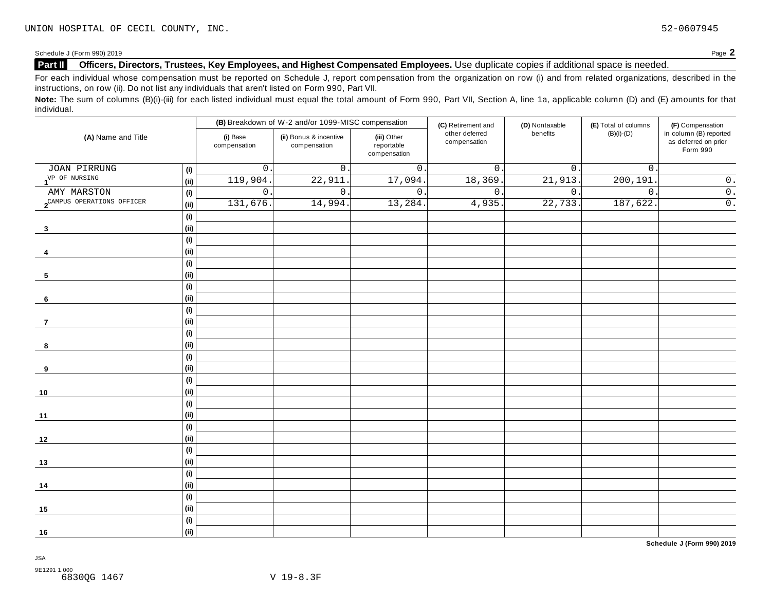UNION HOSPITAL OF CECIL COUNTY, INC. 52-0607945

Schedule J (Form 990) 2019 Page **2**

## Part II Officers, Directors, Trustees, Key Employees, and Highest Compensated Employees. Use duplicate copies if additional space is needed.

For each individual whose compensation must be reported on Schedule J, report compensation from the organization on row (i) and from related organizations, described in the instructions, on row (ii). Do not list any individuals that aren't listed on Form 990, Part VII.

**Note:** The sum of columns (B)(i)-(iii) for each listed individual must equal the total amount of Form 990, Part VII, Section A, line 1a, applicable column (D) and (E) amounts for that individual.

| (A) Name and Title | | (B) Breakdown of W-2 and/or 1099-MISC compensation | | | (C) Retirement and other deferred compensation | (D) Nontaxable benefits | (E) Total of columns (B)(i)-(D) | (F) Compensation in column (B) reported as deferred on prior Form 990 |
|---|---|---|---|---|---|---|---|---|
| | | (i) Base compensation | (ii) Bonus & incentive compensation | (iii) Other reportable compensation | | | | |
| 1 JOAN PIRRUNG | (i) | 0. | 0. | 0. | 0. | 0. | 0. | |
| VP OF NURSING | (ii) | 119,904. | 22,911. | 17,094. | 18,369. | 21,913. | 200,191. | 0. |
| 2 AMY MARSTON | (i) | 0. | 0. | 0. | 0. | 0. | 0. | 0. |
| CAMPUS OPERATIONS OFFICER | (ii) | 131,676. | 14,994. | 13,284. | 4,935. | 22,733. | 187,622. | 0. |
| 3 | (i) | | | | | | | |
| | (ii) | | | | | | | |
| 4 | (i) | | | | | | | |
| | (ii) | | | | | | | |
| 5 | (i) | | | | | | | |
| | (ii) | | | | | | | |
| 6 | (i) | | | | | | | |
| | (ii) | | | | | | | |
| 7 | (i) | | | | | | | |
| | (ii) | | | | | | | |
| 8 | (i) | | | | | | | |
| | (ii) | | | | | | | |
| 9 | (i) | | | | | | | |
| | (ii) | | | | | | | |
| 10 | (i) | | | | | | | |
| | (ii) | | | | | | | |
| 11 | (i) | | | | | | | |
| | (ii) | | | | | | | |
| 12 | (i) | | | | | | | |
| | (ii) | | | | | | | |
| 13 | (i) | | | | | | | |
| | (ii) | | | | | | | |
| 14 | (i) | | | | | | | |
| | (ii) | | | | | | | |
| 15 | (i) | | | | | | | |
| | (ii) | | | | | | | |
| 16 | (i) | | | | | | | |
| | (ii) | | | | | | | |

**Schedule J (Form 990) 2019**

JSA
9E1291 1.000
6830QG 1467 V 19-8.3F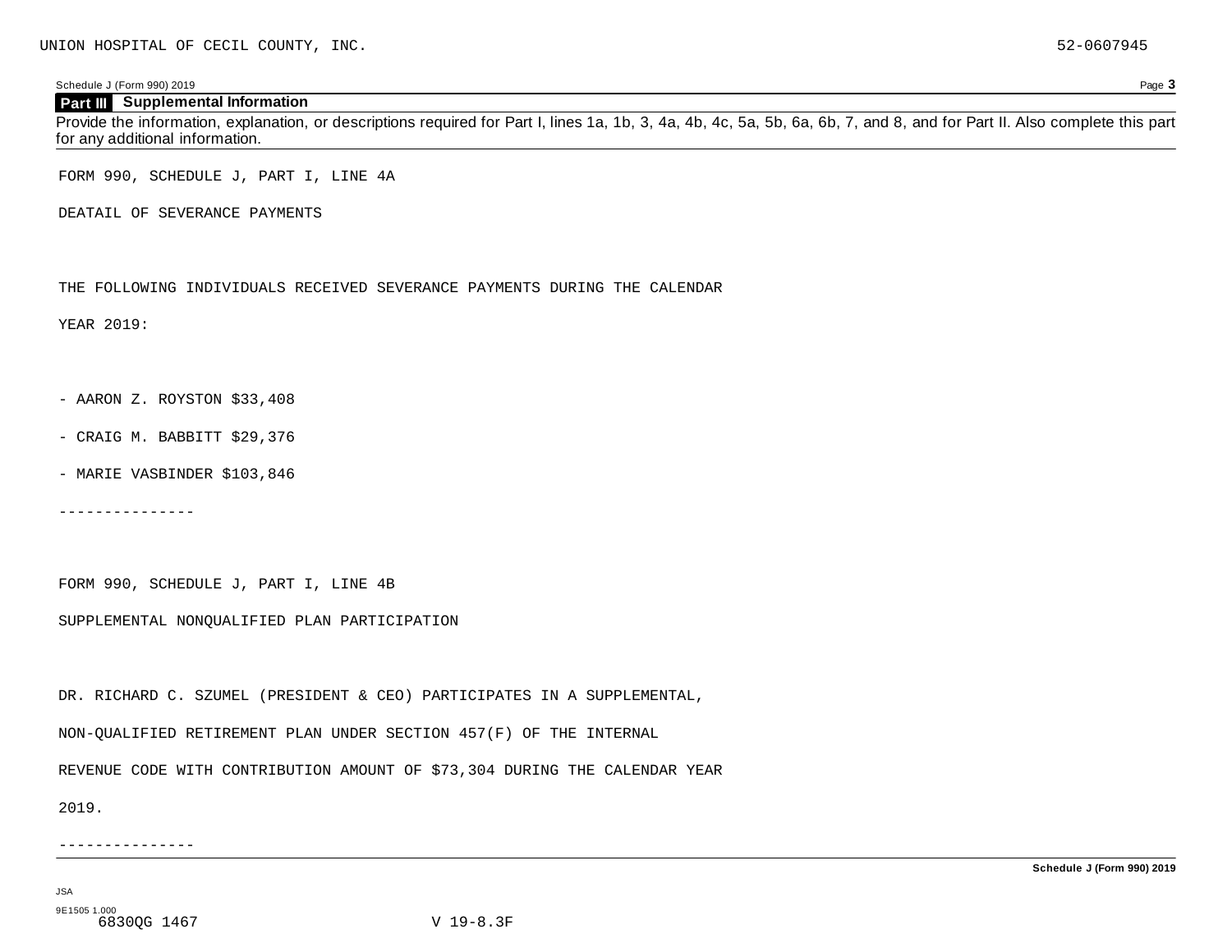UNION HOSPITAL OF CECIL COUNTY, INC. 52-0607945

Schedule J (Form 990) 2019 Page **3**

**Part III Supplemental Information**

Provide the information, explanation, or descriptions required for Part I, lines 1a, 1b, 3, 4a, 4b, 4c, 5a, 5b, 6a, 6b, 7, and 8, and for Part II. Also complete this part for any additional information.

FORM 990, SCHEDULE J, PART I, LINE 4A

DEATAIL OF SEVERANCE PAYMENTS

THE FOLLOWING INDIVIDUALS RECEIVED SEVERANCE PAYMENTS DURING THE CALENDAR YEAR 2019:

- AARON Z. ROYSTON $33,408
- CRAIG M. BABBITT $29,376
- MARIE VASBINDER $103,846

---------------

FORM 990, SCHEDULE J, PART I, LINE 4B

SUPPLEMENTAL NONQUALIFIED PLAN PARTICIPATION

DR. RICHARD C. SZUMEL (PRESIDENT & CEO) PARTICIPATES IN A SUPPLEMENTAL, NON-QUALIFIED RETIREMENT PLAN UNDER SECTION 457(F) OF THE INTERNAL REVENUE CODE WITH CONTRIBUTION AMOUNT OF $73,304 DURING THE CALENDAR YEAR 2019.

---------------

Schedule J (Form 990) 2019

JSA

9E1505 1.000
6830QG 1467 V 19-8.3F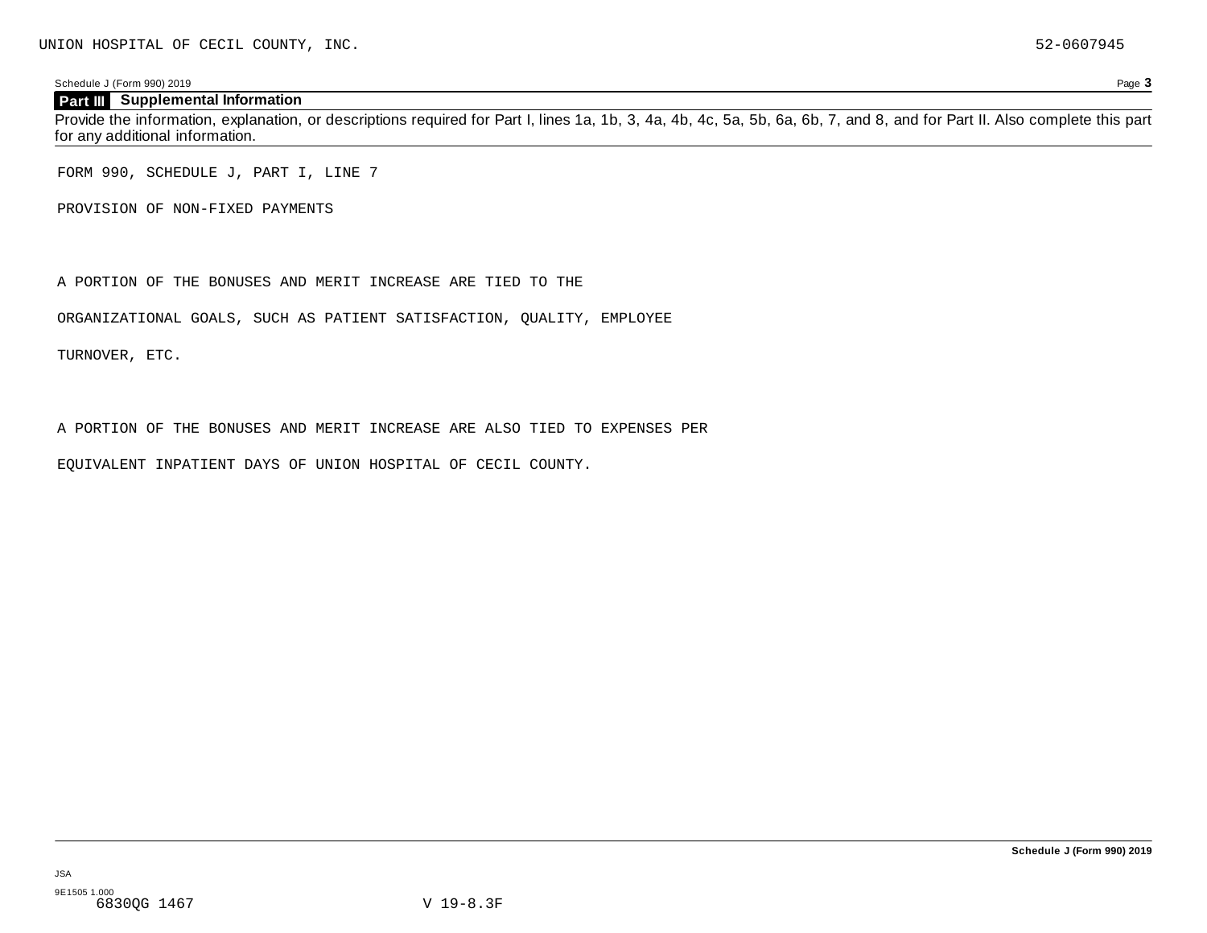## Part III Supplemental Information

Provide the information, explanation, or descriptions required for Part I, lines 1a, 1b, 3, 4a, 4b, 4c, 5a, 5b, 6a, 6b, 7, and 8, and for Part II. Also complete this part for any additional information.

FORM 990, SCHEDULE J, PART I, LINE 7

PROVISION OF NON-FIXED PAYMENTS

A PORTION OF THE BONUSES AND MERIT INCREASE ARE TIED TO THE ORGANIZATIONAL GOALS, SUCH AS PATIENT SATISFACTION, QUALITY, EMPLOYEE TURNOVER, ETC.

A PORTION OF THE BONUSES AND MERIT INCREASE ARE ALSO TIED TO EXPENSES PER EQUIVALENT INPATIENT DAYS OF UNION HOSPITAL OF CECIL COUNTY.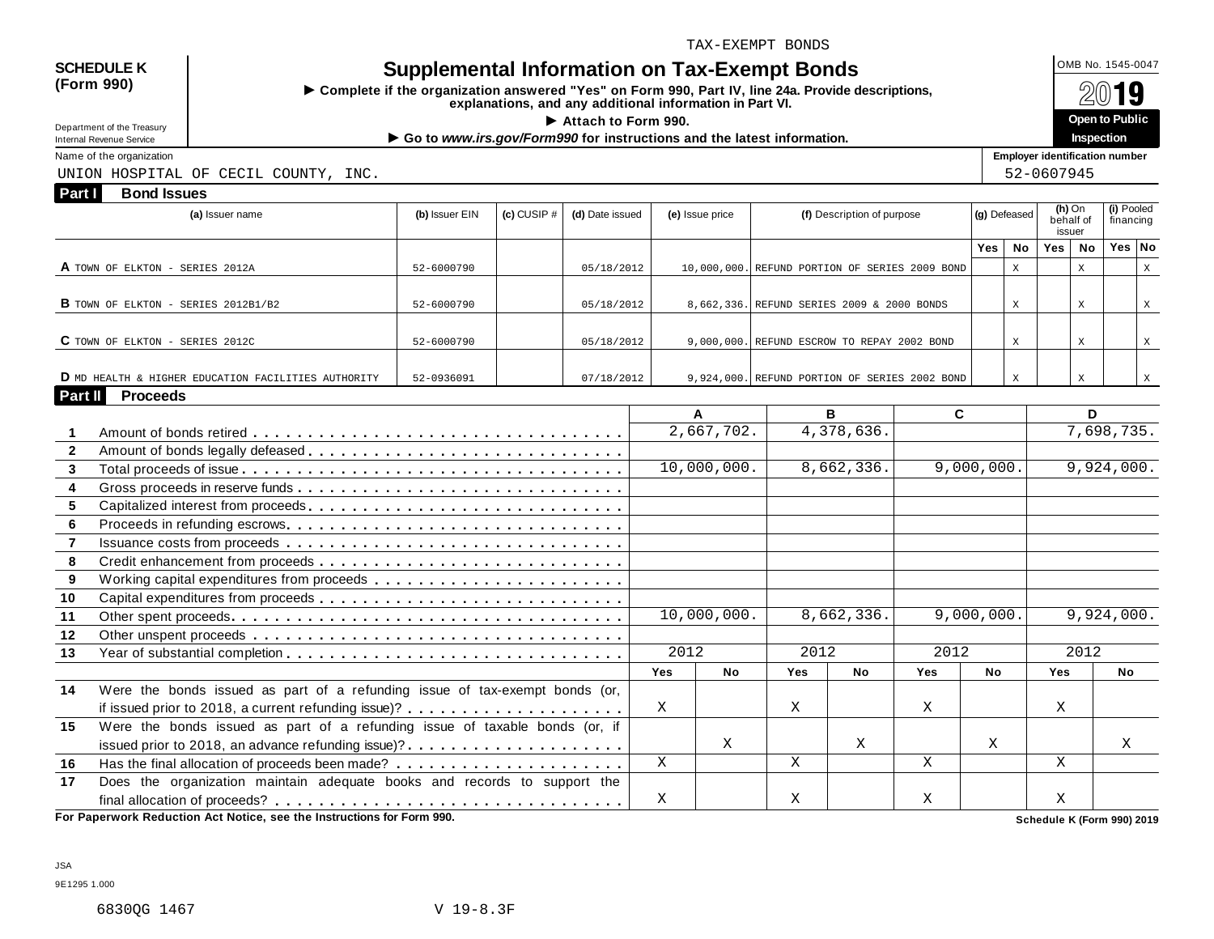TAX-EXEMPT BONDS

**SCHEDULE K (Form 990)**

Department of the Treasury
Internal Revenue Service

# Supplemental Information on Tax-Exempt Bonds

► Complete if the organization answered "Yes" on Form 990, Part IV, line 24a. Provide descriptions, explanations, and any additional information in Part VI.

► Attach to Form 990.

► Go to *www.irs.gov/Form990* for instructions and the latest information.

OMB No. 1545-0047

**2019**

**Open to Public Inspection**

Name of the organization: UNION HOSPITAL OF CECIL COUNTY, INC.

Employer identification number: 52-0607945

## Part I Bond Issues

| | (a) Issuer name | (b) Issuer EIN | (c) CUSIP # | (d) Date issued | (e) Issue price | (f) Description of purpose | (g) Defeased Yes | (g) Defeased No | (h) On behalf of issuer Yes | (h) On behalf of issuer No | (i) Pooled financing Yes | (i) Pooled financing No |
|---|---|---|---|---|---|---|---|---|---|---|---|---|
| A | TOWN OF ELKTON - SERIES 2012A | 52-6000790 | | 05/18/2012 | 10,000,000. | REFUND PORTION OF SERIES 2009 BOND | | X | | X | | X |
| B | TOWN OF ELKTON - SERIES 2012B1/B2 | 52-6000790 | | 05/18/2012 | 8,662,336. | REFUND SERIES 2009 & 2000 BONDS | | X | | X | | X |
| C | TOWN OF ELKTON - SERIES 2012C | 52-6000790 | | 05/18/2012 | 9,000,000. | REFUND ESCROW TO REPAY 2002 BOND | | X | | X | | X |
| D | MD HEALTH & HIGHER EDUCATION FACILITIES AUTHORITY | 52-0936091 | | 07/18/2012 | 9,924,000. | REFUND PORTION OF SERIES 2002 BOND | | X | | X | | X |

## Part II Proceeds

| | | A | | B | | C | | D | |
|---|---|---|---|---|---|---|---|---|---|
| 1 | Amount of bonds retired | 2,667,702. | | 4,378,636. | | | | 7,698,735. | |
| 2 | Amount of bonds legally defeased | | | | | | | | |
| 3 | Total proceeds of issue | 10,000,000. | | 8,662,336. | | 9,000,000. | | 9,924,000. | |
| 4 | Gross proceeds in reserve funds | | | | | | | | |
| 5 | Capitalized interest from proceeds | | | | | | | | |
| 6 | Proceeds in refunding escrows | | | | | | | | |
| 7 | Issuance costs from proceeds | | | | | | | | |
| 8 | Credit enhancement from proceeds | | | | | | | | |
| 9 | Working capital expenditures from proceeds | | | | | | | | |
| 10 | Capital expenditures from proceeds | | | | | | | | |
| 11 | Other spent proceeds | 10,000,000. | | 8,662,336. | | 9,000,000. | | 9,924,000. | |
| 12 | Other unspent proceeds | | | | | | | | |
| 13 | Year of substantial completion | 2012 | | 2012 | | 2012 | | 2012 | |
| | | Yes | No | Yes | No | Yes | No | Yes | No |
| 14 | Were the bonds issued as part of a refunding issue of tax-exempt bonds (or, if issued prior to 2018, a current refunding issue)? | X | | X | | X | | X | |
| 15 | Were the bonds issued as part of a refunding issue of taxable bonds (or, if issued prior to 2018, an advance refunding issue)? | | X | | X | | X | | X |
| 16 | Has the final allocation of proceeds been made? | X | | X | | X | | X | |
| 17 | Does the organization maintain adequate books and records to support the final allocation of proceeds? | X | | X | | X | | X | |

**For Paperwork Reduction Act Notice, see the Instructions for Form 990.**

**Schedule K (Form 990) 2019**

JSA
9E1295 1.000

6830QG 1467 V 19-8.3F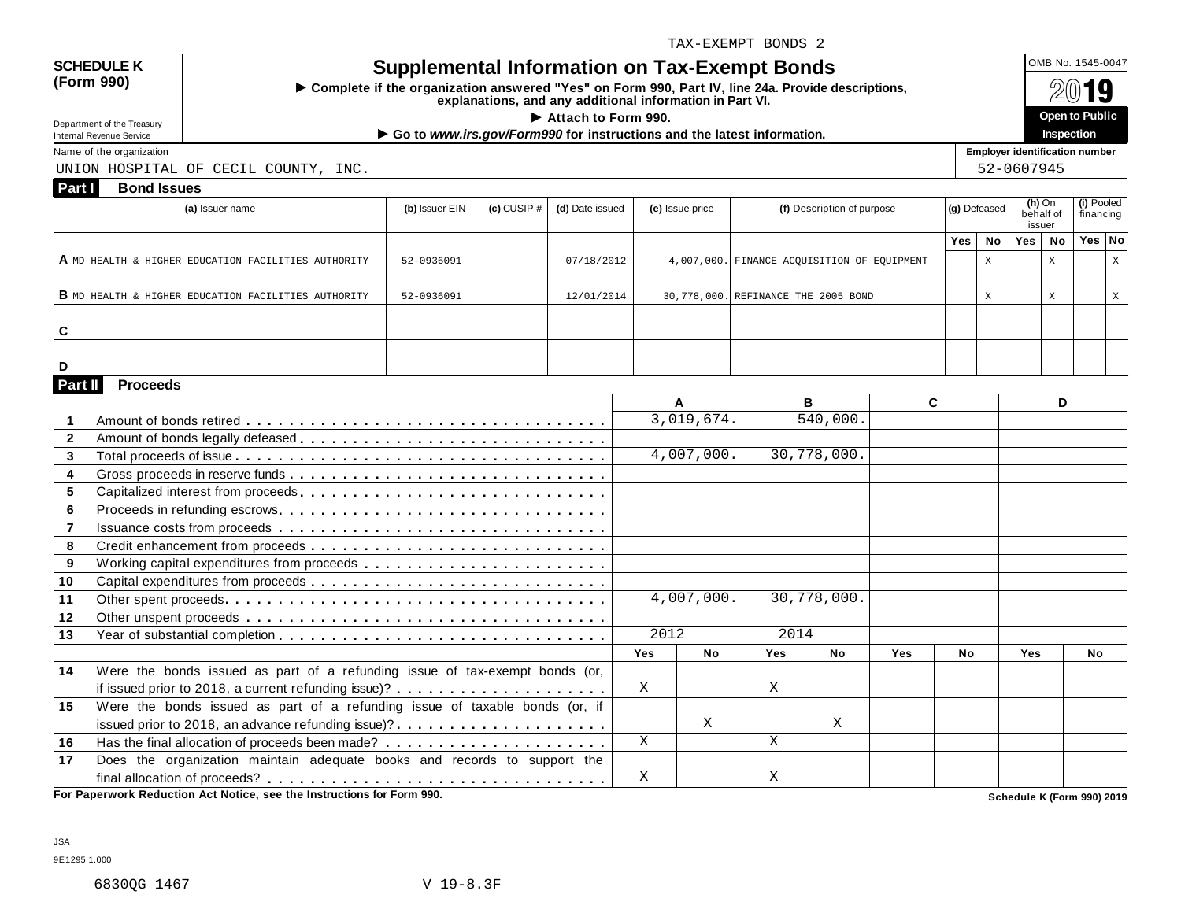TAX-EXEMPT BONDS 2

**SCHEDULE K (Form 990)**

Department of the Treasury
Internal Revenue Service

# Supplemental Information on Tax-Exempt Bonds

► Complete if the organization answered "Yes" on Form 990, Part IV, line 24a. Provide descriptions, explanations, and any additional information in Part VI.

► Attach to Form 990.

► Go to *www.irs.gov/Form990* for instructions and the latest information.

OMB No. 1545-0047

2019

**Open to Public Inspection**

Name of the organization: UNION HOSPITAL OF CECIL COUNTY, INC.

Employer identification number: 52-0607945

## Part I Bond Issues

| | (a) Issuer name | (b) Issuer EIN | (c) CUSIP # | (d) Date issued | (e) Issue price | (f) Description of purpose | (g) Defeased Yes | (g) Defeased No | (h) On behalf of issuer Yes | (h) On behalf of issuer No | (i) Pooled financing Yes | (i) Pooled financing No |
|---|---|---|---|---|---|---|---|---|---|---|---|---|
| A | MD HEALTH & HIGHER EDUCATION FACILITIES AUTHORITY | 52-0936091 | | 07/18/2012 | 4,007,000. | FINANCE ACQUISITION OF EQUIPMENT | | X | | X | | X |
| B | MD HEALTH & HIGHER EDUCATION FACILITIES AUTHORITY | 52-0936091 | | 12/01/2014 | 30,778,000. | REFINANCE THE 2005 BOND | | X | | X | | X |
| C | | | | | | | | | | | | |
| D | | | | | | | | | | | | |

## Part II Proceeds

| | | A | | B | | C | | D | |
|---|---|---|---|---|---|---|---|---|---|
| 1 | Amount of bonds retired | 3,019,674. | | 540,000. | | | | | |
| 2 | Amount of bonds legally defeased | | | | | | | | |
| 3 | Total proceeds of issue | 4,007,000. | | 30,778,000. | | | | | |
| 4 | Gross proceeds in reserve funds | | | | | | | | |
| 5 | Capitalized interest from proceeds | | | | | | | | |
| 6 | Proceeds in refunding escrows | | | | | | | | |
| 7 | Issuance costs from proceeds | | | | | | | | |
| 8 | Credit enhancement from proceeds | | | | | | | | |
| 9 | Working capital expenditures from proceeds | | | | | | | | |
| 10 | Capital expenditures from proceeds | | | | | | | | |
| 11 | Other spent proceeds | 4,007,000. | | 30,778,000. | | | | | |
| 12 | Other unspent proceeds | | | | | | | | |
| 13 | Year of substantial completion | 2012 | | 2014 | | | | | |
| | | Yes | No | Yes | No | Yes | No | Yes | No |
| 14 | Were the bonds issued as part of a refunding issue of tax-exempt bonds (or, if issued prior to 2018, a current refunding issue)? | X | | X | | | | | |
| 15 | Were the bonds issued as part of a refunding issue of taxable bonds (or, if issued prior to 2018, an advance refunding issue)? | | X | | X | | | | |
| 16 | Has the final allocation of proceeds been made? | X | | X | | | | | |
| 17 | Does the organization maintain adequate books and records to support the final allocation of proceeds? | X | | X | | | | | |

**For Paperwork Reduction Act Notice, see the Instructions for Form 990.**

**Schedule K (Form 990) 2019**

JSA
9E1295 1.000

6830QG 1467 V 19-8.3F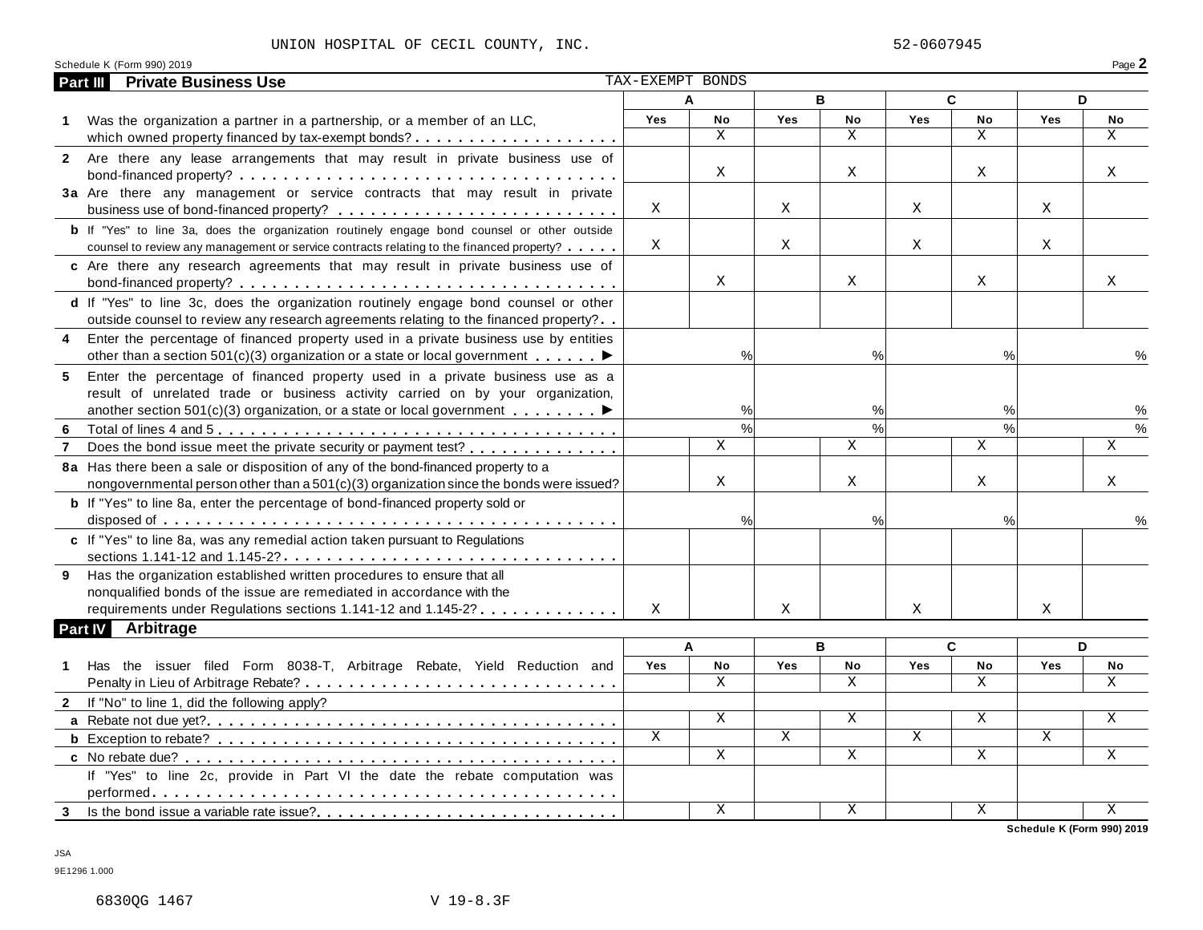UNION HOSPITAL OF CECIL COUNTY, INC. 52-0607945

Schedule K (Form 990) 2019

## Part III Private Business Use

TAX-EXEMPT BONDS

| | A | | B | | C | | D | |
|---|---|---|---|---|---|---|---|---|
| | Yes | No | Yes | No | Yes | No | Yes | No |
| **1** Was the organization a partner in a partnership, or a member of an LLC, which owned property financed by tax-exempt bonds? | | X | | X | | X | | X |
| **2** Are there any lease arrangements that may result in private business use of bond-financed property? | | X | | X | | X | | X |
| **3a** Are there any management or service contracts that may result in private business use of bond-financed property? | X | | X | | X | | X | |
| **b** If "Yes" to line 3a, does the organization routinely engage bond counsel or other outside counsel to review any management or service contracts relating to the financed property? | X | | X | | X | | X | |
| **c** Are there any research agreements that may result in private business use of bond-financed property? | | X | | X | | X | | X |
| **d** If "Yes" to line 3c, does the organization routinely engage bond counsel or other outside counsel to review any research agreements relating to the financed property? | | | | | | | | |
| **4** Enter the percentage of financed property used in a private business use by entities other than a section 501(c)(3) organization or a state or local government ▶ | | % | | % | | % | | % |
| **5** Enter the percentage of financed property used in a private business use as a result of unrelated trade or business activity carried on by your organization, another section 501(c)(3) organization, or a state or local government ▶ | | % | | % | | % | | % |
| **6** Total of lines 4 and 5 | | % | | % | | % | | % |
| **7** Does the bond issue meet the private security or payment test? | | X | | X | | X | | X |
| **8a** Has there been a sale or disposition of any of the bond-financed property to a nongovernmental person other than a 501(c)(3) organization since the bonds were issued? | | X | | X | | X | | X |
| **b** If "Yes" to line 8a, enter the percentage of bond-financed property sold or disposed of | | % | | % | | % | | % |
| **c** If "Yes" to line 8a, was any remedial action taken pursuant to Regulations sections 1.141-12 and 1.145-2? | | | | | | | | |
| **9** Has the organization established written procedures to ensure that all nonqualified bonds of the issue are remediated in accordance with the requirements under Regulations sections 1.141-12 and 1.145-2? | X | | X | | X | | X | |

## Part IV Arbitrage

| | A | | B | | C | | D | |
|---|---|---|---|---|---|---|---|---|
| | Yes | No | Yes | No | Yes | No | Yes | No |
| **1** Has the issuer filed Form 8038-T, Arbitrage Rebate, Yield Reduction and Penalty in Lieu of Arbitrage Rebate? | | X | | X | | X | | X |
| **2** If "No" to line 1, did the following apply? | | | | | | | | |
| **a** Rebate not due yet? | | X | | X | | X | | X |
| **b** Exception to rebate? | X | | X | | X | | X | |
| **c** No rebate due? | | X | | X | | X | | X |
| If "Yes" to line 2c, provide in Part VI the date the rebate computation was performed | | | | | | | | |
| **3** Is the bond issue a variable rate issue? | | X | | X | | X | | X |

Schedule K (Form 990) 2019

JSA
9E1296 1.000

6830QG 1467 V 19-8.3F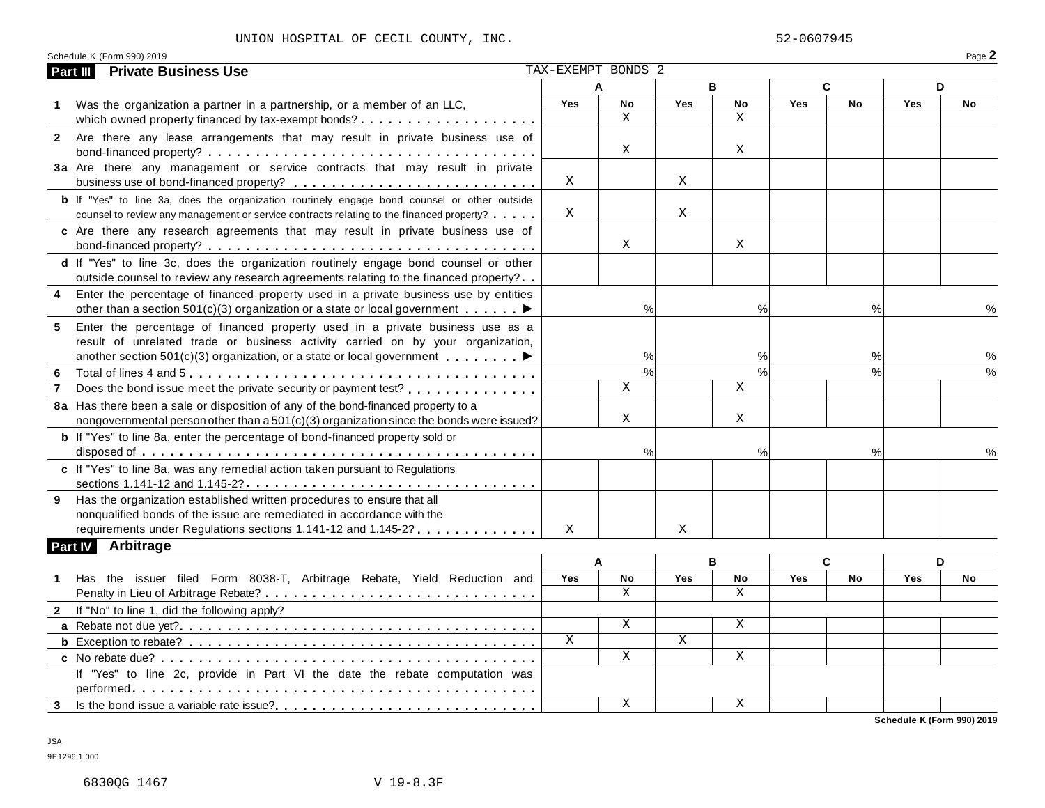UNION HOSPITAL OF CECIL COUNTY, INC. 52-0607945

Schedule K (Form 990) 2019

## Part III Private Business Use

TAX-EXEMPT BONDS 2

| | A | | B | | C | | D | |
|---|---|---|---|---|---|---|---|---|
| | Yes | No | Yes | No | Yes | No | Yes | No |
| **1** Was the organization a partner in a partnership, or a member of an LLC, which owned property financed by tax-exempt bonds? | | X | | X | | | | |
| **2** Are there any lease arrangements that may result in private business use of bond-financed property? | | X | | X | | | | |
| **3a** Are there any management or service contracts that may result in private business use of bond-financed property? | X | | X | | | | | |
| **b** If "Yes" to line 3a, does the organization routinely engage bond counsel or other outside counsel to review any management or service contracts relating to the financed property? | X | | X | | | | | |
| **c** Are there any research agreements that may result in private business use of bond-financed property? | | X | | X | | | | |
| **d** If "Yes" to line 3c, does the organization routinely engage bond counsel or other outside counsel to review any research agreements relating to the financed property? | | | | | | | | |
| **4** Enter the percentage of financed property used in a private business use by entities other than a section 501(c)(3) organization or a state or local government ▶ | | % | | % | | % | | % |
| **5** Enter the percentage of financed property used in a private business use as a result of unrelated trade or business activity carried on by your organization, another section 501(c)(3) organization, or a state or local government ▶ | | % | | % | | % | | % |
| **6** Total of lines 4 and 5 | | % | | % | | % | | % |
| **7** Does the bond issue meet the private security or payment test? | | X | | X | | | | |
| **8a** Has there been a sale or disposition of any of the bond-financed property to a nongovernmental person other than a 501(c)(3) organization since the bonds were issued? | | X | | X | | | | |
| **b** If "Yes" to line 8a, enter the percentage of bond-financed property sold or disposed of | | % | | % | | % | | % |
| **c** If "Yes" to line 8a, was any remedial action taken pursuant to Regulations sections 1.141-12 and 1.145-2? | | | | | | | | |
| **9** Has the organization established written procedures to ensure that all nonqualified bonds of the issue are remediated in accordance with the requirements under Regulations sections 1.141-12 and 1.145-2? | X | | X | | | | | |

## Part IV Arbitrage

| | A | | B | | C | | D | |
|---|---|---|---|---|---|---|---|---|
| | Yes | No | Yes | No | Yes | No | Yes | No |
| **1** Has the issuer filed Form 8038-T, Arbitrage Rebate, Yield Reduction and Penalty in Lieu of Arbitrage Rebate? | | X | | X | | | | |
| **2** If "No" to line 1, did the following apply? | | | | | | | | |
| **a** Rebate not due yet? | | X | | X | | | | |
| **b** Exception to rebate? | X | | X | | | | | |
| **c** No rebate due? | | X | | X | | | | |
| If "Yes" to line 2c, provide in Part VI the date the rebate computation was performed | | | | | | | | |
| **3** Is the bond issue a variable rate issue? | | X | | X | | | | |

Schedule K (Form 990) 2019

JSA
9E1296 1.000

6830QG 1467 V 19-8.3F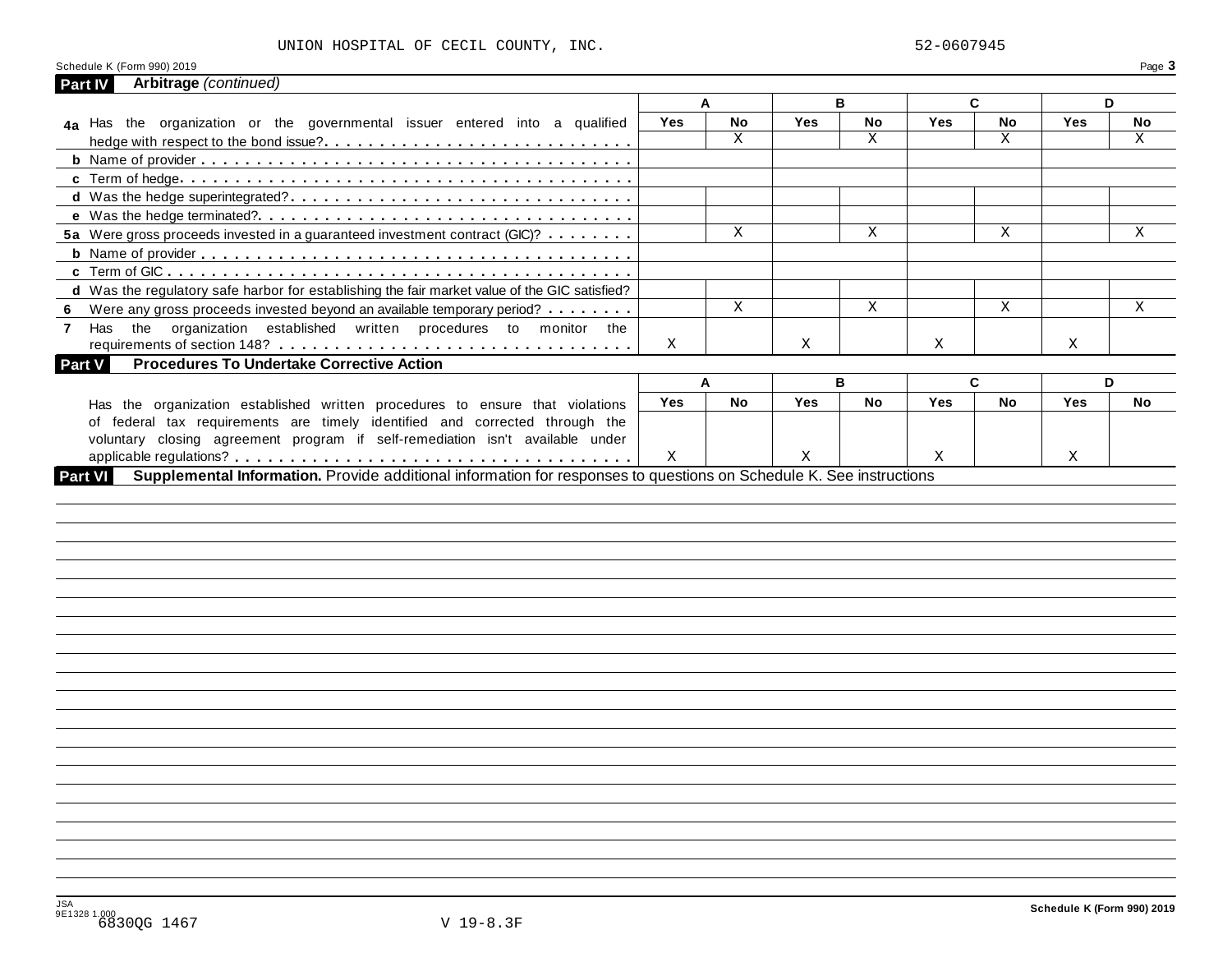UNION HOSPITAL OF CECIL COUNTY, INC. 52-0607945

Schedule K (Form 990) 2019 Page **3**

## Part IV Arbitrage *(continued)*

| | A | | B | | C | | D | |
|---|---|---|---|---|---|---|---|---|
| | **Yes** | **No** | **Yes** | **No** | **Yes** | **No** | **Yes** | **No** |
| **4a** Has the organization or the governmental issuer entered into a qualified hedge with respect to the bond issue? | | X | | X | | X | | X |
| **b** Name of provider | | | | | | | | |
| **c** Term of hedge | | | | | | | | |
| **d** Was the hedge superintegrated? | | | | | | | | |
| **e** Was the hedge terminated? | | | | | | | | |
| **5a** Were gross proceeds invested in a guaranteed investment contract (GIC)? | | X | | X | | X | | X |
| **b** Name of provider | | | | | | | | |
| **c** Term of GIC | | | | | | | | |
| **d** Was the regulatory safe harbor for establishing the fair market value of the GIC satisfied? | | | | | | | | |
| **6** Were any gross proceeds invested beyond an available temporary period? | | X | | X | | X | | X |
| **7** Has the organization established written procedures to monitor the requirements of section 148? | X | | X | | X | | X | |

## Part V Procedures To Undertake Corrective Action

| | A | | B | | C | | D | |
|---|---|---|---|---|---|---|---|---|
| | **Yes** | **No** | **Yes** | **No** | **Yes** | **No** | **Yes** | **No** |
| Has the organization established written procedures to ensure that violations of federal tax requirements are timely identified and corrected through the voluntary closing agreement program if self-remediation isn't available under applicable regulations? | X | | X | | X | | X | |

## Part VI Supplemental Information. 

Provide additional information for responses to questions on Schedule K. See instructions

JSA 9E1328 1.000

6830QG 1467 V 19-8.3F

Schedule K (Form 990) 2019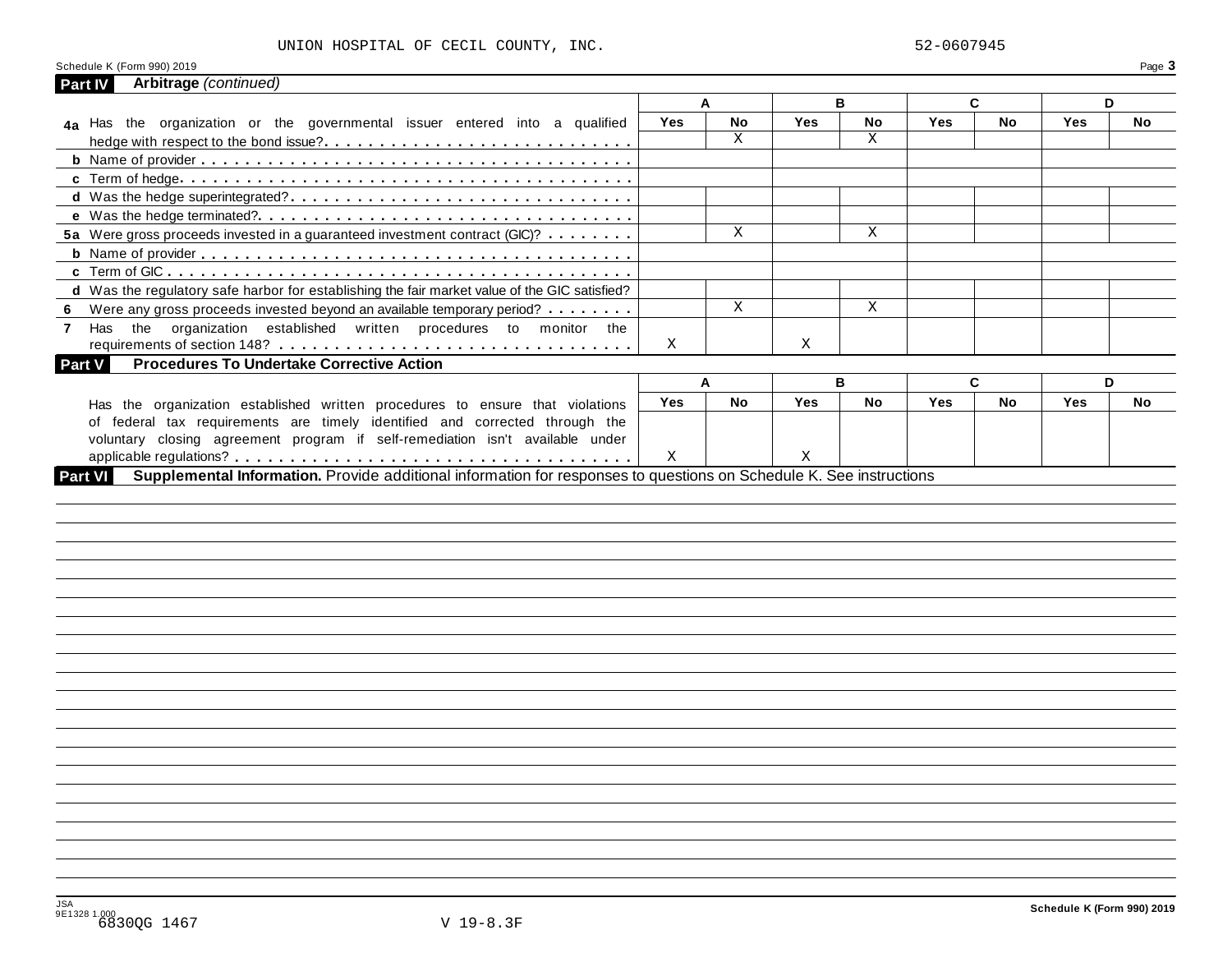UNION HOSPITAL OF CECIL COUNTY, INC. 52-0607945

Schedule K (Form 990) 2019

## Part IV Arbitrage *(continued)*

| | A | | B | | C | | D | |
|---|---|---|---|---|---|---|---|---|
| | Yes | No | Yes | No | Yes | No | Yes | No |
| **4a** Has the organization or the governmental issuer entered into a qualified hedge with respect to the bond issue? | | X | | X | | | | |
| **b** Name of provider | | | | | | | | |
| **c** Term of hedge | | | | | | | | |
| **d** Was the hedge superintegrated? | | | | | | | | |
| **e** Was the hedge terminated? | | | | | | | | |
| **5a** Were gross proceeds invested in a guaranteed investment contract (GIC)? | | X | | X | | | | |
| **b** Name of provider | | | | | | | | |
| **c** Term of GIC | | | | | | | | |
| **d** Was the regulatory safe harbor for establishing the fair market value of the GIC satisfied? | | | | | | | | |
| **6** Were any gross proceeds invested beyond an available temporary period? | | X | | X | | | | |
| **7** Has the organization established written procedures to monitor the requirements of section 148? | X | | X | | | | | |

## Part V Procedures To Undertake Corrective Action

| | A | | B | | C | | D | |
|---|---|---|---|---|---|---|---|---|
| | Yes | No | Yes | No | Yes | No | Yes | No |
| Has the organization established written procedures to ensure that violations of federal tax requirements are timely identified and corrected through the voluntary closing agreement program if self-remediation isn't available under applicable regulations? | X | | X | | | | | |

## Part VI Supplemental Information. 
Provide additional information for responses to questions on Schedule K. See instructions

Schedule K (Form 990) 2019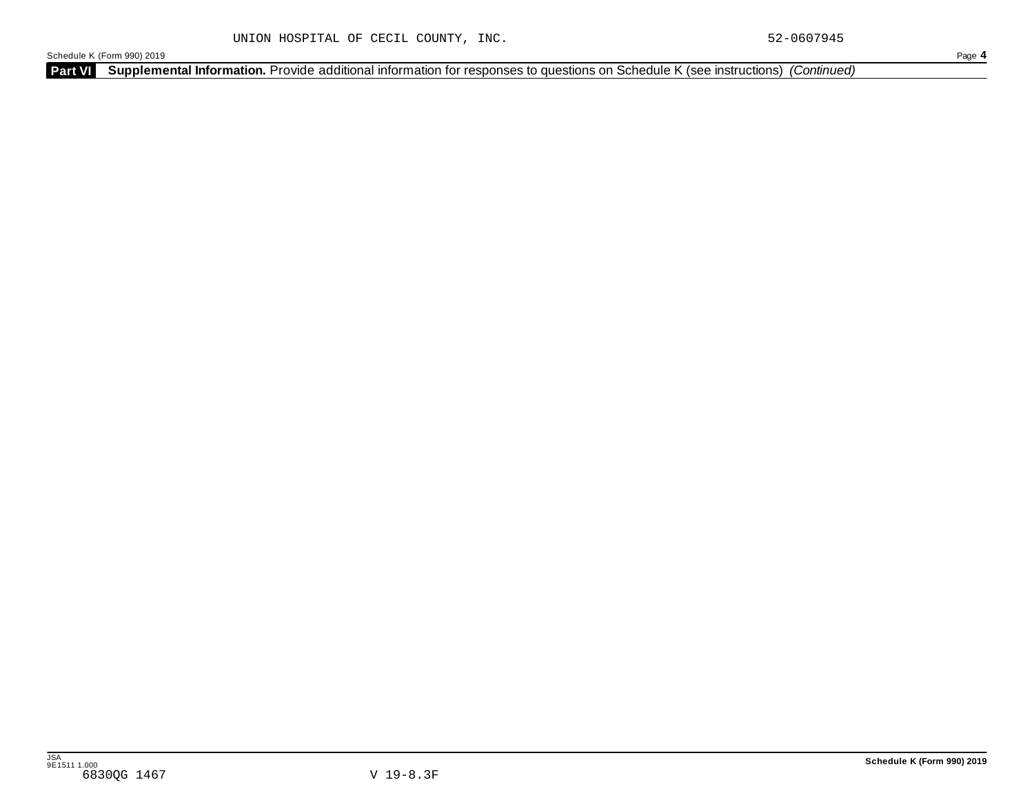UNION HOSPITAL OF CECIL COUNTY, INC. 52-0607945

Schedule K (Form 990) 2019

**Part VI** **Supplemental Information.** Provide additional information for responses to questions on Schedule K (see instructions) *(Continued)*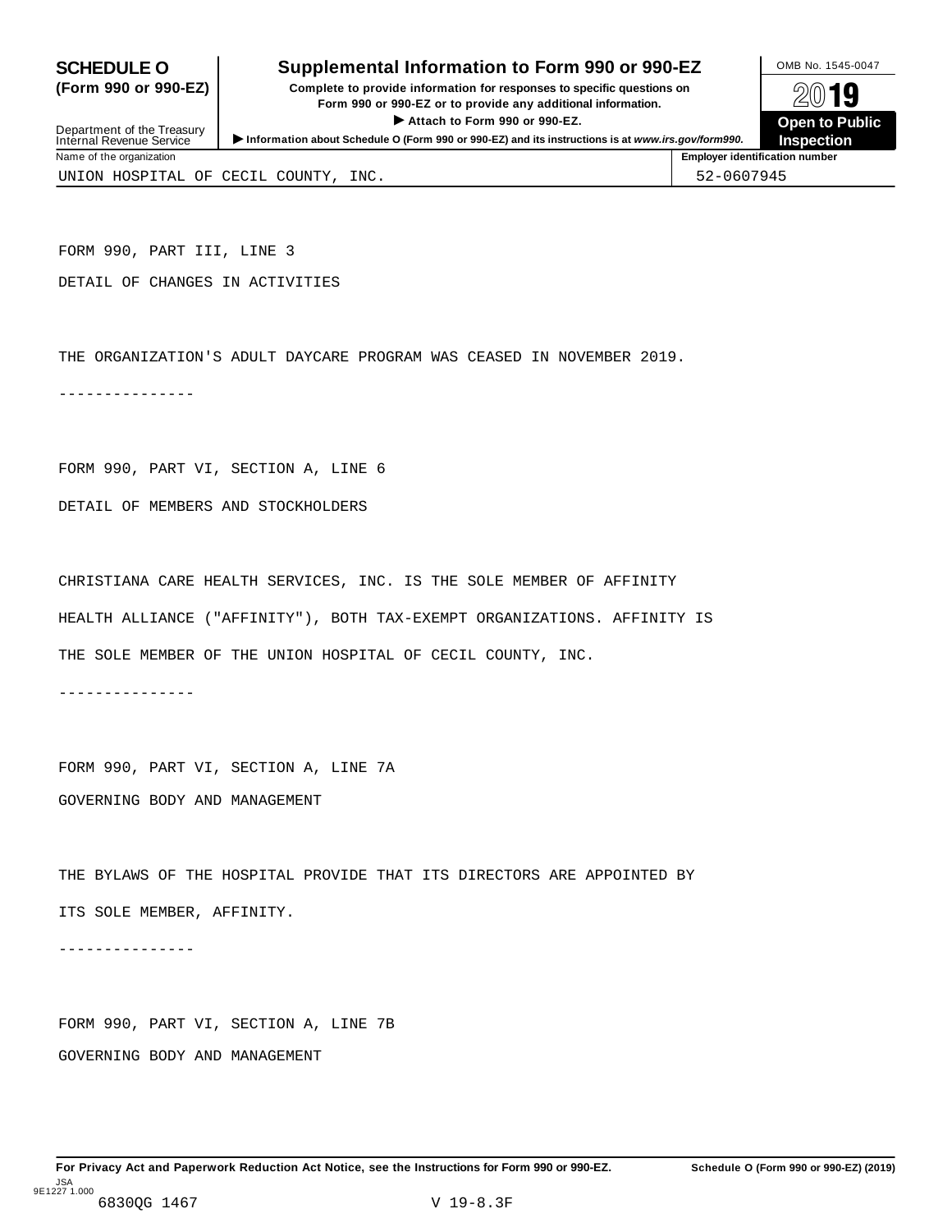**SCHEDULE O (Form 990 or 990-EZ)**

Department of the Treasury
Internal Revenue Service

# Supplemental Information to Form 990 or 990-EZ

**Complete to provide information for responses to specific questions on Form 990 or 990-EZ or to provide any additional information.**

**▶ Attach to Form 990 or 990-EZ.**

**▶ Information about Schedule O (Form 990 or 990-EZ) and its instructions is at www.irs.gov/form990.**

OMB No. 1545-0047

**2019**

**Open to Public Inspection**

| Name of the organization | Employer identification number |
|---|---|
| UNION HOSPITAL OF CECIL COUNTY, INC. | 52-0607945 |

FORM 990, PART III, LINE 3

DETAIL OF CHANGES IN ACTIVITIES

THE ORGANIZATION'S ADULT DAYCARE PROGRAM WAS CEASED IN NOVEMBER 2019.

---------------

FORM 990, PART VI, SECTION A, LINE 6

DETAIL OF MEMBERS AND STOCKHOLDERS

CHRISTIANA CARE HEALTH SERVICES, INC. IS THE SOLE MEMBER OF AFFINITY HEALTH ALLIANCE ("AFFINITY"), BOTH TAX-EXEMPT ORGANIZATIONS. AFFINITY IS THE SOLE MEMBER OF THE UNION HOSPITAL OF CECIL COUNTY, INC.

---------------

FORM 990, PART VI, SECTION A, LINE 7A

GOVERNING BODY AND MANAGEMENT

THE BYLAWS OF THE HOSPITAL PROVIDE THAT ITS DIRECTORS ARE APPOINTED BY ITS SOLE MEMBER, AFFINITY.

---------------

FORM 990, PART VI, SECTION A, LINE 7B

GOVERNING BODY AND MANAGEMENT

**For Privacy Act and Paperwork Reduction Act Notice, see the Instructions for Form 990 or 990-EZ.** **Schedule O (Form 990 or 990-EZ) (2019)**

JSA
9E1227 1.000
6830QG 1467 V 19-8.3F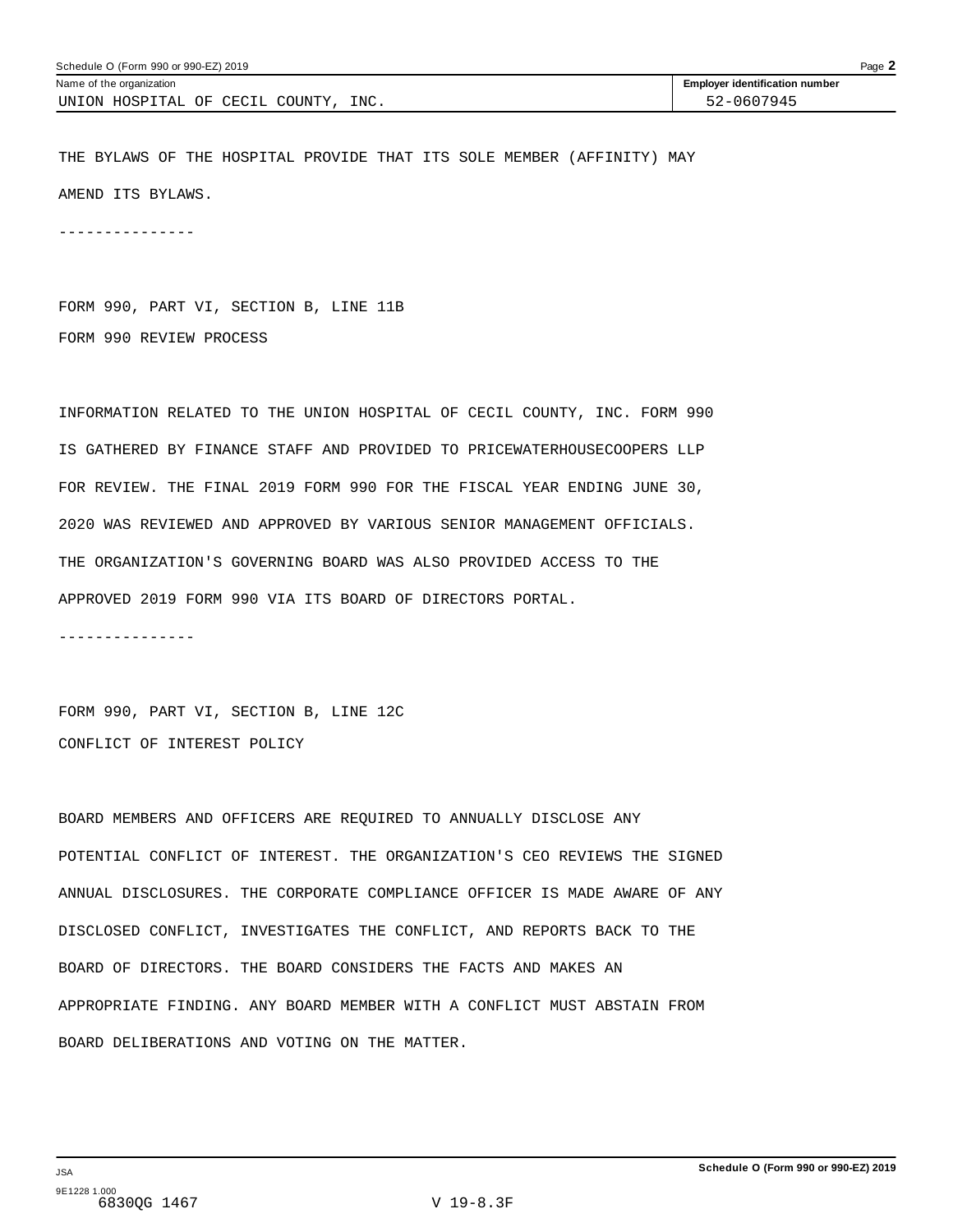Name of the organization: UNION HOSPITAL OF CECIL COUNTY, INC.

Employer identification number: 52-0607945

THE BYLAWS OF THE HOSPITAL PROVIDE THAT ITS SOLE MEMBER (AFFINITY) MAY AMEND ITS BYLAWS.

---------------

FORM 990, PART VI, SECTION B, LINE 11B

FORM 990 REVIEW PROCESS

INFORMATION RELATED TO THE UNION HOSPITAL OF CECIL COUNTY, INC. FORM 990 IS GATHERED BY FINANCE STAFF AND PROVIDED TO PRICEWATERHOUSECOOPERS LLP FOR REVIEW. THE FINAL 2019 FORM 990 FOR THE FISCAL YEAR ENDING JUNE 30, 2020 WAS REVIEWED AND APPROVED BY VARIOUS SENIOR MANAGEMENT OFFICIALS. THE ORGANIZATION'S GOVERNING BOARD WAS ALSO PROVIDED ACCESS TO THE APPROVED 2019 FORM 990 VIA ITS BOARD OF DIRECTORS PORTAL.

---------------

FORM 990, PART VI, SECTION B, LINE 12C

CONFLICT OF INTEREST POLICY

BOARD MEMBERS AND OFFICERS ARE REQUIRED TO ANNUALLY DISCLOSE ANY POTENTIAL CONFLICT OF INTEREST. THE ORGANIZATION'S CEO REVIEWS THE SIGNED ANNUAL DISCLOSURES. THE CORPORATE COMPLIANCE OFFICER IS MADE AWARE OF ANY DISCLOSED CONFLICT, INVESTIGATES THE CONFLICT, AND REPORTS BACK TO THE BOARD OF DIRECTORS. THE BOARD CONSIDERS THE FACTS AND MAKES AN APPROPRIATE FINDING. ANY BOARD MEMBER WITH A CONFLICT MUST ABSTAIN FROM BOARD DELIBERATIONS AND VOTING ON THE MATTER.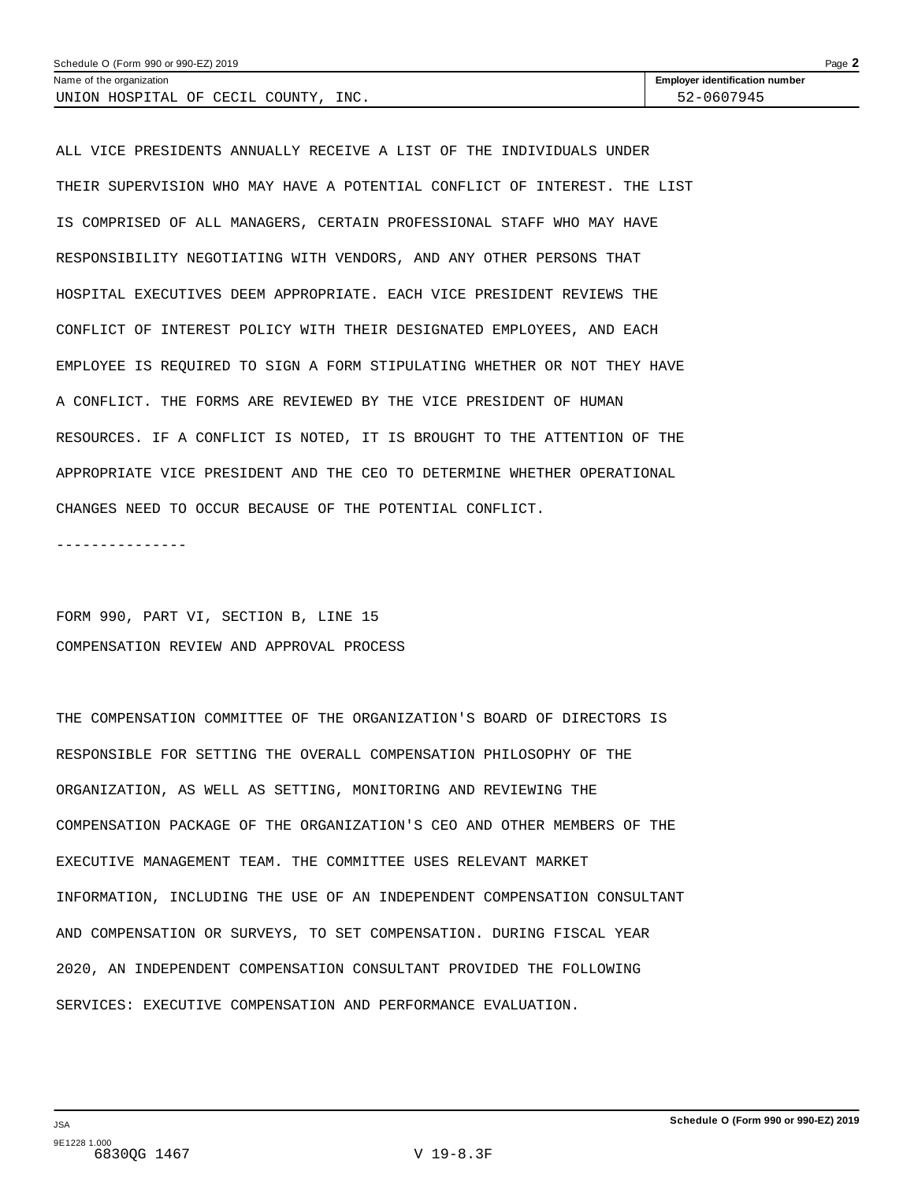ALL VICE PRESIDENTS ANNUALLY RECEIVE A LIST OF THE INDIVIDUALS UNDER THEIR SUPERVISION WHO MAY HAVE A POTENTIAL CONFLICT OF INTEREST. THE LIST IS COMPRISED OF ALL MANAGERS, CERTAIN PROFESSIONAL STAFF WHO MAY HAVE RESPONSIBILITY NEGOTIATING WITH VENDORS, AND ANY OTHER PERSONS THAT HOSPITAL EXECUTIVES DEEM APPROPRIATE. EACH VICE PRESIDENT REVIEWS THE CONFLICT OF INTEREST POLICY WITH THEIR DESIGNATED EMPLOYEES, AND EACH EMPLOYEE IS REQUIRED TO SIGN A FORM STIPULATING WHETHER OR NOT THEY HAVE A CONFLICT. THE FORMS ARE REVIEWED BY THE VICE PRESIDENT OF HUMAN RESOURCES. IF A CONFLICT IS NOTED, IT IS BROUGHT TO THE ATTENTION OF THE APPROPRIATE VICE PRESIDENT AND THE CEO TO DETERMINE WHETHER OPERATIONAL CHANGES NEED TO OCCUR BECAUSE OF THE POTENTIAL CONFLICT.

---------------

FORM 990, PART VI, SECTION B, LINE 15

COMPENSATION REVIEW AND APPROVAL PROCESS

THE COMPENSATION COMMITTEE OF THE ORGANIZATION'S BOARD OF DIRECTORS IS RESPONSIBLE FOR SETTING THE OVERALL COMPENSATION PHILOSOPHY OF THE ORGANIZATION, AS WELL AS SETTING, MONITORING AND REVIEWING THE COMPENSATION PACKAGE OF THE ORGANIZATION'S CEO AND OTHER MEMBERS OF THE EXECUTIVE MANAGEMENT TEAM. THE COMMITTEE USES RELEVANT MARKET INFORMATION, INCLUDING THE USE OF AN INDEPENDENT COMPENSATION CONSULTANT AND COMPENSATION OR SURVEYS, TO SET COMPENSATION. DURING FISCAL YEAR 2020, AN INDEPENDENT COMPENSATION CONSULTANT PROVIDED THE FOLLOWING SERVICES: EXECUTIVE COMPENSATION AND PERFORMANCE EVALUATION.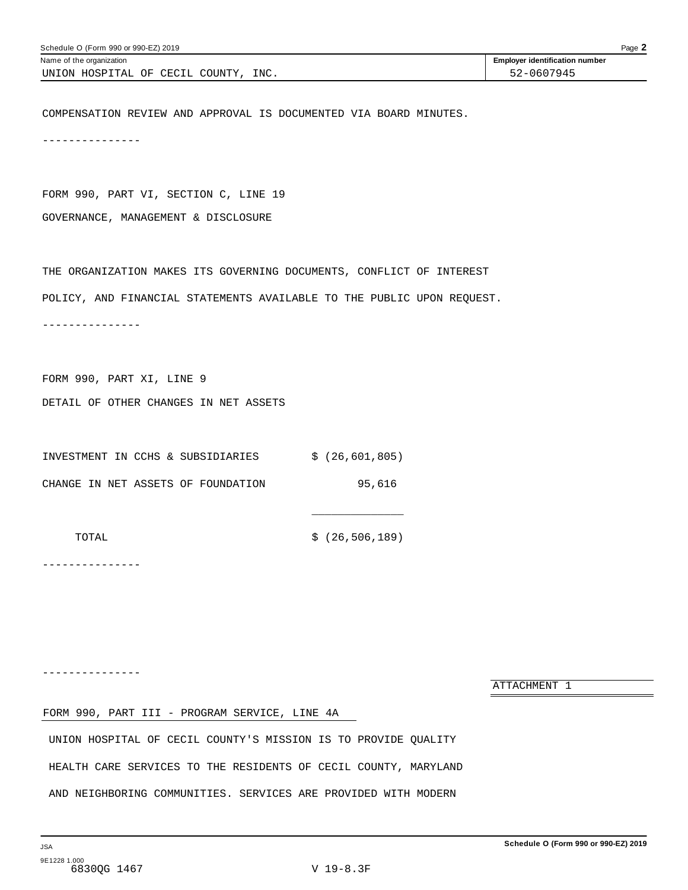Name of the organization: UNION HOSPITAL OF CECIL COUNTY, INC.

Employer identification number: 52-0607945

COMPENSATION REVIEW AND APPROVAL IS DOCUMENTED VIA BOARD MINUTES.

---------------

FORM 990, PART VI, SECTION C, LINE 19

GOVERNANCE, MANAGEMENT & DISCLOSURE

THE ORGANIZATION MAKES ITS GOVERNING DOCUMENTS, CONFLICT OF INTEREST POLICY, AND FINANCIAL STATEMENTS AVAILABLE TO THE PUBLIC UPON REQUEST.

---------------

FORM 990, PART XI, LINE 9

DETAIL OF OTHER CHANGES IN NET ASSETS

| | |
|---|---|
| INVESTMENT IN CCHS & SUBSIDIARIES | $ (26,601,805) |
| CHANGE IN NET ASSETS OF FOUNDATION | 95,616 |
| TOTAL | $ (26,506,189) |

---------------

---------------

ATTACHMENT 1

FORM 990, PART III - PROGRAM SERVICE, LINE 4A

UNION HOSPITAL OF CECIL COUNTY'S MISSION IS TO PROVIDE QUALITY HEALTH CARE SERVICES TO THE RESIDENTS OF CECIL COUNTY, MARYLAND AND NEIGHBORING COMMUNITIES. SERVICES ARE PROVIDED WITH MODERN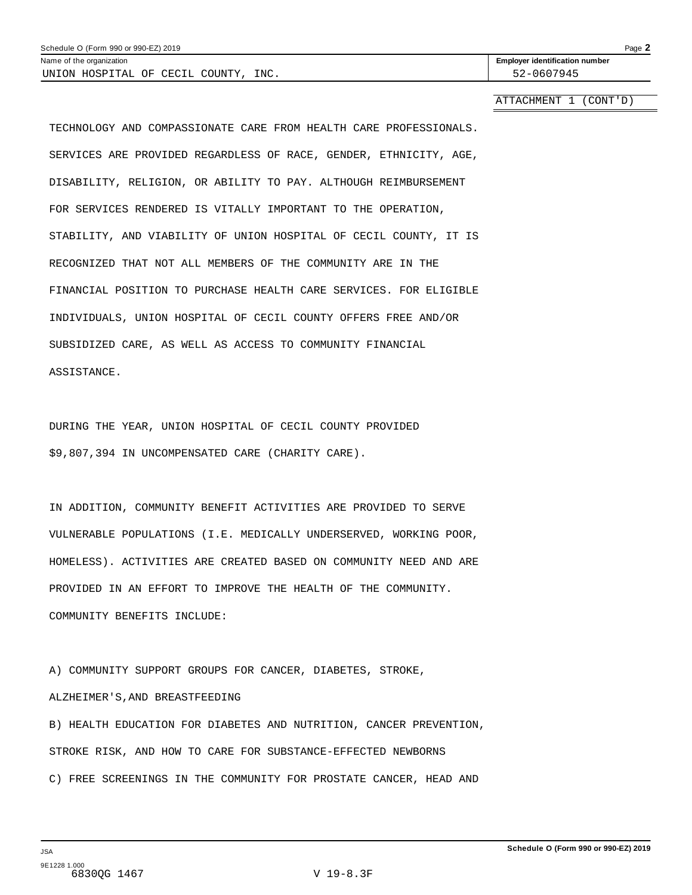Schedule O (Form 990 or 990-EZ) 2019

Name of the organization: UNION HOSPITAL OF CECIL COUNTY, INC.

Employer identification number: 52-0607945

ATTACHMENT 1 (CONT'D)

TECHNOLOGY AND COMPASSIONATE CARE FROM HEALTH CARE PROFESSIONALS. SERVICES ARE PROVIDED REGARDLESS OF RACE, GENDER, ETHNICITY, AGE, DISABILITY, RELIGION, OR ABILITY TO PAY. ALTHOUGH REIMBURSEMENT FOR SERVICES RENDERED IS VITALLY IMPORTANT TO THE OPERATION, STABILITY, AND VIABILITY OF UNION HOSPITAL OF CECIL COUNTY, IT IS RECOGNIZED THAT NOT ALL MEMBERS OF THE COMMUNITY ARE IN THE FINANCIAL POSITION TO PURCHASE HEALTH CARE SERVICES. FOR ELIGIBLE INDIVIDUALS, UNION HOSPITAL OF CECIL COUNTY OFFERS FREE AND/OR SUBSIDIZED CARE, AS WELL AS ACCESS TO COMMUNITY FINANCIAL ASSISTANCE.

DURING THE YEAR, UNION HOSPITAL OF CECIL COUNTY PROVIDED $9,807,394 IN UNCOMPENSATED CARE (CHARITY CARE).

IN ADDITION, COMMUNITY BENEFIT ACTIVITIES ARE PROVIDED TO SERVE VULNERABLE POPULATIONS (I.E. MEDICALLY UNDERSERVED, WORKING POOR, HOMELESS). ACTIVITIES ARE CREATED BASED ON COMMUNITY NEED AND ARE PROVIDED IN AN EFFORT TO IMPROVE THE HEALTH OF THE COMMUNITY. COMMUNITY BENEFITS INCLUDE:

A) COMMUNITY SUPPORT GROUPS FOR CANCER, DIABETES, STROKE, ALZHEIMER'S,AND BREASTFEEDING

B) HEALTH EDUCATION FOR DIABETES AND NUTRITION, CANCER PREVENTION, STROKE RISK, AND HOW TO CARE FOR SUBSTANCE-EFFECTED NEWBORNS

C) FREE SCREENINGS IN THE COMMUNITY FOR PROSTATE CANCER, HEAD AND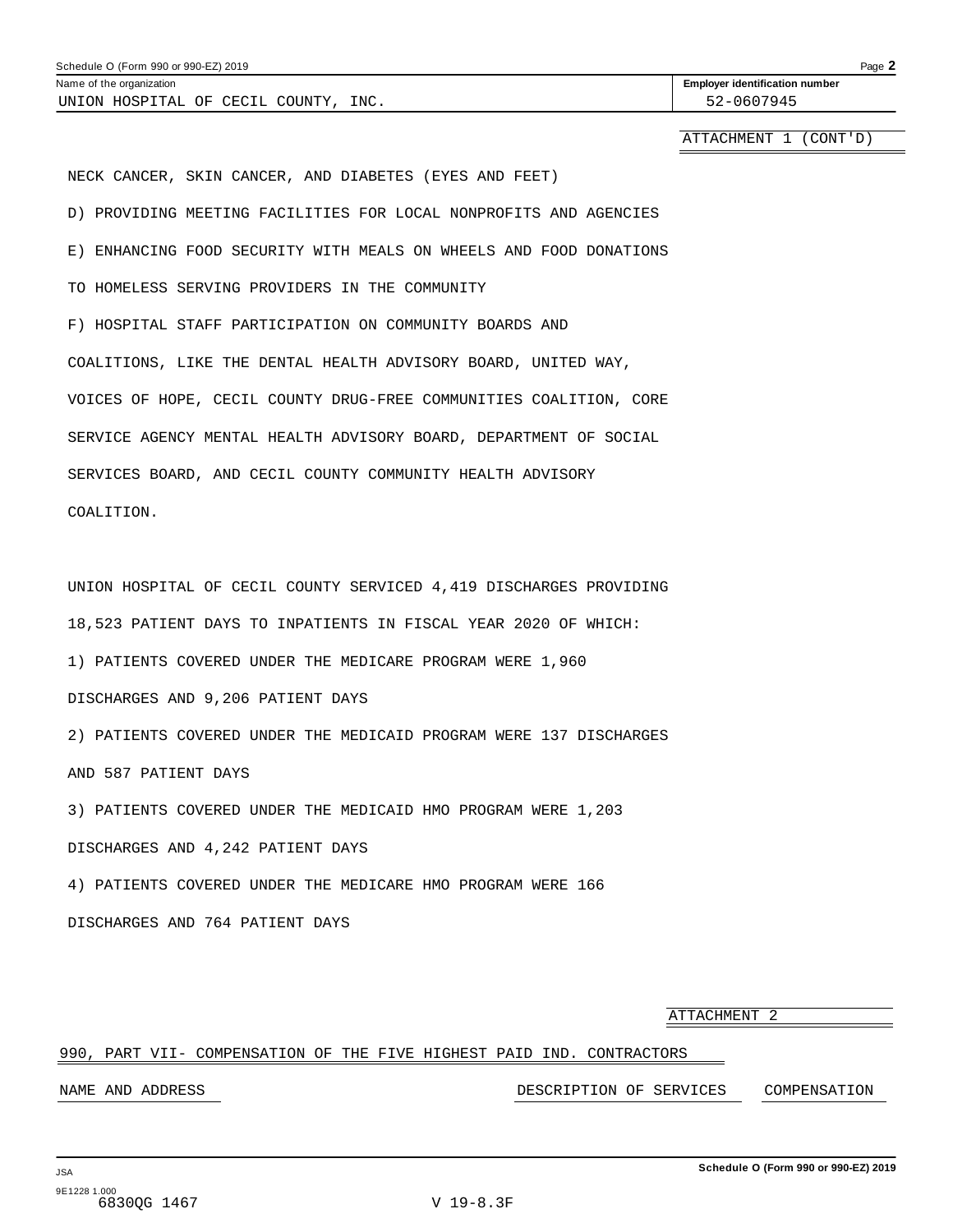Schedule O (Form 990 or 990-EZ) 2019

Name of the organization: UNION HOSPITAL OF CECIL COUNTY, INC.

Employer identification number: 52-0607945

ATTACHMENT 1 (CONT'D)

NECK CANCER, SKIN CANCER, AND DIABETES (EYES AND FEET)

D) PROVIDING MEETING FACILITIES FOR LOCAL NONPROFITS AND AGENCIES

E) ENHANCING FOOD SECURITY WITH MEALS ON WHEELS AND FOOD DONATIONS TO HOMELESS SERVING PROVIDERS IN THE COMMUNITY

F) HOSPITAL STAFF PARTICIPATION ON COMMUNITY BOARDS AND COALITIONS, LIKE THE DENTAL HEALTH ADVISORY BOARD, UNITED WAY, VOICES OF HOPE, CECIL COUNTY DRUG-FREE COMMUNITIES COALITION, CORE SERVICE AGENCY MENTAL HEALTH ADVISORY BOARD, DEPARTMENT OF SOCIAL SERVICES BOARD, AND CECIL COUNTY COMMUNITY HEALTH ADVISORY COALITION.

UNION HOSPITAL OF CECIL COUNTY SERVICED 4,419 DISCHARGES PROVIDING 18,523 PATIENT DAYS TO INPATIENTS IN FISCAL YEAR 2020 OF WHICH:

1) PATIENTS COVERED UNDER THE MEDICARE PROGRAM WERE 1,960 DISCHARGES AND 9,206 PATIENT DAYS

2) PATIENTS COVERED UNDER THE MEDICAID PROGRAM WERE 137 DISCHARGES AND 587 PATIENT DAYS

3) PATIENTS COVERED UNDER THE MEDICAID HMO PROGRAM WERE 1,203 DISCHARGES AND 4,242 PATIENT DAYS

4) PATIENTS COVERED UNDER THE MEDICARE HMO PROGRAM WERE 166 DISCHARGES AND 764 PATIENT DAYS

ATTACHMENT 2

990, PART VII- COMPENSATION OF THE FIVE HIGHEST PAID IND. CONTRACTORS

| NAME AND ADDRESS | DESCRIPTION OF SERVICES | COMPENSATION |
|---|---|---|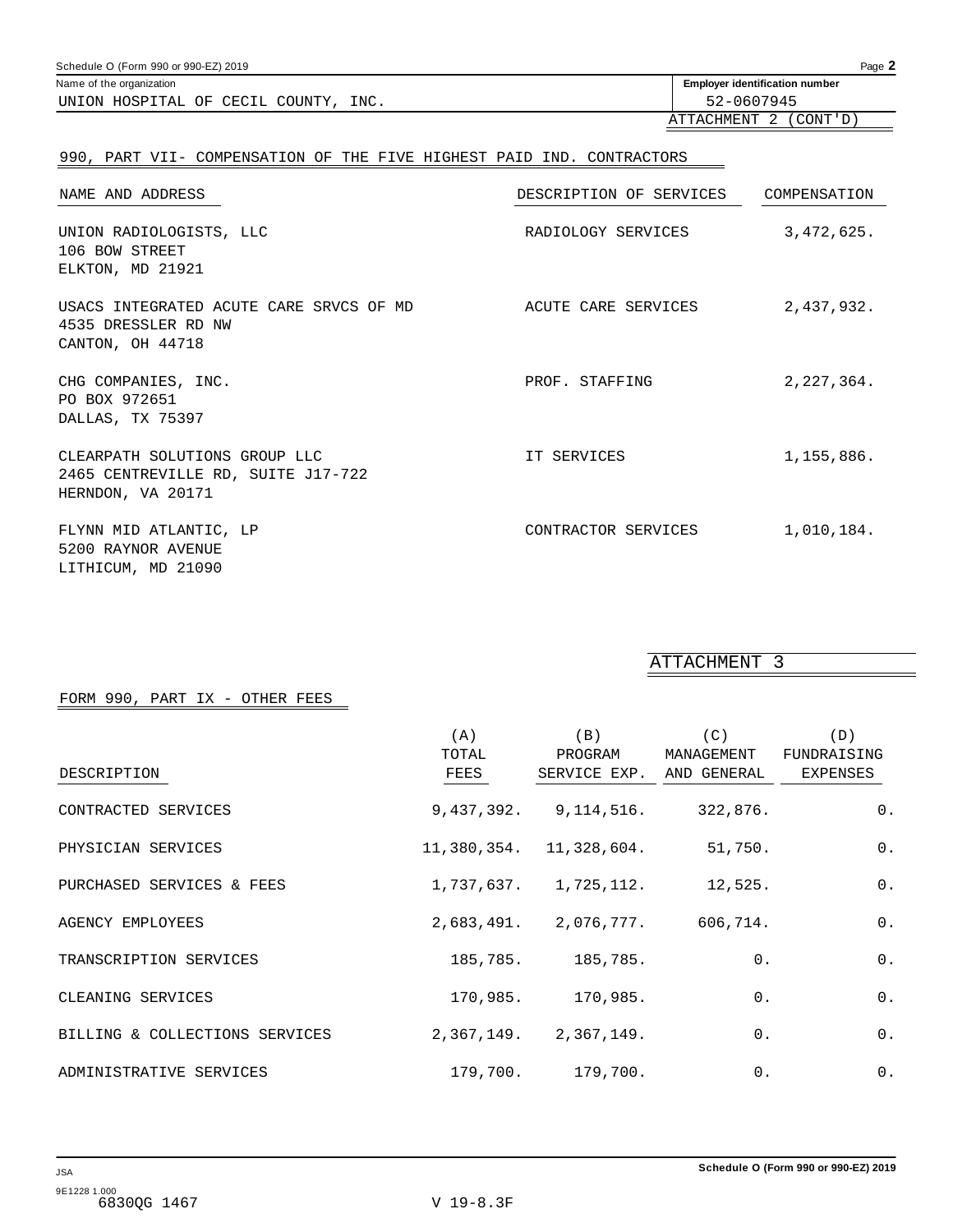Schedule O (Form 990 or 990-EZ) 2019

Name of the organization: UNION HOSPITAL OF CECIL COUNTY, INC.

Employer identification number: 52-0607945

ATTACHMENT 2 (CONT'D)

## 990, PART VII- COMPENSATION OF THE FIVE HIGHEST PAID IND. CONTRACTORS

| NAME AND ADDRESS | DESCRIPTION OF SERVICES | COMPENSATION |
|---|---|---|
| UNION RADIOLOGISTS, LLC<br>106 BOW STREET<br>ELKTON, MD 21921 | RADIOLOGY SERVICES | 3,472,625. |
| USACS INTEGRATED ACUTE CARE SRVCS OF MD<br>4535 DRESSLER RD NW<br>CANTON, OH 44718 | ACUTE CARE SERVICES | 2,437,932. |
| CHG COMPANIES, INC.<br>PO BOX 972651<br>DALLAS, TX 75397 | PROF. STAFFING | 2,227,364. |
| CLEARPATH SOLUTIONS GROUP LLC<br>2465 CENTREVILLE RD, SUITE J17-722<br>HERNDON, VA 20171 | IT SERVICES | 1,155,886. |
| FLYNN MID ATLANTIC, LP<br>5200 RAYNOR AVENUE<br>LITHICUM, MD 21090 | CONTRACTOR SERVICES | 1,010,184. |

ATTACHMENT 3

## FORM 990, PART IX - OTHER FEES

| DESCRIPTION | (A) TOTAL FEES | (B) PROGRAM SERVICE EXP. | (C) MANAGEMENT AND GENERAL | (D) FUNDRAISING EXPENSES |
|---|---|---|---|---|
| CONTRACTED SERVICES | 9,437,392. | 9,114,516. | 322,876. | 0. |
| PHYSICIAN SERVICES | 11,380,354. | 11,328,604. | 51,750. | 0. |
| PURCHASED SERVICES & FEES | 1,737,637. | 1,725,112. | 12,525. | 0. |
| AGENCY EMPLOYEES | 2,683,491. | 2,076,777. | 606,714. | 0. |
| TRANSCRIPTION SERVICES | 185,785. | 185,785. | 0. | 0. |
| CLEANING SERVICES | 170,985. | 170,985. | 0. | 0. |
| BILLING & COLLECTIONS SERVICES | 2,367,149. | 2,367,149. | 0. | 0. |
| ADMINISTRATIVE SERVICES | 179,700. | 179,700. | 0. | 0. |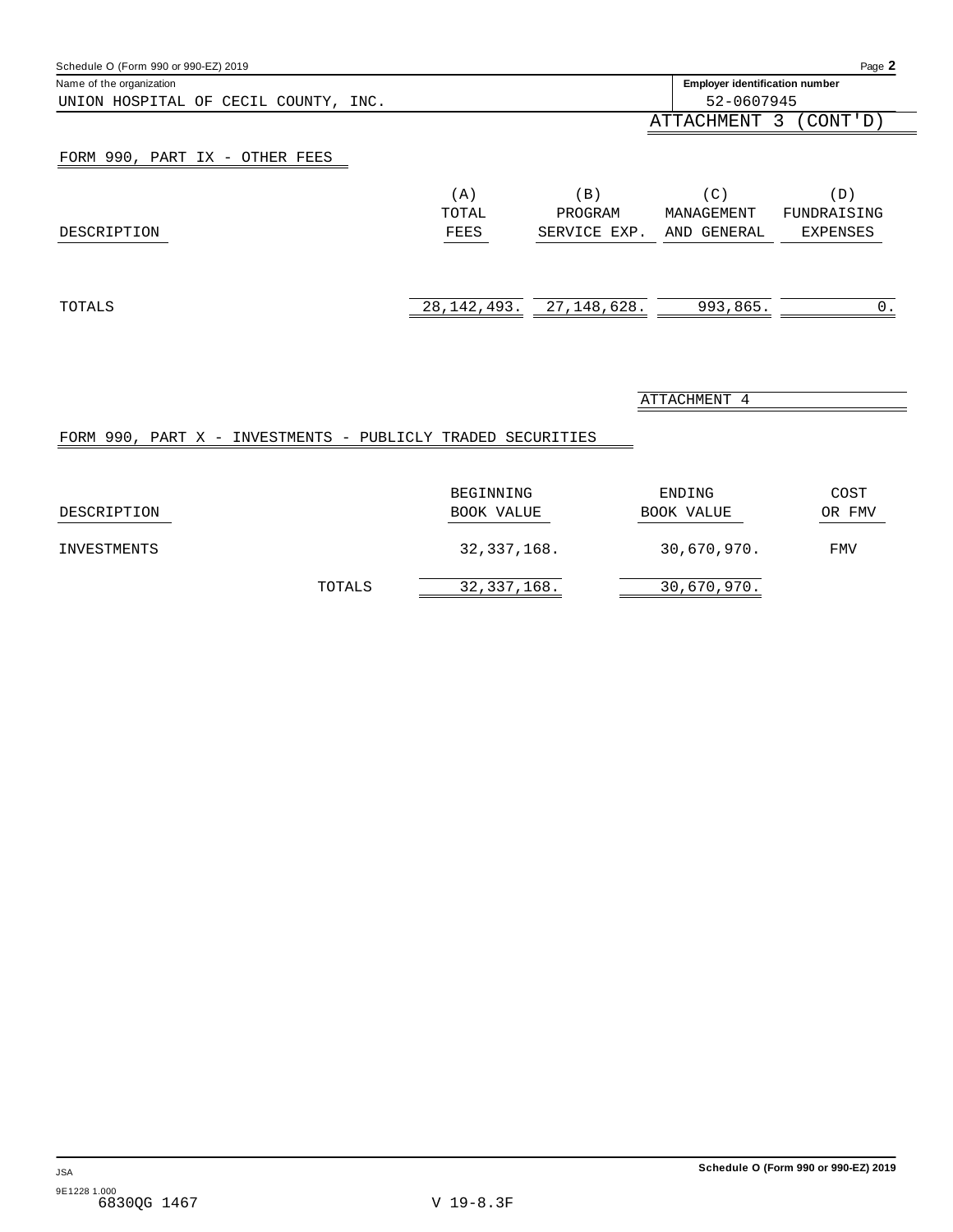Schedule O (Form 990 or 990-EZ) 2019

Name of the organization: UNION HOSPITAL OF CECIL COUNTY, INC.

Employer identification number: 52-0607945

ATTACHMENT 3 (CONT'D)

FORM 990, PART IX - OTHER FEES

| DESCRIPTION | (A) TOTAL FEES | (B) PROGRAM SERVICE EXP. | (C) MANAGEMENT AND GENERAL | (D) FUNDRAISING EXPENSES |
|---|---|---|---|---|
| TOTALS | 28,142,493. | 27,148,628. | 993,865. | 0. |

ATTACHMENT 4

FORM 990, PART X - INVESTMENTS - PUBLICLY TRADED SECURITIES

| DESCRIPTION | BEGINNING BOOK VALUE | ENDING BOOK VALUE | COST OR FMV |
|---|---|---|---|
| INVESTMENTS | 32,337,168. | 30,670,970. | FMV |
| TOTALS | 32,337,168. | 30,670,970. | |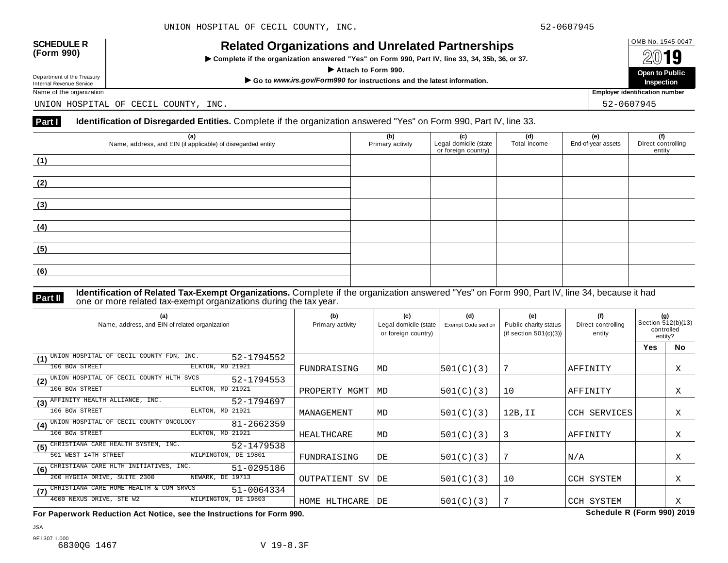**SCHEDULE R (Form 990)**

Department of the Treasury
Internal Revenue Service

# Related Organizations and Unrelated Partnerships

▶ Complete if the organization answered "Yes" on Form 990, Part IV, line 33, 34, 35b, 36, or 37.

▶ Attach to Form 990.

▶ Go to *www.irs.gov/Form990* for instructions and the latest information.

OMB No. 1545-0047

2019

**Open to Public Inspection**

Name of the organization: UNION HOSPITAL OF CECIL COUNTY, INC.

Employer identification number: 52-0607945

**Part I** **Identification of Disregarded Entities.** Complete if the organization answered "Yes" on Form 990, Part IV, line 33.

| (a) Name, address, and EIN (if applicable) of disregarded entity | (b) Primary activity | (c) Legal domicile (state or foreign country) | (d) Total income | (e) End-of-year assets | (f) Direct controlling entity |
|---|---|---|---|---|---|
| (1) | | | | | |
| (2) | | | | | |
| (3) | | | | | |
| (4) | | | | | |
| (5) | | | | | |
| (6) | | | | | |

**Part II** **Identification of Related Tax-Exempt Organizations.** Complete if the organization answered "Yes" on Form 990, Part IV, line 34, because it had one or more related tax-exempt organizations during the tax year.

| (a) Name, address, and EIN of related organization | (b) Primary activity | (c) Legal domicile (state or foreign country) | (d) Exempt Code section | (e) Public charity status (if section 501(c)(3)) | (f) Direct controlling entity | (g) Section 512(b)(13) controlled entity? Yes | No |
|---|---|---|---|---|---|---|---|
| (1) UNION HOSPITAL OF CECIL COUNTY FDN, INC. 52-1794552<br>106 BOW STREET ELKTON, MD 21921 | FUNDRAISING | MD | 501(C)(3) | 7 | AFFINITY | | X |
| (2) UNION HOSPITAL OF CECIL COUNTY HLTH SVCS 52-1794553<br>106 BOW STREET ELKTON, MD 21921 | PROPERTY MGMT | MD | 501(C)(3) | 10 | AFFINITY | | X |
| (3) AFFINITY HEALTH ALLIANCE, INC. 52-1794697<br>106 BOW STREET ELKTON, MD 21921 | MANAGEMENT | MD | 501(C)(3) | 12B,II | CCH SERVICES | | X |
| (4) UNION HOSPITAL OF CECIL COUNTY ONCOLOGY 81-2662359<br>106 BOW STREET ELKTON, MD 21921 | HEALTHCARE | MD | 501(C)(3) | 3 | AFFINITY | | X |
| (5) CHRISTIANA CARE HEALTH SYSTEM, INC. 52-1479538<br>501 WEST 14TH STREET WILMINGTON, DE 19801 | FUNDRAISING | DE | 501(C)(3) | 7 | N/A | | X |
| (6) CHRISTIANA CARE HLTH INITIATIVES, INC. 51-0295186<br>200 HYGEIA DRIVE, SUITE 2300 NEWARK, DE 19713 | OUTPATIENT SV | DE | 501(C)(3) | 10 | CCH SYSTEM | | X |
| (7) CHRISTIANA CARE HOME HEALTH & COM SRVCS 51-0064334<br>4000 NEXUS DRIVE, STE W2 WILMINGTON, DE 19803 | HOME HLTHCARE | DE | 501(C)(3) | 7 | CCH SYSTEM | | X |

**For Paperwork Reduction Act Notice, see the Instructions for Form 990.** **Schedule R (Form 990) 2019**

JSA
9E1307 1.000
6830QG 1467 V 19-8.3F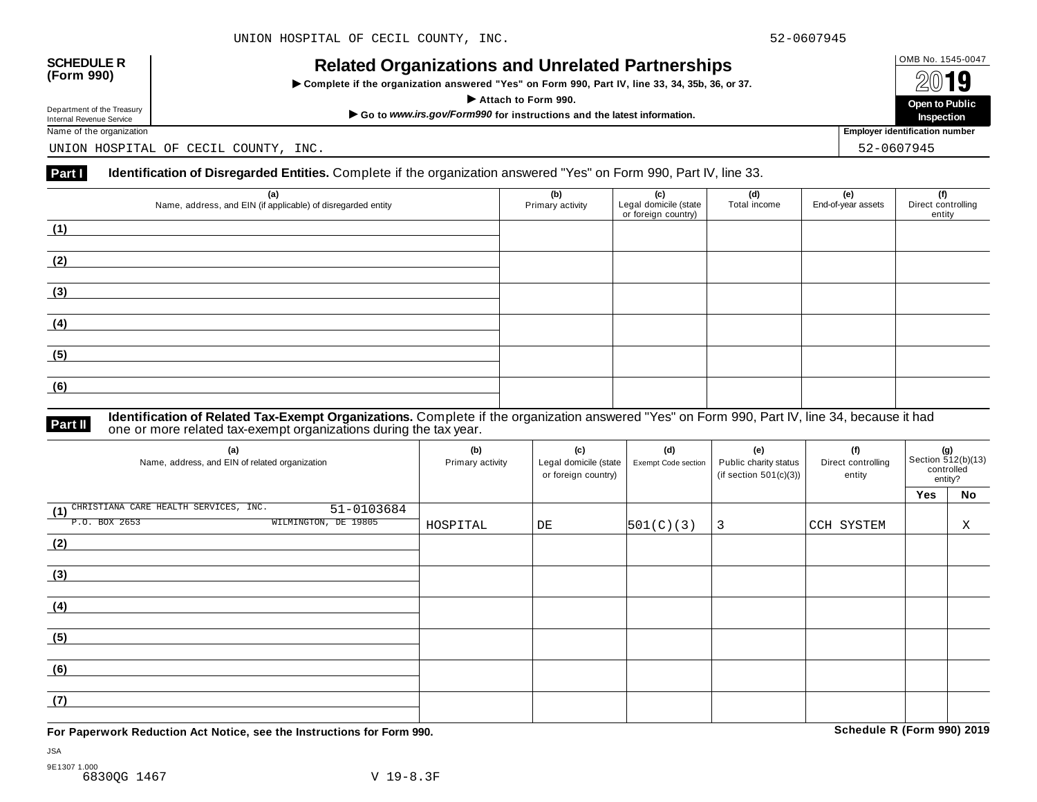UNION HOSPITAL OF CECIL COUNTY, INC. 52-0607945

**SCHEDULE R (Form 990)**

Department of the Treasury Internal Revenue Service

# Related Organizations and Unrelated Partnerships

▶ Complete if the organization answered "Yes" on Form 990, Part IV, line 33, 34, 35b, 36, or 37.

▶ Attach to Form 990.

▶ Go to *www.irs.gov/Form990* for instructions and the latest information.

OMB No. 1545-0047

2019

**Open to Public Inspection**

Name of the organization: UNION HOSPITAL OF CECIL COUNTY, INC.

Employer identification number: 52-0607945

**Part I Identification of Disregarded Entities.** Complete if the organization answered "Yes" on Form 990, Part IV, line 33.

| (a) Name, address, and EIN (if applicable) of disregarded entity | (b) Primary activity | (c) Legal domicile (state or foreign country) | (d) Total income | (e) End-of-year assets | (f) Direct controlling entity |
|---|---|---|---|---|---|
| (1) | | | | | |
| (2) | | | | | |
| (3) | | | | | |
| (4) | | | | | |
| (5) | | | | | |
| (6) | | | | | |

**Part II Identification of Related Tax-Exempt Organizations.** Complete if the organization answered "Yes" on Form 990, Part IV, line 34, because it had one or more related tax-exempt organizations during the tax year.

| (a) Name, address, and EIN of related organization | (b) Primary activity | (c) Legal domicile (state or foreign country) | (d) Exempt Code section | (e) Public charity status (if section 501(c)(3)) | (f) Direct controlling entity | (g) Section 512(b)(13) controlled entity? Yes | No |
|---|---|---|---|---|---|---|---|
| (1) CHRISTIANA CARE HEALTH SERVICES, INC. 51-0103684 P.O. BOX 2653 WILMINGTON, DE 19805 | HOSPITAL | DE | 501(C)(3) | 3 | CCH SYSTEM | | X |
| (2) | | | | | | | |
| (3) | | | | | | | |
| (4) | | | | | | | |
| (5) | | | | | | | |
| (6) | | | | | | | |
| (7) | | | | | | | |

**For Paperwork Reduction Act Notice, see the Instructions for Form 990.**

**Schedule R (Form 990) 2019**

JSA

9E1307 1.000

6830QG 1467 V 19-8.3F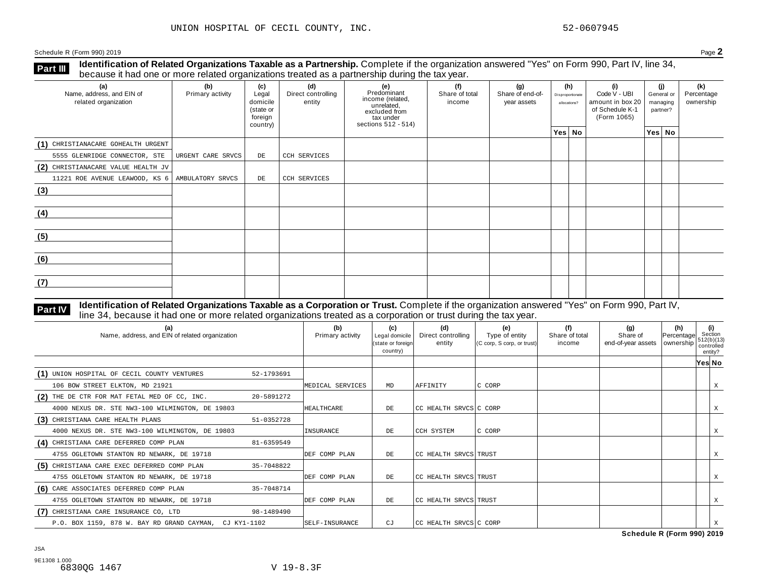UNION HOSPITAL OF CECIL COUNTY, INC. 52-0607945

Schedule R (Form 990) 2019 Page **2**

## Part III Identification of Related Organizations Taxable as a Partnership.

Complete if the organization answered "Yes" on Form 990, Part IV, line 34, because it had one or more related organizations treated as a partnership during the tax year.

| (a) Name, address, and EIN of related organization | (b) Primary activity | (c) Legal domicile (state or foreign country) | (d) Direct controlling entity | (e) Predominant income (related, unrelated, excluded from tax under sections 512 - 514) | (f) Share of total income | (g) Share of end-of-year assets | (h) Disproportionate allocations? Yes | (h) No | (i) Code V - UBI amount in box 20 of Schedule K-1 (Form 1065) | (j) General or managing partner? Yes | (j) No | (k) Percentage ownership |
|---|---|---|---|---|---|---|---|---|---|---|---|---|
| (1) CHRISTIANACARE GOHEALTH URGENT 5555 GLENRIDGE CONNECTOR, STE | URGENT CARE SRVCS | DE | CCH SERVICES | | | | | | | | | |
| (2) CHRISTIANACARE VALUE HEALTH JV 11221 ROE AVENUE LEAWOOD, KS 6 | AMBULATORY SRVCS | DE | CCH SERVICES | | | | | | | | | |
| (3) | | | | | | | | | | | | |
| (4) | | | | | | | | | | | | |
| (5) | | | | | | | | | | | | |
| (6) | | | | | | | | | | | | |
| (7) | | | | | | | | | | | | |

## Part IV Identification of Related Organizations Taxable as a Corporation or Trust.

Complete if the organization answered "Yes" on Form 990, Part IV, line 34, because it had one or more related organizations treated as a corporation or trust during the tax year.

| (a) Name, address, and EIN of related organization | (b) Primary activity | (c) Legal domicile (state or foreign country) | (d) Direct controlling entity | (e) Type of entity (C corp, S corp, or trust) | (f) Share of total income | (g) Share of end-of-year assets | (h) Percentage ownership | (i) Section 512(b)(13) controlled entity? Yes | (i) No |
|---|---|---|---|---|---|---|---|---|---|
| (1) UNION HOSPITAL OF CECIL COUNTY VENTURES 52-1793691 106 BOW STREET ELKTON, MD 21921 | MEDICAL SERVICES | MD | AFFINITY | C CORP | | | | | X |
| (2) THE DE CTR FOR MAT FETAL MED OF CC, INC. 20-5891272 4000 NEXUS DR. STE NW3-100 WILMINGTON, DE 19803 | HEALTHCARE | DE | CC HEALTH SRVCS | C CORP | | | | | X |
| (3) CHRISTIANA CARE HEALTH PLANS 51-0352728 4000 NEXUS DR. STE NW3-100 WILMINGTON, DE 19803 | INSURANCE | DE | CCH SYSTEM | C CORP | | | | | X |
| (4) CHRISTIANA CARE DEFERRED COMP PLAN 81-6359549 4755 OGLETOWN STANTON RD NEWARK, DE 19718 | DEF COMP PLAN | DE | CC HEALTH SRVCS | TRUST | | | | | X |
| (5) CHRISTIANA CARE EXEC DEFERRED COMP PLAN 35-7048822 4755 OGLETOWN STANTON RD NEWARK, DE 19718 | DEF COMP PLAN | DE | CC HEALTH SRVCS | TRUST | | | | | X |
| (6) CARE ASSOCIATES DEFERRED COMP PLAN 35-7048714 4755 OGLETOWN STANTON RD NEWARK, DE 19718 | DEF COMP PLAN | DE | CC HEALTH SRVCS | TRUST | | | | | X |
| (7) CHRISTIANA CARE INSURANCE CO, LTD 98-1489490 P.O. BOX 1159, 878 W. BAY RD GRAND CAYMAN, CJ KY1-1102 | SELF-INSURANCE | CJ | CC HEALTH SRVCS | C CORP | | | | | X |

**Schedule R (Form 990) 2019**

JSA
9E1308 1.000
6830QG 1467 V 19-8.3F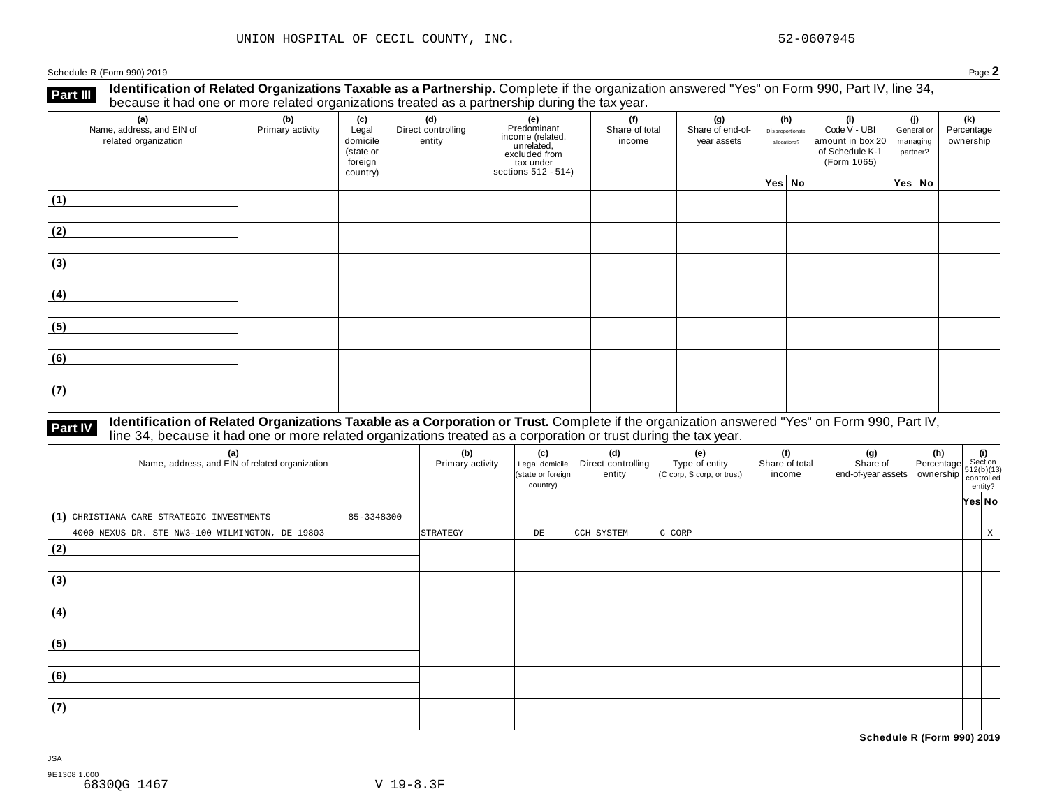UNION HOSPITAL OF CECIL COUNTY, INC. 52-0607945

Schedule R (Form 990) 2019 Page **2**

**Part III** **Identification of Related Organizations Taxable as a Partnership.** Complete if the organization answered "Yes" on Form 990, Part IV, line 34, because it had one or more related organizations treated as a partnership during the tax year.

| (a) Name, address, and EIN of related organization | (b) Primary activity | (c) Legal domicile (state or foreign country) | (d) Direct controlling entity | (e) Predominant income (related, unrelated, excluded from tax under sections 512 - 514) | (f) Share of total income | (g) Share of end-of-year assets | (h) Disproportionate allocations? Yes | (h) No | (i) Code V - UBI amount in box 20 of Schedule K-1 (Form 1065) | (j) General or managing partner? Yes | (j) No | (k) Percentage ownership |
|---|---|---|---|---|---|---|---|---|---|---|---|---|
| (1) | | | | | | | | | | | | |
| (2) | | | | | | | | | | | | |
| (3) | | | | | | | | | | | | |
| (4) | | | | | | | | | | | | |
| (5) | | | | | | | | | | | | |
| (6) | | | | | | | | | | | | |
| (7) | | | | | | | | | | | | |

**Part IV** **Identification of Related Organizations Taxable as a Corporation or Trust.** Complete if the organization answered "Yes" on Form 990, Part IV, line 34, because it had one or more related organizations treated as a corporation or trust during the tax year.

| (a) Name, address, and EIN of related organization | (b) Primary activity | (c) Legal domicile (state or foreign country) | (d) Direct controlling entity | (e) Type of entity (C corp, S corp, or trust) | (f) Share of total income | (g) Share of end-of-year assets | (h) Percentage ownership | (i) Section 512(b)(13) controlled entity? Yes | (i) No |
|---|---|---|---|---|---|---|---|---|---|
| (1) CHRISTIANA CARE STRATEGIC INVESTMENTS 85-3348300 4000 NEXUS DR. STE NW3-100 WILMINGTON, DE 19803 | STRATEGY | DE | CCH SYSTEM | C CORP | | | | | X |
| (2) | | | | | | | | | |
| (3) | | | | | | | | | |
| (4) | | | | | | | | | |
| (5) | | | | | | | | | |
| (6) | | | | | | | | | |
| (7) | | | | | | | | | |

**Schedule R (Form 990) 2019**

JSA
9E1308 1.000
6830QG 1467 V 19-8.3F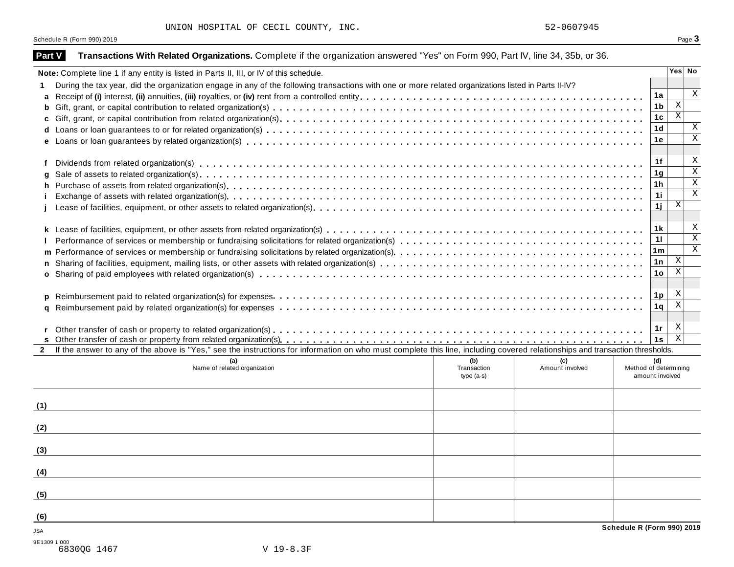UNION HOSPITAL OF CECIL COUNTY, INC. 52-0607945

Schedule R (Form 990) 2019

## Part V Transactions With Related Organizations.

Complete if the organization answered "Yes" on Form 990, Part IV, line 34, 35b, or 36.

**Note:** Complete line 1 if any entity is listed in Parts II, III, or IV of this schedule.

| | | | Yes | No |
|---|---|---|---|---|
| **1** | During the tax year, did the organization engage in any of the following transactions with one or more related organizations listed in Parts II-IV? | | | |
| **a** | Receipt of **(i)** interest, **(ii)** annuities, **(iii)** royalties, or **(iv)** rent from a controlled entity | 1a | | X |
| **b** | Gift, grant, or capital contribution to related organization(s) | 1b | X | |
| **c** | Gift, grant, or capital contribution from related organization(s) | 1c | X | |
| **d** | Loans or loan guarantees to or for related organization(s) | 1d | | X |
| **e** | Loans or loan guarantees by related organization(s) | 1e | | X |
| **f** | Dividends from related organization(s) | 1f | | X |
| **g** | Sale of assets to related organization(s) | 1g | | X |
| **h** | Purchase of assets from related organization(s) | 1h | | X |
| **i** | Exchange of assets with related organization(s) | 1i | | X |
| **j** | Lease of facilities, equipment, or other assets to related organization(s) | 1j | X | |
| **k** | Lease of facilities, equipment, or other assets from related organization(s) | 1k | | X |
| **l** | Performance of services or membership or fundraising solicitations for related organization(s) | 1l | | X |
| **m** | Performance of services or membership or fundraising solicitations by related organization(s) | 1m | | X |
| **n** | Sharing of facilities, equipment, mailing lists, or other assets with related organization(s) | 1n | X | |
| **o** | Sharing of paid employees with related organization(s) | 1o | X | |
| **p** | Reimbursement paid to related organization(s) for expenses | 1p | X | |
| **q** | Reimbursement paid by related organization(s) for expenses | 1q | X | |
| **r** | Other transfer of cash or property to related organization(s) | 1r | X | |
| **s** | Other transfer of cash or property from related organization(s) | 1s | X | |

**2** If the answer to any of the above is "Yes," see the instructions for information on who must complete this line, including covered relationships and transaction thresholds.

| | (a) Name of related organization | (b) Transaction type (a-s) | (c) Amount involved | (d) Method of determining amount involved |
|---|---|---|---|---|
| (1) | | | | |
| (2) | | | | |
| (3) | | | | |
| (4) | | | | |
| (5) | | | | |
| (6) | | | | |

Schedule R (Form 990) 2019

JSA
9E1309 1.000
6830QG 1467 V 19-8.3F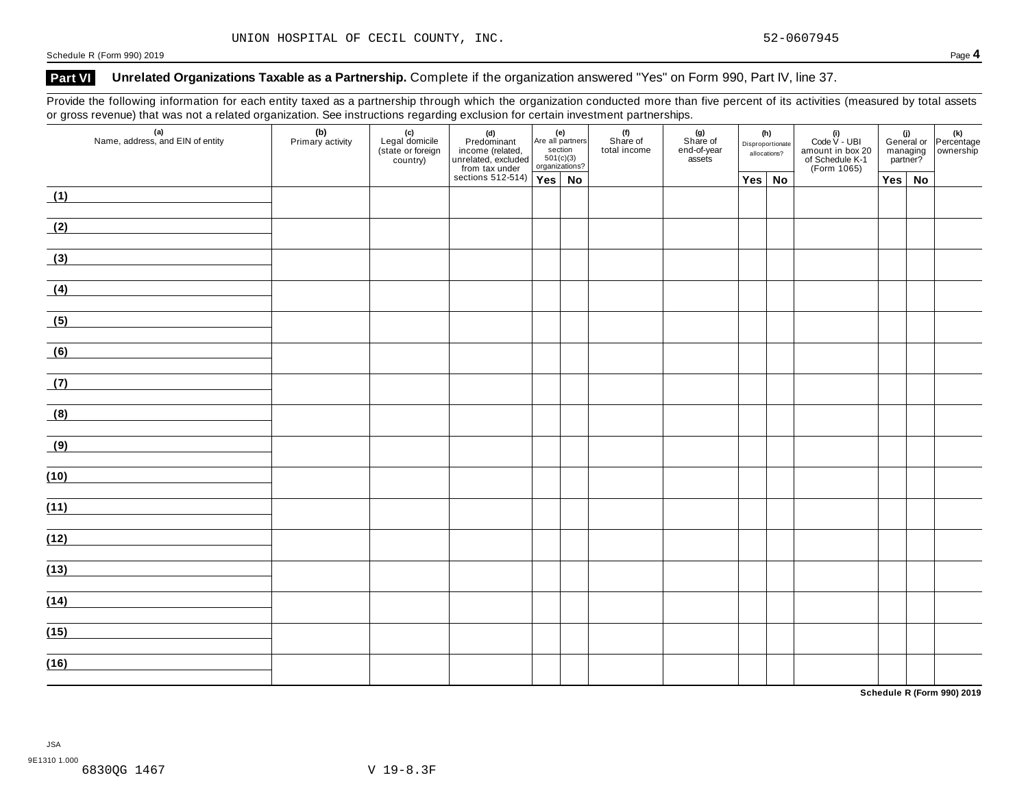UNION HOSPITAL OF CECIL COUNTY, INC. 52-0607945

Schedule R (Form 990) 2019 Page **4**

## Part VI Unrelated Organizations Taxable as a Partnership. Complete if the organization answered "Yes" on Form 990, Part IV, line 37.

Provide the following information for each entity taxed as a partnership through which the organization conducted more than five percent of its activities (measured by total assets or gross revenue) that was not a related organization. See instructions regarding exclusion for certain investment partnerships.

| (a) Name, address, and EIN of entity | (b) Primary activity | (c) Legal domicile (state or foreign country) | (d) Predominant income (related, unrelated, excluded from tax under sections 512-514) | (e) Are all partners section 501(c)(3) organizations? | | (f) Share of total income | (g) Share of end-of-year assets | (h) Disproportionate allocations? | | (i) Code V - UBI amount in box 20 of Schedule K-1 (Form 1065) | (j) General or managing partner? | | (k) Percentage ownership |
|---|---|---|---|---|---|---|---|---|---|---|---|---|---|
| | | | | Yes | No | | | Yes | No | | Yes | No | |
| (1) | | | | | | | | | | | | | |
| (2) | | | | | | | | | | | | | |
| (3) | | | | | | | | | | | | | |
| (4) | | | | | | | | | | | | | |
| (5) | | | | | | | | | | | | | |
| (6) | | | | | | | | | | | | | |
| (7) | | | | | | | | | | | | | |
| (8) | | | | | | | | | | | | | |
| (9) | | | | | | | | | | | | | |
| (10) | | | | | | | | | | | | | |
| (11) | | | | | | | | | | | | | |
| (12) | | | | | | | | | | | | | |
| (13) | | | | | | | | | | | | | |
| (14) | | | | | | | | | | | | | |
| (15) | | | | | | | | | | | | | |
| (16) | | | | | | | | | | | | | |

**Schedule R (Form 990) 2019**

JSA
9E1310 1.000
6830QG 1467 V 19-8.3F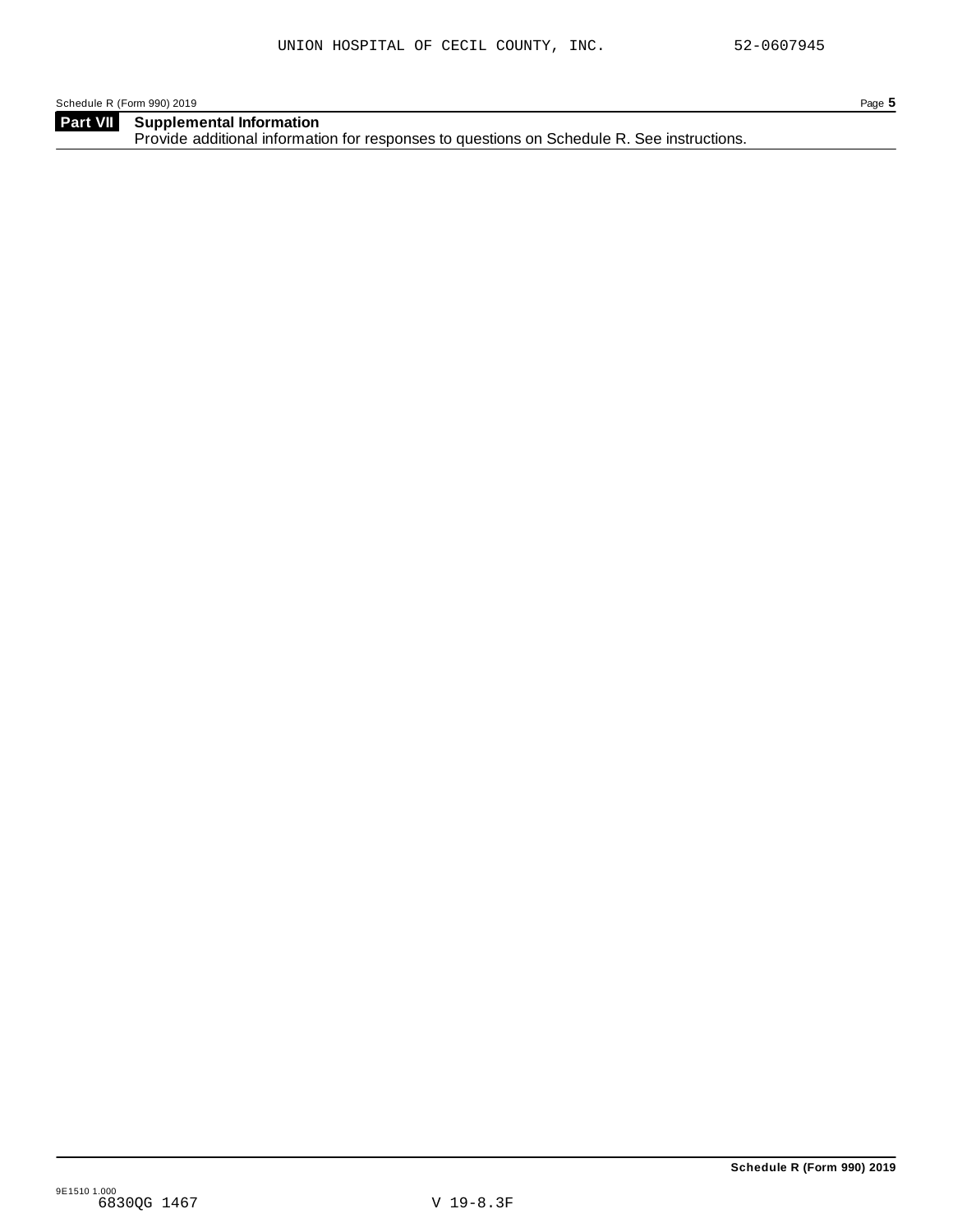UNION HOSPITAL OF CECIL COUNTY, INC. 52-0607945

Schedule R (Form 990) 2019

## Part VII Supplemental Information

Provide additional information for responses to questions on Schedule R. See instructions.

Schedule R (Form 990) 2019

9E1510 1.000
6830QG 1467 V 19-8.3F